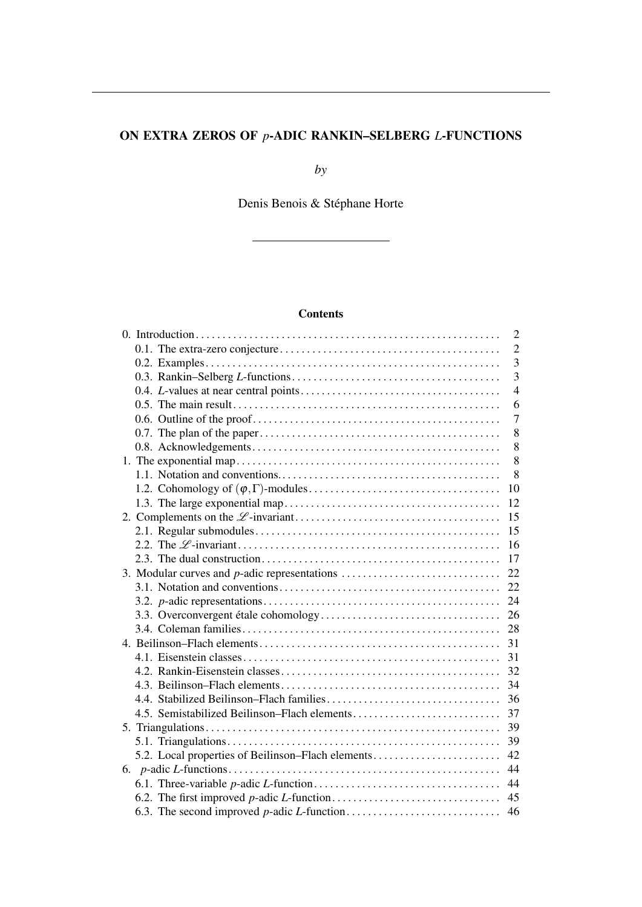# ON EXTRA ZEROS OF $p$-ADIC RANKIN–SELBERG $L$-FUNCTIONS

*by*

Denis Benois & Stéphane Horte

---

**Contents**

- 0. Introduction ........ 2
  - 0.1. The extra-zero conjecture ........ 2
  - 0.2. Examples ........ 3
  - 0.3. Rankin–Selberg $L$-functions ........ 3
  - 0.4. $L$-values at near central points ........ 4
  - 0.5. The main result ........ 6
  - 0.6. Outline of the proof ........ 7
  - 0.7. The plan of the paper ........ 8
  - 0.8. Acknowledgements ........ 8
- 1. The exponential map ........ 8
  - 1.1. Notation and conventions. ........ 8
  - 1.2. Cohomology of $(\varphi,\Gamma)$-modules ........ 10
  - 1.3. The large exponential map ........ 12
- 2. Complements on the $\mathscr{L}$-invariant ........ 15
  - 2.1. Regular submodules ........ 15
  - 2.2. The $\mathscr{L}$-invariant ........ 16
  - 2.3. The dual construction ........ 17
- 3. Modular curves and $p$-adic representations ........ 22
  - 3.1. Notation and conventions ........ 22
  - 3.2. $p$-adic representations ........ 24
  - 3.3. Overconvergent étale cohomology ........ 26
  - 3.4. Coleman families ........ 28
- 4. Beilinson–Flach elements ........ 31
  - 4.1. Eisenstein classes ........ 31
  - 4.2. Rankin-Eisenstein classes ........ 32
  - 4.3. Beilinson–Flach elements ........ 34
  - 4.4. Stabilized Beilinson–Flach families ........ 36
  - 4.5. Semistabilized Beilinson–Flach elements ........ 37
- 5. Triangulations ........ 39
  - 5.1. Triangulations ........ 39
  - 5.2. Local properties of Beilinson–Flach elements ........ 42
- 6. $p$-adic $L$-functions ........ 44
  - 6.1. Three-variable $p$-adic $L$-function ........ 44
  - 6.2. The first improved $p$-adic $L$-function ........ 45
  - 6.3. The second improved $p$-adic $L$-function ........ 46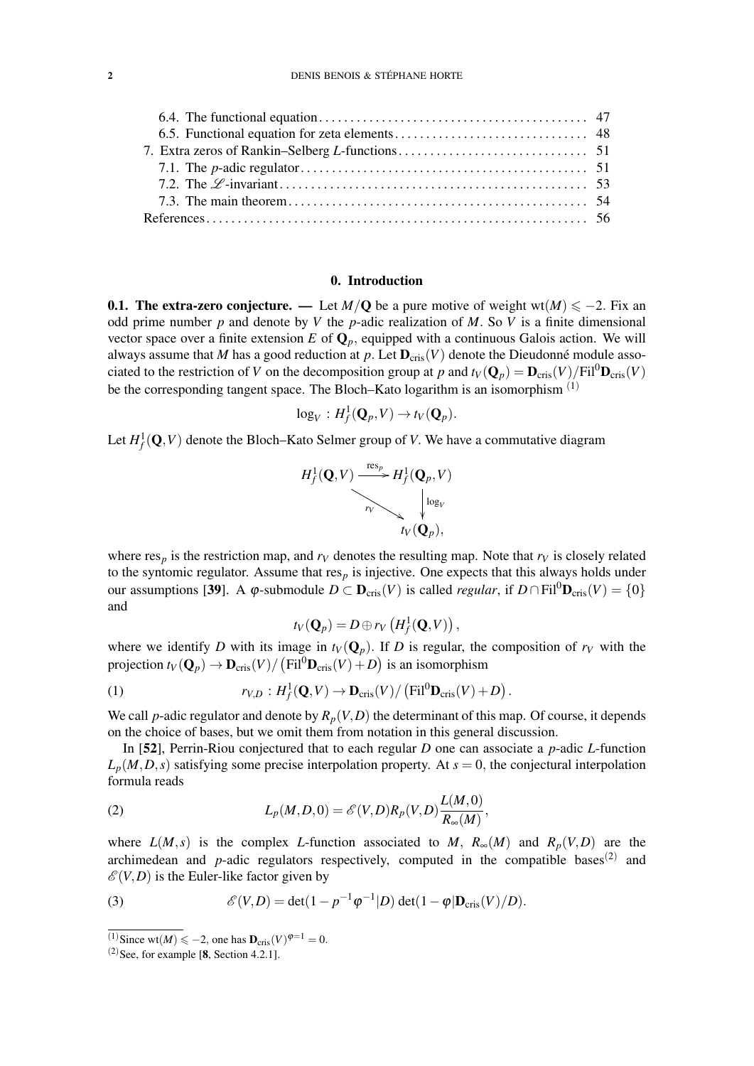6.4. The functional equation . . . 47
6.5. Functional equation for zeta elements . . . 48
7. Extra zeros of Rankin–Selberg $L$-functions . . . 51
7.1. The $p$-adic regulator . . . 51
7.2. The $\mathscr{L}$-invariant . . . 53
7.3. The main theorem . . . 54
References . . . 56

## 0. Introduction

**0.1. The extra-zero conjecture. —** Let $M/\mathbf{Q}$ be a pure motive of weight $\mathrm{wt}(M) \leqslant -2$. Fix an odd prime number $p$ and denote by $V$ the $p$-adic realization of $M$. So $V$ is a finite dimensional vector space over a finite extension $E$ of $\mathbf{Q}_p$, equipped with a continuous Galois action. We will always assume that $M$ has a good reduction at $p$. Let $\mathbf{D}_{\mathrm{cris}}(V)$ denote the Dieudonné module associated to the restriction of $V$ on the decomposition group at $p$ and $t_V(\mathbf{Q}_p) = \mathbf{D}_{\mathrm{cris}}(V)/\mathrm{Fil}^0\mathbf{D}_{\mathrm{cris}}(V)$ be the corresponding tangent space. The Bloch–Kato logarithm is an isomorphism [(1)]

$$\log_V : H^1_f(\mathbf{Q}_p, V) \to t_V(\mathbf{Q}_p).$$

Let $H^1_f(\mathbf{Q}, V)$ denote the Bloch–Kato Selmer group of $V$. We have a commutative diagram

$$\begin{array}{ccc} H^1_f(\mathbf{Q},V) & \xrightarrow{\mathrm{res}_p} & H^1_f(\mathbf{Q}_p,V) \\ & \searrow^{r_V} & \downarrow{\scriptstyle \log_V} \\ & & t_V(\mathbf{Q}_p), \end{array}$$

where $\mathrm{res}_p$ is the restriction map, and $r_V$ denotes the resulting map. Note that $r_V$ is closely related to the syntomic regulator. Assume that $\mathrm{res}_p$ is injective. One expects that this always holds under our assumptions [**39**]. A $\varphi$-submodule $D \subset \mathbf{D}_{\mathrm{cris}}(V)$ is called *regular*, if $D \cap \mathrm{Fil}^0\mathbf{D}_{\mathrm{cris}}(V) = \{0\}$ and

$$t_V(\mathbf{Q}_p) = D \oplus r_V\left(H^1_f(\mathbf{Q}, V)\right),$$

where we identify $D$ with its image in $t_V(\mathbf{Q}_p)$. If $D$ is regular, the composition of $r_V$ with the projection $t_V(\mathbf{Q}_p) \to \mathbf{D}_{\mathrm{cris}}(V)/\left(\mathrm{Fil}^0\mathbf{D}_{\mathrm{cris}}(V) + D\right)$ is an isomorphism

$$r_{V,D} : H^1_f(\mathbf{Q}, V) \to \mathbf{D}_{\mathrm{cris}}(V)/\left(\mathrm{Fil}^0\mathbf{D}_{\mathrm{cris}}(V) + D\right). \tag{1}$$

We call $p$-adic regulator and denote by $R_p(V,D)$ the determinant of this map. Of course, it depends on the choice of bases, but we omit them from notation in this general discussion.

In [**52**], Perrin-Riou conjectured that to each regular $D$ one can associate a $p$-adic $L$-function $L_p(M,D,s)$ satisfying some precise interpolation property. At $s=0$, the conjectural interpolation formula reads

$$L_p(M,D,0) = \mathscr{E}(V,D)R_p(V,D)\frac{L(M,0)}{R_\infty(M)}, \tag{2}$$

where $L(M,s)$ is the complex $L$-function associated to $M$, $R_\infty(M)$ and $R_p(V,D)$ are the archimedean and $p$-adic regulators respectively, computed in the compatible bases[(2)] and $\mathscr{E}(V,D)$ is the Euler-like factor given by

$$\mathscr{E}(V,D) = \det(1 - p^{-1}\varphi^{-1}|D)\det(1 - \varphi|\mathbf{D}_{\mathrm{cris}}(V)/D). \tag{3}$$

---

(1) Since $\mathrm{wt}(M) \leqslant -2$, one has $\mathbf{D}_{\mathrm{cris}}(V)^{\varphi=1} = 0$.

(2) See, for example [**8**, Section 4.2.1].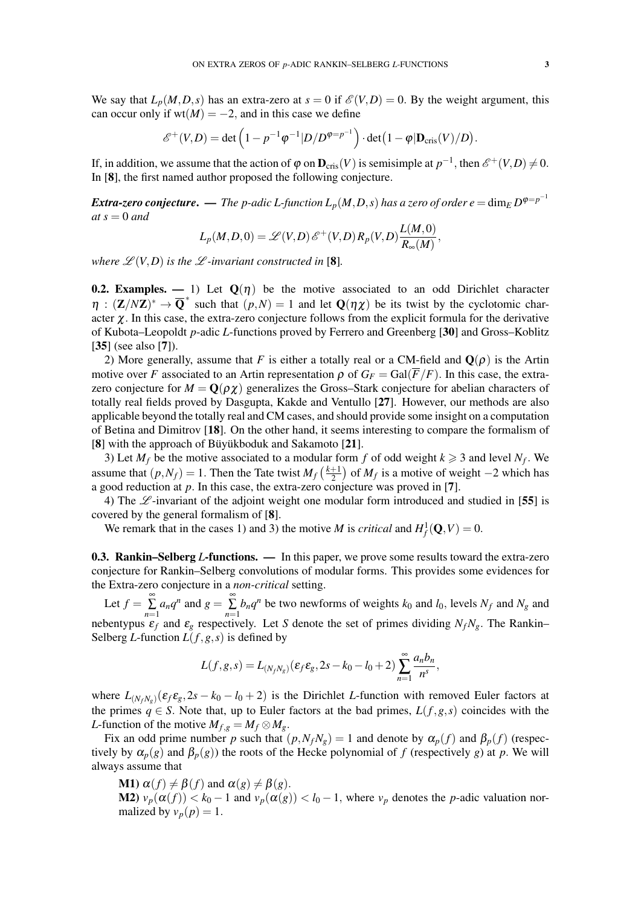We say that $L_p(M,D,s)$ has an extra-zero at $s=0$ if $\mathscr{E}(V,D)=0$. By the weight argument, this can occur only if $\mathrm{wt}(M)=-2$, and in this case we define

$$\mathscr{E}^+(V,D)=\det\left(1-p^{-1}\varphi^{-1}|D/D^{\varphi=p^{-1}}\right)\cdot\det\left(1-\varphi|\mathbf{D}_{\mathrm{cris}}(V)/D\right).$$

If, in addition, we assume that the action of $\varphi$ on $\mathbf{D}_{\mathrm{cris}}(V)$ is semisimple at $p^{-1}$, then $\mathscr{E}^+(V,D)\neq 0$. In [**8**], the first named author proposed the following conjecture.

***Extra-zero conjecture***. — *The p-adic L-function $L_p(M,D,s)$ has a zero of order $e=\dim_E D^{\varphi=p^{-1}}$ at $s=0$ and*

$$L_p(M,D,0)=\mathscr{L}(V,D)\,\mathscr{E}^+(V,D)\,R_p(V,D)\frac{L(M,0)}{R_\infty(M)},$$

*where $\mathscr{L}(V,D)$ is the $\mathscr{L}$-invariant constructed in* [**8**].

**0.2. Examples.** — 1) Let $\mathbf{Q}(\eta)$ be the motive associated to an odd Dirichlet character $\eta\,:\,(\mathbf{Z}/N\mathbf{Z})^*\to\overline{\mathbf{Q}}^*$ such that $(p,N)=1$ and let $\mathbf{Q}(\eta\chi)$ be its twist by the cyclotomic character $\chi$. In this case, the extra-zero conjecture follows from the explicit formula for the derivative of Kubota–Leopoldt $p$-adic $L$-functions proved by Ferrero and Greenberg [**30**] and Gross–Koblitz [**35**] (see also [**7**]).

2) More generally, assume that $F$ is either a totally real or a CM-field and $\mathbf{Q}(\rho)$ is the Artin motive over $F$ associated to an Artin representation $\rho$ of $G_F=\mathrm{Gal}(\overline{F}/F)$. In this case, the extra-zero conjecture for $M=\mathbf{Q}(\rho\chi)$ generalizes the Gross–Stark conjecture for abelian characters of totally real fields proved by Dasgupta, Kakde and Ventullo [**27**]. However, our methods are also applicable beyond the totally real and CM cases, and should provide some insight on a computation of Betina and Dimitrov [**18**]. On the other hand, it seems interesting to compare the formalism of [**8**] with the approach of Büyükboduk and Sakamoto [**21**].

3) Let $M_f$ be the motive associated to a modular form $f$ of odd weight $k\geqslant 3$ and level $N_f$. We assume that $(p,N_f)=1$. Then the Tate twist $M_f\left(\frac{k+1}{2}\right)$ of $M_f$ is a motive of weight $-2$ which has a good reduction at $p$. In this case, the extra-zero conjecture was proved in [**7**].

4) The $\mathscr{L}$-invariant of the adjoint weight one modular form introduced and studied in [**55**] is covered by the general formalism of [**8**].

We remark that in the cases 1) and 3) the motive $M$ is *critical* and $H^1_f(\mathbf{Q},V)=0$.

**0.3. Rankin–Selberg $L$-functions.** — In this paper, we prove some results toward the extra-zero conjecture for Rankin–Selberg convolutions of modular forms. This provides some evidences for the Extra-zero conjecture in a *non-critical* setting.

Let $f=\sum\limits_{n=1}^{\infty}a_nq^n$ and $g=\sum\limits_{n=1}^{\infty}b_nq^n$ be two newforms of weights $k_0$ and $l_0$, levels $N_f$ and $N_g$ and nebentypus $\varepsilon_f$ and $\varepsilon_g$ respectively. Let $S$ denote the set of primes dividing $N_fN_g$. The Rankin–Selberg $L$-function $L(f,g,s)$ is defined by

$$L(f,g,s)=L_{(N_fN_g)}(\varepsilon_f\varepsilon_g,2s-k_0-l_0+2)\sum_{n=1}^{\infty}\frac{a_nb_n}{n^s},$$

where $L_{(N_fN_g)}(\varepsilon_f\varepsilon_g,2s-k_0-l_0+2)$ is the Dirichlet $L$-function with removed Euler factors at the primes $q\in S$. Note that, up to Euler factors at the bad primes, $L(f,g,s)$ coincides with the $L$-function of the motive $M_{f,g}=M_f\otimes M_g$.

Fix an odd prime number $p$ such that $(p,N_fN_g)=1$ and denote by $\alpha_p(f)$ and $\beta_p(f)$ (respectively by $\alpha_p(g)$ and $\beta_p(g)$) the roots of the Hecke polynomial of $f$ (respectively $g$) at $p$. We will always assume that

**M1)** $\alpha(f)\neq\beta(f)$ and $\alpha(g)\neq\beta(g)$.

**M2)** $v_p(\alpha(f))<k_0-1$ and $v_p(\alpha(g))<l_0-1$, where $v_p$ denotes the $p$-adic valuation normalized by $v_p(p)=1$.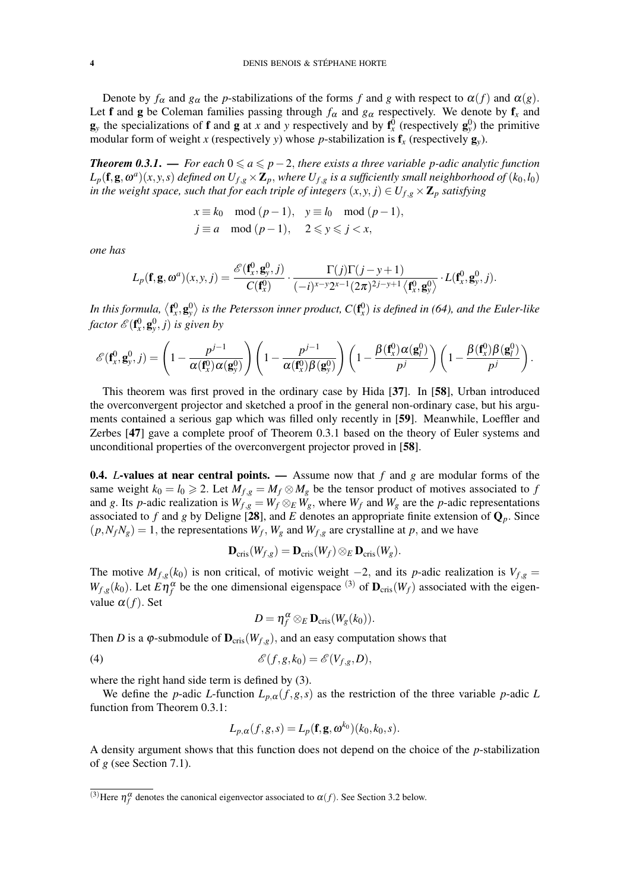Denote by $f_\alpha$ and $g_\alpha$ the $p$-stabilizations of the forms $f$ and $g$ with respect to $\alpha(f)$ and $\alpha(g)$. Let $\mathbf{f}$ and $\mathbf{g}$ be Coleman families passing through $f_\alpha$ and $g_\alpha$ respectively. We denote by $\mathbf{f}_x$ and $\mathbf{g}_y$ the specializations of $\mathbf{f}$ and $\mathbf{g}$ at $x$ and $y$ respectively and by $\mathbf{f}_x^0$ (respectively $\mathbf{g}_y^0$) the primitive modular form of weight $x$ (respectively $y$) whose $p$-stabilization is $\mathbf{f}_x$ (respectively $\mathbf{g}_y$).

***Theorem 0.3.1.*** — *For each $0 \leqslant a \leqslant p-2$, there exists a three variable $p$-adic analytic function $L_p(\mathbf{f},\mathbf{g},\omega^a)(x,y,s)$ defined on $U_{f,g} \times \mathbf{Z}_p$, where $U_{f,g}$ is a sufficiently small neighborhood of $(k_0, l_0)$ in the weight space, such that for each triple of integers $(x,y,j) \in U_{f,g} \times \mathbf{Z}_p$ satisfying*

$$
\begin{aligned}
&x \equiv k_0 \mod (p-1), \quad y \equiv l_0 \mod (p-1),\\
&j \equiv a \mod (p-1), \quad 2 \leqslant y \leqslant j < x,
\end{aligned}
$$

*one has*

$$
L_p(\mathbf{f},\mathbf{g},\omega^a)(x,y,j) = \frac{\mathscr{E}(\mathbf{f}_x^0,\mathbf{g}_y^0,j)}{C(\mathbf{f}_x^0)} \cdot \frac{\Gamma(j)\Gamma(j-y+1)}{(-i)^{x-y}2^{x-1}(2\pi)^{2j-y+1}\left\langle \mathbf{f}_x^0,\mathbf{g}_y^0\right\rangle} \cdot L(\mathbf{f}_x^0,\mathbf{g}_y^0,j).
$$

*In this formula, $\left\langle \mathbf{f}_x^0,\mathbf{g}_y^0\right\rangle$ is the Petersson inner product, $C(\mathbf{f}_x^0)$ is defined in (64), and the Euler-like factor $\mathscr{E}(\mathbf{f}_x^0,\mathbf{g}_y^0,j)$ is given by*

$$
\mathscr{E}(\mathbf{f}_x^0,\mathbf{g}_y^0,j) = \left(1-\frac{p^{j-1}}{\alpha(\mathbf{f}_x^0)\alpha(\mathbf{g}_y^0)}\right)\left(1-\frac{p^{j-1}}{\alpha(\mathbf{f}_x^0)\beta(\mathbf{g}_y^0)}\right)\left(1-\frac{\beta(\mathbf{f}_x^0)\alpha(\mathbf{g}_l^0)}{p^j}\right)\left(1-\frac{\beta(\mathbf{f}_x^0)\beta(\mathbf{g}_l^0)}{p^j}\right).
$$

This theorem was first proved in the ordinary case by Hida [**37**]. In [**58**], Urban introduced the overconvergent projector and sketched a proof in the general non-ordinary case, but his arguments contained a serious gap which was filled only recently in [**59**]. Meanwhile, Loeffler and Zerbes [**47**] gave a complete proof of Theorem 0.3.1 based on the theory of Euler systems and unconditional properties of the overconvergent projector proved in [**58**].

**0.4. $L$-values at near central points.** — Assume now that $f$ and $g$ are modular forms of the same weight $k_0 = l_0 \geqslant 2$. Let $M_{f,g} = M_f \otimes M_g$ be the tensor product of motives associated to $f$ and $g$. Its $p$-adic realization is $W_{f,g} = W_f \otimes_E W_g$, where $W_f$ and $W_g$ are the $p$-adic representations associated to $f$ and $g$ by Deligne [**28**], and $E$ denotes an appropriate finite extension of $\mathbf{Q}_p$. Since $(p, N_f N_g) = 1$, the representations $W_f$, $W_g$ and $W_{f,g}$ are crystalline at $p$, and we have

$$
\mathbf{D}_{\mathrm{cris}}(W_{f,g}) = \mathbf{D}_{\mathrm{cris}}(W_f) \otimes_E \mathbf{D}_{\mathrm{cris}}(W_g).
$$

The motive $M_{f,g}(k_0)$ is non critical, of motivic weight $-2$, and its $p$-adic realization is $V_{f,g} = W_{f,g}(k_0)$. Let $E\eta_f^\alpha$ be the one dimensional eigenspace [(3)] of $\mathbf{D}_{\mathrm{cris}}(W_f)$ associated with the eigenvalue $\alpha(f)$. Set

$$
D = \eta_f^\alpha \otimes_E \mathbf{D}_{\mathrm{cris}}(W_g(k_0)).
$$

Then $D$ is a $\varphi$-submodule of $\mathbf{D}_{\mathrm{cris}}(W_{f,g})$, and an easy computation shows that

$$
\mathscr{E}(f,g,k_0) = \mathscr{E}(V_{f,g},D), \tag{4}
$$

where the right hand side term is defined by (3).

We define the $p$-adic $L$-function $L_{p,\alpha}(f,g,s)$ as the restriction of the three variable $p$-adic $L$ function from Theorem 0.3.1:

$$
L_{p,\alpha}(f,g,s) = L_p(\mathbf{f},\mathbf{g},\omega^{k_0})(k_0,k_0,s).
$$

A density argument shows that this function does not depend on the choice of the $p$-stabilization of $g$ (see Section 7.1).

---

(3) Here $\eta_f^\alpha$ denotes the canonical eigenvector associated to $\alpha(f)$. See Section 3.2 below.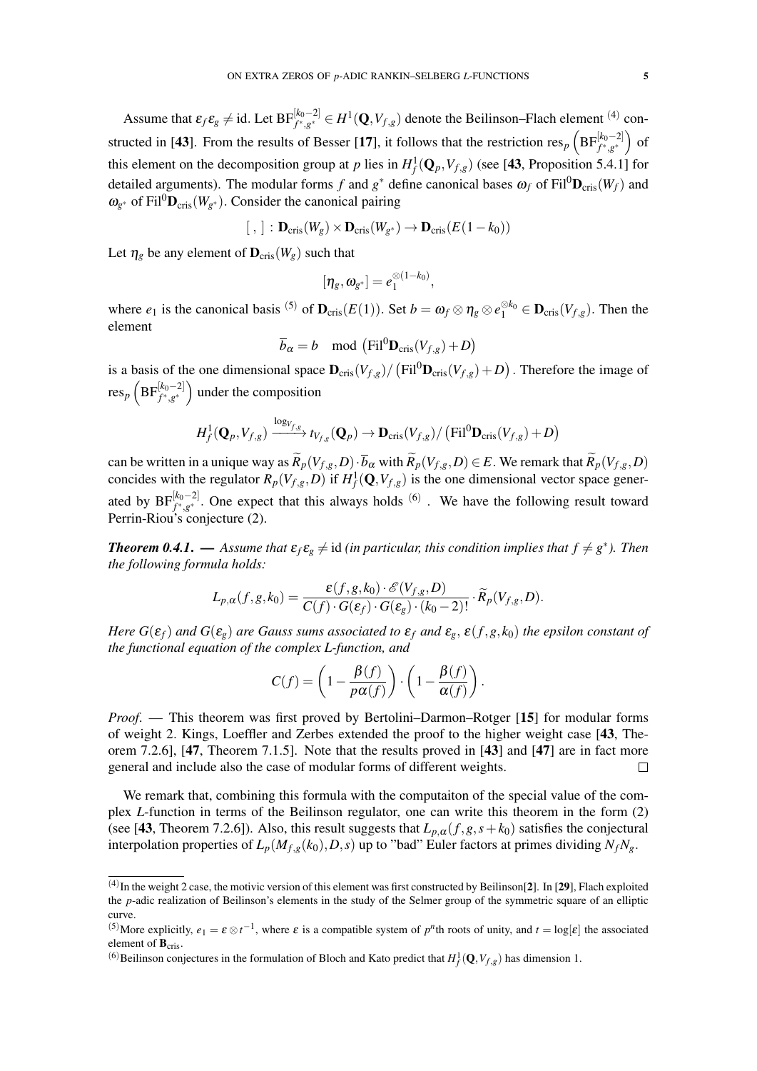Assume that $\varepsilon_f \varepsilon_g \neq \mathrm{id}$. Let $\mathrm{BF}^{[k_0-2]}_{f^*,g^*} \in H^1(\mathbf{Q}, V_{f,g})$ denote the Beilinson–Flach element [(4)] constructed in [43]. From the results of Besser [17], it follows that the restriction $\mathrm{res}_p\left(\mathrm{BF}^{[k_0-2]}_{f^*,g^*}\right)$ of this element on the decomposition group at $p$ lies in $H^1_f(\mathbf{Q}_p, V_{f,g})$ (see [43, Proposition 5.4.1] for detailed arguments). The modular forms $f$ and $g^*$ define canonical bases $\omega_f$ of $\mathrm{Fil}^0\mathbf{D}_{\mathrm{cris}}(W_f)$ and $\omega_{g^*}$ of $\mathrm{Fil}^0\mathbf{D}_{\mathrm{cris}}(W_{g^*})$. Consider the canonical pairing

$$[\ ,\ ] : \mathbf{D}_{\mathrm{cris}}(W_g) \times \mathbf{D}_{\mathrm{cris}}(W_{g^*}) \to \mathbf{D}_{\mathrm{cris}}(E(1-k_0))$$

Let $\eta_g$ be any element of $\mathbf{D}_{\mathrm{cris}}(W_g)$ such that

$$[\eta_g, \omega_{g^*}] = e_1^{\otimes(1-k_0)},$$

where $e_1$ is the canonical basis [(5)] of $\mathbf{D}_{\mathrm{cris}}(E(1))$. Set $b = \omega_f \otimes \eta_g \otimes e_1^{\otimes k_0} \in \mathbf{D}_{\mathrm{cris}}(V_{f,g})$. Then the element

$$\overline{b}_\alpha = b \mod \left(\mathrm{Fil}^0\mathbf{D}_{\mathrm{cris}}(V_{f,g}) + D\right)$$

is a basis of the one dimensional space $\mathbf{D}_{\mathrm{cris}}(V_{f,g}) / \left(\mathrm{Fil}^0\mathbf{D}_{\mathrm{cris}}(V_{f,g}) + D\right)$. Therefore the image of $\mathrm{res}_p\left(\mathrm{BF}^{[k_0-2]}_{f^*,g^*}\right)$ under the composition

$$H^1_f(\mathbf{Q}_p, V_{f,g}) \xrightarrow{\log_{V_{f,g}}} t_{V_{f,g}}(\mathbf{Q}_p) \to \mathbf{D}_{\mathrm{cris}}(V_{f,g}) / \left(\mathrm{Fil}^0\mathbf{D}_{\mathrm{cris}}(V_{f,g}) + D\right)$$

can be written in a unique way as $\widetilde{R}_p(V_{f,g}, D) \cdot \overline{b}_\alpha$ with $\widetilde{R}_p(V_{f,g}, D) \in E$. We remark that $\widetilde{R}_p(V_{f,g}, D)$ concides with the regulator $R_p(V_{f,g}, D)$ if $H^1_f(\mathbf{Q}, V_{f,g})$ is the one dimensional vector space generated by $\mathrm{BF}^{[k_0-2]}_{f^*,g^*}$. One expect that this always holds [(6)]. We have the following result toward Perrin-Riou's conjecture (2).

***Theorem 0.4.1.*** — *Assume that $\varepsilon_f \varepsilon_g \neq \mathrm{id}$ (in particular, this condition implies that $f \neq g^*$). Then the following formula holds:*

$$L_{p,\alpha}(f,g,k_0) = \frac{\varepsilon(f,g,k_0) \cdot \mathscr{E}(V_{f,g}, D)}{C(f) \cdot G(\varepsilon_f) \cdot G(\varepsilon_g) \cdot (k_0-2)!} \cdot \widetilde{R}_p(V_{f,g}, D).$$

*Here $G(\varepsilon_f)$ and $G(\varepsilon_g)$ are Gauss sums associated to $\varepsilon_f$ and $\varepsilon_g$, $\varepsilon(f,g,k_0)$ the epsilon constant of the functional equation of the complex L-function, and*

$$C(f) = \left(1 - \frac{\beta(f)}{p\alpha(f)}\right) \cdot \left(1 - \frac{\beta(f)}{\alpha(f)}\right).$$

*Proof.* — This theorem was first proved by Bertolini–Darmon–Rotger [15] for modular forms of weight 2. Kings, Loeffler and Zerbes extended the proof to the higher weight case [43, Theorem 7.2.6], [47, Theorem 7.1.5]. Note that the results proved in [43] and [47] are in fact more general and include also the case of modular forms of different weights. □

We remark that, combining this formula with the computaiton of the special value of the complex $L$-function in terms of the Beilinson regulator, one can write this theorem in the form (2) (see [43, Theorem 7.2.6]). Also, this result suggests that $L_{p,\alpha}(f,g,s+k_0)$ satisfies the conjectural interpolation properties of $L_p(M_{f,g}(k_0), D, s)$ up to "bad" Euler factors at primes dividing $N_f N_g$.

---

(4) In the weight 2 case, the motivic version of this element was first constructed by Beilinson[2]. In [29], Flach exploited the $p$-adic realization of Beilinson's elements in the study of the Selmer group of the symmetric square of an elliptic curve.

(5) More explicitly, $e_1 = \varepsilon \otimes t^{-1}$, where $\varepsilon$ is a compatible system of $p^n$th roots of unity, and $t = \log[\varepsilon]$ the associated element of $\mathbf{B}_{\mathrm{cris}}$.

(6) Beilinson conjectures in the formulation of Bloch and Kato predict that $H^1_f(\mathbf{Q}, V_{f,g})$ has dimension 1.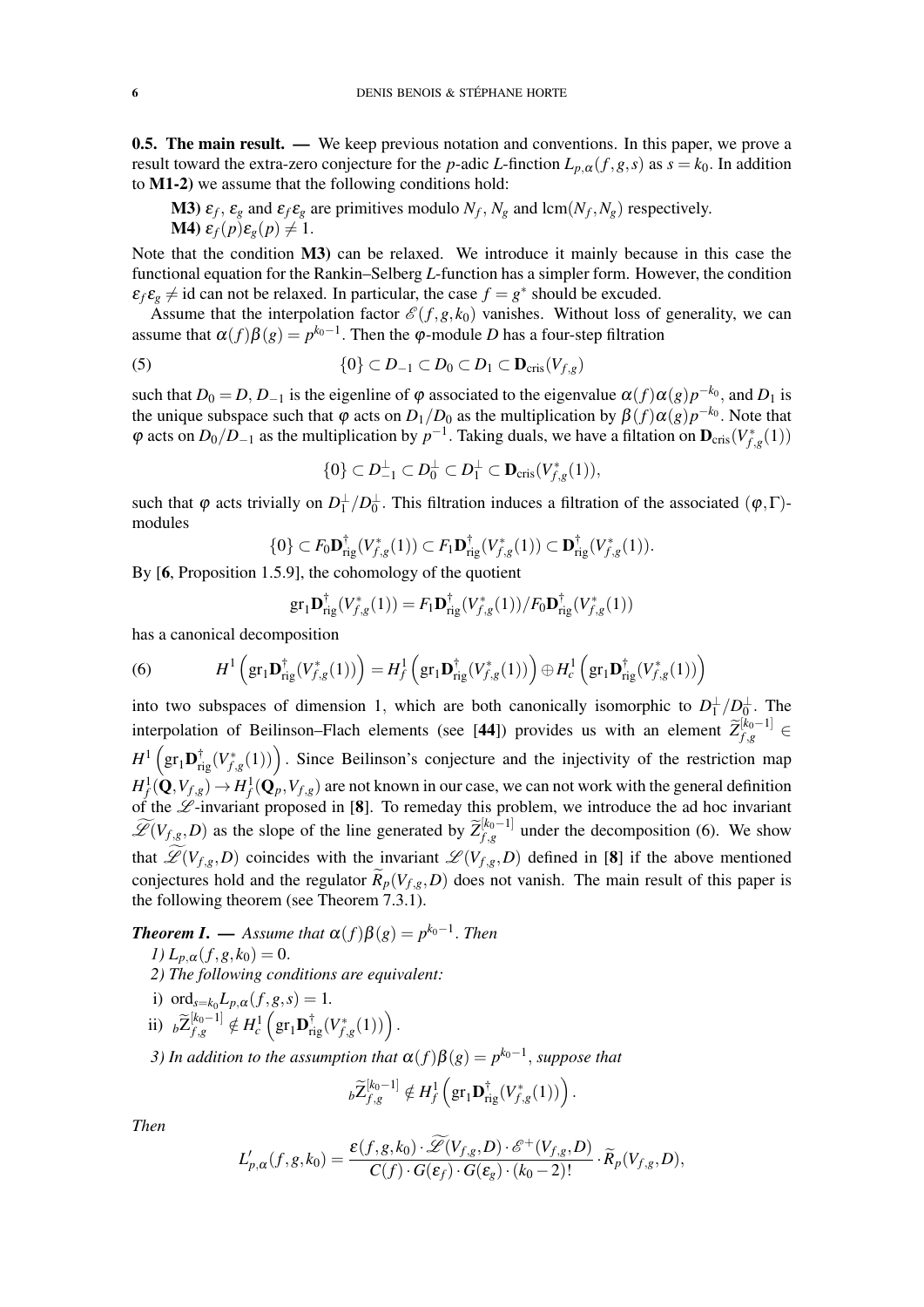**0.5. The main result. —** We keep previous notation and conventions. In this paper, we prove a result toward the extra-zero conjecture for the $p$-adic $L$-fnction $L_{p,\alpha}(f,g,s)$ as $s=k_0$. In addition to **M1-2)** we assume that the following conditions hold:

**M3)** $\varepsilon_f$, $\varepsilon_g$ and $\varepsilon_f\varepsilon_g$ are primitives modulo $N_f$, $N_g$ and $\mathrm{lcm}(N_f,N_g)$ respectively.
**M4)** $\varepsilon_f(p)\varepsilon_g(p)\neq 1$.

Note that the condition **M3)** can be relaxed. We introduce it mainly because in this case the functional equation for the Rankin–Selberg $L$-function has a simpler form. However, the condition $\varepsilon_f\varepsilon_g\neq \mathrm{id}$ can not be relaxed. In particular, the case $f=g^*$ should be excuded.

Assume that the interpolation factor $\mathscr{E}(f,g,k_0)$ vanishes. Without loss of generality, we can assume that $\alpha(f)\beta(g)=p^{k_0-1}$. Then the $\varphi$-module $D$ has a four-step filtration

$$\{0\}\subset D_{-1}\subset D_0\subset D_1\subset \mathbf{D}_{\mathrm{cris}}(V_{f,g}) \tag{5}$$

such that $D_0=D$, $D_{-1}$ is the eigenline of $\varphi$ associated to the eigenvalue $\alpha(f)\alpha(g)p^{-k_0}$, and $D_1$ is the unique subspace such that $\varphi$ acts on $D_1/D_0$ as the multiplication by $\beta(f)\alpha(g)p^{-k_0}$. Note that $\varphi$ acts on $D_0/D_{-1}$ as the multiplication by $p^{-1}$. Taking duals, we have a filtation on $\mathbf{D}_{\mathrm{cris}}(V^*_{f,g}(1))$

$$\{0\}\subset D_{-1}^{\perp}\subset D_0^{\perp}\subset D_1^{\perp}\subset \mathbf{D}_{\mathrm{cris}}(V^*_{f,g}(1)),$$

such that $\varphi$ acts trivially on $D_1^{\perp}/D_0^{\perp}$. This filtration induces a filtration of the associated $(\varphi,\Gamma)$-modules

$$\{0\}\subset F_0\mathbf{D}^{\dagger}_{\mathrm{rig}}(V^*_{f,g}(1))\subset F_1\mathbf{D}^{\dagger}_{\mathrm{rig}}(V^*_{f,g}(1))\subset \mathbf{D}^{\dagger}_{\mathrm{rig}}(V^*_{f,g}(1)).$$

By [**6**, Proposition 1.5.9], the cohomology of the quotient

$$\mathrm{gr}_1\mathbf{D}^{\dagger}_{\mathrm{rig}}(V^*_{f,g}(1))=F_1\mathbf{D}^{\dagger}_{\mathrm{rig}}(V^*_{f,g}(1))/F_0\mathbf{D}^{\dagger}_{\mathrm{rig}}(V^*_{f,g}(1))$$

has a canonical decomposition

$$H^1\left(\mathrm{gr}_1\mathbf{D}^{\dagger}_{\mathrm{rig}}(V^*_{f,g}(1))\right)=H^1_f\left(\mathrm{gr}_1\mathbf{D}^{\dagger}_{\mathrm{rig}}(V^*_{f,g}(1))\right)\oplus H^1_c\left(\mathrm{gr}_1\mathbf{D}^{\dagger}_{\mathrm{rig}}(V^*_{f,g}(1))\right) \tag{6}$$

into two subspaces of dimension 1, which are both canonically isomorphic to $D_1^{\perp}/D_0^{\perp}$. The interpolation of Beilinson–Flach elements (see [**44**]) provides us with an element $\widetilde{Z}^{[k_0-1]}_{f,g}\in H^1\left(\mathrm{gr}_1\mathbf{D}^{\dagger}_{\mathrm{rig}}(V^*_{f,g}(1))\right)$. Since Beilinson's conjecture and the injectivity of the restriction map $H^1_f(\mathbf{Q},V_{f,g})\to H^1_f(\mathbf{Q}_p,V_{f,g})$ are not known in our case, we can not work with the general definition of the $\mathscr{L}$-invariant proposed in [**8**]. To remeday this problem, we introduce the ad hoc invariant $\widetilde{\mathscr{L}}(V_{f,g},D)$ as the slope of the line generated by $\widetilde{Z}^{[k_0-1]}_{f,g}$ under the decomposition (6). We show that $\widetilde{\mathscr{L}}(V_{f,g},D)$ coincides with the invariant $\mathscr{L}(V_{f,g},D)$ defined in [**8**] if the above mentioned conjectures hold and the regulator $\widetilde{R}_p(V_{f,g},D)$ does not vanish. The main result of this paper is the following theorem (see Theorem 7.3.1).

***Theorem I.*** — *Assume that $\alpha(f)\beta(g)=p^{k_0-1}$. Then*

*1) $L_{p,\alpha}(f,g,k_0)=0$.*

*2) The following conditions are equivalent:*

i) $\mathrm{ord}_{s=k_0}L_{p,\alpha}(f,g,s)=1$.

ii) ${}_b\widetilde{Z}^{[k_0-1]}_{f,g}\notin H^1_c\left(\mathrm{gr}_1\mathbf{D}^{\dagger}_{\mathrm{rig}}(V^*_{f,g}(1))\right)$.

*3) In addition to the assumption that $\alpha(f)\beta(g)=p^{k_0-1}$, suppose that*

$${}_b\widetilde{Z}^{[k_0-1]}_{f,g}\notin H^1_f\left(\mathrm{gr}_1\mathbf{D}^{\dagger}_{\mathrm{rig}}(V^*_{f,g}(1))\right).$$

*Then*

$$L'_{p,\alpha}(f,g,k_0)=\frac{\varepsilon(f,g,k_0)\cdot\widetilde{\mathscr{L}}(V_{f,g},D)\cdot\mathscr{E}^+(V_{f,g},D)}{C(f)\cdot G(\varepsilon_f)\cdot G(\varepsilon_g)\cdot(k_0-2)!}\cdot\widetilde{R}_p(V_{f,g},D),$$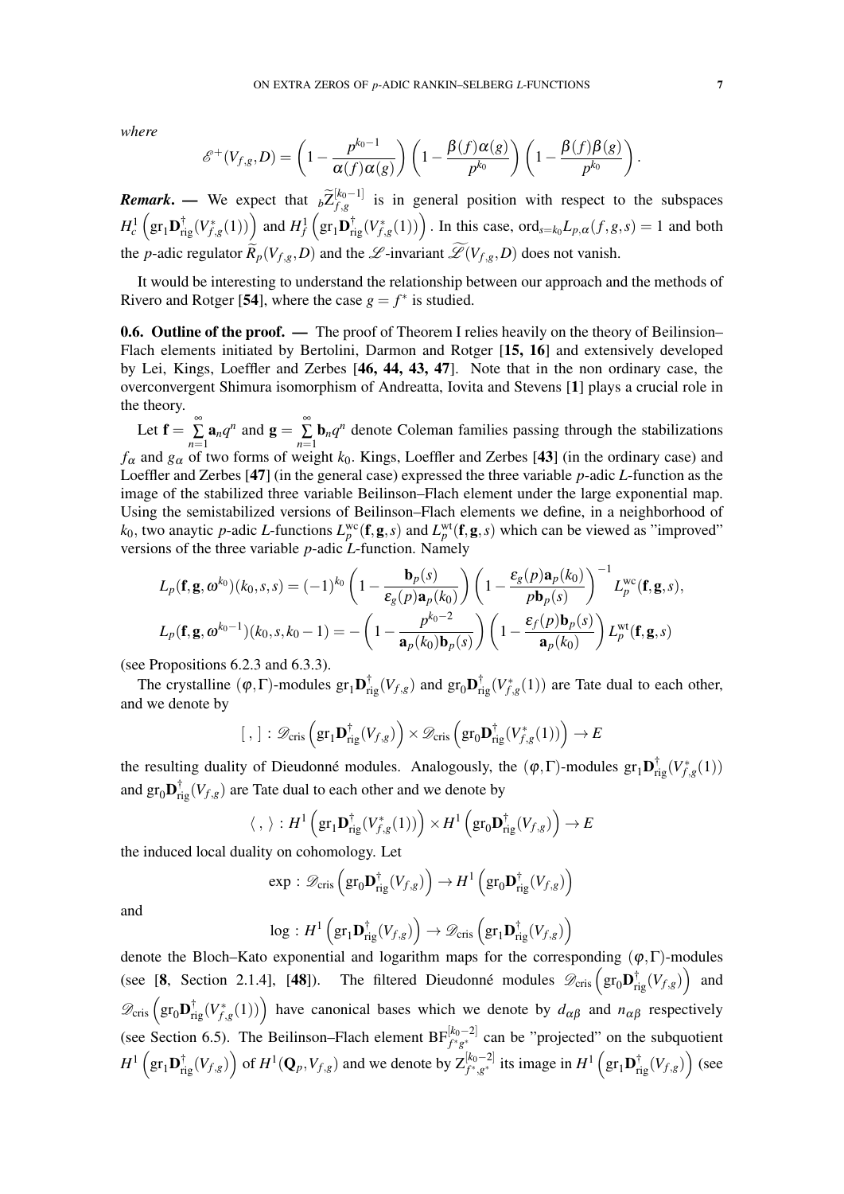*where*

$$\mathscr{E}^+(V_{f,g},D) = \left(1 - \frac{p^{k_0-1}}{\alpha(f)\alpha(g)}\right)\left(1 - \frac{\beta(f)\alpha(g)}{p^{k_0}}\right)\left(1 - \frac{\beta(f)\beta(g)}{p^{k_0}}\right).$$

***Remark*. —** We expect that ${}_b\widetilde{Z}_{f,g}^{[k_0-1]}$ is in general position with respect to the subspaces $H^1_c\left(\mathrm{gr}_1\mathbf{D}^\dagger_{\mathrm{rig}}(V^*_{f,g}(1))\right)$ and $H^1_f\left(\mathrm{gr}_1\mathbf{D}^\dagger_{\mathrm{rig}}(V^*_{f,g}(1))\right)$. In this case, $\mathrm{ord}_{s=k_0}L_{p,\alpha}(f,g,s) = 1$ and both the $p$-adic regulator $\widetilde{R}_p(V_{f,g},D)$ and the $\mathscr{L}$-invariant $\widetilde{\mathscr{L}}(V_{f,g},D)$ does not vanish.

It would be interesting to understand the relationship between our approach and the methods of Rivero and Rotger [**54**], where the case $g = f^*$ is studied.

**0.6. Outline of the proof. —** The proof of Theorem I relies heavily on the theory of Beilinson–Flach elements initiated by Bertolini, Darmon and Rotger [**15, 16**] and extensively developed by Lei, Kings, Loeffler and Zerbes [**46, 44, 43, 47**]. Note that in the non ordinary case, the overconvergent Shimura isomorphism of Andreatta, Iovita and Stevens [**1**] plays a crucial role in the theory.

Let $\mathbf{f} = \sum\limits_{n=1}^{\infty} \mathbf{a}_n q^n$ and $\mathbf{g} = \sum\limits_{n=1}^{\infty} \mathbf{b}_n q^n$ denote Coleman families passing through the stabilizations $f_\alpha$ and $g_\alpha$ of two forms of weight $k_0$. Kings, Loeffler and Zerbes [**43**] (in the ordinary case) and Loeffler and Zerbes [**47**] (in the general case) expressed the three variable $p$-adic $L$-function as the image of the stabilized three variable Beilinson–Flach element under the large exponential map. Using the semistabilized versions of Beilinson–Flach elements we define, in a neighborhood of $k_0$, two anaytic $p$-adic $L$-functions $L_p^{\mathrm{wc}}(\mathbf{f},\mathbf{g},s)$ and $L_p^{\mathrm{wt}}(\mathbf{f},\mathbf{g},s)$ which can be viewed as "improved" versions of the three variable $p$-adic $L$-function. Namely

$$L_p(\mathbf{f},\mathbf{g},\omega^{k_0})(k_0,s,s) = (-1)^{k_0}\left(1 - \frac{\mathbf{b}_p(s)}{\varepsilon_g(p)\mathbf{a}_p(k_0)}\right)\left(1 - \frac{\varepsilon_g(p)\mathbf{a}_p(k_0)}{p\mathbf{b}_p(s)}\right)^{-1} L_p^{\mathrm{wc}}(\mathbf{f},\mathbf{g},s),$$

$$L_p(\mathbf{f},\mathbf{g},\omega^{k_0-1})(k_0,s,k_0-1) = -\left(1 - \frac{p^{k_0-2}}{\mathbf{a}_p(k_0)\mathbf{b}_p(s)}\right)\left(1 - \frac{\varepsilon_f(p)\mathbf{b}_p(s)}{\mathbf{a}_p(k_0)}\right) L_p^{\mathrm{wt}}(\mathbf{f},\mathbf{g},s)$$

(see Propositions 6.2.3 and 6.3.3).

The crystalline $(\varphi,\Gamma)$-modules $\mathrm{gr}_1\mathbf{D}^\dagger_{\mathrm{rig}}(V_{f,g})$ and $\mathrm{gr}_0\mathbf{D}^\dagger_{\mathrm{rig}}(V^*_{f,g}(1))$ are Tate dual to each other, and we denote by

$$[\ ,\ ] : \mathscr{D}_{\mathrm{cris}}\left(\mathrm{gr}_1\mathbf{D}^\dagger_{\mathrm{rig}}(V_{f,g})\right) \times \mathscr{D}_{\mathrm{cris}}\left(\mathrm{gr}_0\mathbf{D}^\dagger_{\mathrm{rig}}(V^*_{f,g}(1))\right) \to E$$

the resulting duality of Dieudonné modules. Analogously, the $(\varphi,\Gamma)$-modules $\mathrm{gr}_1\mathbf{D}^\dagger_{\mathrm{rig}}(V^*_{f,g}(1))$ and $\mathrm{gr}_0\mathbf{D}^\dagger_{\mathrm{rig}}(V_{f,g})$ are Tate dual to each other and we denote by

$$\langle\ ,\ \rangle : H^1\left(\mathrm{gr}_1\mathbf{D}^\dagger_{\mathrm{rig}}(V^*_{f,g}(1))\right) \times H^1\left(\mathrm{gr}_0\mathbf{D}^\dagger_{\mathrm{rig}}(V_{f,g})\right) \to E$$

the induced local duality on cohomology. Let

$$\exp : \mathscr{D}_{\mathrm{cris}}\left(\mathrm{gr}_0\mathbf{D}^\dagger_{\mathrm{rig}}(V_{f,g})\right) \to H^1\left(\mathrm{gr}_0\mathbf{D}^\dagger_{\mathrm{rig}}(V_{f,g})\right)$$

and

$$\log : H^1\left(\mathrm{gr}_1\mathbf{D}^\dagger_{\mathrm{rig}}(V_{f,g})\right) \to \mathscr{D}_{\mathrm{cris}}\left(\mathrm{gr}_1\mathbf{D}^\dagger_{\mathrm{rig}}(V_{f,g})\right)$$

denote the Bloch–Kato exponential and logarithm maps for the corresponding $(\varphi,\Gamma)$-modules (see [**8**, Section 2.1.4], [**48**]). The filtered Dieudonné modules $\mathscr{D}_{\mathrm{cris}}\left(\mathrm{gr}_0\mathbf{D}^\dagger_{\mathrm{rig}}(V_{f,g})\right)$ and $\mathscr{D}_{\mathrm{cris}}\left(\mathrm{gr}_0\mathbf{D}^\dagger_{\mathrm{rig}}(V^*_{f,g}(1))\right)$ have canonical bases which we denote by $d_{\alpha\beta}$ and $n_{\alpha\beta}$ respectively (see Section 6.5). The Beilinson–Flach element $\mathrm{BF}^{[k_0-2]}_{f^*g^*}$ can be "projected" on the subquotient $H^1\left(\mathrm{gr}_1\mathbf{D}^\dagger_{\mathrm{rig}}(V_{f,g})\right)$ of $H^1(\mathbf{Q}_p,V_{f,g})$ and we denote by $\mathrm{Z}^{[k_0-2]}_{f^*,g^*}$ its image in $H^1\left(\mathrm{gr}_1\mathbf{D}^\dagger_{\mathrm{rig}}(V_{f,g})\right)$ (see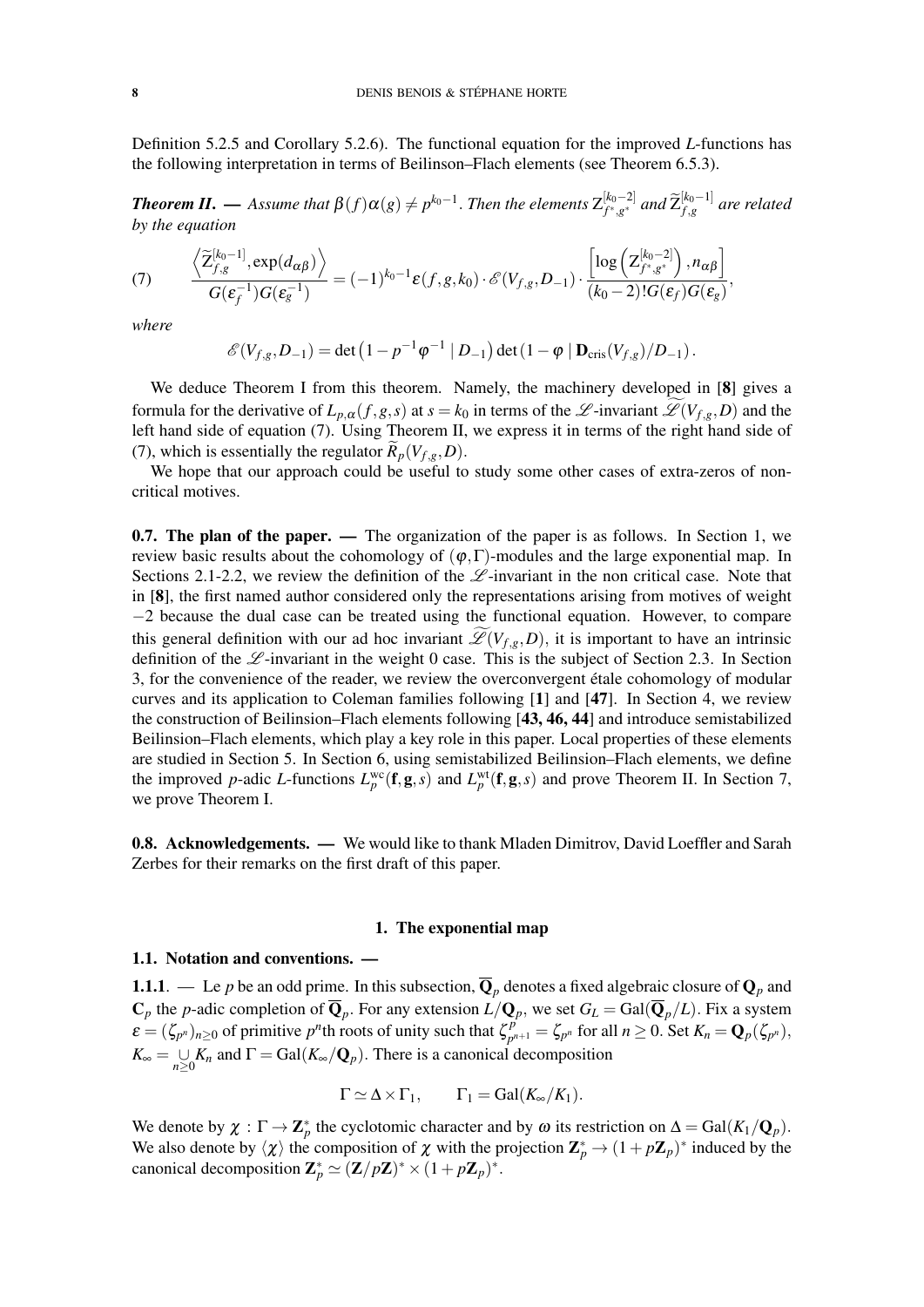Definition 5.2.5 and Corollary 5.2.6). The functional equation for the improved $L$-functions has the following interpretation in terms of Beilinson–Flach elements (see Theorem 6.5.3).

***Theorem II.*** — *Assume that $\beta(f)\alpha(g) \neq p^{k_0-1}$. Then the elements $\mathrm{Z}^{[k_0-2]}_{f^*,g^*}$ and $\widetilde{\mathrm{Z}}^{[k_0-1]}_{f,g}$ are related by the equation*

$$
\frac{\left\langle \widetilde{\mathrm{Z}}^{[k_0-1]}_{f,g}, \exp(d_{\alpha\beta}) \right\rangle}{G(\varepsilon_f^{-1})G(\varepsilon_g^{-1})} = (-1)^{k_0-1}\varepsilon(f,g,k_0)\cdot \mathscr{E}(V_{f,g},D_{-1})\cdot \frac{\left[\log\left(\mathrm{Z}^{[k_0-2]}_{f^*,g^*}\right), n_{\alpha\beta}\right]}{(k_0-2)!G(\varepsilon_f)G(\varepsilon_g)}, \tag{7}
$$

*where*

$$
\mathscr{E}(V_{f,g},D_{-1}) = \det\left(1-p^{-1}\varphi^{-1} \mid D_{-1}\right)\det\left(1-\varphi \mid \mathbf{D}_{\mathrm{cris}}(V_{f,g})/D_{-1}\right).
$$

We deduce Theorem I from this theorem. Namely, the machinery developed in [**8**] gives a formula for the derivative of $L_{p,\alpha}(f,g,s)$ at $s=k_0$ in terms of the $\mathscr{L}$-invariant $\widetilde{\mathscr{L}}(V_{f,g},D)$ and the left hand side of equation (7). Using Theorem II, we express it in terms of the right hand side of (7), which is essentially the regulator $\widetilde{R}_p(V_{f,g},D)$.

We hope that our approach could be useful to study some other cases of extra-zeros of non-critical motives.

**0.7. The plan of the paper.** — The organization of the paper is as follows. In Section 1, we review basic results about the cohomology of $(\varphi,\Gamma)$-modules and the large exponential map. In Sections 2.1-2.2, we review the definition of the $\mathscr{L}$-invariant in the non critical case. Note that in [**8**], the first named author considered only the representations arising from motives of weight $-2$ because the dual case can be treated using the functional equation. However, to compare this general definition with our ad hoc invariant $\widetilde{\mathscr{L}}(V_{f,g},D)$, it is important to have an intrinsic definition of the $\mathscr{L}$-invariant in the weight 0 case. This is the subject of Section 2.3. In Section 3, for the convenience of the reader, we review the overconvergent étale cohomology of modular curves and its application to Coleman families following [**1**] and [**47**]. In Section 4, we review the construction of Beilinson–Flach elements following [**43, 46, 44**] and introduce semistabilized Beilinson–Flach elements, which play a key role in this paper. Local properties of these elements are studied in Section 5. In Section 6, using semistabilized Beilinson–Flach elements, we define the improved $p$-adic $L$-functions $L_p^{\mathrm{wc}}(\mathbf{f},\mathbf{g},s)$ and $L_p^{\mathrm{wt}}(\mathbf{f},\mathbf{g},s)$ and prove Theorem II. In Section 7, we prove Theorem I.

**0.8. Acknowledgements.** — We would like to thank Mladen Dimitrov, David Loeffler and Sarah Zerbes for their remarks on the first draft of this paper.

## 1. The exponential map

### 1.1. Notation and conventions. —

**1.1.1**. — Le $p$ be an odd prime. In this subsection, $\overline{\mathbf{Q}}_p$ denotes a fixed algebraic closure of $\mathbf{Q}_p$ and $\mathbf{C}_p$ the $p$-adic completion of $\overline{\mathbf{Q}}_p$. For any extension $L/\mathbf{Q}_p$, we set $G_L = \mathrm{Gal}(\overline{\mathbf{Q}}_p/L)$. Fix a system $\varepsilon = (\zeta_{p^n})_{n\geq 0}$ of primitive $p^n$th roots of unity such that $\zeta_{p^{n+1}}^p = \zeta_{p^n}$ for all $n\geq 0$. Set $K_n = \mathbf{Q}_p(\zeta_{p^n})$, $K_\infty = \underset{n\geq 0}{\cup} K_n$ and $\Gamma = \mathrm{Gal}(K_\infty/\mathbf{Q}_p)$. There is a canonical decomposition

$$
\Gamma \simeq \Delta\times\Gamma_1, \qquad \Gamma_1 = \mathrm{Gal}(K_\infty/K_1).
$$

We denote by $\chi : \Gamma \to \mathbf{Z}_p^*$ the cyclotomic character and by $\omega$ its restriction on $\Delta = \mathrm{Gal}(K_1/\mathbf{Q}_p)$. We also denote by $\langle\chi\rangle$ the composition of $\chi$ with the projection $\mathbf{Z}_p^* \to (1+p\mathbf{Z}_p)^*$ induced by the canonical decomposition $\mathbf{Z}_p^* \simeq (\mathbf{Z}/p\mathbf{Z})^*\times(1+p\mathbf{Z}_p)^*$.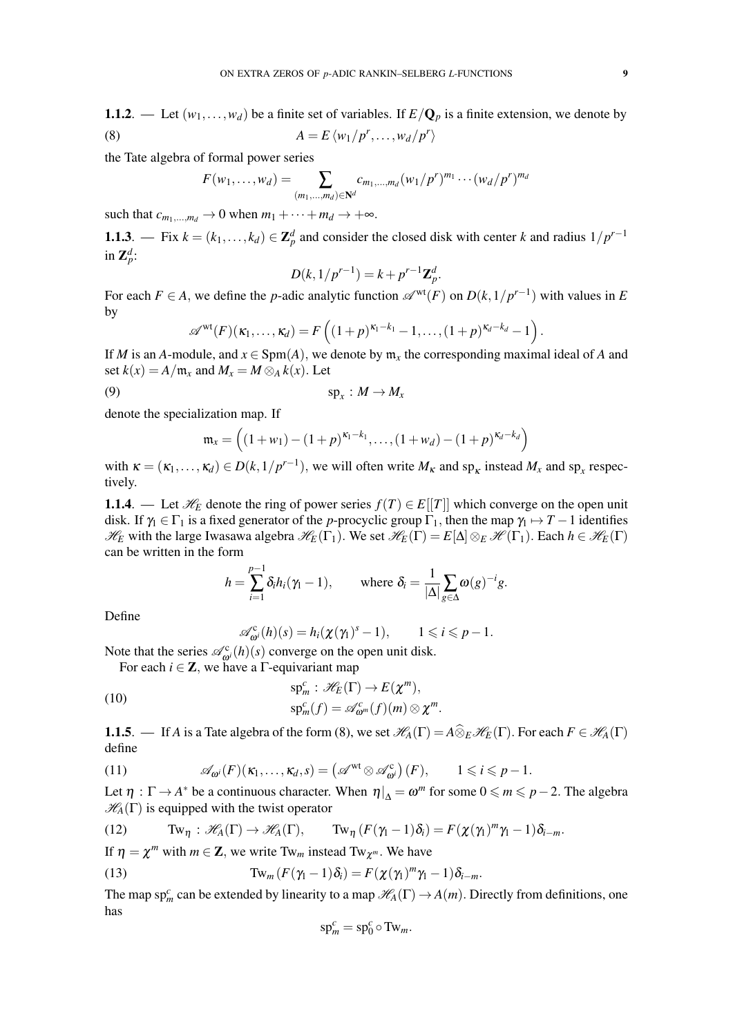**1.1.2**. — Let $(w_1, \dots, w_d)$ be a finite set of variables. If $E/\mathbf{Q}_p$ is a finite extension, we denote by

$$A = E\left\langle w_1/p^r, \dots, w_d/p^r \right\rangle \tag{8}$$

the Tate algebra of formal power series

$$F(w_1, \dots, w_d) = \sum_{(m_1, \dots, m_d) \in \mathbf{N}^d} c_{m_1, \dots, m_d} (w_1/p^r)^{m_1} \cdots (w_d/p^r)^{m_d}$$

such that $c_{m_1, \dots, m_d} \to 0$ when $m_1 + \cdots + m_d \to +\infty$.

**1.1.3**. — Fix $k = (k_1, \dots, k_d) \in \mathbf{Z}_p^d$ and consider the closed disk with center $k$ and radius $1/p^{r-1}$ in $\mathbf{Z}_p^d$:

$$D(k, 1/p^{r-1}) = k + p^{r-1}\mathbf{Z}_p^d.$$

For each $F \in A$, we define the $p$-adic analytic function $\mathscr{A}^{\mathrm{wt}}(F)$ on $D(k, 1/p^{r-1})$ with values in $E$ by

$$\mathscr{A}^{\mathrm{wt}}(F)(\kappa_1, \dots, \kappa_d) = F\left((1+p)^{\kappa_1 - k_1} - 1, \dots, (1+p)^{\kappa_d - k_d} - 1\right).$$

If $M$ is an $A$-module, and $x \in \mathrm{Spm}(A)$, we denote by $\mathfrak{m}_x$ the corresponding maximal ideal of $A$ and set $k(x) = A/\mathfrak{m}_x$ and $M_x = M \otimes_A k(x)$. Let

$$\mathrm{sp}_x : M \to M_x \tag{9}$$

denote the specialization map. If

$$\mathfrak{m}_x = \left((1+w_1) - (1+p)^{\kappa_1 - k_1}, \dots, (1+w_d) - (1+p)^{\kappa_d - k_d}\right)$$

with $\kappa = (\kappa_1, \dots, \kappa_d) \in D(k, 1/p^{r-1})$, we will often write $M_\kappa$ and $\mathrm{sp}_\kappa$ instead $M_x$ and $\mathrm{sp}_x$ respectively.

**1.1.4**. — Let $\mathscr{H}_E$ denote the ring of power series $f(T) \in E[[T]]$ which converge on the open unit disk. If $\gamma_1 \in \Gamma_1$ is a fixed generator of the $p$-procyclic group $\Gamma_1$, then the map $\gamma_1 \mapsto T - 1$ identifies $\mathscr{H}_E$ with the large Iwasawa algebra $\mathscr{H}_E(\Gamma_1)$. We set $\mathscr{H}_E(\Gamma) = E[\Delta] \otimes_E \mathscr{H}(\Gamma_1)$. Each $h \in \mathscr{H}_E(\Gamma)$ can be written in the form

$$h = \sum_{i=1}^{p-1} \delta_i h_i(\gamma_1 - 1), \qquad \text{where } \delta_i = \frac{1}{|\Delta|} \sum_{g \in \Delta} \omega(g)^{-i} g.$$

Define

$$\mathscr{A}^{\mathrm{c}}_{\omega^i}(h)(s) = h_i(\chi(\gamma_1)^s - 1), \qquad 1 \leqslant i \leqslant p-1.$$

Note that the series $\mathscr{A}^{\mathrm{c}}_{\omega^i}(h)(s)$ converge on the open unit disk.

For each $i \in \mathbf{Z}$, we have a $\Gamma$-equivariant map

$$\begin{aligned} &\mathrm{sp}^c_m : \mathscr{H}_E(\Gamma) \to E(\chi^m), \\ &\mathrm{sp}^c_m(f) = \mathscr{A}^{\mathrm{c}}_{\omega^m}(f)(m) \otimes \chi^m. \end{aligned} \tag{10}$$

**1.1.5**. — If $A$ is a Tate algebra of the form (8), we set $\mathscr{H}_A(\Gamma) = A \widehat{\otimes}_E \mathscr{H}_E(\Gamma)$. For each $F \in \mathscr{H}_A(\Gamma)$ define

$$\mathscr{A}_{\omega^i}(F)(\kappa_1, \dots, \kappa_d, s) = \left(\mathscr{A}^{\mathrm{wt}} \otimes \mathscr{A}^{\mathrm{c}}_{\omega^i}\right)(F), \qquad 1 \leqslant i \leqslant p-1. \tag{11}$$

Let $\eta : \Gamma \to A^*$ be a continuous character. When $\eta|_\Delta = \omega^m$ for some $0 \leqslant m \leqslant p-2$. The algebra $\mathscr{H}_A(\Gamma)$ is equipped with the twist operator

$$\mathrm{Tw}_\eta : \mathscr{H}_A(\Gamma) \to \mathscr{H}_A(\Gamma), \qquad \mathrm{Tw}_\eta\left(F(\gamma_1 - 1)\delta_i\right) = F(\chi(\gamma_1)^m \gamma_1 - 1)\delta_{i-m}. \tag{12}$$

If $\eta = \chi^m$ with $m \in \mathbf{Z}$, we write $\mathrm{Tw}_m$ instead $\mathrm{Tw}_{\chi^m}$. We have

$$\mathrm{Tw}_m\left(F(\gamma_1 - 1)\delta_i\right) = F(\chi(\gamma_1)^m \gamma_1 - 1)\delta_{i-m}. \tag{13}$$

The map $\mathrm{sp}^c_m$ can be extended by linearity to a map $\mathscr{H}_A(\Gamma) \to A(m)$. Directly from definitions, one has

$$\mathrm{sp}^c_m = \mathrm{sp}^c_0 \circ \mathrm{Tw}_m.$$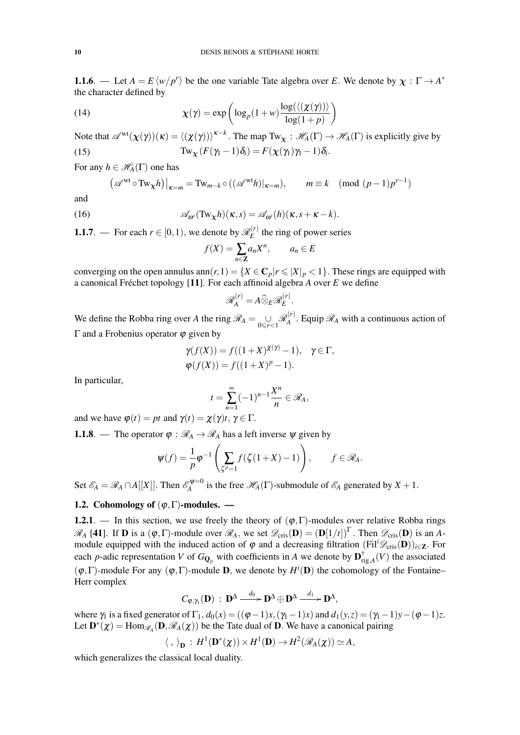**1.1.6**. — Let $A = E\langle w/p^r \rangle$ be the one variable Tate algebra over $E$. We denote by $\chi : \Gamma \to A^*$ the character defined by

$$\chi(\gamma) = \exp\left(\log_p(1+w)\frac{\log(\langle\langle \chi(\gamma)\rangle\rangle)}{\log(1+p)}\right) \tag{14}$$

Note that $\mathscr{A}^{\mathrm{wt}}(\chi(\gamma))(\kappa) = \langle\langle \chi(\gamma)\rangle\rangle^{\kappa-k}$. The map $\mathrm{Tw}_\chi : \mathscr{H}_A(\Gamma) \to \mathscr{H}_A(\Gamma)$ is explicitly give by

$$\mathrm{Tw}_\chi(F(\gamma_1 - 1)\delta_i) = F(\chi(\gamma_1)\gamma_1 - 1)\delta_i. \tag{15}$$

For any $h \in \mathscr{H}_A(\Gamma)$ one has

$$\left(\mathscr{A}^{\mathrm{wt}} \circ \mathrm{Tw}_\chi h\right)\big|_{\kappa=m} = \mathrm{Tw}_{m-k} \circ ((\mathscr{A}^{\mathrm{wt}} h)|_{\kappa=m}), \qquad m \equiv k \pmod{(p-1)p^{r-1}}$$

and

$$\mathscr{A}_{\omega^i}(\mathrm{Tw}_\chi h)(\kappa, s) = \mathscr{A}_{\omega^i}(h)(\kappa, s + \kappa - k). \tag{16}$$

**1.1.7**. — For each $r \in [0,1)$, we denote by $\mathscr{R}_E^{(r)}$ the ring of power series

$$f(X) = \sum_{n \in \mathbf{Z}} a_n X^n, \qquad a_n \in E$$

converging on the open annulus $\mathrm{ann}(r,1) = \{X \in \mathbf{C}_p | r \leqslant |X|_p < 1\}$. These rings are equipped with a canonical Fréchet topology [11]. For each affinoid algebra $A$ over $E$ we define

$$\mathscr{R}_A^{(r)} = A \widehat{\otimes}_E \mathscr{R}_E^{(r)}.$$

We define the Robba ring over $A$ the ring $\mathscr{R}_A = \underset{0 \leqslant r < 1}{\cup} \mathscr{R}_A^{(r)}$. Equip $\mathscr{R}_A$ with a continuous action of $\Gamma$ and a Frobenius operator $\varphi$ given by

$$\gamma(f(X)) = f((1+X)^{\chi(\gamma)} - 1), \quad \gamma \in \Gamma,$$
$$\varphi(f(X)) = f((1+X)^p - 1).$$

In particular,

$$t = \sum_{n=1}^{\infty} (-1)^{n-1} \frac{X^n}{n} \in \mathscr{R}_A,$$

and we have $\varphi(t) = pt$ and $\gamma(t) = \chi(\gamma)t$, $\gamma \in \Gamma$.

**1.1.8**. — The operator $\varphi : \mathscr{R}_A \to \mathscr{R}_A$ has a left inverse $\psi$ given by

$$\psi(f) = \frac{1}{p}\varphi^{-1}\left(\sum_{\zeta^p = 1} f(\zeta(1+X) - 1)\right), \qquad f \in \mathscr{R}_A.$$

Set $\mathscr{E}_A = \mathscr{R}_A \cap A[[X]]$. Then $\mathscr{E}_A^{\psi=0}$ is the free $\mathscr{H}_A(\Gamma)$-submodule of $\mathscr{E}_A$ generated by $X+1$.

### 1.2. Cohomology of $(\varphi, \Gamma)$-modules. —

**1.2.1**. — In this section, we use freely the theory of $(\varphi,\Gamma)$-modules over relative Robba rings $\mathscr{R}_A$ [41]. If $\mathbf{D}$ is a $(\varphi,\Gamma)$-module over $\mathscr{R}_A$, we set $\mathscr{D}_{\mathrm{cris}}(\mathbf{D}) = (\mathbf{D}[1/t])^\Gamma$. Then $\mathscr{D}_{\mathrm{cris}}(\mathbf{D})$ is an $A$-module equipped with the induced action of $\varphi$ and a decreasing filtration $(\mathrm{Fil}^i \mathscr{D}_{\mathrm{cris}}(\mathbf{D}))_{i \in \mathbf{Z}}$. For each $p$-adic representation $V$ of $G_{\mathbf{Q}_p}$ with coefficients in $A$ we denote by $\mathbf{D}^\dagger_{\mathrm{rig},A}(V)$ the associated $(\varphi,\Gamma)$-module For any $(\varphi,\Gamma)$-module $\mathbf{D}$, we denote by $H^i(\mathbf{D})$ the cohomology of the Fontaine–Herr complex

$$C_{\varphi,\gamma_1}(\mathbf{D}) \,:\, \mathbf{D}^\Delta \xrightarrow{d_0} \mathbf{D}^\Delta \oplus \mathbf{D}^\Delta \xrightarrow{d_1} \mathbf{D}^\Delta,$$

where $\gamma_1$ is a fixed generator of $\Gamma_1$, $d_0(x) = ((\varphi-1)x, (\gamma_1-1)x)$ and $d_1(y,z) = (\gamma_1-1)y - (\varphi-1)z$. Let $\mathbf{D}^*(\chi) = \mathrm{Hom}_{\mathscr{R}_A}(\mathbf{D}, \mathscr{R}_A(\chi))$ be the Tate dual of $\mathbf{D}$. We have a canonical pairing

$$\langle\ ,\ \rangle_{\mathbf{D}} \,:\, H^1(\mathbf{D}^*(\chi)) \times H^1(\mathbf{D}) \to H^2(\mathscr{R}_A(\chi)) \simeq A,$$

which generalizes the classical local duality.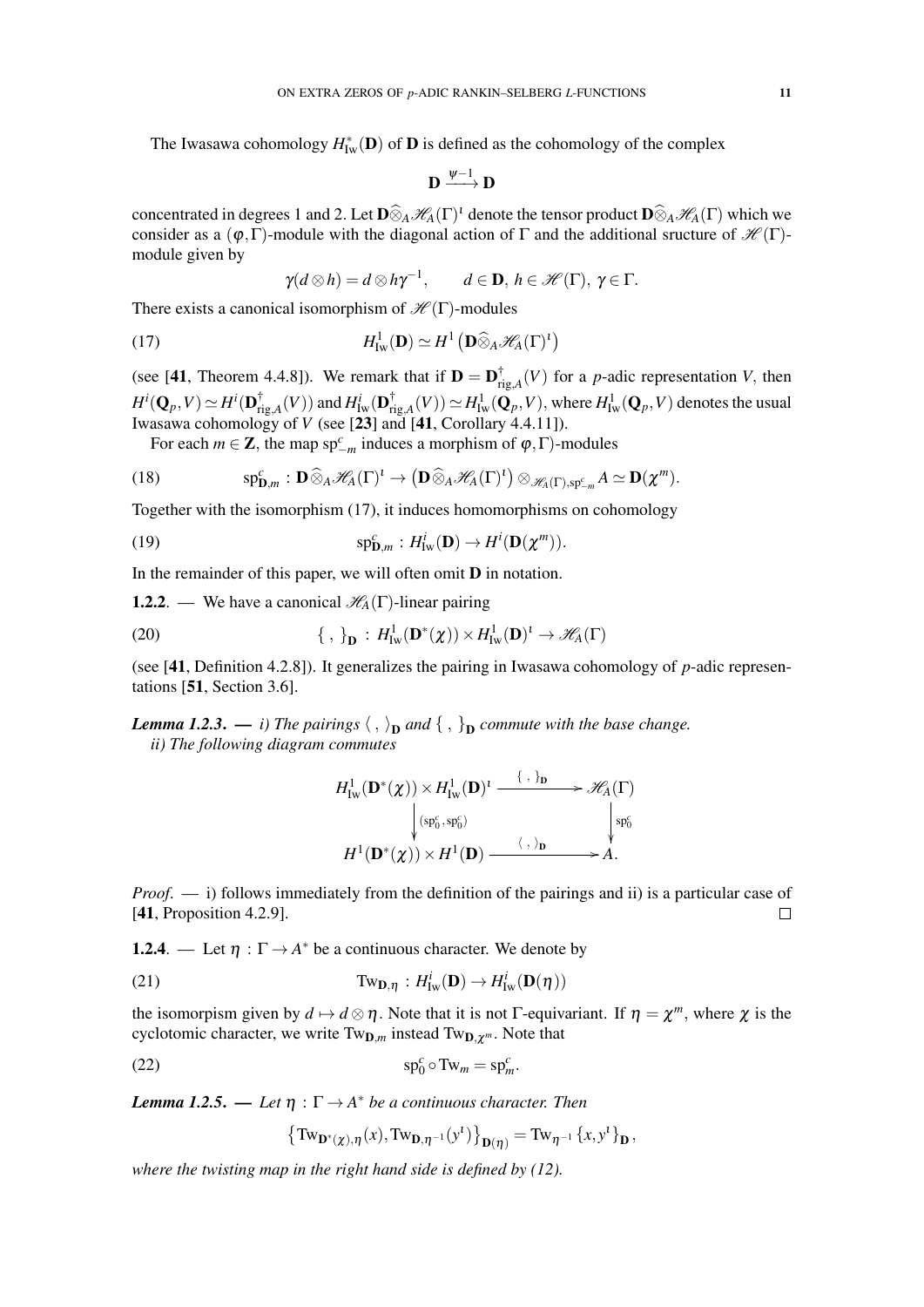The Iwasawa cohomology $H^*_{\mathrm{Iw}}(\mathbf{D})$ of $\mathbf{D}$ is defined as the cohomology of the complex

$$\mathbf{D} \xrightarrow{\psi-1} \mathbf{D}$$

concentrated in degrees 1 and 2. Let $\mathbf{D}\widehat{\otimes}_A \mathscr{H}_A(\Gamma)^\iota$ denote the tensor product $\mathbf{D}\widehat{\otimes}_A \mathscr{H}_A(\Gamma)$ which we consider as a $(\varphi,\Gamma)$-module with the diagonal action of $\Gamma$ and the additional sructure of $\mathscr{H}(\Gamma)$-module given by

$$\gamma(d\otimes h) = d\otimes h\gamma^{-1}, \qquad d\in \mathbf{D},\ h\in \mathscr{H}(\Gamma),\ \gamma\in\Gamma.$$

There exists a canonical isomorphism of $\mathscr{H}(\Gamma)$-modules

$$H^1_{\mathrm{Iw}}(\mathbf{D}) \simeq H^1\left(\mathbf{D}\widehat{\otimes}_A \mathscr{H}_A(\Gamma)^\iota\right) \tag{17}$$

(see [41, Theorem 4.4.8]). We remark that if $\mathbf{D} = \mathbf{D}^\dagger_{\mathrm{rig},A}(V)$ for a $p$-adic representation $V$, then $H^i(\mathbf{Q}_p,V)\simeq H^i(\mathbf{D}^\dagger_{\mathrm{rig},A}(V))$ and $H^i_{\mathrm{Iw}}(\mathbf{D}^\dagger_{\mathrm{rig},A}(V))\simeq H^1_{\mathrm{Iw}}(\mathbf{Q}_p,V)$, where $H^1_{\mathrm{Iw}}(\mathbf{Q}_p,V)$ denotes the usual Iwasawa cohomology of $V$ (see [23] and [41, Corollary 4.4.11]).

For each $m\in\mathbf{Z}$, the map $\mathrm{sp}^c_{-m}$ induces a morphism of $\varphi,\Gamma$)-modules

$$\mathrm{sp}^c_{\mathbf{D},m} : \mathbf{D}\widehat{\otimes}_A \mathscr{H}_A(\Gamma)^\iota \to \left(\mathbf{D}\widehat{\otimes}_A \mathscr{H}_A(\Gamma)^\iota\right)\otimes_{\mathscr{H}_A(\Gamma),\mathrm{sp}^c_{-m}} A \simeq \mathbf{D}(\chi^m). \tag{18}$$

Together with the isomorphism (17), it induces homomorphisms on cohomology

$$\mathrm{sp}^c_{\mathbf{D},m} : H^i_{\mathrm{Iw}}(\mathbf{D}) \to H^i(\mathbf{D}(\chi^m)). \tag{19}$$

In the remainder of this paper, we will often omit $\mathbf{D}$ in notation.

**1.2.2**. — We have a canonical $\mathscr{H}_A(\Gamma)$-linear pairing

$$\{\ ,\ \}_{\mathbf{D}} : H^1_{\mathrm{Iw}}(\mathbf{D}^*(\chi))\times H^1_{\mathrm{Iw}}(\mathbf{D})^\iota \to \mathscr{H}_A(\Gamma) \tag{20}$$

(see [41, Definition 4.2.8]). It generalizes the pairing in Iwasawa cohomology of $p$-adic representations [51, Section 3.6].

***Lemma 1.2.3***. — *i) The pairings $\langle\ ,\ \rangle_{\mathbf{D}}$ and $\{\ ,\ \}_{\mathbf{D}}$ commute with the base change.*
*ii) The following diagram commutes*

$$\begin{array}{ccc}
H^1_{\mathrm{Iw}}(\mathbf{D}^*(\chi))\times H^1_{\mathrm{Iw}}(\mathbf{D})^\iota & \xrightarrow{\{\ ,\ \}_{\mathbf{D}}} & \mathscr{H}_A(\Gamma) \\
\Big\downarrow {\scriptstyle (\mathrm{sp}^c_0,\,\mathrm{sp}^c_0)} & & \Big\downarrow {\scriptstyle \mathrm{sp}^c_0} \\
H^1(\mathbf{D}^*(\chi))\times H^1(\mathbf{D}) & \xrightarrow{\langle\ ,\ \rangle_{\mathbf{D}}} & A.
\end{array}$$

*Proof*. — i) follows immediately from the definition of the pairings and ii) is a particular case of [41, Proposition 4.2.9]. □

**1.2.4**. — Let $\eta : \Gamma\to A^*$ be a continuous character. We denote by

$$\mathrm{Tw}_{\mathbf{D},\eta} : H^i_{\mathrm{Iw}}(\mathbf{D}) \to H^i_{\mathrm{Iw}}(\mathbf{D}(\eta)) \tag{21}$$

the isomorpism given by $d\mapsto d\otimes\eta$. Note that it is not $\Gamma$-equivariant. If $\eta=\chi^m$, where $\chi$ is the cyclotomic character, we write $\mathrm{Tw}_{\mathbf{D},m}$ instead $\mathrm{Tw}_{\mathbf{D},\chi^m}$. Note that

$$\mathrm{sp}^c_0\circ \mathrm{Tw}_m = \mathrm{sp}^c_m. \tag{22}$$

***Lemma 1.2.5***. — *Let $\eta : \Gamma\to A^*$ be a continuous character. Then*

$$\left\{\mathrm{Tw}_{\mathbf{D}^*(\chi),\eta}(x), \mathrm{Tw}_{\mathbf{D},\eta^{-1}}(y^\iota)\right\}_{\mathbf{D}(\eta)} = \mathrm{Tw}_{\eta^{-1}}\left\{x,y^\iota\right\}_{\mathbf{D}},$$

*where the twisting map in the right hand side is defined by (12).*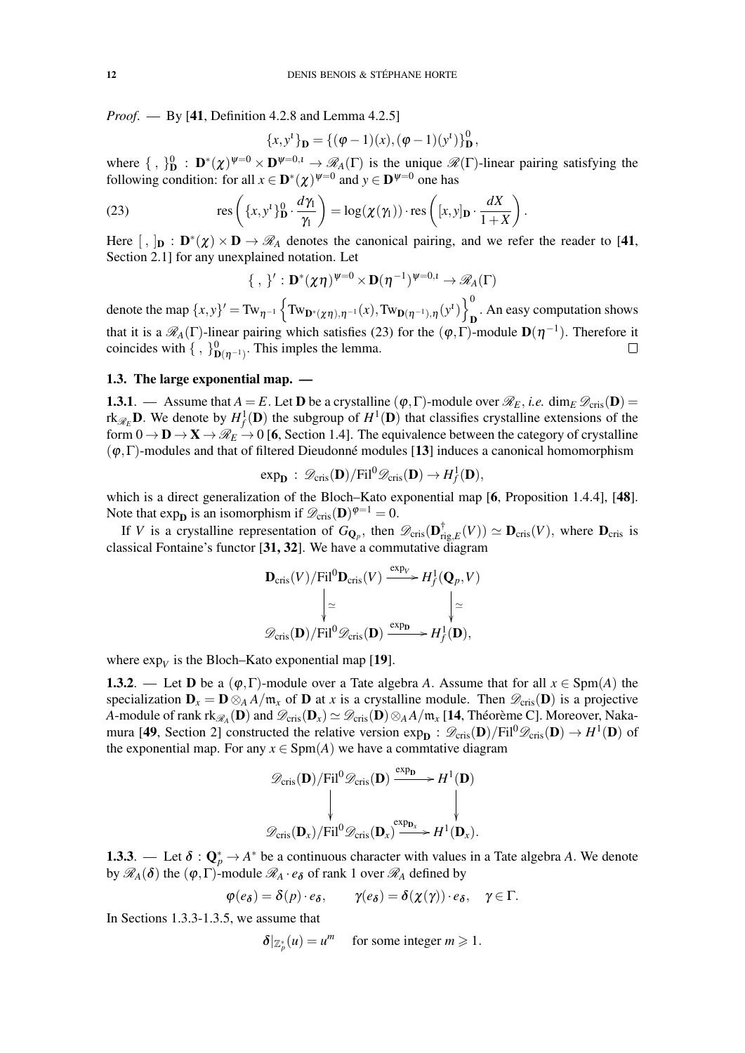*Proof.* — By [**41**, Definition 4.2.8 and Lemma 4.2.5]

$$\{x, y^\iota\}_{\mathbf{D}} = \{(\varphi - 1)(x), (\varphi - 1)(y^\iota)\}^0_{\mathbf{D}},$$

where $\{\ ,\ \}^0_{\mathbf{D}} : \mathbf{D}^*(\chi)^{\psi=0} \times \mathbf{D}^{\psi=0,\iota} \to \mathscr{R}_A(\Gamma)$ is the unique $\mathscr{R}(\Gamma)$-linear pairing satisfying the following condition: for all $x \in \mathbf{D}^*(\chi)^{\psi=0}$ and $y \in \mathbf{D}^{\psi=0}$ one has

$$\operatorname{res}\left(\{x, y^\iota\}^0_{\mathbf{D}} \cdot \frac{d\gamma_1}{\gamma_1}\right) = \log(\chi(\gamma_1)) \cdot \operatorname{res}\left([x, y]_{\mathbf{D}} \cdot \frac{dX}{1+X}\right). \tag{23}$$

Here $[\ ,\ ]_{\mathbf{D}} : \mathbf{D}^*(\chi) \times \mathbf{D} \to \mathscr{R}_A$ denotes the canonical pairing, and we refer the reader to [**41**, Section 2.1] for any unexplained notation. Let

$$\{\ ,\ \}' : \mathbf{D}^*(\chi\eta)^{\psi=0} \times \mathbf{D}(\eta^{-1})^{\psi=0,\iota} \to \mathscr{R}_A(\Gamma)$$

denote the map $\{x, y\}' = \mathrm{Tw}_{\eta^{-1}}\left\{\mathrm{Tw}_{\mathbf{D}^*(\chi\eta),\eta^{-1}}(x), \mathrm{Tw}_{\mathbf{D}(\eta^{-1}),\eta}(y^\iota)\right\}^0_{\mathbf{D}}$. An easy computation shows that it is a $\mathscr{R}_A(\Gamma)$-linear pairing which satisfies (23) for the $(\varphi,\Gamma)$-module $\mathbf{D}(\eta^{-1})$. Therefore it coincides with $\{\ ,\ \}^0_{\mathbf{D}(\eta^{-1})}$. This imples the lemma. $\square$

### 1.3. The large exponential map. —

**1.3.1**. — Assume that $A = E$. Let $\mathbf{D}$ be a crystalline $(\varphi,\Gamma)$-module over $\mathscr{R}_E$, *i.e.* $\dim_E \mathscr{D}_{\mathrm{cris}}(\mathbf{D}) = \mathrm{rk}_{\mathscr{R}_E}\mathbf{D}$. We denote by $H^1_f(\mathbf{D})$ the subgroup of $H^1(\mathbf{D})$ that classifies crystalline extensions of the form $0 \to \mathbf{D} \to \mathbf{X} \to \mathscr{R}_E \to 0$ [**6**, Section 1.4]. The equivalence between the category of crystalline $(\varphi,\Gamma)$-modules and that of filtered Dieudonné modules [**13**] induces a canonical homomorphism

$$\exp_{\mathbf{D}} : \mathscr{D}_{\mathrm{cris}}(\mathbf{D})/\mathrm{Fil}^0\mathscr{D}_{\mathrm{cris}}(\mathbf{D}) \to H^1_f(\mathbf{D}),$$

which is a direct generalization of the Bloch–Kato exponential map [**6**, Proposition 1.4.4], [**48**]. Note that $\exp_{\mathbf{D}}$ is an isomorphism if $\mathscr{D}_{\mathrm{cris}}(\mathbf{D})^{\varphi=1} = 0$.

If $V$ is a crystalline representation of $G_{\mathbf{Q}_p}$, then $\mathscr{D}_{\mathrm{cris}}(\mathbf{D}^\dagger_{\mathrm{rig},E}(V)) \simeq \mathbf{D}_{\mathrm{cris}}(V)$, where $\mathbf{D}_{\mathrm{cris}}$ is classical Fontaine's functor [**31, 32**]. We have a commutative diagram

$$\begin{array}{ccc}
\mathbf{D}_{\mathrm{cris}}(V)/\mathrm{Fil}^0\mathbf{D}_{\mathrm{cris}}(V) & \xrightarrow{\exp_V} & H^1_f(\mathbf{Q}_p, V) \\
\downarrow \simeq & & \downarrow \simeq \\
\mathscr{D}_{\mathrm{cris}}(\mathbf{D})/\mathrm{Fil}^0\mathscr{D}_{\mathrm{cris}}(\mathbf{D}) & \xrightarrow{\exp_{\mathbf{D}}} & H^1_f(\mathbf{D}),
\end{array}$$

where $\exp_V$ is the Bloch–Kato exponential map [**19**].

**1.3.2**. — Let $\mathbf{D}$ be a $(\varphi,\Gamma)$-module over a Tate algebra $A$. Assume that for all $x \in \mathrm{Spm}(A)$ the specialization $\mathbf{D}_x = \mathbf{D} \otimes_A A/\mathfrak{m}_x$ of $\mathbf{D}$ at $x$ is a crystalline module. Then $\mathscr{D}_{\mathrm{cris}}(\mathbf{D})$ is a projective $A$-module of rank $\mathrm{rk}_{\mathscr{R}_A}(\mathbf{D})$ and $\mathscr{D}_{\mathrm{cris}}(\mathbf{D}_x) \simeq \mathscr{D}_{\mathrm{cris}}(\mathbf{D}) \otimes_A A/\mathfrak{m}_x$ [**14**, Théorème C]. Moreover, Nakamura [**49**, Section 2] constructed the relative version $\exp_{\mathbf{D}} : \mathscr{D}_{\mathrm{cris}}(\mathbf{D})/\mathrm{Fil}^0\mathscr{D}_{\mathrm{cris}}(\mathbf{D}) \to H^1(\mathbf{D})$ of the exponential map. For any $x \in \mathrm{Spm}(A)$ we have a commtative diagram

$$\begin{array}{ccc}
\mathscr{D}_{\mathrm{cris}}(\mathbf{D})/\mathrm{Fil}^0\mathscr{D}_{\mathrm{cris}}(\mathbf{D}) & \xrightarrow{\exp_{\mathbf{D}}} & H^1(\mathbf{D}) \\
\downarrow & & \downarrow \\
\mathscr{D}_{\mathrm{cris}}(\mathbf{D}_x)/\mathrm{Fil}^0\mathscr{D}_{\mathrm{cris}}(\mathbf{D}_x) & \xrightarrow{\exp_{\mathbf{D}_x}} & H^1(\mathbf{D}_x).
\end{array}$$

**1.3.3**. — Let $\delta : \mathbf{Q}_p^* \to A^*$ be a continuous character with values in a Tate algebra $A$. We denote by $\mathscr{R}_A(\delta)$ the $(\varphi,\Gamma)$-module $\mathscr{R}_A \cdot e_\delta$ of rank 1 over $\mathscr{R}_A$ defined by

$$\varphi(e_\delta) = \delta(p) \cdot e_\delta, \qquad \gamma(e_\delta) = \delta(\chi(\gamma)) \cdot e_\delta, \quad \gamma \in \Gamma.$$

In Sections 1.3.3-1.3.5, we assume that

$$\delta|_{\mathbb{Z}_p^*}(u) = u^m \quad \text{for some integer } m \geqslant 1.$$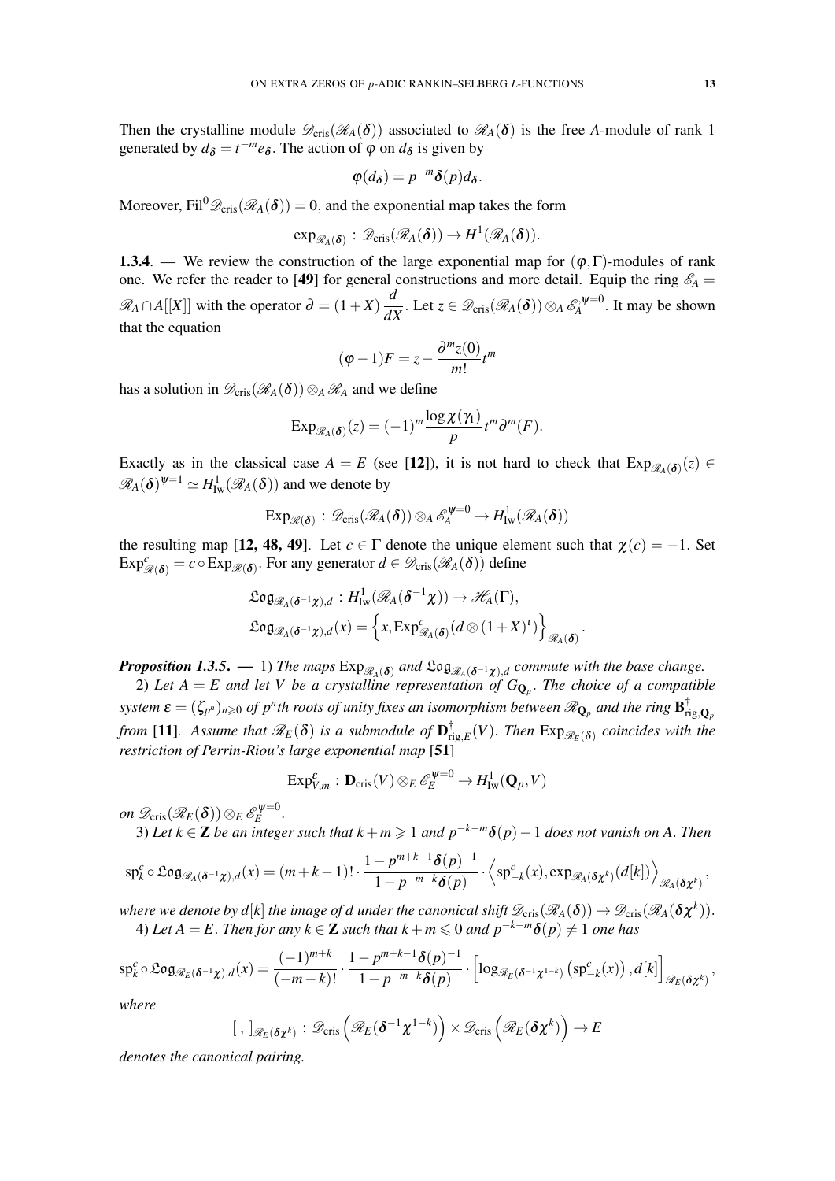Then the crystalline module $\mathscr{D}_{\mathrm{cris}}(\mathscr{R}_A(\delta))$ associated to $\mathscr{R}_A(\delta)$ is the free $A$-module of rank 1 generated by $d_\delta = t^{-m}e_\delta$. The action of $\varphi$ on $d_\delta$ is given by

$$\varphi(d_\delta) = p^{-m}\delta(p)d_\delta.$$

Moreover, $\mathrm{Fil}^0\mathscr{D}_{\mathrm{cris}}(\mathscr{R}_A(\delta)) = 0$, and the exponential map takes the form

$$\exp_{\mathscr{R}_A(\delta)} : \mathscr{D}_{\mathrm{cris}}(\mathscr{R}_A(\delta)) \to H^1(\mathscr{R}_A(\delta)).$$

**1.3.4**. — We review the construction of the large exponential map for $(\varphi,\Gamma)$-modules of rank one. We refer the reader to **[49]** for general constructions and more detail. Equip the ring $\mathscr{E}_A = \mathscr{R}_A \cap A[[X]]$ with the operator $\partial = (1+X)\dfrac{d}{dX}$. Let $z \in \mathscr{D}_{\mathrm{cris}}(\mathscr{R}_A(\delta)) \otimes_A \mathscr{E}_A^{\psi=0}$. It may be shown that the equation

$$(\varphi - 1)F = z - \frac{\partial^m z(0)}{m!}t^m$$

has a solution in $\mathscr{D}_{\mathrm{cris}}(\mathscr{R}_A(\delta)) \otimes_A \mathscr{R}_A$ and we define

$$\mathrm{Exp}_{\mathscr{R}_A(\delta)}(z) = (-1)^m \frac{\log \chi(\gamma_1)}{p} t^m \partial^m(F).$$

Exactly as in the classical case $A = E$ (see **[12]**), it is not hard to check that $\mathrm{Exp}_{\mathscr{R}_A(\delta)}(z) \in \mathscr{R}_A(\delta)^{\psi=1} \simeq H^1_{\mathrm{Iw}}(\mathscr{R}_A(\delta))$ and we denote by

$$\mathrm{Exp}_{\mathscr{R}(\delta)} : \mathscr{D}_{\mathrm{cris}}(\mathscr{R}_A(\delta)) \otimes_A \mathscr{E}_A^{\psi=0} \to H^1_{\mathrm{Iw}}(\mathscr{R}_A(\delta))$$

the resulting map **[12, 48, 49]**. Let $c \in \Gamma$ denote the unique element such that $\chi(c) = -1$. Set $\mathrm{Exp}^c_{\mathscr{R}(\delta)} = c \circ \mathrm{Exp}_{\mathscr{R}(\delta)}$. For any generator $d \in \mathscr{D}_{\mathrm{cris}}(\mathscr{R}_A(\delta))$ define

$$\begin{aligned}
&\mathfrak{Log}_{\mathscr{R}_A(\delta^{-1}\chi),d} : H^1_{\mathrm{Iw}}(\mathscr{R}_A(\delta^{-1}\chi)) \to \mathscr{H}_A(\Gamma),\\
&\mathfrak{Log}_{\mathscr{R}_A(\delta^{-1}\chi),d}(x) = \left\{x, \mathrm{Exp}^c_{\mathscr{R}_A(\delta)}(d \otimes (1+X)^1)\right\}_{\mathscr{R}_A(\delta)}.
\end{aligned}$$

***Proposition 1.3.5***. — *1) The maps $\mathrm{Exp}_{\mathscr{R}_A(\delta)}$ and $\mathfrak{Log}_{\mathscr{R}_A(\delta^{-1}\chi),d}$ commute with the base change.*

*2) Let $A = E$ and let $V$ be a crystalline representation of $G_{\mathbf{Q}_p}$. The choice of a compatible system $\varepsilon = (\zeta_{p^n})_{n \geqslant 0}$ of $p^n$th roots of unity fixes an isomorphism between $\mathscr{R}_{\mathbf{Q}_p}$ and the ring $\mathbf{B}^\dagger_{\mathrm{rig},\mathbf{Q}_p}$ from* **[11]**. *Assume that $\mathscr{R}_E(\delta)$ is a submodule of $\mathbf{D}^\dagger_{\mathrm{rig},E}(V)$. Then $\mathrm{Exp}_{\mathscr{R}_E(\delta)}$ coincides with the restriction of Perrin-Riou's large exponential map* **[51]**

$$\mathrm{Exp}^\varepsilon_{V,m} : \mathbf{D}_{\mathrm{cris}}(V) \otimes_E \mathscr{E}_E^{\psi=0} \to H^1_{\mathrm{Iw}}(\mathbf{Q}_p, V)$$

*on $\mathscr{D}_{\mathrm{cris}}(\mathscr{R}_E(\delta)) \otimes_E \mathscr{E}_E^{\psi=0}$.*

*3) Let $k \in \mathbf{Z}$ be an integer such that $k+m \geqslant 1$ and $p^{-k-m}\delta(p) - 1$ does not vanish on $A$. Then*

$$\mathrm{sp}^c_k \circ \mathfrak{Log}_{\mathscr{R}_A(\delta^{-1}\chi),d}(x) = (m+k-1)! \cdot \frac{1 - p^{m+k-1}\delta(p)^{-1}}{1 - p^{-m-k}\delta(p)} \cdot \left\langle \mathrm{sp}^c_{-k}(x), \exp_{\mathscr{R}_A(\delta\chi^k)}(d[k]) \right\rangle_{\mathscr{R}_A(\delta\chi^k)},$$

*where we denote by $d[k]$ the image of $d$ under the canonical shift $\mathscr{D}_{\mathrm{cris}}(\mathscr{R}_A(\delta)) \to \mathscr{D}_{\mathrm{cris}}(\mathscr{R}_A(\delta\chi^k))$.*

*4) Let $A = E$. Then for any $k \in \mathbf{Z}$ such that $k+m \leqslant 0$ and $p^{-k-m}\delta(p) \neq 1$ one has*

$$\mathrm{sp}^c_k \circ \mathfrak{Log}_{\mathscr{R}_E(\delta^{-1}\chi),d}(x) = \frac{(-1)^{m+k}}{(-m-k)!} \cdot \frac{1 - p^{m+k-1}\delta(p)^{-1}}{1 - p^{-m-k}\delta(p)} \cdot \left[\log_{\mathscr{R}_E(\delta^{-1}\chi^{1-k})}\left(\mathrm{sp}^c_{-k}(x)\right), d[k]\right]_{\mathscr{R}_E(\delta\chi^k)},$$

*where*

$$[\ ,\ ]_{\mathscr{R}_E(\delta\chi^k)} : \mathscr{D}_{\mathrm{cris}}\left(\mathscr{R}_E(\delta^{-1}\chi^{1-k})\right) \times \mathscr{D}_{\mathrm{cris}}\left(\mathscr{R}_E(\delta\chi^k)\right) \to E$$

*denotes the canonical pairing.*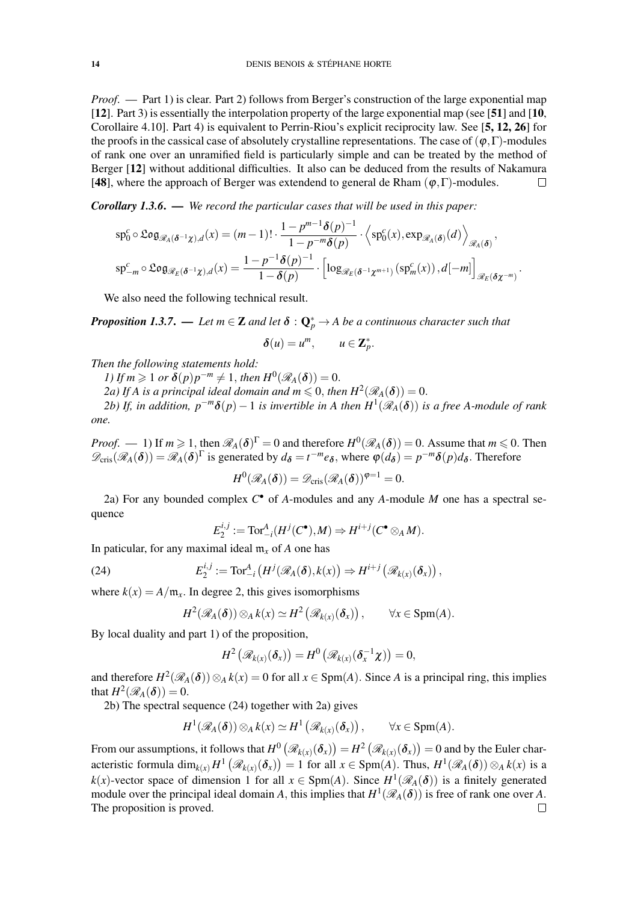*Proof*. — Part 1) is clear. Part 2) follows from Berger's construction of the large exponential map [**12**]. Part 3) is essentially the interpolation property of the large exponential map (see [**51**] and [**10**, Corollaire 4.10]. Part 4) is equivalent to Perrin-Riou's explicit reciprocity law. See [**5, 12, 26**] for the proofs in the cassical case of absolutely crystalline representations. The case of $(\varphi,\Gamma)$-modules of rank one over an unramified field is particularly simple and can be treated by the method of Berger [**12**] without additional difficulties. It also can be deduced from the results of Nakamura [**48**], where the approach of Berger was extendend to general de Rham $(\varphi,\Gamma)$-modules. □

***Corollary 1.3.6***. — *We record the particular cases that will be used in this paper:*

$$\mathrm{sp}_0^c\circ\mathfrak{Log}_{\mathscr{R}_A(\delta^{-1}\chi),d}(x)=(m-1)!\cdot\frac{1-p^{m-1}\delta(p)^{-1}}{1-p^{-m}\delta(p)}\cdot\left\langle \mathrm{sp}_0^c(x),\exp_{\mathscr{R}_A(\delta)}(d)\right\rangle_{\mathscr{R}_A(\delta)},$$

$$\mathrm{sp}_{-m}^c\circ\mathfrak{Log}_{\mathscr{R}_E(\delta^{-1}\chi),d}(x)=\frac{1-p^{-1}\delta(p)^{-1}}{1-\delta(p)}\cdot\left[\log_{\mathscr{R}_E(\delta^{-1}\chi^{m+1})}\left(\mathrm{sp}_m^c(x)\right),d[-m]\right]_{\mathscr{R}_E(\delta\chi^{-m})}.$$

We also need the following technical result.

***Proposition 1.3.7***. — *Let $m\in\mathbf{Z}$ and let $\delta:\mathbf{Q}_p^*\to A$ be a continuous character such that*

$$\delta(u)=u^m,\qquad u\in\mathbf{Z}_p^*.$$

*Then the following statements hold:*

*1) If $m\geqslant 1$ or $\delta(p)p^{-m}\neq 1$, then $H^0(\mathscr{R}_A(\delta))=0$.*

*2a) If $A$ is a principal ideal domain and $m\leqslant 0$, then $H^2(\mathscr{R}_A(\delta))=0$.*

*2b) If, in addition, $p^{-m}\delta(p)-1$ is invertible in $A$ then $H^1(\mathscr{R}_A(\delta))$ is a free $A$-module of rank one.*

*Proof*. — 1) If $m\geqslant 1$, then $\mathscr{R}_A(\delta)^\Gamma=0$ and therefore $H^0(\mathscr{R}_A(\delta))=0$. Assume that $m\leqslant 0$. Then $\mathscr{D}_{\mathrm{cris}}(\mathscr{R}_A(\delta))=\mathscr{R}_A(\delta)^\Gamma$ is generated by $d_\delta=t^{-m}e_\delta$, where $\varphi(d_\delta)=p^{-m}\delta(p)d_\delta$. Therefore

$$H^0(\mathscr{R}_A(\delta))=\mathscr{D}_{\mathrm{cris}}(\mathscr{R}_A(\delta))^{\varphi=1}=0.$$

2a) For any bounded complex $C^\bullet$ of $A$-modules and any $A$-module $M$ one has a spectral sequence

$$E_2^{i,j}:=\mathrm{Tor}_{-i}^A(H^j(C^\bullet),M)\Rightarrow H^{i+j}(C^\bullet\otimes_A M).$$

In paticular, for any maximal ideal $\mathfrak{m}_x$ of $A$ one has

$$E_2^{i,j}:=\mathrm{Tor}_{-i}^A\left(H^j(\mathscr{R}_A(\delta),k(x)\right)\Rightarrow H^{i+j}\left(\mathscr{R}_{k(x)}(\delta_x)\right),\tag{24}$$

where $k(x)=A/\mathfrak{m}_x$. In degree 2, this gives isomorphisms

$$H^2(\mathscr{R}_A(\delta))\otimes_A k(x)\simeq H^2\left(\mathscr{R}_{k(x)}(\delta_x)\right),\qquad\forall x\in\mathrm{Spm}(A).$$

By local duality and part 1) of the proposition,

$$H^2\left(\mathscr{R}_{k(x)}(\delta_x)\right)=H^0\left(\mathscr{R}_{k(x)}(\delta_x^{-1}\chi)\right)=0,$$

and therefore $H^2(\mathscr{R}_A(\delta))\otimes_A k(x)=0$ for all $x\in\mathrm{Spm}(A)$. Since $A$ is a principal ring, this implies that $H^2(\mathscr{R}_A(\delta))=0$.

2b) The spectral sequence (24) together with 2a) gives

$$H^1(\mathscr{R}_A(\delta))\otimes_A k(x)\simeq H^1\left(\mathscr{R}_{k(x)}(\delta_x)\right),\qquad\forall x\in\mathrm{Spm}(A).$$

From our assumptions, it follows that $H^0\left(\mathscr{R}_{k(x)}(\delta_x)\right)=H^2\left(\mathscr{R}_{k(x)}(\delta_x)\right)=0$ and by the Euler characteristic formula $\dim_{k(x)}H^1\left(\mathscr{R}_{k(x)}(\delta_x)\right)=1$ for all $x\in\mathrm{Spm}(A)$. Thus, $H^1(\mathscr{R}_A(\delta))\otimes_A k(x)$ is a $k(x)$-vector space of dimension 1 for all $x\in\mathrm{Spm}(A)$. Since $H^1(\mathscr{R}_A(\delta))$ is a finitely generated module over the principal ideal domain $A$, this implies that $H^1(\mathscr{R}_A(\delta))$ is free of rank one over $A$. The proposition is proved. □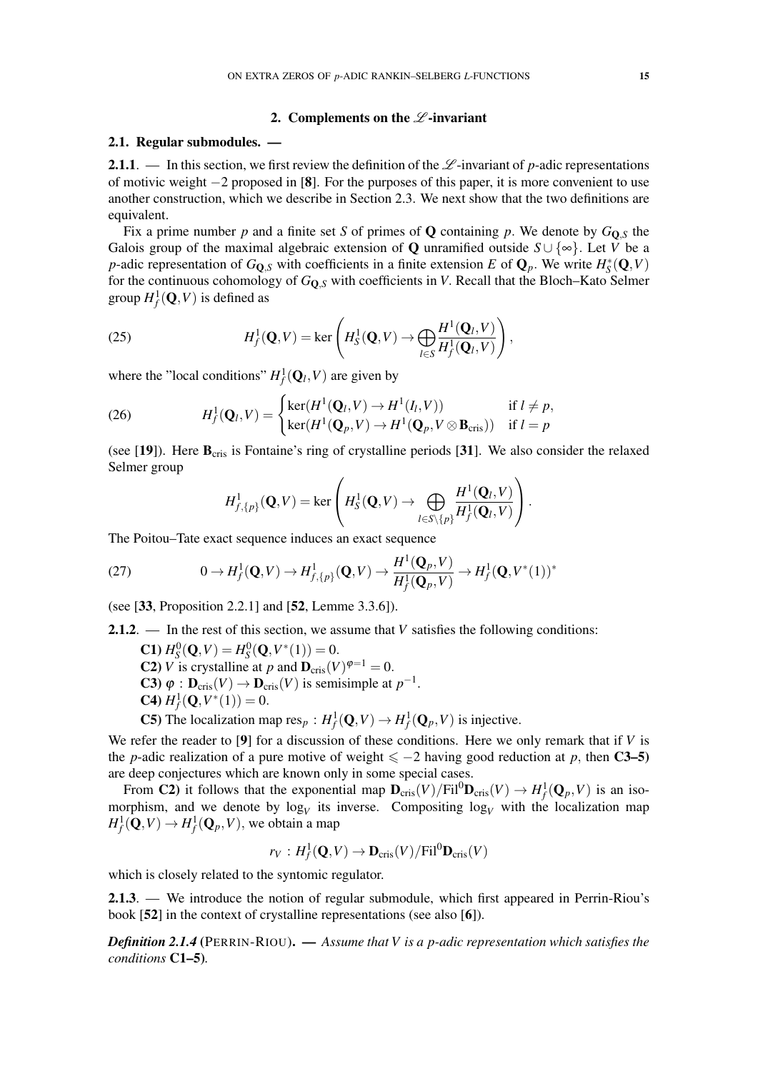## 2. Complements on the $\mathscr{L}$-invariant

### 2.1. Regular submodules. —

**2.1.1**. — In this section, we first review the definition of the $\mathscr{L}$-invariant of $p$-adic representations of motivic weight $-2$ proposed in [**8**]. For the purposes of this paper, it is more convenient to use another construction, which we describe in Section 2.3. We next show that the two definitions are equivalent.

Fix a prime number $p$ and a finite set $S$ of primes of $\mathbf{Q}$ containing $p$. We denote by $G_{\mathbf{Q},S}$ the Galois group of the maximal algebraic extension of $\mathbf{Q}$ unramified outside $S \cup \{\infty\}$. Let $V$ be a $p$-adic representation of $G_{\mathbf{Q},S}$ with coefficients in a finite extension $E$ of $\mathbf{Q}_p$. We write $H^*_S(\mathbf{Q}, V)$ for the continuous cohomology of $G_{\mathbf{Q},S}$ with coefficients in $V$. Recall that the Bloch–Kato Selmer group $H^1_f(\mathbf{Q}, V)$ is defined as

$$H^1_f(\mathbf{Q},V) = \ker\left(H^1_S(\mathbf{Q},V) \to \bigoplus_{l \in S} \frac{H^1(\mathbf{Q}_l,V)}{H^1_f(\mathbf{Q}_l,V)}\right), \tag{25}$$

where the "local conditions" $H^1_f(\mathbf{Q}_l, V)$ are given by

$$H^1_f(\mathbf{Q}_l,V) = \begin{cases} \ker(H^1(\mathbf{Q}_l,V) \to H^1(I_l,V)) & \text{if } l \neq p, \\ \ker(H^1(\mathbf{Q}_p,V) \to H^1(\mathbf{Q}_p, V \otimes \mathbf{B}_{\mathrm{cris}})) & \text{if } l = p \end{cases} \tag{26}$$

(see [**19**]). Here $\mathbf{B}_{\mathrm{cris}}$ is Fontaine's ring of crystalline periods [**31**]. We also consider the relaxed Selmer group

$$H^1_{f,\{p\}}(\mathbf{Q},V) = \ker\left(H^1_S(\mathbf{Q},V) \to \bigoplus_{l \in S\setminus\{p\}} \frac{H^1(\mathbf{Q}_l,V)}{H^1_f(\mathbf{Q}_l,V)}\right).$$

The Poitou–Tate exact sequence induces an exact sequence

$$0 \to H^1_f(\mathbf{Q},V) \to H^1_{f,\{p\}}(\mathbf{Q},V) \to \frac{H^1(\mathbf{Q}_p,V)}{H^1_f(\mathbf{Q}_p,V)} \to H^1_f(\mathbf{Q},V^*(1))^* \tag{27}$$

(see [**33**, Proposition 2.2.1] and [**52**, Lemme 3.3.6]).

**2.1.2**. — In the rest of this section, we assume that $V$ satisfies the following conditions:

**C1)** $H^0_S(\mathbf{Q},V) = H^0_S(\mathbf{Q},V^*(1)) = 0$.
**C2)** $V$ is crystalline at $p$ and $\mathbf{D}_{\mathrm{cris}}(V)^{\varphi=1} = 0$.
**C3)** $\varphi : \mathbf{D}_{\mathrm{cris}}(V) \to \mathbf{D}_{\mathrm{cris}}(V)$ is semisimple at $p^{-1}$.
**C4)** $H^1_f(\mathbf{Q},V^*(1)) = 0$.
**C5)** The localization map $\mathrm{res}_p : H^1_f(\mathbf{Q},V) \to H^1_f(\mathbf{Q}_p,V)$ is injective.

We refer the reader to [**9**] for a discussion of these conditions. Here we only remark that if $V$ is the $p$-adic realization of a pure motive of weight $\leqslant -2$ having good reduction at $p$, then **C3–5)** are deep conjectures which are known only in some special cases.

From **C2)** it follows that the exponential map $\mathbf{D}_{\mathrm{cris}}(V)/\mathrm{Fil}^0\mathbf{D}_{\mathrm{cris}}(V) \to H^1_f(\mathbf{Q}_p,V)$ is an isomorphism, and we denote by $\log_V$ its inverse. Compositing $\log_V$ with the localization map $H^1_f(\mathbf{Q},V) \to H^1_f(\mathbf{Q}_p,V)$, we obtain a map

$$r_V : H^1_f(\mathbf{Q},V) \to \mathbf{D}_{\mathrm{cris}}(V)/\mathrm{Fil}^0\mathbf{D}_{\mathrm{cris}}(V)$$

which is closely related to the syntomic regulator.

**2.1.3**. — We introduce the notion of regular submodule, which first appeared in Perrin-Riou's book [**52**] in the context of crystalline representations (see also [**6**]).

***Definition 2.1.4*** (PERRIN-RIOU). — *Assume that $V$ is a $p$-adic representation which satisfies the conditions* **C1–5)***.*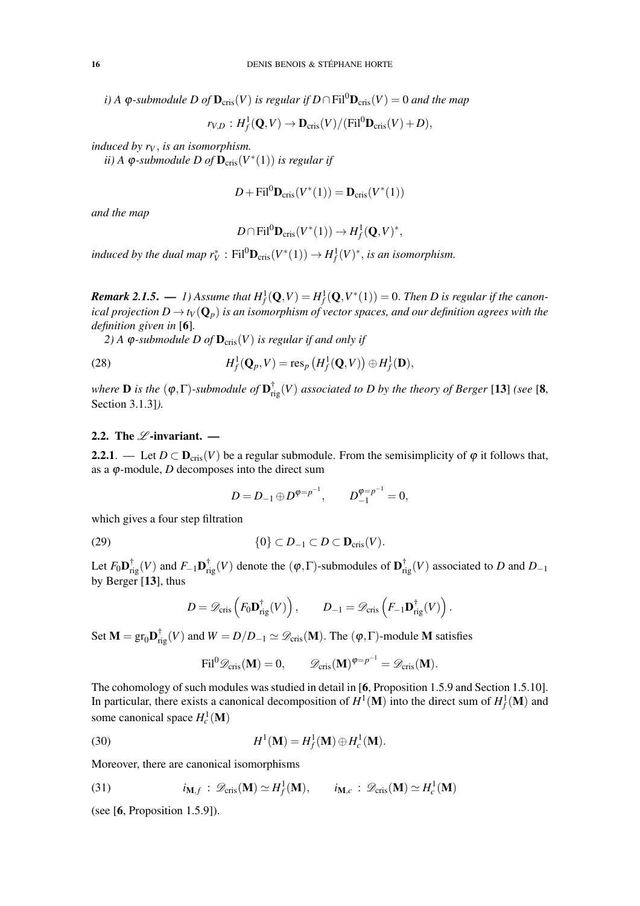*i) A $\varphi$-submodule $D$ of $\mathbf{D}_{\mathrm{cris}}(V)$ is regular if $D\cap \mathrm{Fil}^0\mathbf{D}_{\mathrm{cris}}(V)=0$ and the map*

$$r_{V,D}\,:\, H^1_f(\mathbf{Q},V)\to \mathbf{D}_{\mathrm{cris}}(V)/(\mathrm{Fil}^0\mathbf{D}_{\mathrm{cris}}(V)+D),$$

*induced by $r_V$, is an isomorphism.*

*ii) A $\varphi$-submodule $D$ of $\mathbf{D}_{\mathrm{cris}}(V^*(1))$ is regular if*

$$D+\mathrm{Fil}^0\mathbf{D}_{\mathrm{cris}}(V^*(1))=\mathbf{D}_{\mathrm{cris}}(V^*(1))$$

*and the map*

$$D\cap \mathrm{Fil}^0\mathbf{D}_{\mathrm{cris}}(V^*(1))\to H^1_f(\mathbf{Q},V)^*,$$

*induced by the dual map $r_V^*\,:\,\mathrm{Fil}^0\mathbf{D}_{\mathrm{cris}}(V^*(1))\to H^1_f(V)^*$, is an isomorphism.*

***Remark 2.1.5.*** — *1) Assume that $H^1_f(\mathbf{Q},V)=H^1_f(\mathbf{Q},V^*(1))=0$. Then $D$ is regular if the canonical projection $D\to t_V(\mathbf{Q}_p)$ is an isomorphism of vector spaces, and our definition agrees with the definition given in* [**6**].

*2) A $\varphi$-submodule $D$ of $\mathbf{D}_{\mathrm{cris}}(V)$ is regular if and only if*

$$H^1_f(\mathbf{Q}_p,V)=\mathrm{res}_p\left(H^1_f(\mathbf{Q},V)\right)\oplus H^1_f(\mathbf{D}), \tag{28}$$

*where $\mathbf{D}$ is the $(\varphi,\Gamma)$-submodule of $\mathbf{D}^{\dagger}_{\mathrm{rig}}(V)$ associated to $D$ by the theory of Berger* [**13**] *(see* [**8**, Section 3.1.3]*).*

### 2.2. The $\mathscr{L}$-invariant. —

**2.2.1**. — Let $D\subset \mathbf{D}_{\mathrm{cris}}(V)$ be a regular submodule. From the semisimplicity of $\varphi$ it follows that, as a $\varphi$-module, $D$ decomposes into the direct sum

$$D=D_{-1}\oplus D^{\varphi=p^{-1}},\qquad D_{-1}^{\varphi=p^{-1}}=0,$$

which gives a four step filtration

$$\{0\}\subset D_{-1}\subset D\subset \mathbf{D}_{\mathrm{cris}}(V). \tag{29}$$

Let $F_0\mathbf{D}^{\dagger}_{\mathrm{rig}}(V)$ and $F_{-1}\mathbf{D}^{\dagger}_{\mathrm{rig}}(V)$ denote the $(\varphi,\Gamma)$-submodules of $\mathbf{D}^{\dagger}_{\mathrm{rig}}(V)$ associated to $D$ and $D_{-1}$ by Berger [**13**], thus

$$D=\mathscr{D}_{\mathrm{cris}}\left(F_0\mathbf{D}^{\dagger}_{\mathrm{rig}}(V)\right),\qquad D_{-1}=\mathscr{D}_{\mathrm{cris}}\left(F_{-1}\mathbf{D}^{\dagger}_{\mathrm{rig}}(V)\right).$$

Set $\mathbf{M}=\mathrm{gr}_0\mathbf{D}^{\dagger}_{\mathrm{rig}}(V)$ and $W=D/D_{-1}\simeq \mathscr{D}_{\mathrm{cris}}(\mathbf{M})$. The $(\varphi,\Gamma)$-module $\mathbf{M}$ satisfies

$$\mathrm{Fil}^0\mathscr{D}_{\mathrm{cris}}(\mathbf{M})=0,\qquad \mathscr{D}_{\mathrm{cris}}(\mathbf{M})^{\varphi=p^{-1}}=\mathscr{D}_{\mathrm{cris}}(\mathbf{M}).$$

The cohomology of such modules was studied in detail in [**6**, Proposition 1.5.9 and Section 1.5.10]. In particular, there exists a canonical decomposition of $H^1(\mathbf{M})$ into the direct sum of $H^1_f(\mathbf{M})$ and some canonical space $H^1_c(\mathbf{M})$

$$H^1(\mathbf{M})=H^1_f(\mathbf{M})\oplus H^1_c(\mathbf{M}). \tag{30}$$

Moreover, there are canonical isomorphisms

$$i_{\mathbf{M},f}\,:\,\mathscr{D}_{\mathrm{cris}}(\mathbf{M})\simeq H^1_f(\mathbf{M}),\qquad i_{\mathbf{M},c}\,:\,\mathscr{D}_{\mathrm{cris}}(\mathbf{M})\simeq H^1_c(\mathbf{M}) \tag{31}$$

(see [**6**, Proposition 1.5.9]).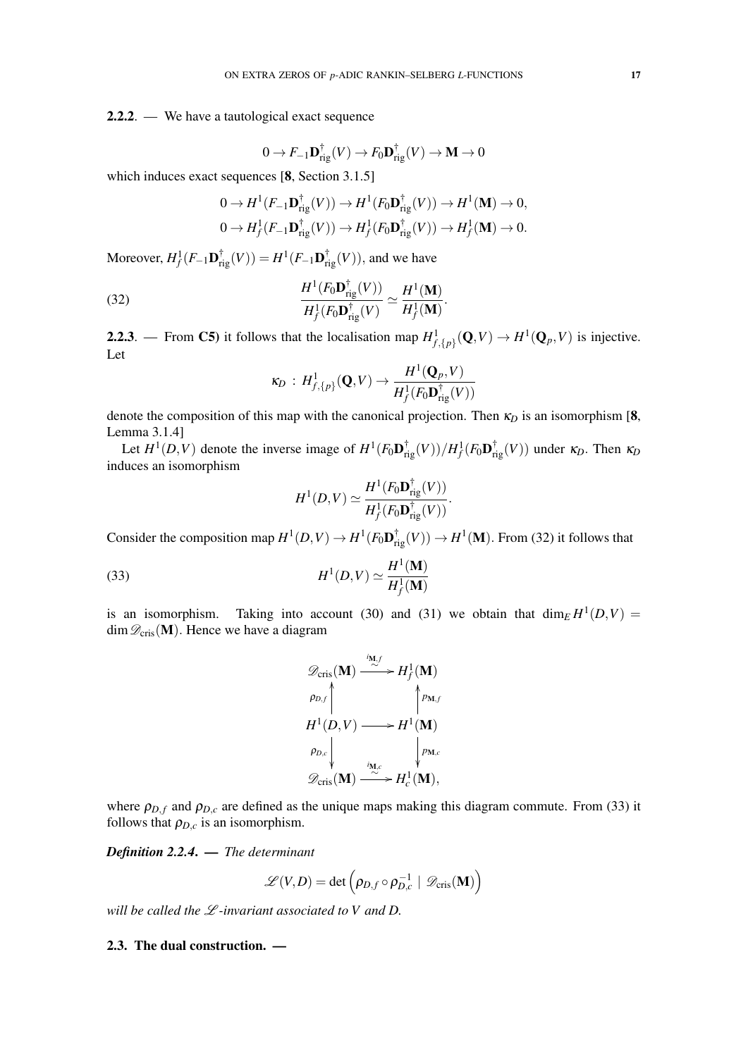**2.2.2**. — We have a tautological exact sequence

$$0 \to F_{-1}\mathbf{D}^{\dagger}_{\mathrm{rig}}(V) \to F_0\mathbf{D}^{\dagger}_{\mathrm{rig}}(V) \to \mathbf{M} \to 0$$

which induces exact sequences [**8**, Section 3.1.5]

$$0 \to H^1(F_{-1}\mathbf{D}^{\dagger}_{\mathrm{rig}}(V)) \to H^1(F_0\mathbf{D}^{\dagger}_{\mathrm{rig}}(V)) \to H^1(\mathbf{M}) \to 0,$$
$$0 \to H^1_f(F_{-1}\mathbf{D}^{\dagger}_{\mathrm{rig}}(V)) \to H^1_f(F_0\mathbf{D}^{\dagger}_{\mathrm{rig}}(V)) \to H^1_f(\mathbf{M}) \to 0.$$

Moreover, $H^1_f(F_{-1}\mathbf{D}^{\dagger}_{\mathrm{rig}}(V)) = H^1(F_{-1}\mathbf{D}^{\dagger}_{\mathrm{rig}}(V))$, and we have

$$\frac{H^1(F_0\mathbf{D}^{\dagger}_{\mathrm{rig}}(V))}{H^1_f(F_0\mathbf{D}^{\dagger}_{\mathrm{rig}}(V)} \simeq \frac{H^1(\mathbf{M})}{H^1_f(\mathbf{M})}. \tag{32}$$

**2.2.3**. — From **C5)** it follows that the localisation map $H^1_{f,\{p\}}(\mathbf{Q},V) \to H^1(\mathbf{Q}_p,V)$ is injective. Let

$$\kappa_D \,:\, H^1_{f,\{p\}}(\mathbf{Q},V) \to \frac{H^1(\mathbf{Q}_p,V)}{H^1_f(F_0\mathbf{D}^{\dagger}_{\mathrm{rig}}(V))}$$

denote the composition of this map with the canonical projection. Then $\kappa_D$ is an isomorphism [**8**, Lemma 3.1.4]

Let $H^1(D,V)$ denote the inverse image of $H^1(F_0\mathbf{D}^{\dagger}_{\mathrm{rig}}(V))/H^1_f(F_0\mathbf{D}^{\dagger}_{\mathrm{rig}}(V))$ under $\kappa_D$. Then $\kappa_D$ induces an isomorphism

$$H^1(D,V) \simeq \frac{H^1(F_0\mathbf{D}^{\dagger}_{\mathrm{rig}}(V))}{H^1_f(F_0\mathbf{D}^{\dagger}_{\mathrm{rig}}(V))}.$$

Consider the composition map $H^1(D,V) \to H^1(F_0\mathbf{D}^{\dagger}_{\mathrm{rig}}(V)) \to H^1(\mathbf{M})$. From (32) it follows that

$$H^1(D,V) \simeq \frac{H^1(\mathbf{M})}{H^1_f(\mathbf{M})} \tag{33}$$

is an isomorphism. Taking into account (30) and (31) we obtain that $\dim_E H^1(D,V) = \dim \mathscr{D}_{\mathrm{cris}}(\mathbf{M})$. Hence we have a diagram

$$\begin{array}{ccc}
\mathscr{D}_{\mathrm{cris}}(\mathbf{M}) & \xrightarrow[\sim]{i_{\mathbf{M},f}} & H^1_f(\mathbf{M}) \\
{\scriptstyle \rho_{D,f}} \uparrow & & \uparrow {\scriptstyle p_{\mathbf{M},f}} \\
H^1(D,V) & \longrightarrow & H^1(\mathbf{M}) \\
{\scriptstyle \rho_{D,c}} \downarrow & & \downarrow {\scriptstyle p_{\mathbf{M},c}} \\
\mathscr{D}_{\mathrm{cris}}(\mathbf{M}) & \xrightarrow[\sim]{i_{\mathbf{M},c}} & H^1_c(\mathbf{M}),
\end{array}$$

where $\rho_{D,f}$ and $\rho_{D,c}$ are defined as the unique maps making this diagram commute. From (33) it follows that $\rho_{D,c}$ is an isomorphism.

***Definition 2.2.4***. — *The determinant*

$$\mathscr{L}(V,D) = \det\left(\rho_{D,f} \circ \rho_{D,c}^{-1} \mid \mathscr{D}_{\mathrm{cris}}(\mathbf{M})\right)$$

*will be called the $\mathscr{L}$-invariant associated to $V$ and $D$.*

### 2.3. The dual construction. —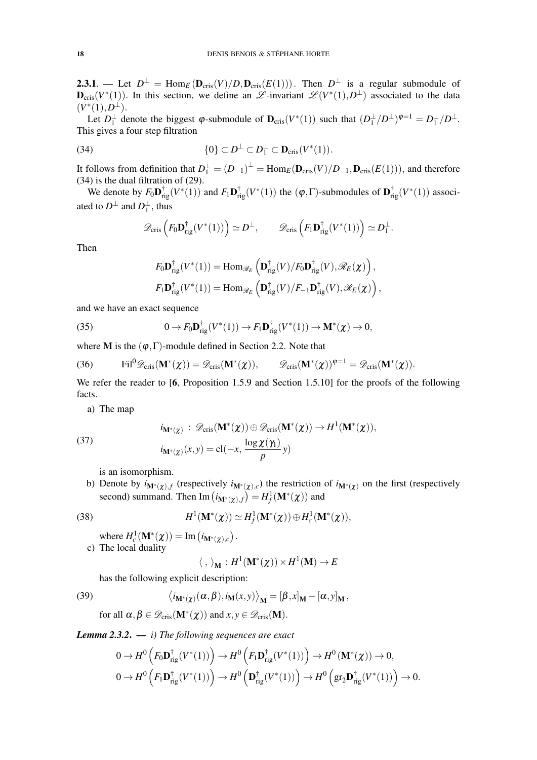**2.3.1**. — Let $D^{\perp} = \mathrm{Hom}_E(\mathbf{D}_{\mathrm{cris}}(V)/D, \mathbf{D}_{\mathrm{cris}}(E(1)))$. Then $D^{\perp}$ is a regular submodule of $\mathbf{D}_{\mathrm{cris}}(V^*(1))$. In this section, we define an $\mathscr{L}$-invariant $\mathscr{L}(V^*(1), D^{\perp})$ associated to the data $(V^*(1), D^{\perp})$.

Let $D_1^{\perp}$ denote the biggest $\varphi$-submodule of $\mathbf{D}_{\mathrm{cris}}(V^*(1))$ such that $(D_1^{\perp}/D^{\perp})^{\varphi=1} = D_1^{\perp}/D^{\perp}$. This gives a four step filtration

$$\{0\} \subset D^{\perp} \subset D_1^{\perp} \subset \mathbf{D}_{\mathrm{cris}}(V^*(1)). \tag{34}$$

It follows from definition that $D_1^{\perp} = (D_{-1})^{\perp} = \mathrm{Hom}_E(\mathbf{D}_{\mathrm{cris}}(V)/D_{-1}, \mathbf{D}_{\mathrm{cris}}(E(1)))$, and therefore (34) is the dual filtration of (29).

We denote by $F_0\mathbf{D}^{\dagger}_{\mathrm{rig}}(V^*(1))$ and $F_1\mathbf{D}^{\dagger}_{\mathrm{rig}}(V^*(1))$ the $(\varphi,\Gamma)$-submodules of $\mathbf{D}^{\dagger}_{\mathrm{rig}}(V^*(1))$ associated to $D^{\perp}$ and $D_1^{\perp}$, thus

$$\mathscr{D}_{\mathrm{cris}}\left(F_0\mathbf{D}^{\dagger}_{\mathrm{rig}}(V^*(1))\right) \simeq D^{\perp}, \qquad \mathscr{D}_{\mathrm{cris}}\left(F_1\mathbf{D}^{\dagger}_{\mathrm{rig}}(V^*(1))\right) \simeq D_1^{\perp}.$$

Then

$$F_0\mathbf{D}^{\dagger}_{\mathrm{rig}}(V^*(1)) = \mathrm{Hom}_{\mathscr{R}_E}\left(\mathbf{D}^{\dagger}_{\mathrm{rig}}(V)/F_0\mathbf{D}^{\dagger}_{\mathrm{rig}}(V), \mathscr{R}_E(\chi)\right),$$
$$F_1\mathbf{D}^{\dagger}_{\mathrm{rig}}(V^*(1)) = \mathrm{Hom}_{\mathscr{R}_E}\left(\mathbf{D}^{\dagger}_{\mathrm{rig}}(V)/F_{-1}\mathbf{D}^{\dagger}_{\mathrm{rig}}(V), \mathscr{R}_E(\chi)\right),$$

and we have an exact sequence

$$0 \to F_0\mathbf{D}^{\dagger}_{\mathrm{rig}}(V^*(1)) \to F_1\mathbf{D}^{\dagger}_{\mathrm{rig}}(V^*(1)) \to \mathbf{M}^*(\chi) \to 0, \tag{35}$$

where $\mathbf{M}$ is the $(\varphi,\Gamma)$-module defined in Section 2.2. Note that

$$\mathrm{Fil}^0\mathscr{D}_{\mathrm{cris}}(\mathbf{M}^*(\chi)) = \mathscr{D}_{\mathrm{cris}}(\mathbf{M}^*(\chi)), \qquad \mathscr{D}_{\mathrm{cris}}(\mathbf{M}^*(\chi))^{\varphi=1} = \mathscr{D}_{\mathrm{cris}}(\mathbf{M}^*(\chi)). \tag{36}$$

We refer the reader to [**6**, Proposition 1.5.9 and Section 1.5.10] for the proofs of the following facts.

a) The map

$$\begin{aligned} &i_{\mathbf{M}^*(\chi)}\,:\, \mathscr{D}_{\mathrm{cris}}(\mathbf{M}^*(\chi)) \oplus \mathscr{D}_{\mathrm{cris}}(\mathbf{M}^*(\chi)) \to H^1(\mathbf{M}^*(\chi)),\\ &i_{\mathbf{M}^*(\chi)}(x,y) = \mathrm{cl}(-x, \frac{\log\chi(\gamma_1)}{p}y) \end{aligned} \tag{37}$$

is an isomorphism.

b) Denote by $i_{\mathbf{M}^*(\chi),f}$ (respectively $i_{\mathbf{M}^*(\chi),c}$) the restriction of $i_{\mathbf{M}^*(\chi)}$ on the first (respectively second) summand. Then $\mathrm{Im}\left(i_{\mathbf{M}^*(\chi),f}\right) = H^1_f(\mathbf{M}^*(\chi))$ and

$$H^1(\mathbf{M}^*(\chi)) \simeq H^1_f(\mathbf{M}^*(\chi)) \oplus H^1_c(\mathbf{M}^*(\chi)), \tag{38}$$

where $H^1_c(\mathbf{M}^*(\chi)) = \mathrm{Im}\left(i_{\mathbf{M}^*(\chi),c}\right)$.

c) The local duality

$$\langle\,,\,\rangle_{\mathbf{M}} : H^1(\mathbf{M}^*(\chi)) \times H^1(\mathbf{M}) \to E$$

has the following explicit description:

$$\left\langle i_{\mathbf{M}^*(\chi)}(\alpha,\beta), i_{\mathbf{M}}(x,y)\right\rangle_{\mathbf{M}} = [\beta,x]_{\mathbf{M}} - [\alpha,y]_{\mathbf{M}}, \tag{39}$$

for all $\alpha,\beta \in \mathscr{D}_{\mathrm{cris}}(\mathbf{M}^*(\chi))$ and $x,y \in \mathscr{D}_{\mathrm{cris}}(\mathbf{M})$.

***Lemma 2.3.2***. — *i) The following sequences are exact*

$$0 \to H^0\left(F_0\mathbf{D}^{\dagger}_{\mathrm{rig}}(V^*(1))\right) \to H^0\left(F_1\mathbf{D}^{\dagger}_{\mathrm{rig}}(V^*(1))\right) \to H^0\left(\mathbf{M}^*(\chi)\right) \to 0,$$
$$0 \to H^0\left(F_1\mathbf{D}^{\dagger}_{\mathrm{rig}}(V^*(1))\right) \to H^0\left(\mathbf{D}^{\dagger}_{\mathrm{rig}}(V^*(1))\right) \to H^0\left(\mathrm{gr}_2\mathbf{D}^{\dagger}_{\mathrm{rig}}(V^*(1))\right) \to 0.$$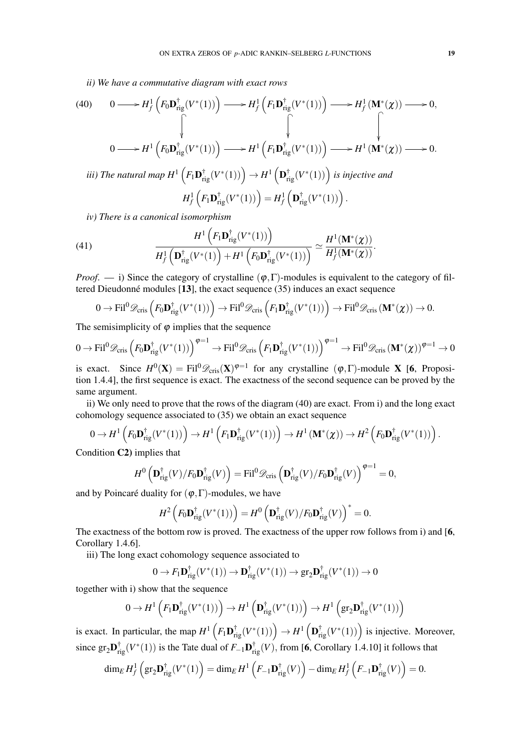*ii) We have a commutative diagram with exact rows*

$$
(40)\qquad \begin{array}{ccccccccc}
0 & \longrightarrow & H^1_f\left(F_0\mathbf{D}^\dagger_{\mathrm{rig}}(V^*(1))\right) & \longrightarrow & H^1_f\left(F_1\mathbf{D}^\dagger_{\mathrm{rig}}(V^*(1))\right) & \longrightarrow & H^1_f\left(\mathbf{M}^*(\chi)\right) & \longrightarrow & 0,\\
 & & \downarrow & & \downarrow & & \downarrow & & \\
0 & \longrightarrow & H^1\left(F_0\mathbf{D}^\dagger_{\mathrm{rig}}(V^*(1))\right) & \longrightarrow & H^1\left(F_1\mathbf{D}^\dagger_{\mathrm{rig}}(V^*(1))\right) & \longrightarrow & H^1\left(\mathbf{M}^*(\chi)\right) & \longrightarrow & 0.
\end{array}
$$

*iii) The natural map $H^1\left(F_1\mathbf{D}^\dagger_{\mathrm{rig}}(V^*(1))\right) \to H^1\left(\mathbf{D}^\dagger_{\mathrm{rig}}(V^*(1))\right)$ is injective and*

$$
H^1_f\left(F_1\mathbf{D}^\dagger_{\mathrm{rig}}(V^*(1))\right) = H^1_f\left(\mathbf{D}^\dagger_{\mathrm{rig}}(V^*(1))\right).
$$

*iv) There is a canonical isomorphism*

$$
(41)\qquad \frac{H^1\left(F_1\mathbf{D}^\dagger_{\mathrm{rig}}(V^*(1))\right)}{H^1_f\left(\mathbf{D}^\dagger_{\mathrm{rig}}(V^*(1)\right)+H^1\left(F_0\mathbf{D}^\dagger_{\mathrm{rig}}(V^*(1))\right)} \simeq \frac{H^1(\mathbf{M}^*(\chi))}{H^1_f(\mathbf{M}^*(\chi))}.
$$

*Proof.* — i) Since the category of crystalline $(\varphi,\Gamma)$-modules is equivalent to the category of filtered Dieudonné modules [**13**], the exact sequence (35) induces an exact sequence

$$
0 \to \mathrm{Fil}^0\mathscr{D}_{\mathrm{cris}}\left(F_0\mathbf{D}^\dagger_{\mathrm{rig}}(V^*(1))\right) \to \mathrm{Fil}^0\mathscr{D}_{\mathrm{cris}}\left(F_1\mathbf{D}^\dagger_{\mathrm{rig}}(V^*(1))\right) \to \mathrm{Fil}^0\mathscr{D}_{\mathrm{cris}}\left(\mathbf{M}^*(\chi)\right) \to 0.
$$

The semisimplicity of $\varphi$ implies that the sequence

$$
0 \to \mathrm{Fil}^0\mathscr{D}_{\mathrm{cris}}\left(F_0\mathbf{D}^\dagger_{\mathrm{rig}}(V^*(1))\right)^{\varphi=1} \to \mathrm{Fil}^0\mathscr{D}_{\mathrm{cris}}\left(F_1\mathbf{D}^\dagger_{\mathrm{rig}}(V^*(1))\right)^{\varphi=1} \to \mathrm{Fil}^0\mathscr{D}_{\mathrm{cris}}\left(\mathbf{M}^*(\chi)\right)^{\varphi=1} \to 0
$$

is exact. Since $H^0(\mathbf{X}) = \mathrm{Fil}^0\mathscr{D}_{\mathrm{cris}}(\mathbf{X})^{\varphi=1}$ for any crystalline $(\varphi,\Gamma)$-module $\mathbf{X}$ [**6**, Proposition 1.4.4], the first sequence is exact. The exactness of the second sequence can be proved by the same argument.

ii) We only need to prove that the rows of the diagram (40) are exact. From i) and the long exact cohomology sequence associated to (35) we obtain an exact sequence

$$
0 \to H^1\left(F_0\mathbf{D}^\dagger_{\mathrm{rig}}(V^*(1))\right) \to H^1\left(F_1\mathbf{D}^\dagger_{\mathrm{rig}}(V^*(1))\right) \to H^1\left(\mathbf{M}^*(\chi)\right) \to H^2\left(F_0\mathbf{D}^\dagger_{\mathrm{rig}}(V^*(1))\right).
$$

Condition **C2)** implies that

$$
H^0\left(\mathbf{D}^\dagger_{\mathrm{rig}}(V)/F_0\mathbf{D}^\dagger_{\mathrm{rig}}(V)\right) = \mathrm{Fil}^0\mathscr{D}_{\mathrm{cris}}\left(\mathbf{D}^\dagger_{\mathrm{rig}}(V)/F_0\mathbf{D}^\dagger_{\mathrm{rig}}(V)\right)^{\varphi=1} = 0,
$$

and by Poincaré duality for $(\varphi,\Gamma)$-modules, we have

$$
H^2\left(F_0\mathbf{D}^\dagger_{\mathrm{rig}}(V^*(1))\right) = H^0\left(\mathbf{D}^\dagger_{\mathrm{rig}}(V)/F_0\mathbf{D}^\dagger_{\mathrm{rig}}(V)\right)^* = 0.
$$

The exactness of the bottom row is proved. The exactness of the upper row follows from i) and [**6**, Corollary 1.4.6].

iii) The long exact cohomology sequence associated to

$$
0 \to F_1\mathbf{D}^\dagger_{\mathrm{rig}}(V^*(1)) \to \mathbf{D}^\dagger_{\mathrm{rig}}(V^*(1)) \to \mathrm{gr}_2\mathbf{D}^\dagger_{\mathrm{rig}}(V^*(1)) \to 0
$$

together with i) show that the sequence

$$
0 \to H^1\left(F_1\mathbf{D}^\dagger_{\mathrm{rig}}(V^*(1))\right) \to H^1\left(\mathbf{D}^\dagger_{\mathrm{rig}}(V^*(1))\right) \to H^1\left(\mathrm{gr}_2\mathbf{D}^\dagger_{\mathrm{rig}}(V^*(1))\right)
$$

is exact. In particular, the map $H^1\left(F_1\mathbf{D}^\dagger_{\mathrm{rig}}(V^*(1))\right) \to H^1\left(\mathbf{D}^\dagger_{\mathrm{rig}}(V^*(1))\right)$ is injective. Moreover, since $\mathrm{gr}_2\mathbf{D}^\dagger_{\mathrm{rig}}(V^*(1))$ is the Tate dual of $F_{-1}\mathbf{D}^\dagger_{\mathrm{rig}}(V)$, from [**6**, Corollary 1.4.10] it follows that

$$
\dim_E H^1_f\left(\mathrm{gr}_2\mathbf{D}^\dagger_{\mathrm{rig}}(V^*(1)\right) = \dim_E H^1\left(F_{-1}\mathbf{D}^\dagger_{\mathrm{rig}}(V)\right) - \dim_E H^1_f\left(F_{-1}\mathbf{D}^\dagger_{\mathrm{rig}}(V)\right) = 0.
$$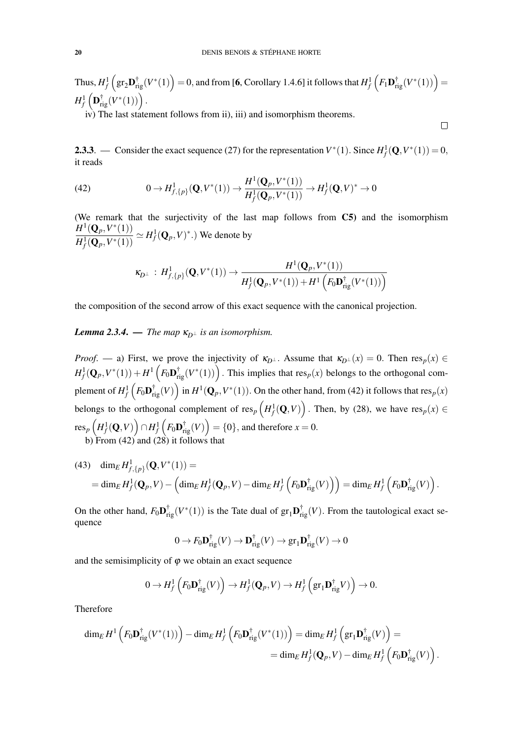Thus, $H^1_f\left(\mathrm{gr}_2\mathbf{D}^{\dagger}_{\mathrm{rig}}(V^*(1)\right) = 0$, and from [**6**, Corollary 1.4.6] it follows that $H^1_f\left(F_1\mathbf{D}^{\dagger}_{\mathrm{rig}}(V^*(1))\right) = H^1_f\left(\mathbf{D}^{\dagger}_{\mathrm{rig}}(V^*(1))\right)$.

iv) The last statement follows from ii), iii) and isomorphism theorems.

□

**2.3.3**. — Consider the exact sequence (27) for the representation $V^*(1)$. Since $H^1_f(\mathbf{Q},V^*(1)) = 0$, it reads

$$0 \to H^1_{f,\{p\}}(\mathbf{Q},V^*(1)) \to \frac{H^1(\mathbf{Q}_p,V^*(1))}{H^1_f(\mathbf{Q}_p,V^*(1))} \to H^1_f(\mathbf{Q},V)^* \to 0 \tag{42}$$

(We remark that the surjectivity of the last map follows from **C5)** and the isomorphism $\dfrac{H^1(\mathbf{Q}_p,V^*(1))}{H^1_f(\mathbf{Q}_p,V^*(1))} \simeq H^1_f(\mathbf{Q}_p,V)^*$.) We denote by

$$\kappa_{D^\perp} \,:\, H^1_{f,\{p\}}(\mathbf{Q},V^*(1)) \to \frac{H^1(\mathbf{Q}_p,V^*(1))}{H^1_f(\mathbf{Q}_p,V^*(1)) + H^1\left(F_0\mathbf{D}^{\dagger}_{\mathrm{rig}}(V^*(1))\right)}$$

the composition of the second arrow of this exact sequence with the canonical projection.

***Lemma 2.3.4***. — *The map $\kappa_{D^\perp}$ is an isomorphism.*

*Proof*. — a) First, we prove the injectivity of $\kappa_{D^\perp}$. Assume that $\kappa_{D^\perp}(x) = 0$. Then $\mathrm{res}_p(x) \in H^1_f(\mathbf{Q}_p,V^*(1)) + H^1\left(F_0\mathbf{D}^{\dagger}_{\mathrm{rig}}(V^*(1))\right)$. This implies that $\mathrm{res}_p(x)$ belongs to the orthogonal complement of $H^1_f\left(F_0\mathbf{D}^{\dagger}_{\mathrm{rig}}(V)\right)$ in $H^1(\mathbf{Q}_p,V^*(1))$. On the other hand, from (42) it follows that $\mathrm{res}_p(x)$ belongs to the orthogonal complement of $\mathrm{res}_p\left(H^1_f(\mathbf{Q},V)\right)$. Then, by (28), we have $\mathrm{res}_p(x) \in \mathrm{res}_p\left(H^1_f(\mathbf{Q},V)\right) \cap H^1_f\left(F_0\mathbf{D}^{\dagger}_{\mathrm{rig}}(V)\right) = \{0\}$, and therefore $x = 0$.

b) From (42) and (28) it follows that

$$\begin{aligned}
&\dim_E H^1_{f,\{p\}}(\mathbf{Q},V^*(1)) = \\
&= \dim_E H^1_f(\mathbf{Q}_p,V) - \left(\dim_E H^1_f(\mathbf{Q}_p,V) - \dim_E H^1_f\left(F_0\mathbf{D}^{\dagger}_{\mathrm{rig}}(V)\right)\right) = \dim_E H^1_f\left(F_0\mathbf{D}^{\dagger}_{\mathrm{rig}}(V)\right).
\end{aligned} \tag{43}$$

On the other hand, $F_0\mathbf{D}^{\dagger}_{\mathrm{rig}}(V^*(1))$ is the Tate dual of $\mathrm{gr}_1\mathbf{D}^{\dagger}_{\mathrm{rig}}(V)$. From the tautological exact sequence

$$0 \to F_0\mathbf{D}^{\dagger}_{\mathrm{rig}}(V) \to \mathbf{D}^{\dagger}_{\mathrm{rig}}(V) \to \mathrm{gr}_1\mathbf{D}^{\dagger}_{\mathrm{rig}}(V) \to 0$$

and the semisimplicity of $\varphi$ we obtain an exact sequence

$$0 \to H^1_f\left(F_0\mathbf{D}^{\dagger}_{\mathrm{rig}}(V)\right) \to H^1_f(\mathbf{Q}_p,V) \to H^1_f\left(\mathrm{gr}_1\mathbf{D}^{\dagger}_{\mathrm{rig}}V\right) \to 0.$$

Therefore

$$\begin{aligned}
\dim_E H^1\left(F_0\mathbf{D}^{\dagger}_{\mathrm{rig}}(V^*(1))\right) - \dim_E H^1_f\left(F_0\mathbf{D}^{\dagger}_{\mathrm{rig}}(V^*(1))\right) &= \dim_E H^1_f\left(\mathrm{gr}_1\mathbf{D}^{\dagger}_{\mathrm{rig}}(V)\right) = \\
&= \dim_E H^1_f(\mathbf{Q}_p,V) - \dim_E H^1_f\left(F_0\mathbf{D}^{\dagger}_{\mathrm{rig}}(V)\right).
\end{aligned}$$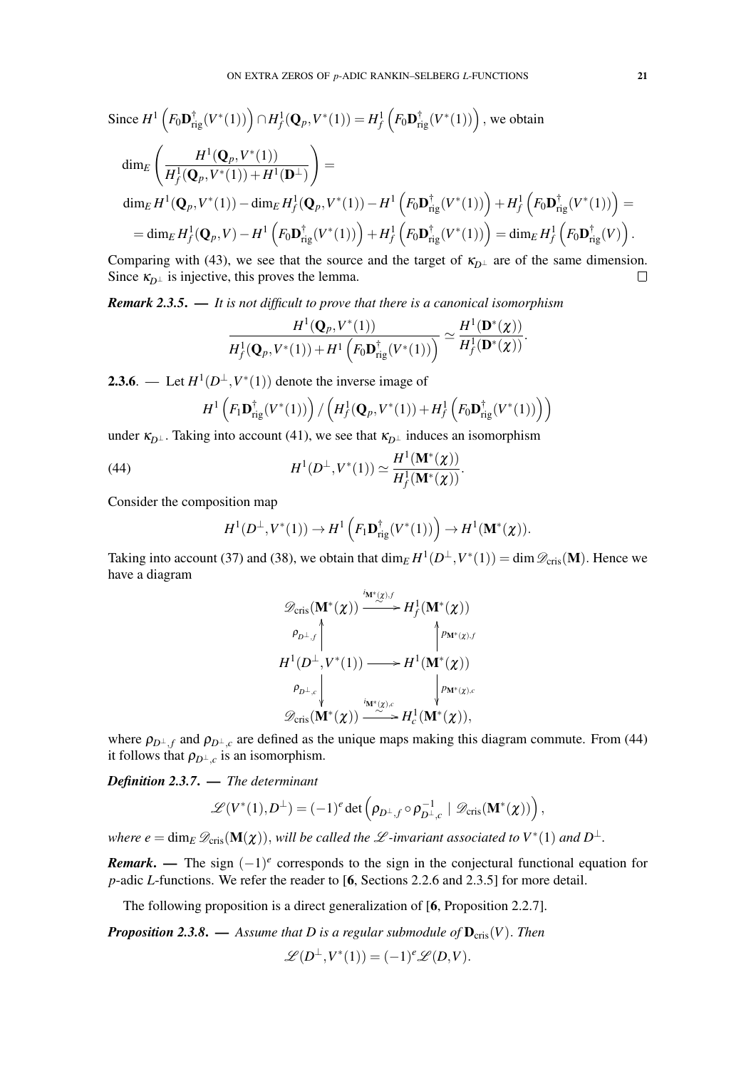Since $H^1\left(F_0\mathbf{D}^\dagger_{\mathrm{rig}}(V^*(1))\right)\cap H^1_f(\mathbf{Q}_p,V^*(1))=H^1_f\left(F_0\mathbf{D}^\dagger_{\mathrm{rig}}(V^*(1))\right)$, we obtain

$$
\begin{aligned}
&\dim_E\left(\frac{H^1(\mathbf{Q}_p,V^*(1))}{H^1_f(\mathbf{Q}_p,V^*(1))+H^1(\mathbf{D}^\perp)}\right)=\\
&\dim_E H^1(\mathbf{Q}_p,V^*(1))-\dim_E H^1_f(\mathbf{Q}_p,V^*(1))-H^1\left(F_0\mathbf{D}^\dagger_{\mathrm{rig}}(V^*(1))\right)+H^1_f\left(F_0\mathbf{D}^\dagger_{\mathrm{rig}}(V^*(1))\right)=\\
&=\dim_E H^1_f(\mathbf{Q}_p,V)-H^1\left(F_0\mathbf{D}^\dagger_{\mathrm{rig}}(V^*(1))\right)+H^1_f\left(F_0\mathbf{D}^\dagger_{\mathrm{rig}}(V^*(1))\right)=\dim_E H^1_f\left(F_0\mathbf{D}^\dagger_{\mathrm{rig}}(V)\right).
\end{aligned}
$$

Comparing with (43), we see that the source and the target of $\kappa_{D^\perp}$ are of the same dimension. Since $\kappa_{D^\perp}$ is injective, this proves the lemma. $\square$

***Remark 2.3.5.*** — *It is not difficult to prove that there is a canonical isomorphism*

$$
\frac{H^1(\mathbf{Q}_p,V^*(1))}{H^1_f(\mathbf{Q}_p,V^*(1))+H^1\left(F_0\mathbf{D}^\dagger_{\mathrm{rig}}(V^*(1))\right)}\simeq\frac{H^1(\mathbf{D}^*(\chi))}{H^1_f(\mathbf{D}^*(\chi))}.
$$

**2.3.6**. — Let $H^1(D^\perp,V^*(1))$ denote the inverse image of

$$
H^1\left(F_1\mathbf{D}^\dagger_{\mathrm{rig}}(V^*(1))\right)/\left(H^1_f(\mathbf{Q}_p,V^*(1))+H^1_f\left(F_0\mathbf{D}^\dagger_{\mathrm{rig}}(V^*(1))\right)\right)
$$

under $\kappa_{D^\perp}$. Taking into account (41), we see that $\kappa_{D^\perp}$ induces an isomorphism

$$
H^1(D^\perp,V^*(1))\simeq\frac{H^1(\mathbf{M}^*(\chi))}{H^1_f(\mathbf{M}^*(\chi))}. \tag{44}
$$

Consider the composition map

$$
H^1(D^\perp,V^*(1))\to H^1\left(F_1\mathbf{D}^\dagger_{\mathrm{rig}}(V^*(1))\right)\to H^1(\mathbf{M}^*(\chi)).
$$

Taking into account (37) and (38), we obtain that $\dim_E H^1(D^\perp,V^*(1))=\dim\mathscr{D}_{\mathrm{cris}}(\mathbf{M})$. Hence we have a diagram

$$
\begin{array}{ccc}
\mathscr{D}_{\mathrm{cris}}(\mathbf{M}^*(\chi)) & \xrightarrow[\sim]{i_{\mathbf{M}^*(\chi),f}} & H^1_f(\mathbf{M}^*(\chi))\\
\uparrow{\scriptstyle \rho_{D^\perp,f}} & & \uparrow{\scriptstyle p_{\mathbf{M}^*(\chi),f}}\\
H^1(D^\perp,V^*(1)) & \longrightarrow & H^1(\mathbf{M}^*(\chi))\\
\downarrow{\scriptstyle \rho_{D^\perp,c}} & & \downarrow{\scriptstyle p_{\mathbf{M}^*(\chi),c}}\\
\mathscr{D}_{\mathrm{cris}}(\mathbf{M}^*(\chi)) & \xrightarrow[\sim]{i_{\mathbf{M}^*(\chi),c}} & H^1_c(\mathbf{M}^*(\chi)),
\end{array}
$$

where $\rho_{D^\perp,f}$ and $\rho_{D^\perp,c}$ are defined as the unique maps making this diagram commute. From (44) it follows that $\rho_{D^\perp,c}$ is an isomorphism.

***Definition 2.3.7.*** — *The determinant*

$$
\mathscr{L}(V^*(1),D^\perp)=(-1)^e\det\left(\rho_{D^\perp,f}\circ\rho_{D^\perp,c}^{-1}\mid\mathscr{D}_{\mathrm{cris}}(\mathbf{M}^*(\chi))\right),
$$

*where $e=\dim_E\mathscr{D}_{\mathrm{cris}}(\mathbf{M}(\chi))$, will be called the $\mathscr{L}$-invariant associated to $V^*(1)$ and $D^\perp$.*

***Remark.*** — The sign $(-1)^e$ corresponds to the sign in the conjectural functional equation for $p$-adic $L$-functions. We refer the reader to [**6**, Sections 2.2.6 and 2.3.5] for more detail.

The following proposition is a direct generalization of [**6**, Proposition 2.2.7].

***Proposition 2.3.8.*** — *Assume that $D$ is a regular submodule of $\mathbf{D}_{\mathrm{cris}}(V)$. Then*

$$
\mathscr{L}(D^\perp,V^*(1))=(-1)^e\mathscr{L}(D,V).
$$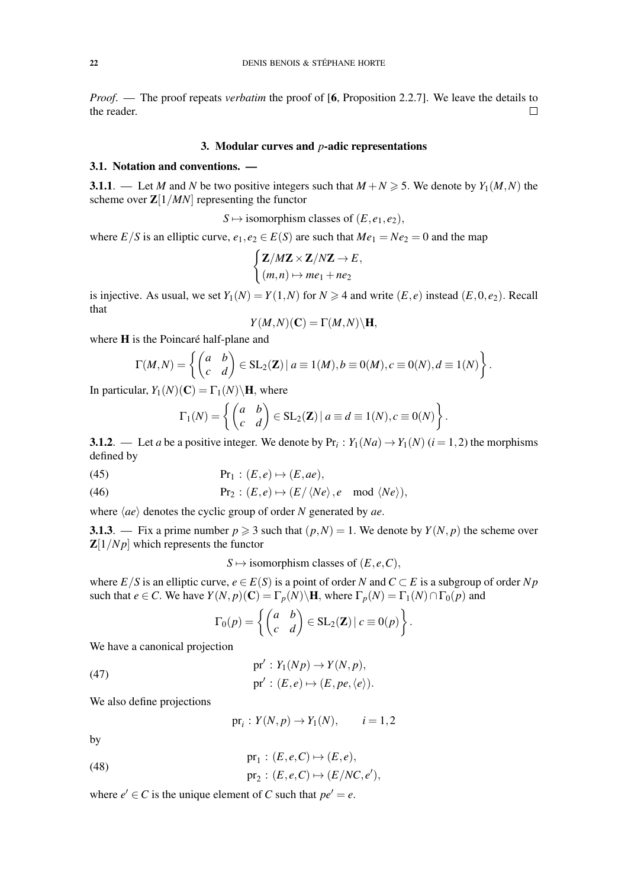*Proof.* — The proof repeats *verbatim* the proof of [**6**, Proposition 2.2.7]. We leave the details to the reader. $\square$

## 3. Modular curves and $p$-adic representations

### 3.1. Notation and conventions. —

**3.1.1**. — Let $M$ and $N$ be two positive integers such that $M+N \geqslant 5$. We denote by $Y_1(M,N)$ the scheme over $\mathbf{Z}[1/MN]$ representing the functor

$$S \mapsto \text{isomorphism classes of } (E,e_1,e_2),$$

where $E/S$ is an elliptic curve, $e_1,e_2 \in E(S)$ are such that $Me_1 = Ne_2 = 0$ and the map

$$\begin{cases} \mathbf{Z}/M\mathbf{Z} \times \mathbf{Z}/N\mathbf{Z} \to E, \\ (m,n) \mapsto me_1 + ne_2 \end{cases}$$

is injective. As usual, we set $Y_1(N) = Y(1,N)$ for $N \geqslant 4$ and write $(E,e)$ instead $(E,0,e_2)$. Recall that

$$Y(M,N)(\mathbf{C}) = \Gamma(M,N)\backslash \mathbf{H},$$

where $\mathbf{H}$ is the Poincaré half-plane and

$$\Gamma(M,N) = \left\{ \begin{pmatrix} a & b \\ c & d \end{pmatrix} \in \mathrm{SL}_2(\mathbf{Z}) \mid a \equiv 1(M), b \equiv 0(M), c \equiv 0(N), d \equiv 1(N) \right\}.$$

In particular, $Y_1(N)(\mathbf{C}) = \Gamma_1(N)\backslash \mathbf{H}$, where

$$\Gamma_1(N) = \left\{ \begin{pmatrix} a & b \\ c & d \end{pmatrix} \in \mathrm{SL}_2(\mathbf{Z}) \mid a \equiv d \equiv 1(N), c \equiv 0(N) \right\}.$$

**3.1.2**. — Let $a$ be a positive integer. We denote by $\mathrm{Pr}_i : Y_1(Na) \to Y_1(N)$ $(i = 1,2)$ the morphisms defined by

$$\mathrm{Pr}_1 : (E,e) \mapsto (E,ae), \tag{45}$$

$$\mathrm{Pr}_2 : (E,e) \mapsto (E/\langle Ne \rangle, e \mod \langle Ne \rangle), \tag{46}$$

where $\langle ae \rangle$ denotes the cyclic group of order $N$ generated by $ae$.

**3.1.3**. — Fix a prime number $p \geqslant 3$ such that $(p,N) = 1$. We denote by $Y(N,p)$ the scheme over $\mathbf{Z}[1/Np]$ which represents the functor

$$S \mapsto \text{isomorphism classes of } (E,e,C),$$

where $E/S$ is an elliptic curve, $e \in E(S)$ is a point of order $N$ and $C \subset E$ is a subgroup of order $Np$ such that $e \in C$. We have $Y(N,p)(\mathbf{C}) = \Gamma_p(N)\backslash \mathbf{H}$, where $\Gamma_p(N) = \Gamma_1(N) \cap \Gamma_0(p)$ and

$$\Gamma_0(p) = \left\{ \begin{pmatrix} a & b \\ c & d \end{pmatrix} \in \mathrm{SL}_2(\mathbf{Z}) \mid c \equiv 0(p) \right\}.$$

We have a canonical projection

$$\begin{aligned} &\mathrm{pr}' : Y_1(Np) \to Y(N,p), \\ &\mathrm{pr}' : (E,e) \mapsto (E,pe,\langle e \rangle). \end{aligned} \tag{47}$$

We also define projections

$$\mathrm{pr}_i : Y(N,p) \to Y_1(N), \qquad i = 1,2$$

by

$$\begin{aligned} &\mathrm{pr}_1 : (E,e,C) \mapsto (E,e), \\ &\mathrm{pr}_2 : (E,e,C) \mapsto (E/NC,e'), \end{aligned} \tag{48}$$

where $e' \in C$ is the unique element of $C$ such that $pe' = e$.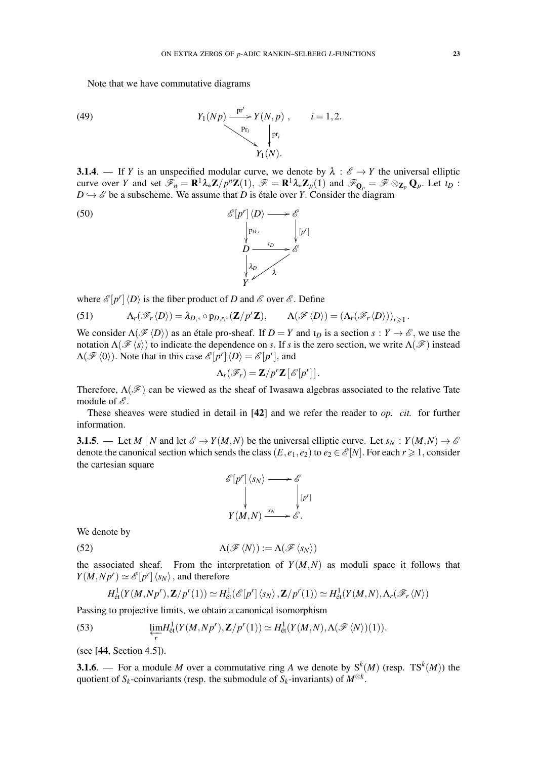Note that we have commutative diagrams

$$
\begin{array}{ccc}
Y_1(Np) & \xrightarrow{\mathrm{pr}'} & Y(N,p) \\
& \searrow^{\mathrm{Pr}_i} & \downarrow{\scriptstyle \mathrm{pr}_i} \\
& & Y_1(N).
\end{array}
\qquad i=1,2. \tag{49}
$$

**3.1.4**. — If $Y$ is an unspecified modular curve, we denote by $\lambda : \mathscr{E} \to Y$ the universal elliptic curve over $Y$ and set $\mathscr{F}_n = \mathbf{R}^1\lambda_* \mathbf{Z}/p^n\mathbf{Z}(1)$, $\mathscr{F} = \mathbf{R}^1\lambda_*\mathbf{Z}_p(1)$ and $\mathscr{F}_{\mathbf{Q}_p} = \mathscr{F} \otimes_{\mathbf{Z}_p} \mathbf{Q}_p$. Let $\iota_D : D \hookrightarrow \mathscr{E}$ be a subscheme. We assume that $D$ is étale over $Y$. Consider the diagram

$$
\begin{array}{ccc}
\mathscr{E}[p^r]\langle D\rangle & \longrightarrow & \mathscr{E} \\
\downarrow{\scriptstyle \mathrm{p}_{D,r}} & & \downarrow{\scriptstyle [p^r]} \\
D & \xrightarrow{\iota_D} & \mathscr{E} \\
\downarrow{\scriptstyle \lambda_D} & \swarrow_{\lambda} & \\
Y & &
\end{array}
\tag{50}
$$

where $\mathscr{E}[p^r]\langle D\rangle$ is the fiber product of $D$ and $\mathscr{E}$ over $\mathscr{E}$. Define

$$
\Lambda_r(\mathscr{F}_r\langle D\rangle) = \lambda_{D,*}\circ \mathrm{p}_{D,r,*}(\mathbf{Z}/p^r\mathbf{Z}), \qquad \Lambda(\mathscr{F}\langle D\rangle) = \left(\Lambda_r(\mathscr{F}_r\langle D\rangle)\right)_{r\geqslant 1}. \tag{51}
$$

We consider $\Lambda(\mathscr{F}\langle D\rangle)$ as an étale pro-sheaf. If $D = Y$ and $\iota_D$ is a section $s : Y \to \mathscr{E}$, we use the notation $\Lambda(\mathscr{F}\langle s\rangle)$ to indicate the dependence on $s$. If $s$ is the zero section, we write $\Lambda(\mathscr{F})$ instead $\Lambda(\mathscr{F}\langle 0\rangle)$. Note that in this case $\mathscr{E}[p^r]\langle D\rangle = \mathscr{E}[p^r]$, and

$$
\Lambda_r(\mathscr{F}_r) = \mathbf{Z}/p^r\mathbf{Z}\left[\mathscr{E}[p^r]\right].
$$

Therefore, $\Lambda(\mathscr{F})$ can be viewed as the sheaf of Iwasawa algebras associated to the relative Tate module of $\mathscr{E}$.

These sheaves were studied in detail in [**42**] and we refer the reader to *op. cit.* for further information.

**3.1.5**. — Let $M \mid N$ and let $\mathscr{E} \to Y(M,N)$ be the universal elliptic curve. Let $s_N : Y(M,N) \to \mathscr{E}$ denote the canonical section which sends the class $(E, e_1, e_2)$ to $e_2 \in \mathscr{E}[N]$. For each $r \geqslant 1$, consider the cartesian square

$$
\begin{array}{ccc}
\mathscr{E}[p^r]\langle s_N\rangle & \longrightarrow & \mathscr{E} \\
\downarrow & & \downarrow{\scriptstyle [p^r]} \\
Y(M,N) & \xrightarrow{s_N} & \mathscr{E}.
\end{array}
$$

We denote by

$$
\Lambda(\mathscr{F}\langle N\rangle) := \Lambda(\mathscr{F}\langle s_N\rangle) \tag{52}
$$

the associated sheaf. From the interpretation of $Y(M,N)$ as moduli space it follows that $Y(M,Np^r) \simeq \mathscr{E}[p^r]\langle s_N\rangle$, and therefore

$$
H^1_{\text{ét}}(Y(M,Np^r), \mathbf{Z}/p^r(1)) \simeq H^1_{\text{ét}}(\mathscr{E}[p^r]\langle s_N\rangle, \mathbf{Z}/p^r(1)) \simeq H^1_{\text{ét}}(Y(M,N), \Lambda_r(\mathscr{F}_r\langle N\rangle))
$$

Passing to projective limits, we obtain a canonical isomorphism

$$
\varprojlim_r H^1_{\text{ét}}(Y(M,Np^r), \mathbf{Z}/p^r(1)) \simeq H^1_{\text{ét}}(Y(M,N), \Lambda(\mathscr{F}\langle N\rangle)(1)). \tag{53}
$$

(see [**44**, Section 4.5]).

**3.1.6**. — For a module $M$ over a commutative ring $A$ we denote by $\mathrm{S}^k(M)$ (resp. $\mathrm{TS}^k(M)$) the quotient of $S_k$-coinvariants (resp. the submodule of $S_k$-invariants) of $M^{\otimes k}$.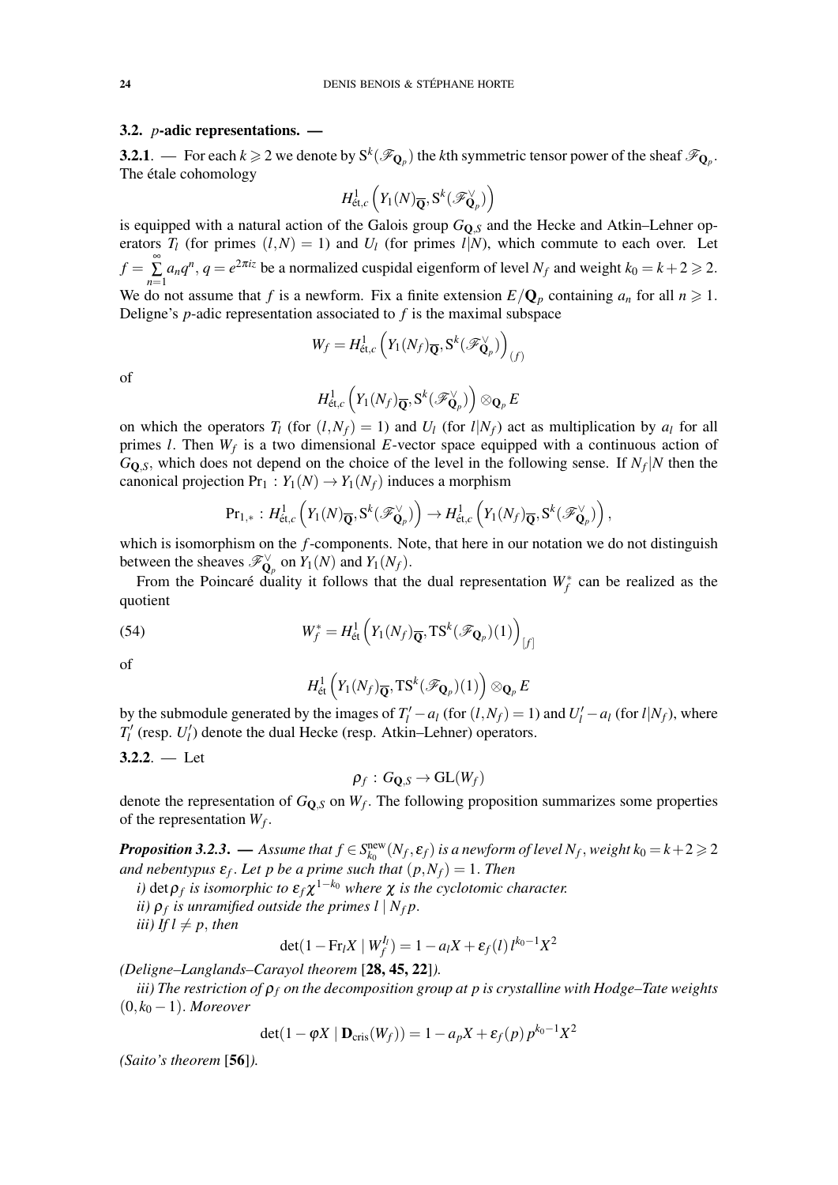## 3.2. $p$-adic representations. —

**3.2.1**. — For each $k \geqslant 2$ we denote by $\mathrm{S}^k(\mathscr{F}_{\mathbf{Q}_p})$ the $k$th symmetric tensor power of the sheaf $\mathscr{F}_{\mathbf{Q}_p}$. The étale cohomology

$$H^1_{\text{ét},c}\left(Y_1(N)_{\overline{\mathbf{Q}}}, \mathrm{S}^k(\mathscr{F}^\vee_{\mathbf{Q}_p})\right)$$

is equipped with a natural action of the Galois group $G_{\mathbf{Q},S}$ and the Hecke and Atkin–Lehner operators $T_l$ (for primes $(l,N)=1$) and $U_l$ (for primes $l|N$), which commute to each over. Let $f=\sum\limits_{n=1}^{\infty} a_n q^n$, $q=e^{2\pi i z}$ be a normalized cuspidal eigenform of level $N_f$ and weight $k_0=k+2\geqslant 2$. We do not assume that $f$ is a newform. Fix a finite extension $E/\mathbf{Q}_p$ containing $a_n$ for all $n\geqslant 1$. Deligne's $p$-adic representation associated to $f$ is the maximal subspace

$$W_f = H^1_{\text{ét},c}\left(Y_1(N_f)_{\overline{\mathbf{Q}}}, \mathrm{S}^k(\mathscr{F}^\vee_{\mathbf{Q}_p})\right)_{(f)}$$

of

$$H^1_{\text{ét},c}\left(Y_1(N_f)_{\overline{\mathbf{Q}}}, \mathrm{S}^k(\mathscr{F}^\vee_{\mathbf{Q}_p})\right)\otimes_{\mathbf{Q}_p} E$$

on which the operators $T_l$ (for $(l,N_f)=1$) and $U_l$ (for $l|N_f$) act as multiplication by $a_l$ for all primes $l$. Then $W_f$ is a two dimensional $E$-vector space equipped with a continuous action of $G_{\mathbf{Q},S}$, which does not depend on the choice of the level in the following sense. If $N_f|N$ then the canonical projection $\mathrm{Pr}_1 : Y_1(N)\to Y_1(N_f)$ induces a morphism

$$\mathrm{Pr}_{1,*} : H^1_{\text{ét},c}\left(Y_1(N)_{\overline{\mathbf{Q}}}, \mathrm{S}^k(\mathscr{F}^\vee_{\mathbf{Q}_p})\right) \to H^1_{\text{ét},c}\left(Y_1(N_f)_{\overline{\mathbf{Q}}}, \mathrm{S}^k(\mathscr{F}^\vee_{\mathbf{Q}_p})\right),$$

which is isomorphism on the $f$-components. Note, that here in our notation we do not distinguish between the sheaves $\mathscr{F}^\vee_{\mathbf{Q}_p}$ on $Y_1(N)$ and $Y_1(N_f)$.

From the Poincaré duality it follows that the dual representation $W_f^*$ can be realized as the quotient

$$W_f^* = H^1_{\text{ét}}\left(Y_1(N_f)_{\overline{\mathbf{Q}}}, \mathrm{TS}^k(\mathscr{F}_{\mathbf{Q}_p})(1)\right)_{[f]} \tag{54}$$

of

$$H^1_{\text{ét}}\left(Y_1(N_f)_{\overline{\mathbf{Q}}}, \mathrm{TS}^k(\mathscr{F}_{\mathbf{Q}_p})(1)\right)\otimes_{\mathbf{Q}_p} E$$

by the submodule generated by the images of $T'_l-a_l$ (for $(l,N_f)=1$) and $U'_l-a_l$ (for $l|N_f$), where $T'_l$ (resp. $U'_l$) denote the dual Hecke (resp. Atkin–Lehner) operators.

**3.2.2**. — Let

$$\rho_f : G_{\mathbf{Q},S}\to \mathrm{GL}(W_f)$$

denote the representation of $G_{\mathbf{Q},S}$ on $W_f$. The following proposition summarizes some properties of the representation $W_f$.

***Proposition 3.2.3***. — *Assume that $f\in S^{\text{new}}_{k_0}(N_f,\varepsilon_f)$ is a newform of level $N_f$, weight $k_0=k+2\geqslant 2$ and nebentypus $\varepsilon_f$. Let $p$ be a prime such that $(p,N_f)=1$. Then*

*i) $\det\rho_f$ is isomorphic to $\varepsilon_f\chi^{1-k_0}$ where $\chi$ is the cyclotomic character.*

*ii) $\rho_f$ is unramified outside the primes $l\mid N_f p$.*

*iii) If $l\neq p$, then*

$$\det(1-\mathrm{Fr}_l X\mid W_f^{I_l}) = 1-a_l X+\varepsilon_f(l)\, l^{k_0-1}X^2$$

*(Deligne–Langlands–Carayol theorem* **[28, 45, 22]***).*

*iii) The restriction of $\rho_f$ on the decomposition group at $p$ is crystalline with Hodge–Tate weights $(0,k_0-1)$. Moreover*

$$\det(1-\varphi X\mid \mathbf{D}_{\text{cris}}(W_f)) = 1-a_p X+\varepsilon_f(p)\, p^{k_0-1}X^2$$

*(Saito's theorem* **[56]***).*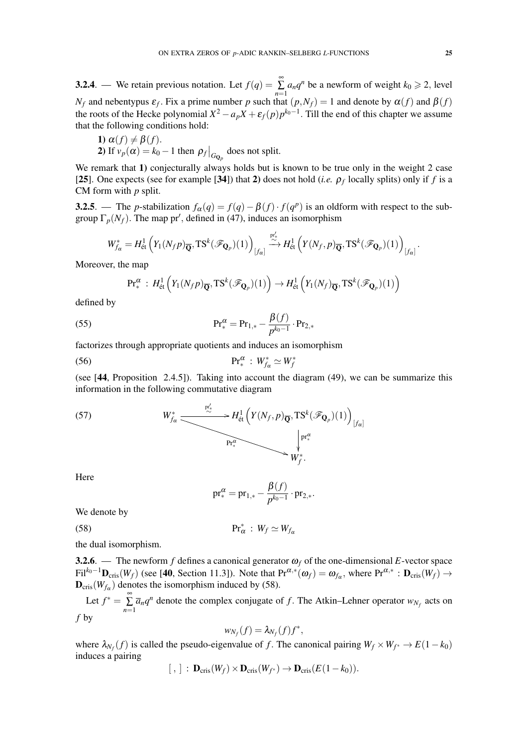**3.2.4**. — We retain previous notation. Let $f(q)=\sum_{n=1}^{\infty}a_nq^n$ be a newform of weight $k_0\geqslant 2$, level $N_f$ and nebentypus $\varepsilon_f$. Fix a prime number $p$ such that $(p,N_f)=1$ and denote by $\alpha(f)$ and $\beta(f)$ the roots of the Hecke polynomial $X^2-a_pX+\varepsilon_f(p)p^{k_0-1}$. Till the end of this chapter we assume that the following conditions hold:

**1)** $\alpha(f)\neq\beta(f)$.

**2)** If $v_p(\alpha)=k_0-1$ then $\rho_f\big|_{G_{\mathbf{Q}_p}}$ does not split.

We remark that **1)** conjecturally always holds but is known to be true only in the weight 2 case [**25**]. One expects (see for example [**34**]) that **2)** does not hold (*i.e.* $\rho_f$ locally splits) only if $f$ is a CM form with $p$ split.

**3.2.5**. — The $p$-stabilization $f_\alpha(q)=f(q)-\beta(f)\cdot f(q^p)$ is an oldform with respect to the subgroup $\Gamma_p(N_f)$. The map $\mathrm{pr}'$, defined in (47), induces an isomorphism

$$W_{f_\alpha}^*=H^1_{\text{ét}}\Big(Y_1(N_fp)_{\overline{\mathbf{Q}}},\mathrm{TS}^k(\mathscr{F}_{\mathbf{Q}_p})(1)\Big)_{[f_\alpha]}\overset{\mathrm{pr}'_*}{\underset{\sim}{\longrightarrow}}H^1_{\text{ét}}\Big(Y(N_f,p)_{\overline{\mathbf{Q}}},\mathrm{TS}^k(\mathscr{F}_{\mathbf{Q}_p})(1)\Big)_{[f_\alpha]}.$$

Moreover, the map

$$\mathrm{Pr}^\alpha_*\,:\,H^1_{\text{ét}}\Big(Y_1(N_fp)_{\overline{\mathbf{Q}}},\mathrm{TS}^k(\mathscr{F}_{\mathbf{Q}_p})(1)\Big)\to H^1_{\text{ét}}\Big(Y_1(N_f)_{\overline{\mathbf{Q}}},\mathrm{TS}^k(\mathscr{F}_{\mathbf{Q}_p})(1)\Big)$$

defined by

$$\mathrm{Pr}^\alpha_*=\mathrm{Pr}_{1,*}-\frac{\beta(f)}{p^{k_0-1}}\cdot\mathrm{Pr}_{2,*}\tag{55}$$

factorizes through appropriate quotients and induces an isomorphism

$$\mathrm{Pr}^\alpha_*\,:\,W_{f_\alpha}^*\simeq W_f^*\tag{56}$$

(see [**44**, Proposition 2.4.5]). Taking into account the diagram (49), we can be summarize this information in the following commutative diagram

$$\begin{array}{ccc} W_{f_\alpha}^* & \overset{\mathrm{pr}'_*}{\underset{\sim}{\longrightarrow}} & H^1_{\text{ét}}\Big(Y(N_f,p)_{\overline{\mathbf{Q}}},\mathrm{TS}^k(\mathscr{F}_{\mathbf{Q}_p})(1)\Big)_{[f_\alpha]} \\ & \searrow^{\mathrm{Pr}^\alpha_*} & \Big\downarrow{\scriptstyle \mathrm{pr}^\alpha_*} \\ & & W_f^*. \end{array}\tag{57}$$

Here

$$\mathrm{pr}^\alpha_*=\mathrm{pr}_{1,*}-\frac{\beta(f)}{p^{k_0-1}}\cdot\mathrm{pr}_{2,*}.$$

We denote by

$$\mathrm{Pr}^*_\alpha\,:\,W_f\simeq W_{f_\alpha}\tag{58}$$

the dual isomorphism.

**3.2.6**. — The newform $f$ defines a canonical generator $\omega_f$ of the one-dimensional $E$-vector space $\mathrm{Fil}^{k_0-1}\mathbf{D}_{\mathrm{cris}}(W_f)$ (see [**40**, Section 11.3]). Note that $\mathrm{Pr}^{\alpha,*}(\omega_f)=\omega_{f_\alpha}$, where $\mathrm{Pr}^{\alpha,*}\,:\,\mathbf{D}_{\mathrm{cris}}(W_f)\to\mathbf{D}_{\mathrm{cris}}(W_{f_\alpha})$ denotes the isomorphism induced by (58).

Let $f^*=\sum_{n=1}^{\infty}\overline{a}_nq^n$ denote the complex conjugate of $f$. The Atkin–Lehner operator $w_{N_f}$ acts on $f$ by

$$w_{N_f}(f)=\lambda_{N_f}(f)f^*,$$

where $\lambda_{N_f}(f)$ is called the pseudo-eigenvalue of $f$. The canonical pairing $W_f\times W_{f^*}\to E(1-k_0)$ induces a pairing

$$[\ ,\ ]\,:\,\mathbf{D}_{\mathrm{cris}}(W_f)\times\mathbf{D}_{\mathrm{cris}}(W_{f^*})\to\mathbf{D}_{\mathrm{cris}}(E(1-k_0)).$$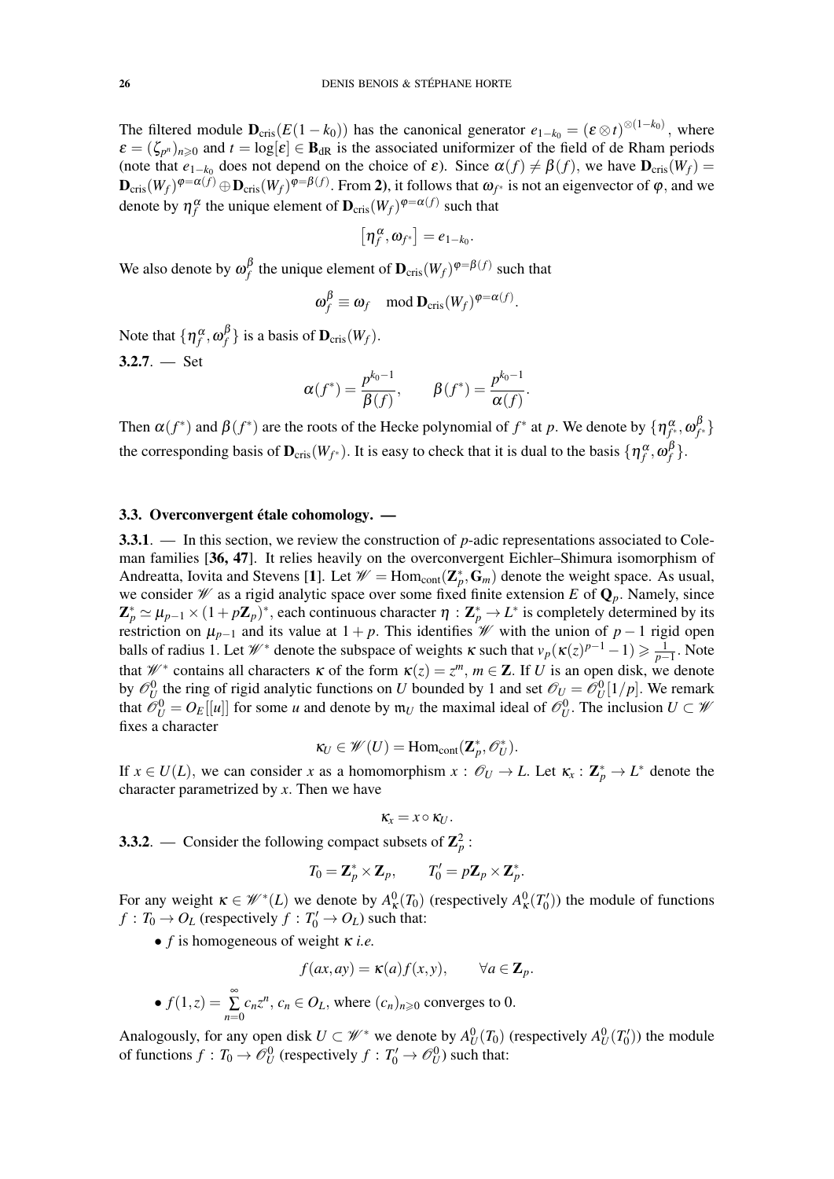The filtered module $\mathbf{D}_{\mathrm{cris}}(E(1-k_0))$ has the canonical generator $e_{1-k_0} = (\varepsilon \otimes t)^{\otimes(1-k_0)}$, where $\varepsilon = (\zeta_{p^n})_{n\geqslant 0}$ and $t = \log[\varepsilon] \in \mathbf{B}_{\mathrm{dR}}$ is the associated uniformizer of the field of de Rham periods (note that $e_{1-k_0}$ does not depend on the choice of $\varepsilon$). Since $\alpha(f) \neq \beta(f)$, we have $\mathbf{D}_{\mathrm{cris}}(W_f) = \mathbf{D}_{\mathrm{cris}}(W_f)^{\varphi=\alpha(f)} \oplus \mathbf{D}_{\mathrm{cris}}(W_f)^{\varphi=\beta(f)}$. From **2)**, it follows that $\omega_{f^*}$ is not an eigenvector of $\varphi$, and we denote by $\eta_f^{\alpha}$ the unique element of $\mathbf{D}_{\mathrm{cris}}(W_f)^{\varphi=\alpha(f)}$ such that

$$\left[\eta_f^{\alpha}, \omega_{f^*}\right] = e_{1-k_0}.$$

We also denote by $\omega_f^{\beta}$ the unique element of $\mathbf{D}_{\mathrm{cris}}(W_f)^{\varphi=\beta(f)}$ such that

$$\omega_f^{\beta} \equiv \omega_f \mod \mathbf{D}_{\mathrm{cris}}(W_f)^{\varphi=\alpha(f)}.$$

Note that $\{\eta_f^{\alpha}, \omega_f^{\beta}\}$ is a basis of $\mathbf{D}_{\mathrm{cris}}(W_f)$.

**3.2.7**. — Set

$$\alpha(f^*) = \frac{p^{k_0-1}}{\beta(f)}, \qquad \beta(f^*) = \frac{p^{k_0-1}}{\alpha(f)}.$$

Then $\alpha(f^*)$ and $\beta(f^*)$ are the roots of the Hecke polynomial of $f^*$ at $p$. We denote by $\{\eta_{f^*}^{\alpha}, \omega_{f^*}^{\beta}\}$ the corresponding basis of $\mathbf{D}_{\mathrm{cris}}(W_{f^*})$. It is easy to check that it is dual to the basis $\{\eta_f^{\alpha}, \omega_f^{\beta}\}$.

### 3.3. Overconvergent étale cohomology. —

**3.3.1**. — In this section, we review the construction of $p$-adic representations associated to Coleman families [**36, 47**]. It relies heavily on the overconvergent Eichler–Shimura isomorphism of Andreatta, Iovita and Stevens [**1**]. Let $\mathscr{W} = \mathrm{Hom}_{\mathrm{cont}}(\mathbf{Z}_p^*, \mathbf{G}_m)$ denote the weight space. As usual, we consider $\mathscr{W}$ as a rigid analytic space over some fixed finite extension $E$ of $\mathbf{Q}_p$. Namely, since $\mathbf{Z}_p^* \simeq \mu_{p-1} \times (1+p\mathbf{Z}_p)^*$, each continuous character $\eta : \mathbf{Z}_p^* \to L^*$ is completely determined by its restriction on $\mu_{p-1}$ and its value at $1+p$. This identifies $\mathscr{W}$ with the union of $p-1$ rigid open balls of radius 1. Let $\mathscr{W}^*$ denote the subspace of weights $\kappa$ such that $v_p(\kappa(z)^{p-1}-1) \geqslant \frac{1}{p-1}$. Note that $\mathscr{W}^*$ contains all characters $\kappa$ of the form $\kappa(z) = z^m$, $m \in \mathbf{Z}$. If $U$ is an open disk, we denote by $\mathscr{O}_U^0$ the ring of rigid analytic functions on $U$ bounded by 1 and set $\mathscr{O}_U = \mathscr{O}_U^0[1/p]$. We remark that $\mathscr{O}_U^0 = O_E[[u]]$ for some $u$ and denote by $\mathfrak{m}_U$ the maximal ideal of $\mathscr{O}_U^0$. The inclusion $U \subset \mathscr{W}$ fixes a character

$$\kappa_U \in \mathscr{W}(U) = \mathrm{Hom}_{\mathrm{cont}}(\mathbf{Z}_p^*, \mathscr{O}_U^*).$$

If $x \in U(L)$, we can consider $x$ as a homomorphism $x : \mathscr{O}_U \to L$. Let $\kappa_x : \mathbf{Z}_p^* \to L^*$ denote the character parametrized by $x$. Then we have

$$\kappa_x = x \circ \kappa_U.$$

**3.3.2**. — Consider the following compact subsets of $\mathbf{Z}_p^2$ :

$$T_0 = \mathbf{Z}_p^* \times \mathbf{Z}_p, \qquad T_0' = p\mathbf{Z}_p \times \mathbf{Z}_p^*.$$

For any weight $\kappa \in \mathscr{W}^*(L)$ we denote by $A_\kappa^0(T_0)$ (respectively $A_\kappa^0(T_0')$) the module of functions $f : T_0 \to O_L$ (respectively $f : T_0' \to O_L$) such that:

- $f$ is homogeneous of weight $\kappa$ *i.e.*

$$f(ax, ay) = \kappa(a) f(x,y), \qquad \forall a \in \mathbf{Z}_p.$$

- $f(1,z) = \sum\limits_{n=0}^{\infty} c_n z^n$, $c_n \in O_L$, where $(c_n)_{n\geqslant 0}$ converges to 0.

Analogously, for any open disk $U \subset \mathscr{W}^*$ we denote by $A_U^0(T_0)$ (respectively $A_U^0(T_0')$) the module of functions $f : T_0 \to \mathscr{O}_U^0$ (respectively $f : T_0' \to \mathscr{O}_U^0$) such that: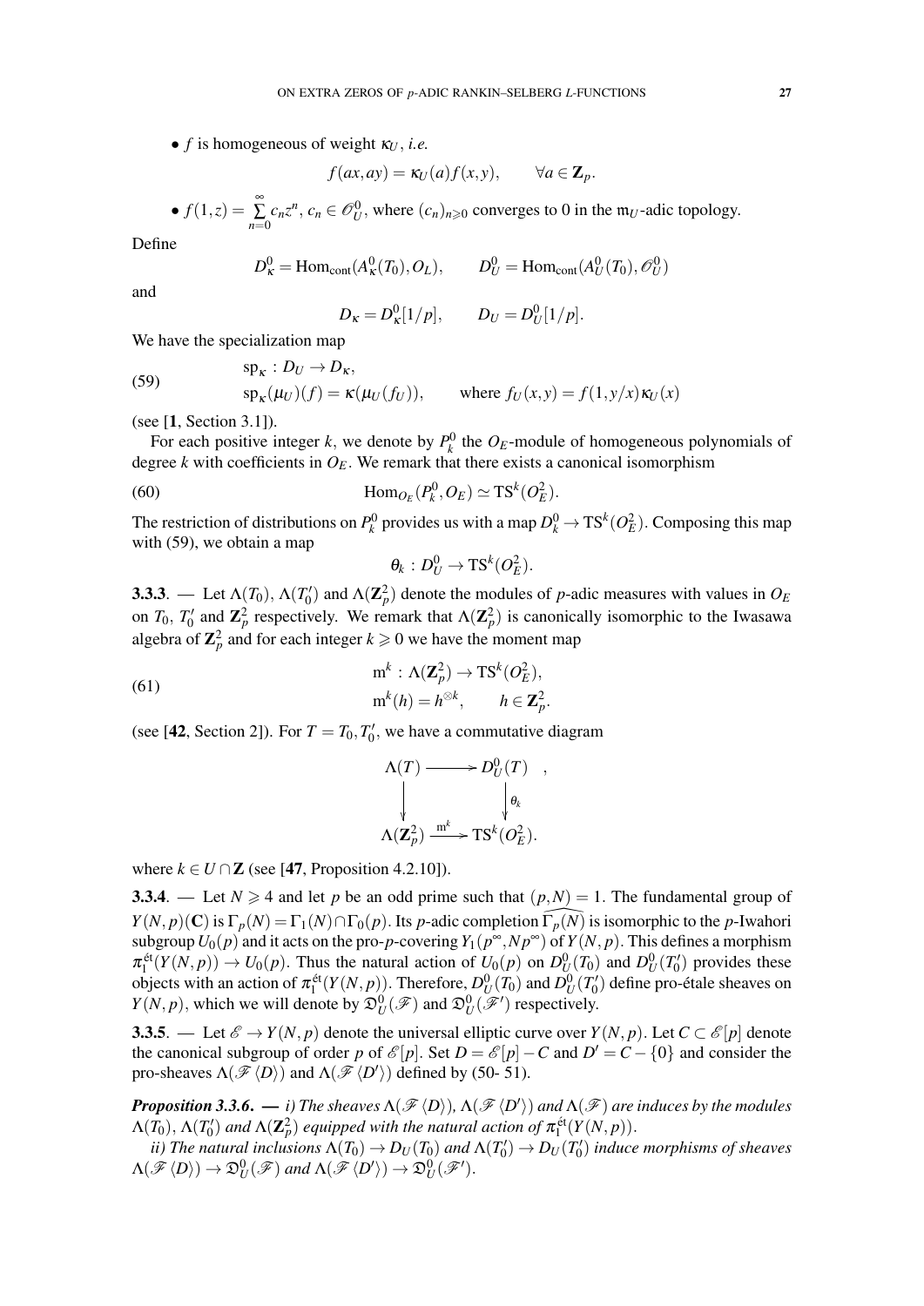- $f$ is homogeneous of weight $\kappa_U$, *i.e.*

$$f(ax,ay)=\kappa_U(a)f(x,y), \qquad \forall a\in \mathbf{Z}_p.$$

- $f(1,z)=\sum\limits_{n=0}^{\infty} c_nz^n$, $c_n\in \mathscr{O}_U^0$, where $(c_n)_{n\geqslant 0}$ converges to 0 in the $\mathfrak{m}_U$-adic topology.

Define

$$D_\kappa^0=\mathrm{Hom}_{\mathrm{cont}}(A_\kappa^0(T_0),O_L), \qquad D_U^0=\mathrm{Hom}_{\mathrm{cont}}(A_U^0(T_0),\mathscr{O}_U^0)$$

and

$$D_\kappa=D_\kappa^0[1/p], \qquad D_U=D_U^0[1/p].$$

We have the specialization map

$$\begin{aligned} &\mathrm{sp}_\kappa\,:\,D_U\to D_\kappa,\\ &\mathrm{sp}_\kappa(\mu_U)(f)=\kappa(\mu_U(f_U)), \qquad \text{where } f_U(x,y)=f(1,y/x)\kappa_U(x) \end{aligned} \tag{59}$$

(see [1, Section 3.1]).

For each positive integer $k$, we denote by $P_k^0$ the $O_E$-module of homogeneous polynomials of degree $k$ with coefficients in $O_E$. We remark that there exists a canonical isomorphism

$$\mathrm{Hom}_{O_E}(P_k^0,O_E)\simeq \mathrm{TS}^k(O_E^2). \tag{60}$$

The restriction of distributions on $P_k^0$ provides us with a map $D_k^0\to \mathrm{TS}^k(O_E^2)$. Composing this map with (59), we obtain a map

$$\theta_k\,:\,D_U^0\to \mathrm{TS}^k(O_E^2).$$

**3.3.3**. — Let $\Lambda(T_0)$, $\Lambda(T_0')$ and $\Lambda(\mathbf{Z}_p^2)$ denote the modules of $p$-adic measures with values in $O_E$ on $T_0$, $T_0'$ and $\mathbf{Z}_p^2$ respectively. We remark that $\Lambda(\mathbf{Z}_p^2)$ is canonically isomorphic to the Iwasawa algebra of $\mathbf{Z}_p^2$ and for each integer $k\geqslant 0$ we have the moment map

$$\begin{aligned} &\mathrm{m}^k\,:\,\Lambda(\mathbf{Z}_p^2)\to \mathrm{TS}^k(O_E^2),\\ &\mathrm{m}^k(h)=h^{\otimes k}, \qquad h\in \mathbf{Z}_p^2. \end{aligned} \tag{61}$$

(see [42, Section 2]). For $T=T_0,T_0'$, we have a commutative diagram

$$\begin{array}{ccc} \Lambda(T) & \longrightarrow & D_U^0(T) \\ \big\downarrow & & \big\downarrow{\scriptstyle \theta_k} \\ \Lambda(\mathbf{Z}_p^2) & \xrightarrow{\ \mathrm{m}^k\ } & \mathrm{TS}^k(O_E^2). \end{array}$$

where $k\in U\cap \mathbf{Z}$ (see [47, Proposition 4.2.10]).

**3.3.4**. — Let $N\geqslant 4$ and let $p$ be an odd prime such that $(p,N)=1$. The fundamental group of $Y(N,p)(\mathbf{C})$ is $\Gamma_p(N)=\Gamma_1(N)\cap\Gamma_0(p)$. Its $p$-adic completion $\widehat{\Gamma_p(N)}$ is isomorphic to the $p$-Iwahori subgroup $U_0(p)$ and it acts on the pro-$p$-covering $Y_1(p^\infty,Np^\infty)$ of $Y(N,p)$. This defines a morphism $\pi_1^{\text{ét}}(Y(N,p))\to U_0(p)$. Thus the natural action of $U_0(p)$ on $D_U^0(T_0)$ and $D_U^0(T_0')$ provides these objects with an action of $\pi_1^{\text{ét}}(Y(N,p))$. Therefore, $D_U^0(T_0)$ and $D_U^0(T_0')$ define pro-étale sheaves on $Y(N,p)$, which we will denote by $\mathfrak{D}_U^0(\mathscr{F})$ and $\mathfrak{D}_U^0(\mathscr{F}')$ respectively.

**3.3.5**. — Let $\mathscr{E}\to Y(N,p)$ denote the universal elliptic curve over $Y(N,p)$. Let $C\subset \mathscr{E}[p]$ denote the canonical subgroup of order $p$ of $\mathscr{E}[p]$. Set $D=\mathscr{E}[p]-C$ and $D'=C-\{0\}$ and consider the pro-sheaves $\Lambda(\mathscr{F}\langle D\rangle)$ and $\Lambda(\mathscr{F}\langle D'\rangle)$ defined by (50- 51).

***Proposition 3.3.6***. — *i) The sheaves $\Lambda(\mathscr{F}\langle D\rangle)$, $\Lambda(\mathscr{F}\langle D'\rangle)$ and $\Lambda(\mathscr{F})$ are induces by the modules $\Lambda(T_0)$, $\Lambda(T_0')$ and $\Lambda(\mathbf{Z}_p^2)$ equipped with the natural action of $\pi_1^{\text{ét}}(Y(N,p))$.*

*ii) The natural inclusions $\Lambda(T_0)\to D_U(T_0)$ and $\Lambda(T_0')\to D_U(T_0')$ induce morphisms of sheaves $\Lambda(\mathscr{F}\langle D\rangle)\to \mathfrak{D}_U^0(\mathscr{F})$ and $\Lambda(\mathscr{F}\langle D'\rangle)\to \mathfrak{D}_U^0(\mathscr{F}')$.*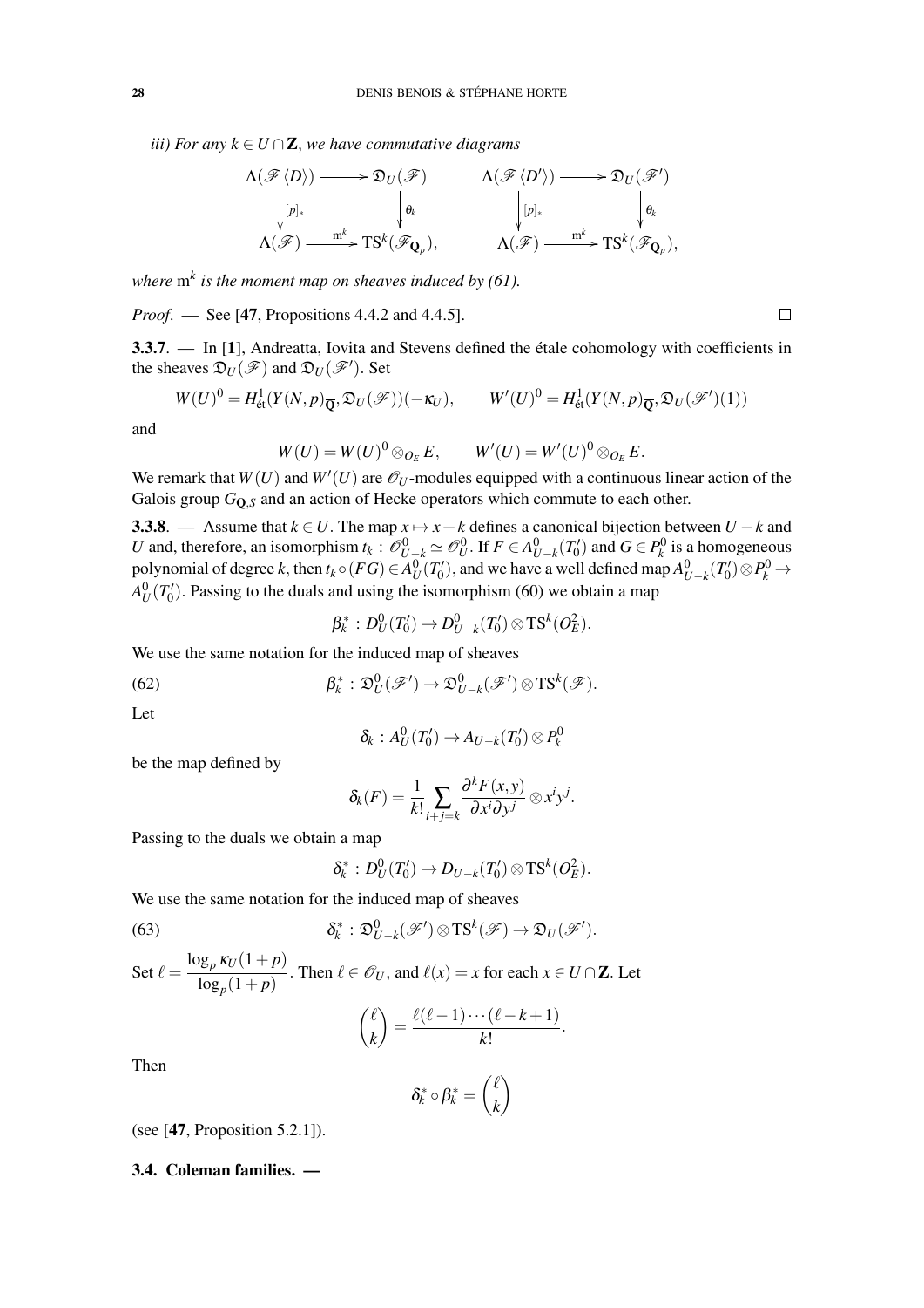*iii) For any $k \in U \cap \mathbf{Z}$, we have commutative diagrams*

$$
\begin{array}{ccc}
\Lambda(\mathscr{F}\langle D\rangle) & \longrightarrow & \mathfrak{D}_U(\mathscr{F}) \\
\Big\downarrow {\scriptstyle [p]_*} & & \Big\downarrow {\scriptstyle \theta_k} \\
\Lambda(\mathscr{F}) & \xrightarrow{\ \mathrm{m}^k\ } & \mathrm{TS}^k(\mathscr{F}_{\mathbf{Q}_p}),
\end{array}
\qquad
\begin{array}{ccc}
\Lambda(\mathscr{F}\langle D'\rangle) & \longrightarrow & \mathfrak{D}_U(\mathscr{F}') \\
\Big\downarrow {\scriptstyle [p]_*} & & \Big\downarrow {\scriptstyle \theta_k} \\
\Lambda(\mathscr{F}) & \xrightarrow{\ \mathrm{m}^k\ } & \mathrm{TS}^k(\mathscr{F}_{\mathbf{Q}_p}),
\end{array}
$$

*where $\mathrm{m}^k$ is the moment map on sheaves induced by (61).*

*Proof.* — See [**47**, Propositions 4.4.2 and 4.4.5]. □

**3.3.7**. — In [**1**], Andreatta, Iovita and Stevens defined the étale cohomology with coefficients in the sheaves $\mathfrak{D}_U(\mathscr{F})$ and $\mathfrak{D}_U(\mathscr{F}')$. Set

$$W(U)^0 = H^1_{\text{ét}}(Y(N,p)_{\overline{\mathbf{Q}}}, \mathfrak{D}_U(\mathscr{F}))(-\kappa_U), \qquad W'(U)^0 = H^1_{\text{ét}}(Y(N,p)_{\overline{\mathbf{Q}}}, \mathfrak{D}_U(\mathscr{F}')(1))$$

and

$$W(U) = W(U)^0 \otimes_{O_E} E, \qquad W'(U) = W'(U)^0 \otimes_{O_E} E.$$

We remark that $W(U)$ and $W'(U)$ are $\mathscr{O}_U$-modules equipped with a continuous linear action of the Galois group $G_{\mathbf{Q},S}$ and an action of Hecke operators which commute to each other.

**3.3.8**. — Assume that $k \in U$. The map $x \mapsto x+k$ defines a canonical bijection between $U-k$ and $U$ and, therefore, an isomorphism $t_k : \mathscr{O}^0_{U-k} \simeq \mathscr{O}^0_U$. If $F \in A^0_{U-k}(T'_0)$ and $G \in P^0_k$ is a homogeneous polynomial of degree $k$, then $t_k \circ (FG) \in A^0_U(T'_0)$, and we have a well defined map $A^0_{U-k}(T'_0) \otimes P^0_k \to A^0_U(T'_0)$. Passing to the duals and using the isomorphism (60) we obtain a map

$$\beta^*_k : D^0_U(T'_0) \to D^0_{U-k}(T'_0) \otimes \mathrm{TS}^k(O_E^2).$$

We use the same notation for the induced map of sheaves

$$\beta^*_k : \mathfrak{D}^0_U(\mathscr{F}') \to \mathfrak{D}^0_{U-k}(\mathscr{F}') \otimes \mathrm{TS}^k(\mathscr{F}). \tag{62}$$

Let

$$\delta_k : A^0_U(T'_0) \to A_{U-k}(T'_0) \otimes P^0_k$$

be the map defined by

$$\delta_k(F) = \frac{1}{k!} \sum_{i+j=k} \frac{\partial^k F(x,y)}{\partial x^i \partial y^j} \otimes x^i y^j.$$

Passing to the duals we obtain a map

$$\delta^*_k : D^0_U(T'_0) \to D_{U-k}(T'_0) \otimes \mathrm{TS}^k(O_E^2).$$

We use the same notation for the induced map of sheaves

$$\delta^*_k : \mathfrak{D}^0_{U-k}(\mathscr{F}') \otimes \mathrm{TS}^k(\mathscr{F}) \to \mathfrak{D}_U(\mathscr{F}'). \tag{63}$$

Set $\ell = \dfrac{\log_p \kappa_U(1+p)}{\log_p(1+p)}$. Then $\ell \in \mathscr{O}_U$, and $\ell(x) = x$ for each $x \in U \cap \mathbf{Z}$. Let

$$\binom{\ell}{k} = \frac{\ell(\ell-1)\cdots(\ell-k+1)}{k!}.$$

Then

$$\delta^*_k \circ \beta^*_k = \binom{\ell}{k}$$

(see [**47**, Proposition 5.2.1]).

### 3.4. Coleman families. —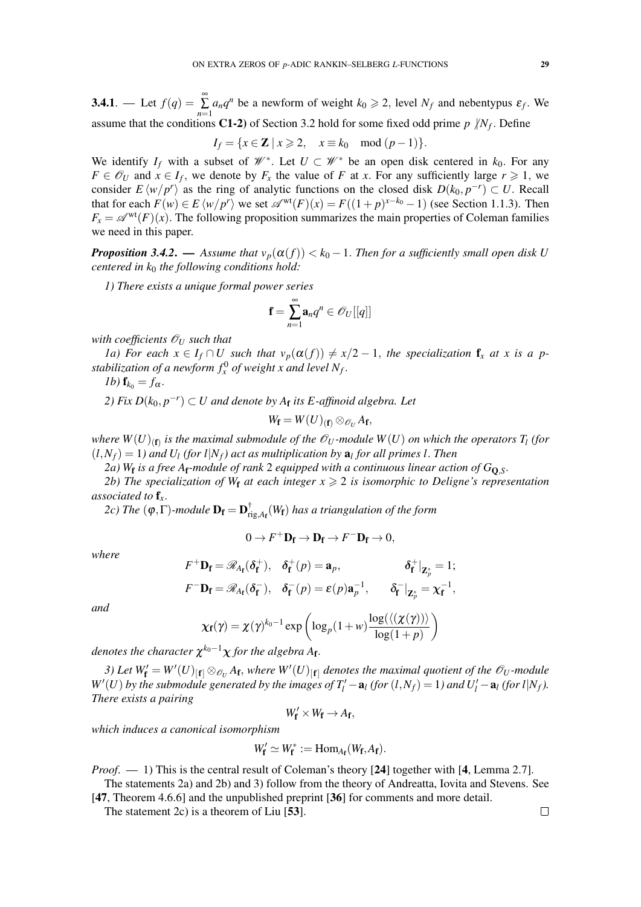**3.4.1**. — Let $f(q) = \sum_{n=1}^{\infty} a_n q^n$ be a newform of weight $k_0 \geqslant 2$, level $N_f$ and nebentypus $\varepsilon_f$. We assume that the conditions **C1-2)** of Section 3.2 hold for some fixed odd prime $p \nmid N_f$. Define

$$I_f = \{x \in \mathbf{Z} \mid x \geqslant 2, \quad x \equiv k_0 \mod (p-1)\}.$$

We identify $I_f$ with a subset of $\mathscr{W}^*$. Let $U \subset \mathscr{W}^*$ be an open disk centered in $k_0$. For any $F \in \mathscr{O}_U$ and $x \in I_f$, we denote by $F_x$ the value of $F$ at $x$. For any sufficiently large $r \geqslant 1$, we consider $E\langle w/p^r \rangle$ as the ring of analytic functions on the closed disk $D(k_0, p^{-r}) \subset U$. Recall that for each $F(w) \in E\langle w/p^r \rangle$ we set $\mathscr{A}^{\mathrm{wt}}(F)(x) = F((1+p)^{x-k_0}-1)$ (see Section 1.1.3). Then $F_x = \mathscr{A}^{\mathrm{wt}}(F)(x)$. The following proposition summarizes the main properties of Coleman families we need in this paper.

***Proposition 3.4.2***. — *Assume that $v_p(\alpha(f)) < k_0 - 1$. Then for a sufficiently small open disk $U$ centered in $k_0$ the following conditions hold:*

*1) There exists a unique formal power series*

$$\mathbf{f} = \sum_{n=1}^{\infty} \mathbf{a}_n q^n \in \mathscr{O}_U[[q]]$$

*with coefficients $\mathscr{O}_U$ such that*

*1a) For each $x \in I_f \cap U$ such that $v_p(\alpha(f)) \neq x/2 - 1$, the specialization $\mathbf{f}_x$ at $x$ is a $p$-stabilization of a newform $f_x^0$ of weight $x$ and level $N_f$.*

*1b) $\mathbf{f}_{k_0} = f_\alpha$.*

*2) Fix $D(k_0, p^{-r}) \subset U$ and denote by $A_{\mathbf{f}}$ its $E$-affinoid algebra. Let*

$$W_{\mathbf{f}} = W(U)_{(\mathbf{f})} \otimes_{\mathscr{O}_U} A_{\mathbf{f}},$$

*where $W(U)_{(\mathbf{f})}$ is the maximal submodule of the $\mathscr{O}_U$-module $W(U)$ on which the operators $T_l$ (for $(l, N_f) = 1$) and $U_l$ (for $l \mid N_f$) act as multiplication by $\mathbf{a}_l$ for all primes $l$. Then*

*2a) $W_{\mathbf{f}}$ is a free $A_{\mathbf{f}}$-module of rank 2 equipped with a continuous linear action of $G_{\mathbf{Q},S}$.*

*2b) The specialization of $W_{\mathbf{f}}$ at each integer $x \geqslant 2$ is isomorphic to Deligne's representation associated to $\mathbf{f}_x$.*

*2c) The $(\varphi, \Gamma)$-module $\mathbf{D}_{\mathbf{f}} = \mathbf{D}^{\dagger}_{\mathrm{rig}, A_{\mathbf{f}}}(W_{\mathbf{f}})$ has a triangulation of the form*

$$0 \to F^+\mathbf{D}_{\mathbf{f}} \to \mathbf{D}_{\mathbf{f}} \to F^-\mathbf{D}_{\mathbf{f}} \to 0,$$

*where*

$$F^+\mathbf{D}_{\mathbf{f}} = \mathscr{R}_{A_{\mathbf{f}}}(\delta_{\mathbf{f}}^+), \quad \delta_{\mathbf{f}}^+(p) = \mathbf{a}_p, \qquad \delta_{\mathbf{f}}^+|_{\mathbf{Z}_p^*} = 1;$$

$$F^-\mathbf{D}_{\mathbf{f}} = \mathscr{R}_{A_{\mathbf{f}}}(\delta_{\mathbf{f}}^-), \quad \delta_{\mathbf{f}}^-(p) = \varepsilon(p)\mathbf{a}_p^{-1}, \qquad \delta_{\mathbf{f}}^-|_{\mathbf{Z}_p^*} = \chi_{\mathbf{f}}^{-1},$$

*and*

$$\chi_{\mathbf{f}}(\gamma) = \chi(\gamma)^{k_0-1} \exp\left(\log_p(1+w)\frac{\log(\langle\langle \chi(\gamma)\rangle\rangle)}{\log(1+p)}\right)$$

*denotes the character $\chi^{k_0-1}\chi$ for the algebra $A_{\mathbf{f}}$.*

*3) Let $W'_{\mathbf{f}} = W'(U)_{[\mathbf{f}]} \otimes_{\mathscr{O}_U} A_{\mathbf{f}}$, where $W'(U)_{[\mathbf{f}]}$ denotes the maximal quotient of the $\mathscr{O}_U$-module $W'(U)$ by the submodule generated by the images of $T'_l - \mathbf{a}_l$ (for $(l, N_f) = 1$) and $U'_l - \mathbf{a}_l$ (for $l \mid N_f$). There exists a pairing*

$$W'_{\mathbf{f}} \times W_{\mathbf{f}} \to A_{\mathbf{f}},$$

*which induces a canonical isomorphism*

$$W'_{\mathbf{f}} \simeq W^*_{\mathbf{f}} := \mathrm{Hom}_{A_{\mathbf{f}}}(W_{\mathbf{f}}, A_{\mathbf{f}}).$$

*Proof*. — 1) This is the central result of Coleman's theory [**24**] together with [**4**, Lemma 2.7].

The statements 2a) and 2b) and 3) follow from the theory of Andreatta, Iovita and Stevens. See [**47**, Theorem 4.6.6] and the unpublished preprint [**36**] for comments and more detail.

The statement 2c) is a theorem of Liu [**53**]. □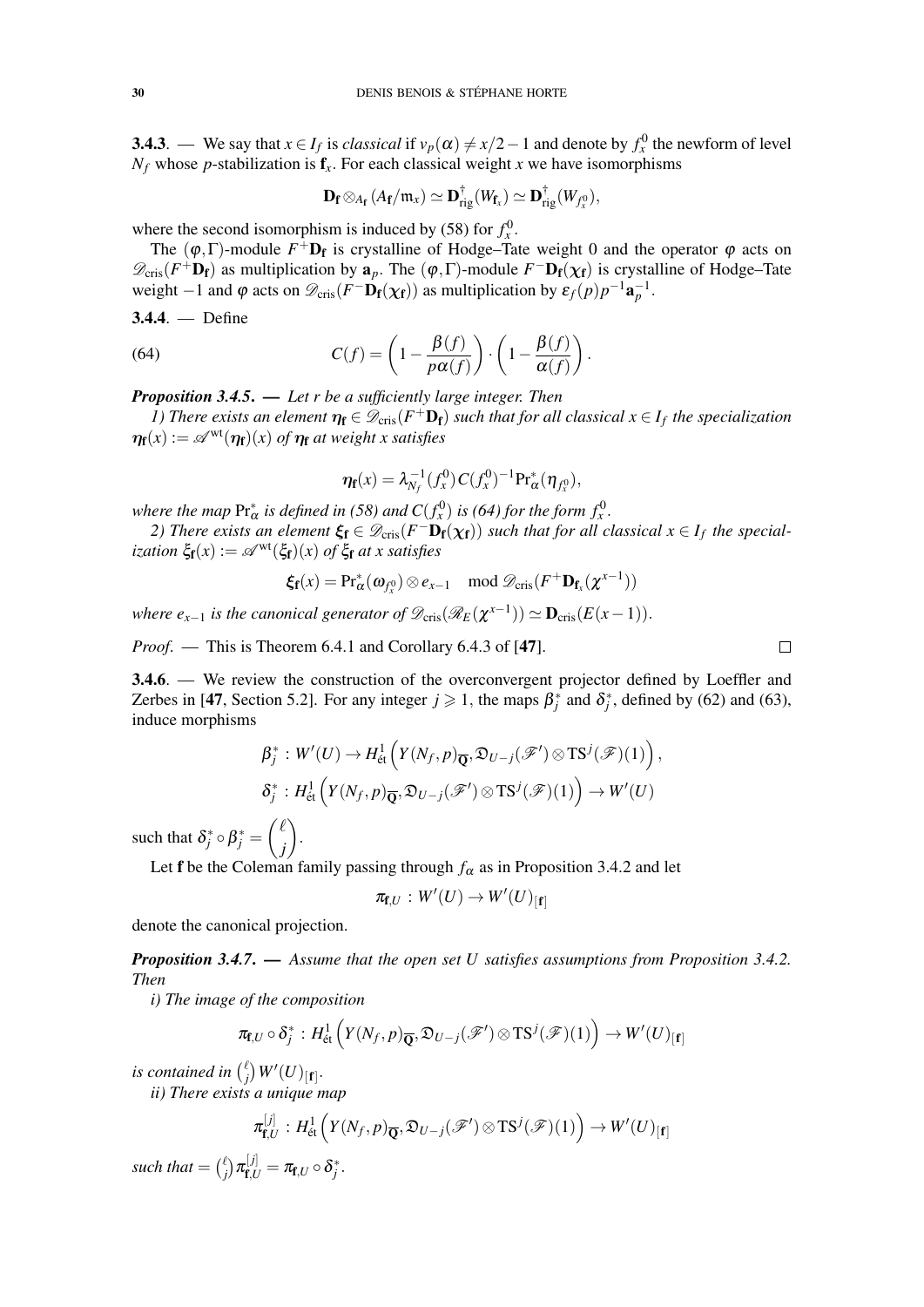**3.4.3**. — We say that $x \in I_f$ is *classical* if $v_p(\alpha) \neq x/2-1$ and denote by $f_x^0$ the newform of level $N_f$ whose $p$-stabilization is $\mathbf{f}_x$. For each classical weight $x$ we have isomorphisms

$$\mathbf{D}_{\mathbf{f}} \otimes_{A_{\mathbf{f}}} (A_{\mathbf{f}}/\mathfrak{m}_x) \simeq \mathbf{D}^{\dagger}_{\mathrm{rig}}(W_{\mathbf{f}_x}) \simeq \mathbf{D}^{\dagger}_{\mathrm{rig}}(W_{f_x^0}),$$

where the second isomorphism is induced by (58) for $f_x^0$.

The $(\varphi,\Gamma)$-module $F^+\mathbf{D}_{\mathbf{f}}$ is crystalline of Hodge–Tate weight 0 and the operator $\varphi$ acts on $\mathscr{D}_{\mathrm{cris}}(F^+\mathbf{D}_{\mathbf{f}})$ as multiplication by $\mathbf{a}_p$. The $(\varphi,\Gamma)$-module $F^-\mathbf{D}_{\mathbf{f}}(\chi_{\mathbf{f}})$ is crystalline of Hodge–Tate weight $-1$ and $\varphi$ acts on $\mathscr{D}_{\mathrm{cris}}(F^-\mathbf{D}_{\mathbf{f}}(\chi_{\mathbf{f}}))$ as multiplication by $\varepsilon_f(p)p^{-1}\mathbf{a}_p^{-1}$.

**3.4.4**. — Define

$$C(f) = \left(1-\frac{\beta(f)}{p\alpha(f)}\right)\cdot\left(1-\frac{\beta(f)}{\alpha(f)}\right). \tag{64}$$

***Proposition 3.4.5***. — *Let $r$ be a sufficiently large integer. Then*

*1) There exists an element $\eta_{\mathbf{f}} \in \mathscr{D}_{\mathrm{cris}}(F^+\mathbf{D}_{\mathbf{f}})$ such that for all classical $x \in I_f$ the specialization $\eta_{\mathbf{f}}(x) := \mathscr{A}^{\mathrm{wt}}(\eta_{\mathbf{f}})(x)$ of $\eta_{\mathbf{f}}$ at weight $x$ satisfies*

$$\eta_{\mathbf{f}}(x) = \lambda_{N_f}^{-1}(f_x^0)\,C(f_x^0)^{-1}\mathrm{Pr}^*_{\alpha}(\eta_{f_x^0}),$$

*where the map $\mathrm{Pr}^*_{\alpha}$ is defined in (58) and $C(f_x^0)$ is (64) for the form $f_x^0$.*

*2) There exists an element $\xi_{\mathbf{f}} \in \mathscr{D}_{\mathrm{cris}}(F^-\mathbf{D}_{\mathbf{f}}(\chi_{\mathbf{f}}))$ such that for all classical $x \in I_f$ the specialization $\xi_{\mathbf{f}}(x) := \mathscr{A}^{\mathrm{wt}}(\xi_{\mathbf{f}})(x)$ of $\xi_{\mathbf{f}}$ at $x$ satisfies*

$$\xi_{\mathbf{f}}(x) = \mathrm{Pr}^*_{\alpha}(\omega_{f_x^0}) \otimes e_{x-1} \mod \mathscr{D}_{\mathrm{cris}}(F^+\mathbf{D}_{\mathbf{f}_x}(\chi^{x-1}))$$

*where $e_{x-1}$ is the canonical generator of $\mathscr{D}_{\mathrm{cris}}(\mathscr{R}_E(\chi^{x-1})) \simeq \mathbf{D}_{\mathrm{cris}}(E(x-1))$.*

*Proof*. — This is Theorem 6.4.1 and Corollary 6.4.3 of [47]. □

**3.4.6**. — We review the construction of the overconvergent projector defined by Loeffler and Zerbes in [47, Section 5.2]. For any integer $j \geqslant 1$, the maps $\beta_j^*$ and $\delta_j^*$, defined by (62) and (63), induce morphisms

$$\beta_j^* : W'(U) \to H^1_{\mathrm{\acute{e}t}}\left(Y(N_f,p)_{\overline{\mathbf{Q}}}, \mathfrak{D}_{U-j}(\mathscr{F}') \otimes \mathrm{TS}^j(\mathscr{F})(1)\right),$$

$$\delta_j^* : H^1_{\mathrm{\acute{e}t}}\left(Y(N_f,p)_{\overline{\mathbf{Q}}}, \mathfrak{D}_{U-j}(\mathscr{F}') \otimes \mathrm{TS}^j(\mathscr{F})(1)\right) \to W'(U)$$

such that $\delta_j^* \circ \beta_j^* = \dbinom{\ell}{j}$.

Let $\mathbf{f}$ be the Coleman family passing through $f_\alpha$ as in Proposition 3.4.2 and let

$$\pi_{\mathbf{f},U} : W'(U) \to W'(U)_{[\mathbf{f}]}$$

denote the canonical projection.

***Proposition 3.4.7***. — *Assume that the open set $U$ satisfies assumptions from Proposition 3.4.2. Then*

*i) The image of the composition*

$$\pi_{\mathbf{f},U} \circ \delta_j^* : H^1_{\mathrm{\acute{e}t}}\left(Y(N_f,p)_{\overline{\mathbf{Q}}}, \mathfrak{D}_{U-j}(\mathscr{F}') \otimes \mathrm{TS}^j(\mathscr{F})(1)\right) \to W'(U)_{[\mathbf{f}]}$$

*is contained in $\binom{\ell}{j} W'(U)_{[\mathbf{f}]}$.*

*ii) There exists a unique map*

$$\pi^{[j]}_{\mathbf{f},U} : H^1_{\mathrm{\acute{e}t}}\left(Y(N_f,p)_{\overline{\mathbf{Q}}}, \mathfrak{D}_{U-j}(\mathscr{F}') \otimes \mathrm{TS}^j(\mathscr{F})(1)\right) \to W'(U)_{[\mathbf{f}]}$$

*such that $= \binom{\ell}{j}\pi^{[j]}_{\mathbf{f},U} = \pi_{\mathbf{f},U} \circ \delta_j^*$.*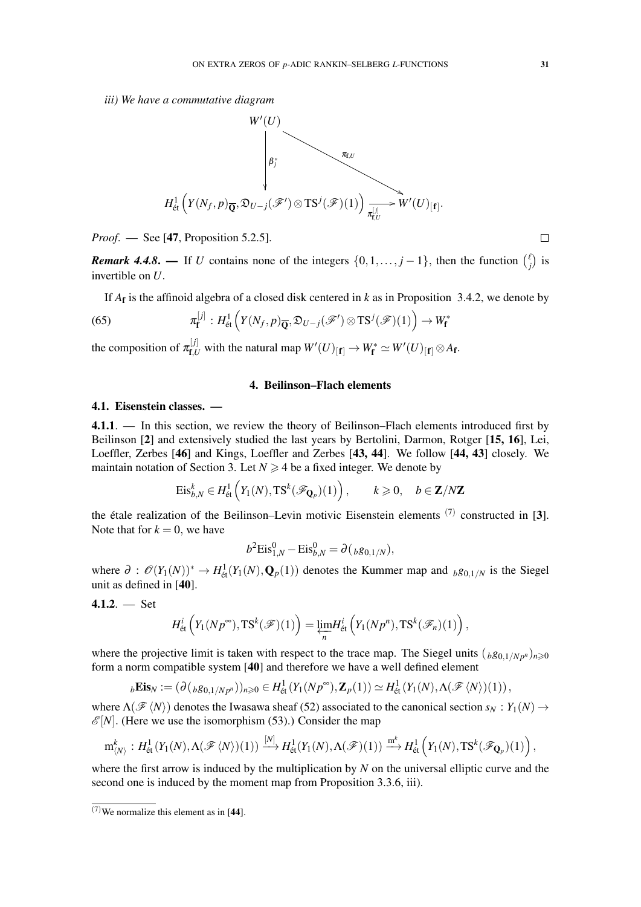*iii) We have a commutative diagram*

$$\begin{array}{ccc} W'(U) & & \\ \Big\downarrow \beta_j^* & \searrow^{\pi_{\mathbf{f},U}} & \\ H^1_{\text{ét}}\left(Y(N_f,p)_{\overline{\mathbf{Q}}}, \mathfrak{D}_{U-j}(\mathscr{F}') \otimes \mathrm{TS}^j(\mathscr{F})(1)\right) & \xrightarrow[\pi^{[j]}_{\mathbf{f},U}]{} & W'(U)_{[\mathbf{f}]}. \end{array}$$

*Proof.* — See [47, Proposition 5.2.5]. □

***Remark 4.4.8.*** — If $U$ contains none of the integers $\{0,1,\dots,j-1\}$, then the function $\binom{\ell}{j}$ is invertible on $U$.

If $A_{\mathbf{f}}$ is the affinoid algebra of a closed disk centered in $k$ as in Proposition 3.4.2, we denote by

$$\pi^{[j]}_{\mathbf{f}} : H^1_{\text{ét}}\left(Y(N_f,p)_{\overline{\mathbf{Q}}}, \mathfrak{D}_{U-j}(\mathscr{F}') \otimes \mathrm{TS}^j(\mathscr{F})(1)\right) \to W^*_{\mathbf{f}} \tag{65}$$

the composition of $\pi^{[j]}_{\mathbf{f},U}$ with the natural map $W'(U)_{[\mathbf{f}]} \to W^*_{\mathbf{f}} \simeq W'(U)_{[\mathbf{f}]} \otimes A_{\mathbf{f}}$.

## 4. Beilinson–Flach elements

### 4.1. Eisenstein classes. —

**4.1.1.** — In this section, we review the theory of Beilinson–Flach elements introduced first by Beilinson [2] and extensively studied the last years by Bertolini, Darmon, Rotger [15, 16], Lei, Loeffler, Zerbes [46] and Kings, Loeffler and Zerbes [43, 44]. We follow [44, 43] closely. We maintain notation of Section 3. Let $N \geqslant 4$ be a fixed integer. We denote by

$$\mathrm{Eis}^k_{b,N} \in H^1_{\text{ét}}\left(Y_1(N), \mathrm{TS}^k(\mathscr{F}_{\mathbf{Q}_p})(1)\right), \qquad k \geqslant 0, \quad b \in \mathbf{Z}/N\mathbf{Z}$$

the étale realization of the Beilinson–Levin motivic Eisenstein elements [(7)] constructed in [3]. Note that for $k=0$, we have

$$b^2\mathrm{Eis}^0_{1,N} - \mathrm{Eis}^0_{b,N} = \partial({}_bg_{0,1/N}),$$

where $\partial : \mathscr{O}(Y_1(N))^* \to H^1_{\text{ét}}(Y_1(N), \mathbf{Q}_p(1))$ denotes the Kummer map and ${}_bg_{0,1/N}$ is the Siegel unit as defined in [40].

**4.1.2.** — Set

$$H^i_{\text{ét}}\left(Y_1(Np^\infty), \mathrm{TS}^k(\mathscr{F})(1)\right) = \varprojlim_n H^i_{\text{ét}}\left(Y_1(Np^n), \mathrm{TS}^k(\mathscr{F}_n)(1)\right),$$

where the projective limit is taken with respect to the trace map. The Siegel units $({}_bg_{0,1/Np^n})_{n\geqslant 0}$ form a norm compatible system [40] and therefore we have a well defined element

$${}_b\mathbf{Eis}_N := \left(\partial({}_bg_{0,1/Np^n})\right)_{n\geqslant 0} \in H^1_{\text{ét}}(Y_1(Np^\infty), \mathbf{Z}_p(1)) \simeq H^1_{\text{ét}}\left(Y_1(N), \Lambda(\mathscr{F}\langle N\rangle)(1)\right),$$

where $\Lambda(\mathscr{F}\langle N\rangle)$ denotes the Iwasawa sheaf (52) associated to the canonical section $s_N : Y_1(N) \to \mathscr{E}[N]$. (Here we use the isomorphism (53).) Consider the map

$$\mathrm{m}^k_{\langle N\rangle} : H^1_{\text{ét}}(Y_1(N), \Lambda(\mathscr{F}\langle N\rangle)(1)) \xrightarrow{[N]} H^1_{\text{ét}}(Y_1(N), \Lambda(\mathscr{F})(1)) \xrightarrow{\mathrm{m}^k} H^1_{\text{ét}}\left(Y_1(N), \mathrm{TS}^k(\mathscr{F}_{\mathbf{Q}_p})(1)\right),$$

where the first arrow is induced by the multiplication by $N$ on the universal elliptic curve and the second one is induced by the moment map from Proposition 3.3.6, iii).

---

(7) We normalize this element as in [44].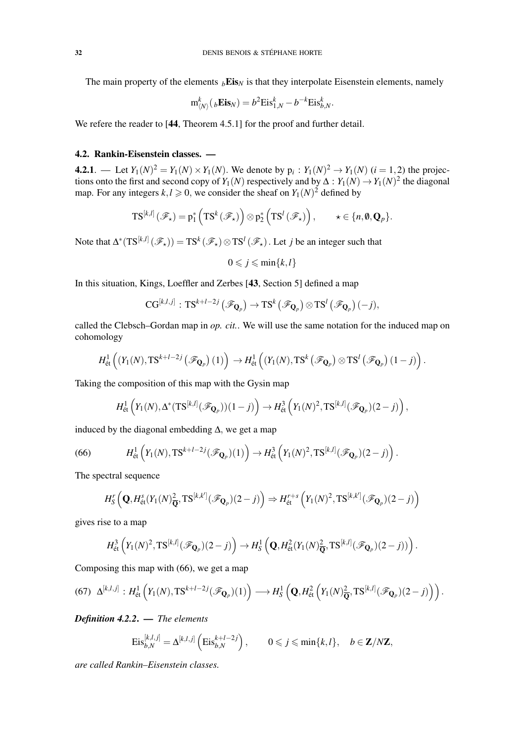The main property of the elements ${}_b\mathbf{Eis}_N$ is that they interpolate Eisenstein elements, namely

$$\mathrm{m}^k_{\langle N\rangle}({}_b\mathbf{Eis}_N) = b^2\mathrm{Eis}^k_{1,N} - b^{-k}\mathrm{Eis}^k_{b,N}.$$

We refere the reader to [**44**, Theorem 4.5.1] for the proof and further detail.

## 4.2. Rankin-Eisenstein classes. —

**4.2.1**. — Let $Y_1(N)^2 = Y_1(N)\times Y_1(N)$. We denote by $\mathrm{p}_i : Y_1(N)^2 \to Y_1(N)$ $(i=1,2)$ the projections onto the first and second copy of $Y_1(N)$ respectively and by $\Delta : Y_1(N) \to Y_1(N)^2$ the diagonal map. For any integers $k,l \geqslant 0$, we consider the sheaf on $Y_1(N)^2$ defined by

$$\mathrm{TS}^{[k,l]}(\mathscr{F}_\star) = \mathrm{p}_1^*\left(\mathrm{TS}^k(\mathscr{F}_\star)\right)\otimes \mathrm{p}_2^*\left(\mathrm{TS}^l(\mathscr{F}_\star)\right), \qquad \star\in\{n,\emptyset,\mathbf{Q}_p\}.$$

Note that $\Delta^*(\mathrm{TS}^{[k,l]}(\mathscr{F}_\star)) = \mathrm{TS}^k(\mathscr{F}_\star)\otimes \mathrm{TS}^l(\mathscr{F}_\star)$. Let $j$ be an integer such that

$$0\leqslant j\leqslant \min\{k,l\}$$

In this situation, Kings, Loeffler and Zerbes [**43**, Section 5] defined a map

$$\mathrm{CG}^{[k,l,j]} : \mathrm{TS}^{k+l-2j}\left(\mathscr{F}_{\mathbf{Q}_p}\right) \to \mathrm{TS}^k\left(\mathscr{F}_{\mathbf{Q}_p}\right)\otimes \mathrm{TS}^l\left(\mathscr{F}_{\mathbf{Q}_p}\right)(-j),$$

called the Clebsch–Gordan map in *op. cit.*. We will use the same notation for the induced map on cohomology

$$H^1_{\text{ét}}\left((Y_1(N), \mathrm{TS}^{k+l-2j}\left(\mathscr{F}_{\mathbf{Q}_p}\right)(1)\right) \to H^1_{\text{ét}}\left((Y_1(N), \mathrm{TS}^k\left(\mathscr{F}_{\mathbf{Q}_p}\right)\otimes \mathrm{TS}^l\left(\mathscr{F}_{\mathbf{Q}_p}\right)(1-j)\right).$$

Taking the composition of this map with the Gysin map

$$H^1_{\text{ét}}\left(Y_1(N), \Delta^*(\mathrm{TS}^{[k,l]}(\mathscr{F}_{\mathbf{Q}_p}))(1-j)\right) \to H^3_{\text{ét}}\left(Y_1(N)^2, \mathrm{TS}^{[k,l]}(\mathscr{F}_{\mathbf{Q}_p})(2-j)\right),$$

induced by the diagonal embedding $\Delta$, we get a map

$$H^1_{\text{ét}}\left(Y_1(N), \mathrm{TS}^{k+l-2j}(\mathscr{F}_{\mathbf{Q}_p})(1)\right) \to H^3_{\text{ét}}\left(Y_1(N)^2, \mathrm{TS}^{[k,l]}(\mathscr{F}_{\mathbf{Q}_p})(2-j)\right). \tag{66}$$

The spectral sequence

$$H^r_S\left(\mathbf{Q}, H^s_{\text{ét}}(Y_1(N)^2_{\overline{\mathbf{Q}}}, \mathrm{TS}^{[k,k']}(\mathscr{F}_{\mathbf{Q}_p})(2-j)\right) \Rightarrow H^{r+s}_{\text{ét}}\left(Y_1(N)^2, \mathrm{TS}^{[k,k']}(\mathscr{F}_{\mathbf{Q}_p})(2-j)\right)$$

gives rise to a map

$$H^3_{\text{ét}}\left(Y_1(N)^2, \mathrm{TS}^{[k,l]}(\mathscr{F}_{\mathbf{Q}_p})(2-j)\right) \to H^1_S\left(\mathbf{Q}, H^2_{\text{ét}}(Y_1(N)^2_{\overline{\mathbf{Q}}}, \mathrm{TS}^{[k,l]}(\mathscr{F}_{\mathbf{Q}_p})(2-j))\right).$$

Composing this map with (66), we get a map

$$\Delta^{[k,l,j]} : H^1_{\text{ét}}\left(Y_1(N), \mathrm{TS}^{k+l-2j}(\mathscr{F}_{\mathbf{Q}_p})(1)\right) \longrightarrow H^1_S\left(\mathbf{Q}, H^2_{\text{ét}}\left(Y_1(N)^2_{\overline{\mathbf{Q}}}, \mathrm{TS}^{[k,l]}(\mathscr{F}_{\mathbf{Q}_p})(2-j)\right)\right). \tag{67}$$

***Definition 4.2.2***. — *The elements*

$$\mathrm{Eis}^{[k,l,j]}_{b,N} = \Delta^{[k,l,j]}\left(\mathrm{Eis}^{k+l-2j}_{b,N}\right), \qquad 0\leqslant j\leqslant \min\{k,l\}, \quad b\in \mathbf{Z}/N\mathbf{Z},$$

*are called Rankin–Eisenstein classes.*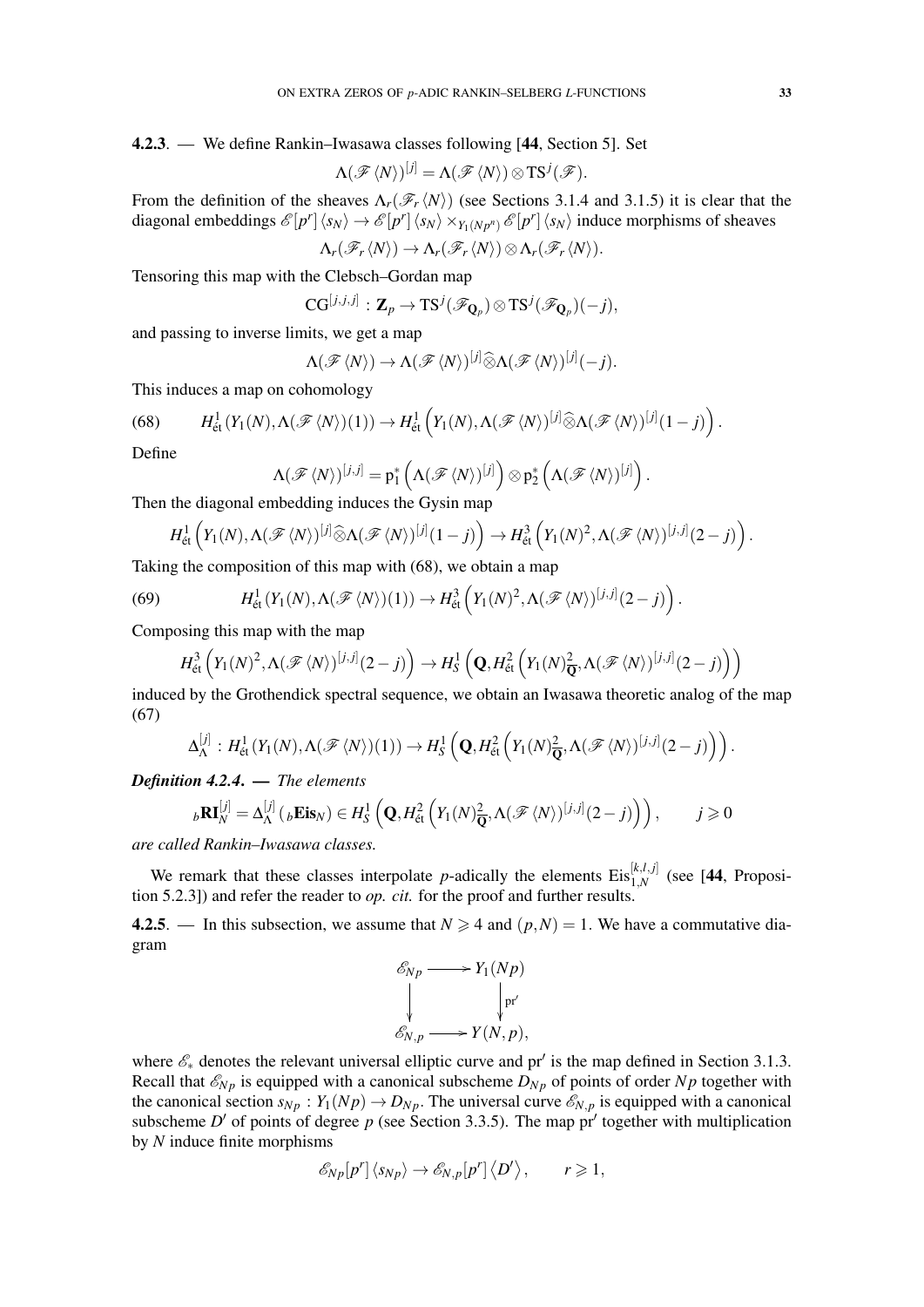**4.2.3**. — We define Rankin–Iwasawa classes following [44, Section 5]. Set

$$\Lambda(\mathscr{F}\langle N\rangle)^{[j]} = \Lambda(\mathscr{F}\langle N\rangle)\otimes \mathrm{TS}^j(\mathscr{F}).$$

From the definition of the sheaves $\Lambda_r(\mathscr{F}_r\langle N\rangle)$ (see Sections 3.1.4 and 3.1.5) it is clear that the diagonal embeddings $\mathscr{E}[p^r]\langle s_N\rangle \to \mathscr{E}[p^r]\langle s_N\rangle \times_{Y_1(Np^n)} \mathscr{E}[p^r]\langle s_N\rangle$ induce morphisms of sheaves

$$\Lambda_r(\mathscr{F}_r\langle N\rangle) \to \Lambda_r(\mathscr{F}_r\langle N\rangle)\otimes \Lambda_r(\mathscr{F}_r\langle N\rangle).$$

Tensoring this map with the Clebsch–Gordan map

$$\mathrm{CG}^{[j,j,j]} : \mathbf{Z}_p \to \mathrm{TS}^j(\mathscr{F}_{\mathbf{Q}_p})\otimes \mathrm{TS}^j(\mathscr{F}_{\mathbf{Q}_p})(-j),$$

and passing to inverse limits, we get a map

$$\Lambda(\mathscr{F}\langle N\rangle) \to \Lambda(\mathscr{F}\langle N\rangle)^{[j]}\widehat{\otimes}\Lambda(\mathscr{F}\langle N\rangle)^{[j]}(-j).$$

This induces a map on cohomology

$$H^1_{\text{ét}}(Y_1(N),\Lambda(\mathscr{F}\langle N\rangle)(1)) \to H^1_{\text{ét}}\left(Y_1(N),\Lambda(\mathscr{F}\langle N\rangle)^{[j]}\widehat{\otimes}\Lambda(\mathscr{F}\langle N\rangle)^{[j]}(1-j)\right). \tag{68}$$

Define

$$\Lambda(\mathscr{F}\langle N\rangle)^{[j,j]} = \mathrm{p}_1^*\left(\Lambda(\mathscr{F}\langle N\rangle)^{[j]}\right)\otimes \mathrm{p}_2^*\left(\Lambda(\mathscr{F}\langle N\rangle)^{[j]}\right).$$

Then the diagonal embedding induces the Gysin map

$$H^1_{\text{ét}}\left(Y_1(N),\Lambda(\mathscr{F}\langle N\rangle)^{[j]}\widehat{\otimes}\Lambda(\mathscr{F}\langle N\rangle)^{[j]}(1-j)\right) \to H^3_{\text{ét}}\left(Y_1(N)^2,\Lambda(\mathscr{F}\langle N\rangle)^{[j,j]}(2-j)\right).$$

Taking the composition of this map with (68), we obtain a map

$$H^1_{\text{ét}}(Y_1(N),\Lambda(\mathscr{F}\langle N\rangle)(1)) \to H^3_{\text{ét}}\left(Y_1(N)^2,\Lambda(\mathscr{F}\langle N\rangle)^{[j,j]}(2-j)\right). \tag{69}$$

Composing this map with the map

$$H^3_{\text{ét}}\left(Y_1(N)^2,\Lambda(\mathscr{F}\langle N\rangle)^{[j,j]}(2-j)\right) \to H^1_S\left(\mathbf{Q},H^2_{\text{ét}}\left(Y_1(N)^2_{\overline{\mathbf{Q}}},\Lambda(\mathscr{F}\langle N\rangle)^{[j,j]}(2-j)\right)\right)$$

induced by the Grothendieck spectral sequence, we obtain an Iwasawa theoretic analog of the map (67)

$$\Delta^{[j]}_{\Lambda} : H^1_{\text{ét}}(Y_1(N),\Lambda(\mathscr{F}\langle N\rangle)(1)) \to H^1_S\left(\mathbf{Q},H^2_{\text{ét}}\left(Y_1(N)^2_{\overline{\mathbf{Q}}},\Lambda(\mathscr{F}\langle N\rangle)^{[j,j]}(2-j)\right)\right).$$

***Definition 4.2.4***. — *The elements*

$${}_b\mathbf{RI}^{[j]}_N = \Delta^{[j]}_{\Lambda}({}_b\mathbf{Eis}_N) \in H^1_S\left(\mathbf{Q},H^2_{\text{ét}}\left(Y_1(N)^2_{\overline{\mathbf{Q}}},\Lambda(\mathscr{F}\langle N\rangle)^{[j,j]}(2-j)\right)\right), \qquad j\geqslant 0$$

*are called Rankin–Iwasawa classes.*

We remark that these classes interpolate $p$-adically the elements $\mathrm{Eis}^{[k,l,j]}_{1,N}$ (see [44, Proposition 5.2.3]) and refer the reader to *op. cit.* for the proof and further results.

**4.2.5**. — In this subsection, we assume that $N\geqslant 4$ and $(p,N)=1$. We have a commutative diagram

$$\begin{array}{ccc} \mathscr{E}_{Np} & \longrightarrow & Y_1(Np) \\ \big\downarrow & & \big\downarrow \mathrm{pr}' \\ \mathscr{E}_{N,p} & \longrightarrow & Y(N,p), \end{array}$$

where $\mathscr{E}_*$ denotes the relevant universal elliptic curve and $\mathrm{pr}'$ is the map defined in Section 3.1.3. Recall that $\mathscr{E}_{Np}$ is equipped with a canonical subscheme $D_{Np}$ of points of order $Np$ together with the canonical section $s_{Np} : Y_1(Np)\to D_{Np}$. The universal curve $\mathscr{E}_{N,p}$ is equipped with a canonical subscheme $D'$ of points of degree $p$ (see Section 3.3.5). The map $\mathrm{pr}'$ together with multiplication by $N$ induce finite morphisms

$$\mathscr{E}_{Np}[p^r]\langle s_{Np}\rangle \to \mathscr{E}_{N,p}[p^r]\langle D'\rangle, \qquad r\geqslant 1,$$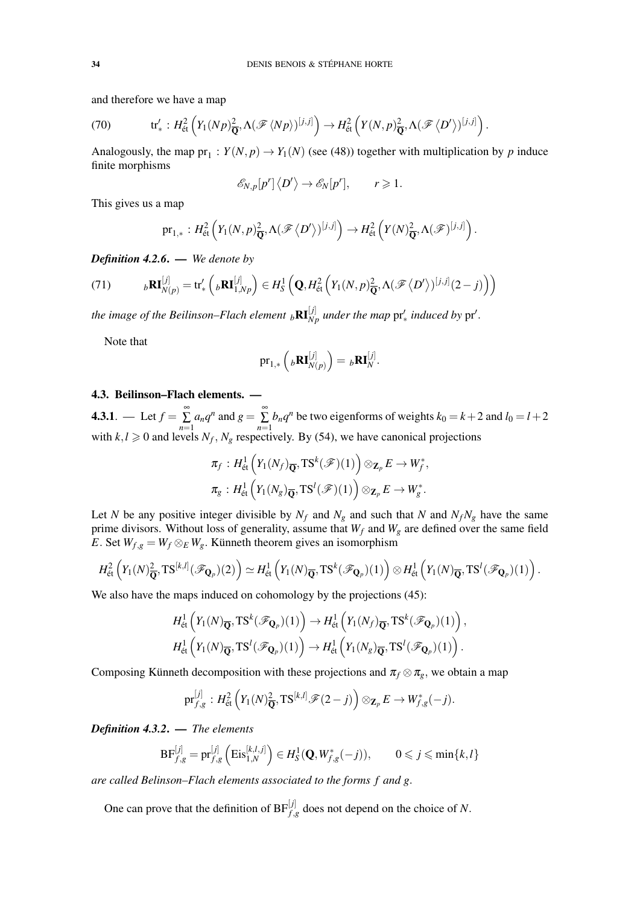and therefore we have a map

$$\text{(70)} \qquad \mathrm{tr}'_* : H^2_{\text{ét}}\left(Y_1(Np)^2_{\overline{\mathbf{Q}}}, \Lambda(\mathscr{F}\langle Np\rangle)^{[j,j]}\right) \to H^2_{\text{ét}}\left(Y(N,p)^2_{\overline{\mathbf{Q}}}, \Lambda(\mathscr{F}\langle D'\rangle)^{[j,j]}\right).$$

Analogously, the map $\mathrm{pr}_1 : Y(N,p) \to Y_1(N)$ (see (48)) together with multiplication by $p$ induce finite morphisms

$$\mathscr{E}_{N,p}[p^r]\langle D'\rangle \to \mathscr{E}_N[p^r], \qquad r \geqslant 1.$$

This gives us a map

$$\mathrm{pr}_{1,*} : H^2_{\text{ét}}\left(Y_1(N,p)^2_{\overline{\mathbf{Q}}}, \Lambda(\mathscr{F}\langle D'\rangle)^{[j,j]}\right) \to H^2_{\text{ét}}\left(Y(N)^2_{\overline{\mathbf{Q}}}, \Lambda(\mathscr{F})^{[j,j]}\right).$$

***Definition 4.2.6.*** — *We denote by*

$$\text{(71)} \qquad {}_b\mathbf{RI}^{[j]}_{N(p)} = \mathrm{tr}'_*\left({}_b\mathbf{RI}^{[j]}_{1,Np}\right) \in H^1_S\left(\mathbf{Q}, H^2_{\text{ét}}\left(Y_1(N,p)^2_{\overline{\mathbf{Q}}}, \Lambda(\mathscr{F}\langle D'\rangle)^{[j,j]}(2-j)\right)\right)$$

*the image of the Beilinson–Flach element* ${}_b\mathbf{RI}^{[j]}_{Np}$ *under the map* $\mathrm{pr}'_*$ *induced by* $\mathrm{pr}'$.

Note that

$$\mathrm{pr}_{1,*}\left({}_b\mathbf{RI}^{[j]}_{N(p)}\right) = {}_b\mathbf{RI}^{[j]}_N.$$

### 4.3. Beilinson–Flach elements. —

**4.3.1**. — Let $f = \sum\limits_{n=1}^{\infty} a_n q^n$ and $g = \sum\limits_{n=1}^{\infty} b_n q^n$ be two eigenforms of weights $k_0 = k+2$ and $l_0 = l+2$ with $k, l \geqslant 0$ and levels $N_f$, $N_g$ respectively. By (54), we have canonical projections

$$\pi_f : H^1_{\text{ét}}\left(Y_1(N_f)_{\overline{\mathbf{Q}}}, \mathrm{TS}^k(\mathscr{F})(1)\right) \otimes_{\mathbf{Z}_p} E \to W^*_f,$$
$$\pi_g : H^1_{\text{ét}}\left(Y_1(N_g)_{\overline{\mathbf{Q}}}, \mathrm{TS}^l(\mathscr{F})(1)\right) \otimes_{\mathbf{Z}_p} E \to W^*_g.$$

Let $N$ be any positive integer divisible by $N_f$ and $N_g$ and such that $N$ and $N_f N_g$ have the same prime divisors. Without loss of generality, assume that $W_f$ and $W_g$ are defined over the same field $E$. Set $W_{f,g} = W_f \otimes_E W_g$. Künneth theorem gives an isomorphism

$$H^2_{\text{ét}}\left(Y_1(N)^2_{\overline{\mathbf{Q}}}, \mathrm{TS}^{[k,l]}(\mathscr{F}_{\mathbf{Q}_p})(2)\right) \simeq H^1_{\text{ét}}\left(Y_1(N)_{\overline{\mathbf{Q}}}, \mathrm{TS}^k(\mathscr{F}_{\mathbf{Q}_p})(1)\right) \otimes H^1_{\text{ét}}\left(Y_1(N)_{\overline{\mathbf{Q}}}, \mathrm{TS}^l(\mathscr{F}_{\mathbf{Q}_p})(1)\right).$$

We also have the maps induced on cohomology by the projections (45):

$$H^1_{\text{ét}}\left(Y_1(N)_{\overline{\mathbf{Q}}}, \mathrm{TS}^k(\mathscr{F}_{\mathbf{Q}_p})(1)\right) \to H^1_{\text{ét}}\left(Y_1(N_f)_{\overline{\mathbf{Q}}}, \mathrm{TS}^k(\mathscr{F}_{\mathbf{Q}_p})(1)\right),$$
$$H^1_{\text{ét}}\left(Y_1(N)_{\overline{\mathbf{Q}}}, \mathrm{TS}^l(\mathscr{F}_{\mathbf{Q}_p})(1)\right) \to H^1_{\text{ét}}\left(Y_1(N_g)_{\overline{\mathbf{Q}}}, \mathrm{TS}^l(\mathscr{F}_{\mathbf{Q}_p})(1)\right).$$

Composing Künneth decomposition with these projections and $\pi_f \otimes \pi_g$, we obtain a map

$$\mathrm{pr}^{[j]}_{f,g} : H^2_{\text{ét}}\left(Y_1(N)^2_{\overline{\mathbf{Q}}}, \mathrm{TS}^{[k,l]}\mathscr{F}(2-j)\right) \otimes_{\mathbf{Z}_p} E \to W^*_{f,g}(-j).$$

***Definition 4.3.2.*** — *The elements*

$$\mathrm{BF}^{[j]}_{f,g} = \mathrm{pr}^{[j]}_{f,g}\left(\mathrm{Eis}^{[k,l,j]}_{1,N}\right) \in H^1_S(\mathbf{Q}, W^*_{f,g}(-j)), \qquad 0 \leqslant j \leqslant \min\{k,l\}$$

*are called Belinson–Flach elements associated to the forms $f$ and $g$.*

One can prove that the definition of $\mathrm{BF}^{[j]}_{f,g}$ does not depend on the choice of $N$.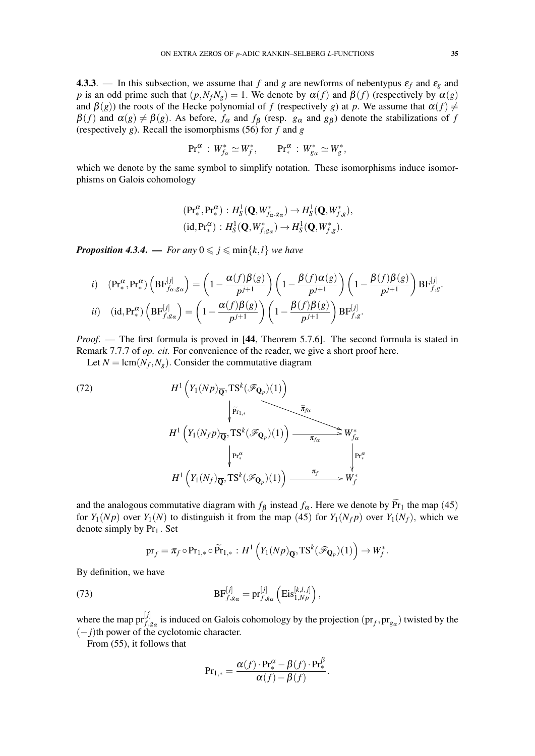**4.3.3**. — In this subsection, we assume that $f$ and $g$ are newforms of nebentypus $\varepsilon_f$ and $\varepsilon_g$ and $p$ is an odd prime such that $(p,N_fN_g)=1$. We denote by $\alpha(f)$ and $\beta(f)$ (respectively by $\alpha(g)$ and $\beta(g)$) the roots of the Hecke polynomial of $f$ (respectively $g$) at $p$. We assume that $\alpha(f)\neq\beta(f)$ and $\alpha(g)\neq\beta(g)$. As before, $f_\alpha$ and $f_\beta$ (resp. $g_\alpha$ and $g_\beta$) denote the stabilizations of $f$ (respectively $g$). Recall the isomorphisms (56) for $f$ and $g$

$$\mathrm{Pr}^\alpha_*\,:\,W^*_{f_\alpha}\simeq W^*_f,\qquad \mathrm{Pr}^\alpha_*\,:\,W^*_{g_\alpha}\simeq W^*_g,$$

which we denote by the same symbol to simplify notation. These isomorphisms induce isomorphisms on Galois cohomology

$$\begin{aligned}
&(\mathrm{Pr}^\alpha_*,\mathrm{Pr}^\alpha_*)\,:\,H^1_S(\mathbf{Q},W^*_{f_\alpha,g_\alpha})\to H^1_S(\mathbf{Q},W^*_{f,g}),\\
&(\mathrm{id},\mathrm{Pr}^\alpha_*)\,:\,H^1_S(\mathbf{Q},W^*_{f,g_\alpha})\to H^1_S(\mathbf{Q},W^*_{f,g}).
\end{aligned}$$

***Proposition 4.3.4***. — *For any $0\leqslant j\leqslant \min\{k,l\}$ we have*

$$i)\quad (\mathrm{Pr}^\alpha_*,\mathrm{Pr}^\alpha_*)\left(\mathrm{BF}^{[j]}_{f_\alpha,g_\alpha}\right)=\left(1-\frac{\alpha(f)\beta(g)}{p^{j+1}}\right)\left(1-\frac{\beta(f)\alpha(g)}{p^{j+1}}\right)\left(1-\frac{\beta(f)\beta(g)}{p^{j+1}}\right)\mathrm{BF}^{[j]}_{f,g}.$$

$$ii)\quad (\mathrm{id},\mathrm{Pr}^\alpha_*)\left(\mathrm{BF}^{[j]}_{f,g_\alpha}\right)=\left(1-\frac{\alpha(f)\beta(g)}{p^{j+1}}\right)\left(1-\frac{\beta(f)\beta(g)}{p^{j+1}}\right)\mathrm{BF}^{[j]}_{f,g}.$$

*Proof*. — The first formula is proved in [**44**, Theorem 5.7.6]. The second formula is stated in Remark 7.7.7 of *op. cit.* For convenience of the reader, we give a short proof here.

Let $N=\mathrm{lcm}(N_f,N_g)$. Consider the commutative diagram

$$\begin{array}{ccc}
H^1\left(Y_1(Np)_{\overline{\mathbf{Q}}},\mathrm{TS}^k(\mathscr{F}_{\mathbf{Q}_p})(1)\right) & \xrightarrow{\ \widetilde{\pi}_{f_\alpha}\ } & W^*_{f_\alpha}\\
\Big\downarrow{\scriptstyle \widetilde{\mathrm{Pr}}_{1,*}} & & \\
H^1\left(Y_1(N_fp)_{\overline{\mathbf{Q}}},\mathrm{TS}^k(\mathscr{F}_{\mathbf{Q}_p})(1)\right) & \xrightarrow{\ \pi_{f_\alpha}\ } & W^*_{f_\alpha}\\
\Big\downarrow{\scriptstyle \mathrm{Pr}^\alpha_*} & & \Big\downarrow{\scriptstyle \mathrm{Pr}^\alpha_*}\\
H^1\left(Y_1(N_f)_{\overline{\mathbf{Q}}},\mathrm{TS}^k(\mathscr{F}_{\mathbf{Q}_p})(1)\right) & \xrightarrow{\ \pi_f\ } & W^*_f
\end{array}\tag{72}$$

and the analogous commutative diagram with $f_\beta$ instead $f_\alpha$. Here we denote by $\widetilde{\mathrm{Pr}}_1$ the map (45) for $Y_1(Np)$ over $Y_1(N)$ to distinguish it from the map (45) for $Y_1(N_fp)$ over $Y_1(N_f)$, which we denote simply by $\mathrm{Pr}_1$. Set

$$\mathrm{pr}_f=\pi_f\circ\mathrm{Pr}_{1,*}\circ\widetilde{\mathrm{Pr}}_{1,*}\,:\,H^1\left(Y_1(Np)_{\overline{\mathbf{Q}}},\mathrm{TS}^k(\mathscr{F}_{\mathbf{Q}_p})(1)\right)\to W^*_f.$$

By definition, we have

$$\mathrm{BF}^{[j]}_{f,g_\alpha}=\mathrm{pr}^{[j]}_{f,g_\alpha}\left(\mathrm{Eis}^{[k,l,j]}_{1,Np}\right),\tag{73}$$

where the map $\mathrm{pr}^{[j]}_{f,g_\alpha}$ is induced on Galois cohomology by the projection $(\mathrm{pr}_f,\mathrm{pr}_{g_\alpha})$ twisted by the $(-j)$th power of the cyclotomic character.

From (55), it follows that

$$\mathrm{Pr}_{1,*}=\frac{\alpha(f)\cdot\mathrm{Pr}^\alpha_*-\beta(f)\cdot\mathrm{Pr}^\beta_*}{\alpha(f)-\beta(f)}.$$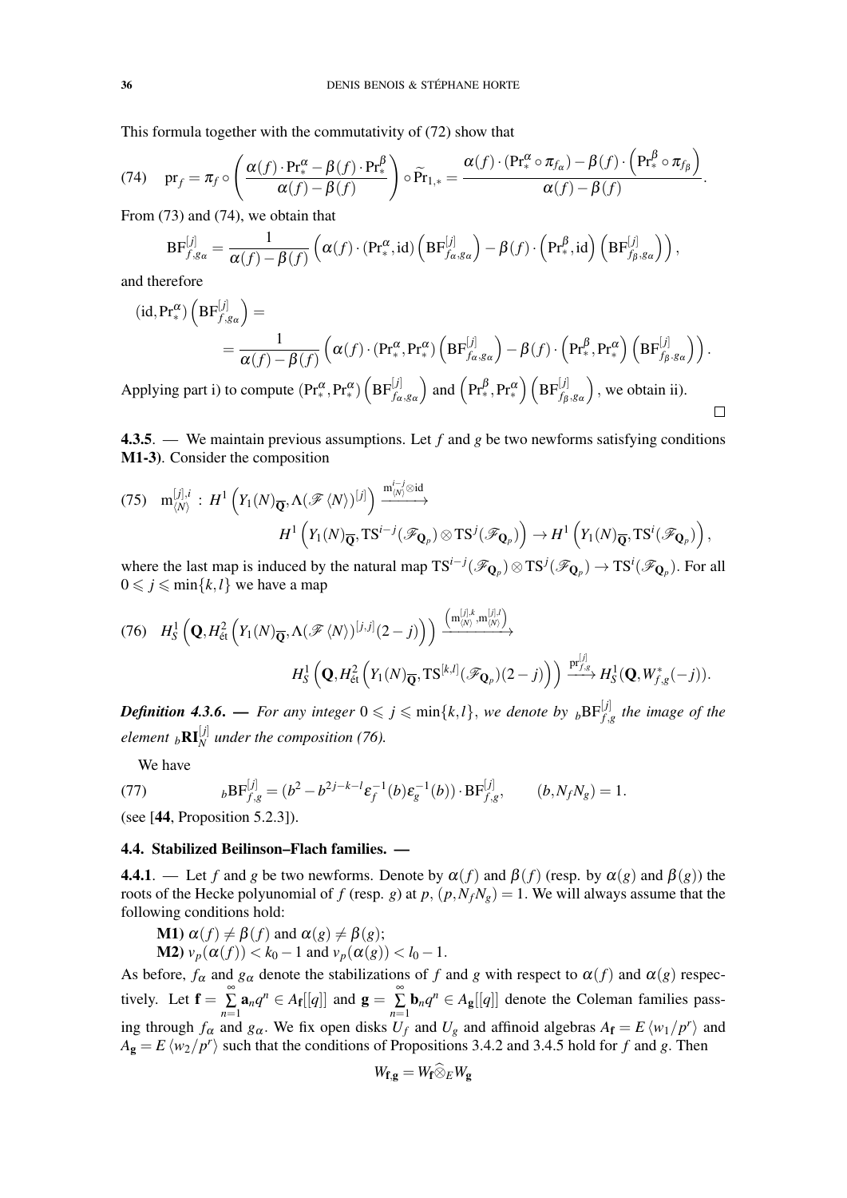This formula together with the commutativity of (72) show that

$$\mathrm{pr}_f = \pi_f \circ \left( \frac{\alpha(f)\cdot \mathrm{Pr}^{\alpha}_* - \beta(f)\cdot \mathrm{Pr}^{\beta}_*}{\alpha(f)-\beta(f)} \right) \circ \widetilde{\mathrm{Pr}}_{1,*} = \frac{\alpha(f)\cdot (\mathrm{Pr}^{\alpha}_*\circ \pi_{f_\alpha}) - \beta(f)\cdot \left(\mathrm{Pr}^{\beta}_*\circ \pi_{f_\beta}\right)}{\alpha(f)-\beta(f)}. \tag{74}$$

From (73) and (74), we obtain that

$$\mathrm{BF}^{[j]}_{f,g_\alpha} = \frac{1}{\alpha(f)-\beta(f)} \left( \alpha(f)\cdot (\mathrm{Pr}^{\alpha}_*, \mathrm{id}) \left(\mathrm{BF}^{[j]}_{f_\alpha,g_\alpha}\right) - \beta(f)\cdot \left(\mathrm{Pr}^{\beta}_*, \mathrm{id}\right) \left(\mathrm{BF}^{[j]}_{f_\beta,g_\alpha}\right)\right),$$

and therefore

$$(\mathrm{id}, \mathrm{Pr}^{\alpha}_*) \left(\mathrm{BF}^{[j]}_{f,g_\alpha}\right) = \frac{1}{\alpha(f)-\beta(f)} \left( \alpha(f)\cdot (\mathrm{Pr}^{\alpha}_*, \mathrm{Pr}^{\alpha}_*) \left(\mathrm{BF}^{[j]}_{f_\alpha,g_\alpha}\right) - \beta(f)\cdot \left(\mathrm{Pr}^{\beta}_*, \mathrm{Pr}^{\alpha}_*\right) \left(\mathrm{BF}^{[j]}_{f_\beta,g_\alpha}\right)\right).$$

Applying part i) to compute $(\mathrm{Pr}^{\alpha}_*, \mathrm{Pr}^{\alpha}_*) \left(\mathrm{BF}^{[j]}_{f_\alpha,g_\alpha}\right)$ and $\left(\mathrm{Pr}^{\beta}_*, \mathrm{Pr}^{\alpha}_*\right) \left(\mathrm{BF}^{[j]}_{f_\beta,g_\alpha}\right)$, we obtain ii). □

**4.3.5**. — We maintain previous assumptions. Let $f$ and $g$ be two newforms satisfying conditions **M1-3)**. Consider the composition

$$\mathrm{m}^{[j],i}_{\langle N\rangle} : H^1\left(Y_1(N)_{\overline{\mathbf{Q}}}, \Lambda(\mathscr{F}\langle N\rangle)^{[j]}\right) \xrightarrow{\mathrm{m}^{i-j}_{\langle N\rangle}\otimes \mathrm{id}} H^1\left(Y_1(N)_{\overline{\mathbf{Q}}}, \mathrm{TS}^{i-j}(\mathscr{F}_{\mathbf{Q}_p})\otimes \mathrm{TS}^{j}(\mathscr{F}_{\mathbf{Q}_p})\right) \to H^1\left(Y_1(N)_{\overline{\mathbf{Q}}}, \mathrm{TS}^{i}(\mathscr{F}_{\mathbf{Q}_p})\right), \tag{75}$$

where the last map is induced by the natural map $\mathrm{TS}^{i-j}(\mathscr{F}_{\mathbf{Q}_p})\otimes \mathrm{TS}^{j}(\mathscr{F}_{\mathbf{Q}_p}) \to \mathrm{TS}^{i}(\mathscr{F}_{\mathbf{Q}_p})$. For all $0\leqslant j\leqslant \min\{k,l\}$ we have a map

$$H^1_S\left(\mathbf{Q}, H^2_{\text{ét}}\left(Y_1(N)_{\overline{\mathbf{Q}}}, \Lambda(\mathscr{F}\langle N\rangle)^{[j,j]}(2-j)\right)\right) \xrightarrow{\left(\mathrm{m}^{[j],k}_{\langle N\rangle}, \mathrm{m}^{[j],l}_{\langle N\rangle}\right)} H^1_S\left(\mathbf{Q}, H^2_{\text{ét}}\left(Y_1(N)_{\overline{\mathbf{Q}}}, \mathrm{TS}^{[k,l]}(\mathscr{F}_{\mathbf{Q}_p})(2-j)\right)\right) \xrightarrow{\mathrm{pr}^{[j]}_{f,g}} H^1_S(\mathbf{Q}, W^*_{f,g}(-j)). \tag{76}$$

***Definition 4.3.6***. — *For any integer $0\leqslant j\leqslant \min\{k,l\}$, we denote by ${}_b\mathrm{BF}^{[j]}_{f,g}$ the image of the element ${}_b\mathbf{RI}^{[j]}_N$ under the composition (76).*

We have

$${}_b\mathrm{BF}^{[j]}_{f,g} = (b^2 - b^{2j-k-l}\varepsilon_f^{-1}(b)\varepsilon_g^{-1}(b))\cdot \mathrm{BF}^{[j]}_{f,g}, \qquad (b, N_fN_g)=1. \tag{77}$$

(see [**44**, Proposition 5.2.3]).

### 4.4. Stabilized Beilinson–Flach families. —

**4.4.1**. — Let $f$ and $g$ be two newforms. Denote by $\alpha(f)$ and $\beta(f)$ (resp. by $\alpha(g)$ and $\beta(g)$) the roots of the Hecke polyunomial of $f$ (resp. $g$) at $p$, $(p, N_fN_g)=1$. We will always assume that the following conditions hold:

**M1)** $\alpha(f)\neq \beta(f)$ and $\alpha(g)\neq \beta(g)$;

**M2)** $v_p(\alpha(f)) < k_0-1$ and $v_p(\alpha(g)) < l_0-1$.

As before, $f_\alpha$ and $g_\alpha$ denote the stabilizations of $f$ and $g$ with respect to $\alpha(f)$ and $\alpha(g)$ respectively. Let $\mathbf{f} = \sum\limits_{n=1}^{\infty} \mathbf{a}_nq^n \in A_{\mathbf{f}}[[q]]$ and $\mathbf{g} = \sum\limits_{n=1}^{\infty} \mathbf{b}_nq^n \in A_{\mathbf{g}}[[q]]$ denote the Coleman families passing through $f_\alpha$ and $g_\alpha$. We fix open disks $U_f$ and $U_g$ and affinoid algebras $A_{\mathbf{f}} = E\langle w_1/p^r\rangle$ and $A_{\mathbf{g}} = E\langle w_2/p^r\rangle$ such that the conditions of Propositions 3.4.2 and 3.4.5 hold for $f$ and $g$. Then

$$W_{\mathbf{f},\mathbf{g}} = W_{\mathbf{f}}\widehat{\otimes}_E W_{\mathbf{g}}$$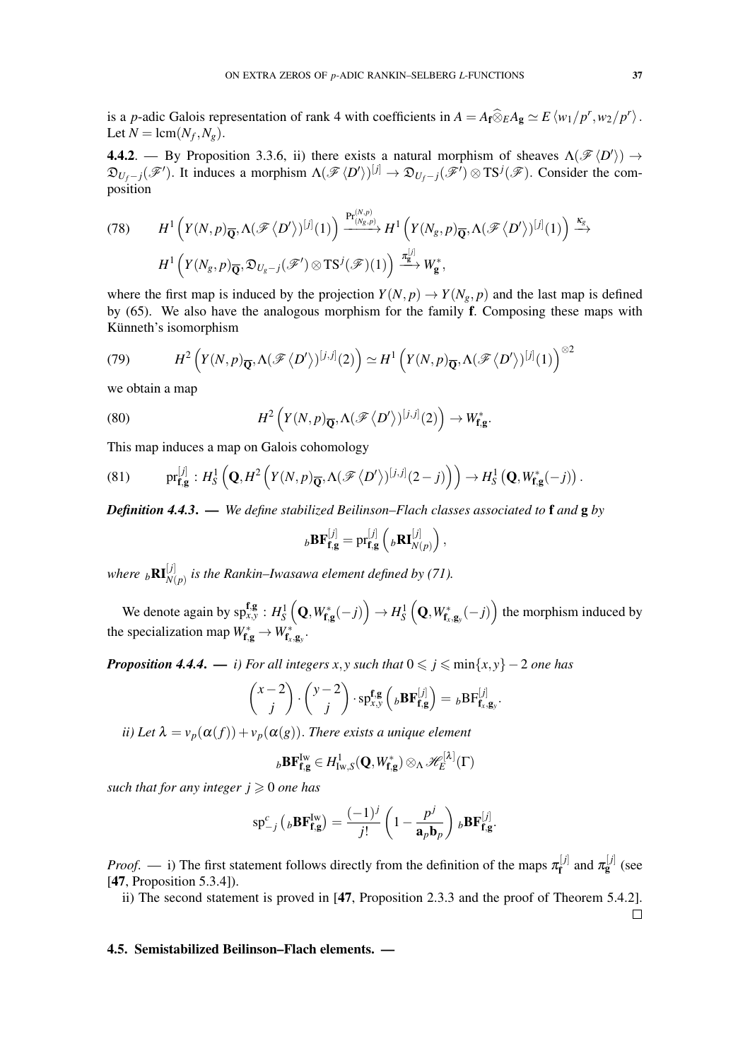is a $p$-adic Galois representation of rank 4 with coefficients in $A = A_{\mathbf{f}}\widehat{\otimes}_E A_{\mathbf{g}} \simeq E\left\langle w_1/p^r, w_2/p^r\right\rangle$. Let $N = \operatorname{lcm}(N_f, N_g)$.

**4.4.2**. — By Proposition 3.3.6, ii) there exists a natural morphism of sheaves $\Lambda(\mathscr{F}\left\langle D'\right\rangle) \to \mathfrak{D}_{U_f-j}(\mathscr{F}')$. It induces a morphism $\Lambda(\mathscr{F}\left\langle D'\right\rangle)^{[j]} \to \mathfrak{D}_{U_f-j}(\mathscr{F}') \otimes \mathrm{TS}^j(\mathscr{F})$. Consider the composition

$$
(78) \qquad H^1\left(Y(N,p)_{\overline{\mathbf{Q}}}, \Lambda(\mathscr{F}\left\langle D'\right\rangle)^{[j]}(1)\right) \xrightarrow{\mathrm{Pr}^{(N,p)}_{(N_g,p)}} H^1\left(Y(N_g,p)_{\overline{\mathbf{Q}}}, \Lambda(\mathscr{F}\left\langle D'\right\rangle)^{[j]}(1)\right) \xrightarrow{\kappa_g} H^1\left(Y(N_g,p)_{\overline{\mathbf{Q}}}, \mathfrak{D}_{U_g-j}(\mathscr{F}') \otimes \mathrm{TS}^j(\mathscr{F})(1)\right) \xrightarrow{\pi_{\mathbf{g}}^{[j]}} W_{\mathbf{g}}^*,
$$

where the first map is induced by the projection $Y(N,p) \to Y(N_g,p)$ and the last map is defined by (65). We also have the analogous morphism for the family $\mathbf{f}$. Composing these maps with Künneth's isomorphism

$$
(79) \qquad H^2\left(Y(N,p)_{\overline{\mathbf{Q}}}, \Lambda(\mathscr{F}\left\langle D'\right\rangle)^{[j,j]}(2)\right) \simeq H^1\left(Y(N,p)_{\overline{\mathbf{Q}}}, \Lambda(\mathscr{F}\left\langle D'\right\rangle)^{[j]}(1)\right)^{\otimes 2}
$$

we obtain a map

$$
(80) \qquad H^2\left(Y(N,p)_{\overline{\mathbf{Q}}}, \Lambda(\mathscr{F}\left\langle D'\right\rangle)^{[j,j]}(2)\right) \to W_{\mathbf{f},\mathbf{g}}^*.
$$

This map induces a map on Galois cohomology

$$
(81) \qquad \mathrm{pr}_{\mathbf{f},\mathbf{g}}^{[j]} : H^1_S\left(\mathbf{Q}, H^2\left(Y(N,p)_{\overline{\mathbf{Q}}}, \Lambda(\mathscr{F}\left\langle D'\right\rangle)^{[j,j]}(2-j)\right)\right) \to H^1_S\left(\mathbf{Q}, W_{\mathbf{f},\mathbf{g}}^*(-j)\right).
$$

***Definition 4.4.3***. — *We define stabilized Beilinson–Flach classes associated to* $\mathbf{f}$ *and* $\mathbf{g}$ *by*

$$
{}_b\mathbf{BF}_{\mathbf{f},\mathbf{g}}^{[j]} = \mathrm{pr}_{\mathbf{f},\mathbf{g}}^{[j]}\left({}_b\mathbf{RI}_{N(p)}^{[j]}\right),
$$

*where* ${}_b\mathbf{RI}_{N(p)}^{[j]}$ *is the Rankin–Iwasawa element defined by (71).*

We denote again by $\mathrm{sp}_{x,y}^{\mathbf{f},\mathbf{g}} : H^1_S\left(\mathbf{Q}, W_{\mathbf{f},\mathbf{g}}^*(-j)\right) \to H^1_S\left(\mathbf{Q}, W_{\mathbf{f}_x,\mathbf{g}_y}^*(-j)\right)$ the morphism induced by the specialization map $W_{\mathbf{f},\mathbf{g}}^* \to W_{\mathbf{f}_x,\mathbf{g}_y}^*$.

***Proposition 4.4.4***. — *i) For all integers $x,y$ such that $0 \leqslant j \leqslant \min\{x,y\} - 2$ one has*

$$
\binom{x-2}{j} \cdot \binom{y-2}{j} \cdot \mathrm{sp}_{x,y}^{\mathbf{f},\mathbf{g}}\left({}_b\mathbf{BF}_{\mathbf{f},\mathbf{g}}^{[j]}\right) = {}_b\mathrm{BF}_{\mathbf{f}_x,\mathbf{g}_y}^{[j]}.
$$

*ii) Let $\lambda = v_p(\alpha(f)) + v_p(\alpha(g))$. There exists a unique element*

$$
{}_b\mathbf{BF}_{\mathbf{f},\mathbf{g}}^{\mathrm{Iw}} \in H^1_{\mathrm{Iw},S}(\mathbf{Q}, W_{\mathbf{f},\mathbf{g}}^*) \otimes_\Lambda \mathscr{H}_E^{[\lambda]}(\Gamma)
$$

*such that for any integer $j \geqslant 0$ one has*

$$
\mathrm{sp}_{-j}^c\left({}_b\mathbf{BF}_{\mathbf{f},\mathbf{g}}^{\mathrm{Iw}}\right) = \frac{(-1)^j}{j!}\left(1 - \frac{p^j}{\mathbf{a}_p\mathbf{b}_p}\right) {}_b\mathbf{BF}_{\mathbf{f},\mathbf{g}}^{[j]}.
$$

*Proof*. — i) The first statement follows directly from the definition of the maps $\pi_{\mathbf{f}}^{[j]}$ and $\pi_{\mathbf{g}}^{[j]}$ (see [**47**, Proposition 5.3.4]).

ii) The second statement is proved in [**47**, Proposition 2.3.3 and the proof of Theorem 5.4.2]. □

### 4.5. Semistabilized Beilinson–Flach elements. —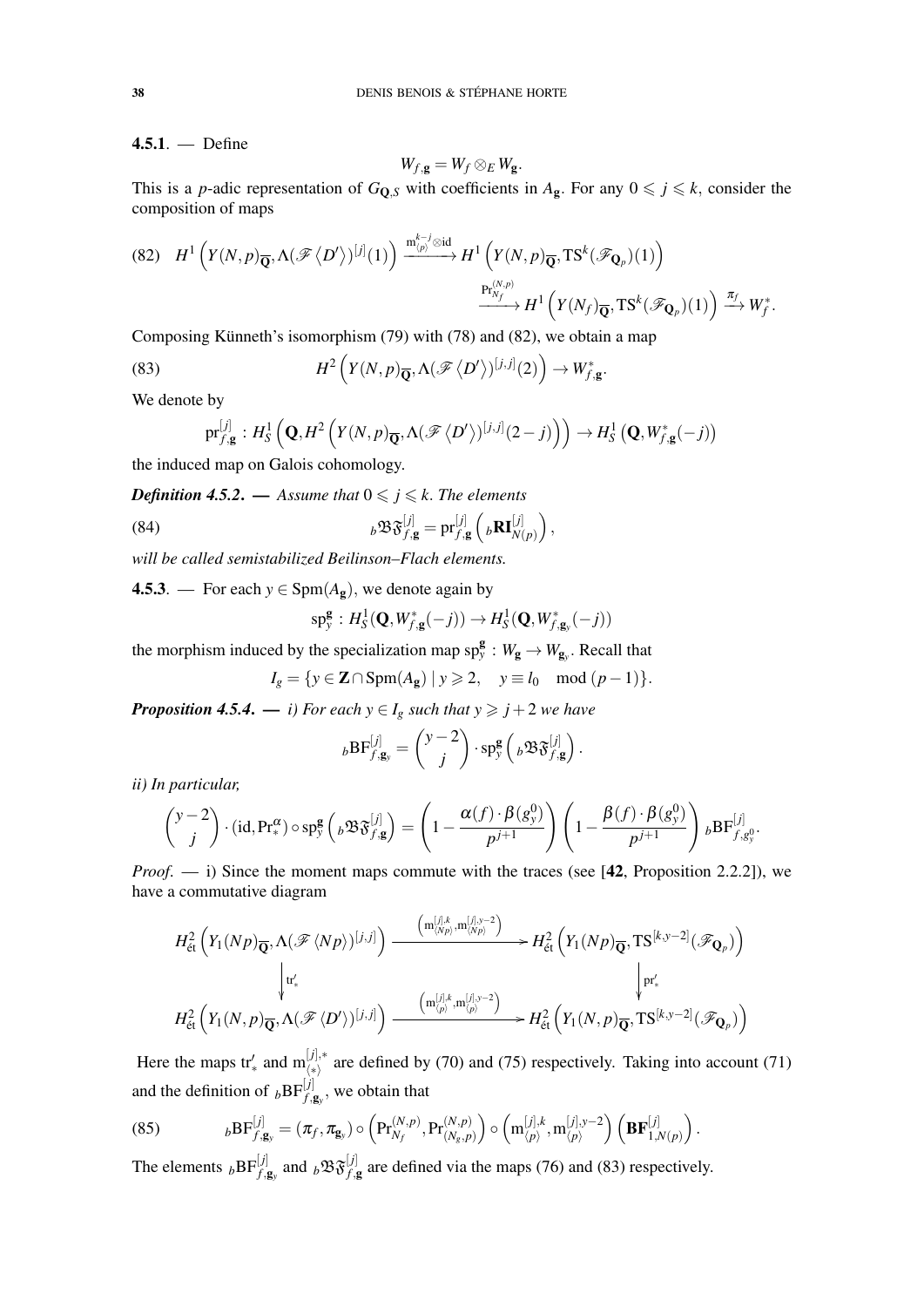**4.5.1**. — Define

$$W_{f,\mathbf{g}} = W_f \otimes_E W_{\mathbf{g}}.$$

This is a $p$-adic representation of $G_{\mathbf{Q},S}$ with coefficients in $A_{\mathbf{g}}$. For any $0 \leqslant j \leqslant k$, consider the composition of maps

$$(82)\quad H^1\left(Y(N,p)_{\overline{\mathbf{Q}}}, \Lambda(\mathscr{F}\left\langle D'\right\rangle)^{[j]}(1)\right) \xrightarrow{\mathrm{m}_{\langle p\rangle}^{k-j}\otimes \mathrm{id}} H^1\left(Y(N,p)_{\overline{\mathbf{Q}}}, \mathrm{TS}^k(\mathscr{F}_{\mathbf{Q}_p})(1)\right) \xrightarrow{\mathrm{Pr}^{(N,p)}_{N_f}} H^1\left(Y(N_f)_{\overline{\mathbf{Q}}}, \mathrm{TS}^k(\mathscr{F}_{\mathbf{Q}_p})(1)\right) \xrightarrow{\pi_f} W_f^*.$$

Composing Künneth's isomorphism (79) with (78) and (82), we obtain a map

$$(83)\qquad H^2\left(Y(N,p)_{\overline{\mathbf{Q}}}, \Lambda(\mathscr{F}\left\langle D'\right\rangle)^{[j,j]}(2)\right) \to W_{f,\mathbf{g}}^*.$$

We denote by

$$\mathrm{pr}_{f,\mathbf{g}}^{[j]} : H^1_S\left(\mathbf{Q}, H^2\left(Y(N,p)_{\overline{\mathbf{Q}}}, \Lambda(\mathscr{F}\left\langle D'\right\rangle)^{[j,j]}(2-j)\right)\right) \to H^1_S\left(\mathbf{Q}, W_{f,\mathbf{g}}^*(-j)\right)$$

the induced map on Galois cohomology.

***Definition 4.5.2.*** — *Assume that $0 \leqslant j \leqslant k$. The elements*

$$(84)\qquad {}_b\mathfrak{BF}_{f,\mathbf{g}}^{[j]} = \mathrm{pr}_{f,\mathbf{g}}^{[j]}\left({}_b\mathbf{RI}_{N(p)}^{[j]}\right),$$

*will be called semistabilized Beilinson–Flach elements.*

**4.5.3**. — For each $y \in \mathrm{Spm}(A_{\mathbf{g}})$, we denote again by

$$\mathrm{sp}_y^{\mathbf{g}} : H^1_S(\mathbf{Q}, W_{f,\mathbf{g}}^*(-j)) \to H^1_S(\mathbf{Q}, W_{f,\mathbf{g}_y}^*(-j))$$

the morphism induced by the specialization map $\mathrm{sp}_y^{\mathbf{g}} : W_{\mathbf{g}} \to W_{\mathbf{g}_y}$. Recall that

$$I_g = \{y \in \mathbf{Z} \cap \mathrm{Spm}(A_{\mathbf{g}}) \mid y \geqslant 2, \quad y \equiv l_0 \mod (p-1)\}.$$

***Proposition 4.5.4.*** — *i) For each $y \in I_g$ such that $y \geqslant j+2$ we have*

$${}_b\mathrm{BF}_{f,\mathbf{g}_y}^{[j]} = \binom{y-2}{j} \cdot \mathrm{sp}_y^{\mathbf{g}}\left({}_b\mathfrak{BF}_{f,\mathbf{g}}^{[j]}\right).$$

*ii) In particular,*

$$\binom{y-2}{j} \cdot (\mathrm{id}, \mathrm{Pr}_*^{\alpha}) \circ \mathrm{sp}_y^{\mathbf{g}}\left({}_b\mathfrak{BF}_{f,\mathbf{g}}^{[j]}\right) = \left(1 - \frac{\alpha(f)\cdot\beta(g_y^0)}{p^{j+1}}\right)\left(1 - \frac{\beta(f)\cdot\beta(g_y^0)}{p^{j+1}}\right) {}_b\mathrm{BF}_{f,g_y^0}^{[j]}.$$

*Proof*. — i) Since the moment maps commute with the traces (see [**42**, Proposition 2.2.2]), we have a commutative diagram

$$\begin{array}{ccc}
H^2_{\text{ét}}\left(Y_1(Np)_{\overline{\mathbf{Q}}}, \Lambda(\mathscr{F}\left\langle Np\right\rangle)^{[j,j]}\right) & \xrightarrow{\left(\mathrm{m}_{\langle Np\rangle}^{[j],k}, \mathrm{m}_{\langle Np\rangle}^{[j],y-2}\right)} & H^2_{\text{ét}}\left(Y_1(Np)_{\overline{\mathbf{Q}}}, \mathrm{TS}^{[k,y-2]}(\mathscr{F}_{\mathbf{Q}_p})\right) \\
\downarrow \mathrm{tr}'_* & & \downarrow \mathrm{pr}'_* \\
H^2_{\text{ét}}\left(Y_1(N,p)_{\overline{\mathbf{Q}}}, \Lambda(\mathscr{F}\left\langle D'\right\rangle)^{[j,j]}\right) & \xrightarrow{\left(\mathrm{m}_{\langle p\rangle}^{[j],k}, \mathrm{m}_{\langle p\rangle}^{[j],y-2}\right)} & H^2_{\text{ét}}\left(Y_1(N,p)_{\overline{\mathbf{Q}}}, \mathrm{TS}^{[k,y-2]}(\mathscr{F}_{\mathbf{Q}_p})\right)
\end{array}$$

Here the maps $\mathrm{tr}'_*$ and $\mathrm{m}_{\langle * \rangle}^{[j],*}$ are defined by (70) and (75) respectively. Taking into account (71) and the definition of ${}_b\mathrm{BF}_{f,\mathbf{g}_y}^{[j]}$, we obtain that

$$(85)\qquad {}_b\mathrm{BF}_{f,\mathbf{g}_y}^{[j]} = (\pi_f, \pi_{\mathbf{g}_y}) \circ \left(\mathrm{Pr}_{N_f}^{(N,p)}, \mathrm{Pr}_{(N_g,p)}^{(N,p)}\right) \circ \left(\mathrm{m}_{\langle p\rangle}^{[j],k}, \mathrm{m}_{\langle p\rangle}^{[j],y-2}\right)\left(\mathbf{BF}_{1,N(p)}^{[j]}\right).$$

The elements ${}_b\mathrm{BF}_{f,\mathbf{g}_y}^{[j]}$ and ${}_b\mathfrak{BF}_{f,\mathbf{g}}^{[j]}$ are defined via the maps (76) and (83) respectively.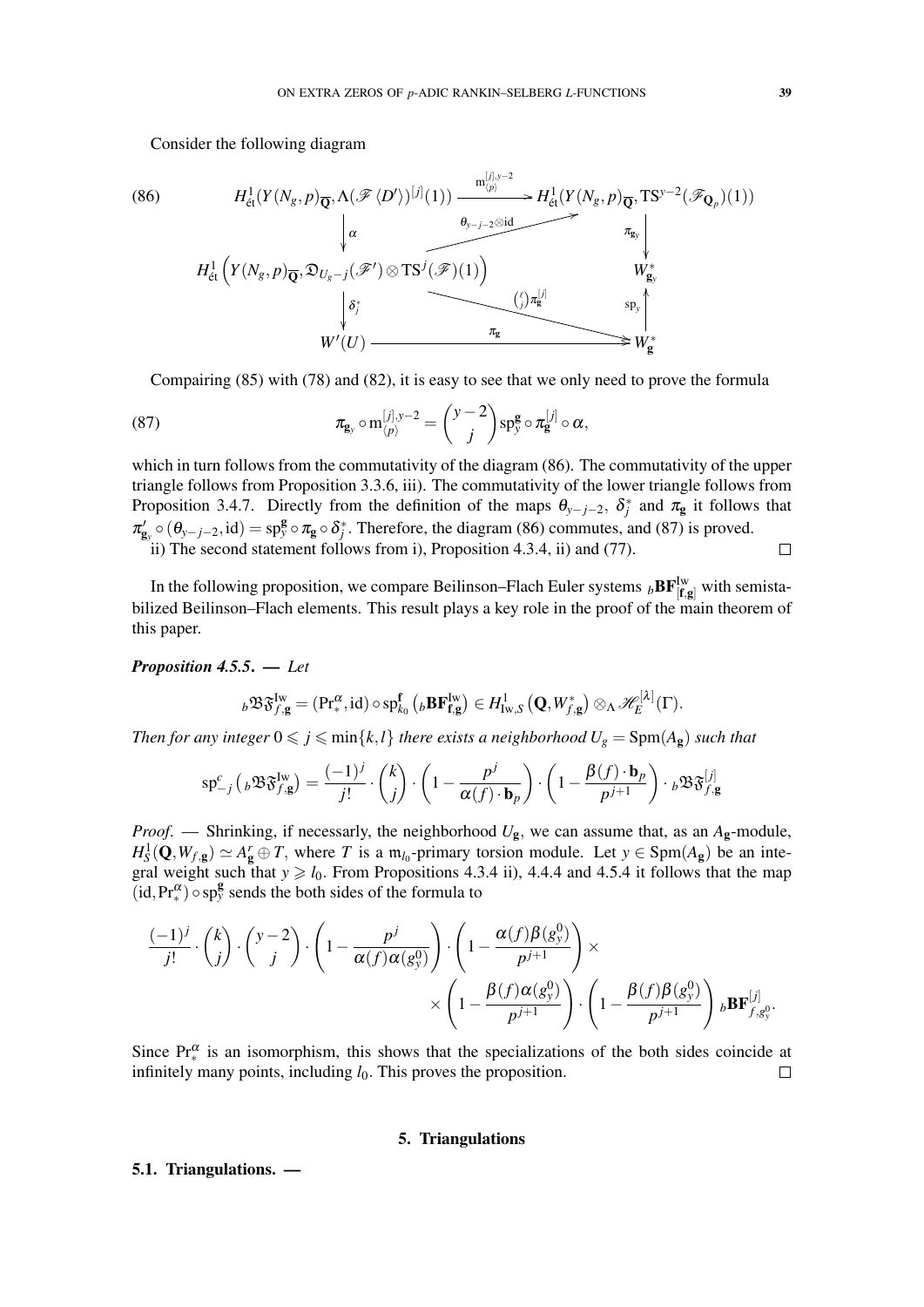Consider the following diagram

$$
\begin{array}{ccc}
H^1_{\text{ét}}(Y(N_g,p)_{\overline{\mathbf{Q}}}, \Lambda(\mathscr{F}\langle D'\rangle)^{[j]}(1)) & \xrightarrow{\mathrm{m}^{[j],y-2}_{\langle p\rangle}} & H^1_{\text{ét}}(Y(N_g,p)_{\overline{\mathbf{Q}}}, \mathrm{TS}^{y-2}(\mathscr{F}_{\mathbf{Q}_p})(1)) \\
\Big\downarrow \alpha & \nearrow_{\theta_{y-j-2}\otimes \mathrm{id}} & \Big\downarrow \pi_{\mathbf{g}_y} \\
H^1_{\text{ét}}\Big(Y(N_g,p)_{\overline{\mathbf{Q}}}, \mathfrak{D}_{U_g-j}(\mathscr{F}')\otimes \mathrm{TS}^j(\mathscr{F})(1)\Big) & & W^*_{\mathbf{g}_y} \\
\Big\downarrow \delta^*_j & \searrow^{\binom{\ell}{j}\pi^{[j]}_{\mathbf{g}}} & \Big\uparrow \mathrm{sp}_y \\
W'(U) & \xrightarrow{\pi_{\mathbf{g}}} & W^*_{\mathbf{g}}
\end{array} \tag{86}
$$

Compairing (85) with (78) and (82), it is easy to see that we only need to prove the formula

$$
\pi_{\mathbf{g}_y}\circ \mathrm{m}^{[j],y-2}_{\langle p\rangle} = \binom{y-2}{j}\mathrm{sp}^{\mathbf{g}}_y\circ \pi^{[j]}_{\mathbf{g}}\circ \alpha, \tag{87}
$$

which in turn follows from the commutativity of the diagram (86). The commutativity of the upper triangle follows from Proposition 3.3.6, iii). The commutativity of the lower triangle follows from Proposition 3.4.7. Directly from the definition of the maps $\theta_{y-j-2}$, $\delta^*_j$ and $\pi_{\mathbf{g}}$ it follows that $\pi'_{\mathbf{g}_y}\circ(\theta_{y-j-2},\mathrm{id}) = \mathrm{sp}^{\mathbf{g}}_y\circ\pi_{\mathbf{g}}\circ\delta^*_j$. Therefore, the diagram (86) commutes, and (87) is proved.

ii) The second statement follows from i), Proposition 4.3.4, ii) and (77). $\square$

In the following proposition, we compare Beilinson–Flach Euler systems ${}_b\mathbf{BF}^{\mathrm{Iw}}_{[\mathbf{f},\mathbf{g}]}$ with semistabilized Beilinson–Flach elements. This result plays a key role in the proof of the main theorem of this paper.

***Proposition 4.5.5.*** — *Let*

$$
{}_b\mathfrak{B}\mathfrak{F}^{\mathrm{Iw}}_{f,\mathbf{g}} = (\mathrm{Pr}^{\alpha}_*,\mathrm{id})\circ \mathrm{sp}^{\mathbf{f}}_{k_0}\left({}_b\mathbf{BF}^{\mathrm{Iw}}_{\mathbf{f},\mathbf{g}}\right) \in H^1_{\mathrm{Iw},S}\left(\mathbf{Q}, W^*_{f,\mathbf{g}}\right)\otimes_{\Lambda}\mathscr{H}^{[\lambda]}_E(\Gamma).
$$

*Then for any integer $0\leqslant j\leqslant \min\{k,l\}$ there exists a neighborhood $U_g=\mathrm{Spm}(A_{\mathbf{g}})$ such that*

$$
\mathrm{sp}^c_{-j}\left({}_b\mathfrak{B}\mathfrak{F}^{\mathrm{Iw}}_{f,\mathbf{g}}\right) = \frac{(-1)^j}{j!}\cdot\binom{k}{j}\cdot\left(1-\frac{p^j}{\alpha(f)\cdot\mathbf{b}_p}\right)\cdot\left(1-\frac{\beta(f)\cdot\mathbf{b}_p}{p^{j+1}}\right)\cdot {}_b\mathfrak{B}\mathfrak{F}^{[j]}_{f,\mathbf{g}}
$$

*Proof.* — Shrinking, if necessary, the neighborhood $U_{\mathbf{g}}$, we can assume that, as an $A_{\mathbf{g}}$-module, $H^1_S(\mathbf{Q},W_{f,\mathbf{g}})\simeq A^r_{\mathbf{g}}\oplus T$, where $T$ is a $\mathfrak{m}_{l_0}$-primary torsion module. Let $y\in\mathrm{Spm}(A_{\mathbf{g}})$ be an integral weight such that $y\geqslant l_0$. From Propositions 4.3.4 ii), 4.4.4 and 4.5.4 it follows that the map $(\mathrm{id},\mathrm{Pr}^{\alpha}_*)\circ\mathrm{sp}^{\mathbf{g}}_y$ sends the both sides of the formula to

$$
\frac{(-1)^j}{j!}\cdot\binom{k}{j}\cdot\binom{y-2}{j}\cdot\left(1-\frac{p^j}{\alpha(f)\alpha(g^0_y)}\right)\cdot\left(1-\frac{\alpha(f)\beta(g^0_y)}{p^{j+1}}\right)\times
$$
$$
\times\left(1-\frac{\beta(f)\alpha(g^0_y)}{p^{j+1}}\right)\cdot\left(1-\frac{\beta(f)\beta(g^0_y)}{p^{j+1}}\right){}_b\mathbf{BF}^{[j]}_{f,g^0_y}.
$$

Since $\mathrm{Pr}^{\alpha}_*$ is an isomorphism, this shows that the specializations of the both sides coincide at infinitely many points, including $l_0$. This proves the proposition. $\square$

## 5. Triangulations

### 5.1. Triangulations. —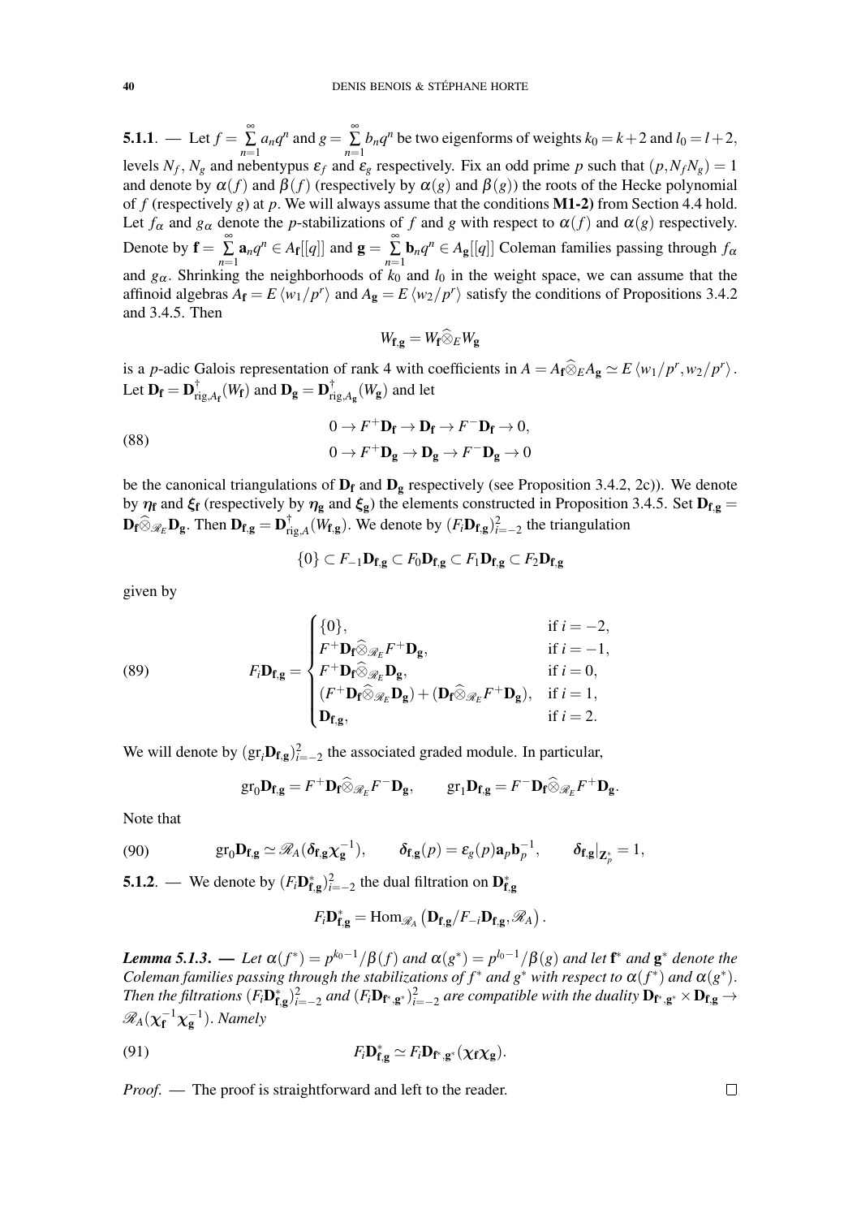**5.1.1**. — Let $f=\sum\limits_{n=1}^{\infty}a_nq^n$ and $g=\sum\limits_{n=1}^{\infty}b_nq^n$ be two eigenforms of weights $k_0=k+2$ and $l_0=l+2$, levels $N_f$, $N_g$ and nebentypus $\varepsilon_f$ and $\varepsilon_g$ respectively. Fix an odd prime $p$ such that $(p,N_fN_g)=1$ and denote by $\alpha(f)$ and $\beta(f)$ (respectively by $\alpha(g)$ and $\beta(g)$) the roots of the Hecke polynomial of $f$ (respectively $g$) at $p$. We will always assume that the conditions **M1-2)** from Section 4.4 hold. Let $f_\alpha$ and $g_\alpha$ denote the $p$-stabilizations of $f$ and $g$ with respect to $\alpha(f)$ and $\alpha(g)$ respectively. Denote by $\mathbf{f}=\sum\limits_{n=1}^{\infty}\mathbf{a}_nq^n\in A_{\mathbf{f}}[[q]]$ and $\mathbf{g}=\sum\limits_{n=1}^{\infty}\mathbf{b}_nq^n\in A_{\mathbf{g}}[[q]]$ Coleman families passing through $f_\alpha$ and $g_\alpha$. Shrinking the neighborhoods of $k_0$ and $l_0$ in the weight space, we can assume that the affinoid algebras $A_{\mathbf{f}}=E\left\langle w_1/p^r\right\rangle$ and $A_{\mathbf{g}}=E\left\langle w_2/p^r\right\rangle$ satisfy the conditions of Propositions 3.4.2 and 3.4.5. Then

$$W_{\mathbf{f},\mathbf{g}}=W_{\mathbf{f}}\widehat{\otimes}_E W_{\mathbf{g}}$$

is a $p$-adic Galois representation of rank 4 with coefficients in $A=A_{\mathbf{f}}\widehat{\otimes}_E A_{\mathbf{g}}\simeq E\left\langle w_1/p^r,w_2/p^r\right\rangle$. Let $\mathbf{D}_{\mathbf{f}}=\mathbf{D}^{\dagger}_{\mathrm{rig},A_{\mathbf{f}}}(W_{\mathbf{f}})$ and $\mathbf{D}_{\mathbf{g}}=\mathbf{D}^{\dagger}_{\mathrm{rig},A_{\mathbf{g}}}(W_{\mathbf{g}})$ and let

$$\begin{aligned}
&0\to F^+\mathbf{D}_{\mathbf{f}}\to\mathbf{D}_{\mathbf{f}}\to F^-\mathbf{D}_{\mathbf{f}}\to 0,\\
&0\to F^+\mathbf{D}_{\mathbf{g}}\to\mathbf{D}_{\mathbf{g}}\to F^-\mathbf{D}_{\mathbf{g}}\to 0
\end{aligned}\tag{88}$$

be the canonical triangulations of $\mathbf{D}_{\mathbf{f}}$ and $\mathbf{D}_{\mathbf{g}}$ respectively (see Proposition 3.4.2, 2c)). We denote by $\boldsymbol{\eta}_{\mathbf{f}}$ and $\boldsymbol{\xi}_{\mathbf{f}}$ (respectively by $\boldsymbol{\eta}_{\mathbf{g}}$ and $\boldsymbol{\xi}_{\mathbf{g}}$) the elements constructed in Proposition 3.4.5. Set $\mathbf{D}_{\mathbf{f},\mathbf{g}}=\mathbf{D}_{\mathbf{f}}\widehat{\otimes}_{\mathscr{R}_E}\mathbf{D}_{\mathbf{g}}$. Then $\mathbf{D}_{\mathbf{f},\mathbf{g}}=\mathbf{D}^{\dagger}_{\mathrm{rig},A}(W_{\mathbf{f},\mathbf{g}})$. We denote by $(F_i\mathbf{D}_{\mathbf{f},\mathbf{g}})_{i=-2}^2$ the triangulation

$$\{0\}\subset F_{-1}\mathbf{D}_{\mathbf{f},\mathbf{g}}\subset F_0\mathbf{D}_{\mathbf{f},\mathbf{g}}\subset F_1\mathbf{D}_{\mathbf{f},\mathbf{g}}\subset F_2\mathbf{D}_{\mathbf{f},\mathbf{g}}$$

given by

$$F_i\mathbf{D}_{\mathbf{f},\mathbf{g}}=\begin{cases}\{0\}, & \text{if } i=-2,\\ F^+\mathbf{D}_{\mathbf{f}}\widehat{\otimes}_{\mathscr{R}_E}F^+\mathbf{D}_{\mathbf{g}}, & \text{if } i=-1,\\ F^+\mathbf{D}_{\mathbf{f}}\widehat{\otimes}_{\mathscr{R}_E}\mathbf{D}_{\mathbf{g}}, & \text{if } i=0,\\ (F^+\mathbf{D}_{\mathbf{f}}\widehat{\otimes}_{\mathscr{R}_E}\mathbf{D}_{\mathbf{g}})+(\mathbf{D}_{\mathbf{f}}\widehat{\otimes}_{\mathscr{R}_E}F^+\mathbf{D}_{\mathbf{g}}), & \text{if } i=1,\\ \mathbf{D}_{\mathbf{f},\mathbf{g}}, & \text{if } i=2.\end{cases}\tag{89}$$

We will denote by $(\mathrm{gr}_i\mathbf{D}_{\mathbf{f},\mathbf{g}})_{i=-2}^2$ the associated graded module. In particular,

$$\mathrm{gr}_0\mathbf{D}_{\mathbf{f},\mathbf{g}}=F^+\mathbf{D}_{\mathbf{f}}\widehat{\otimes}_{\mathscr{R}_E}F^-\mathbf{D}_{\mathbf{g}},\qquad \mathrm{gr}_1\mathbf{D}_{\mathbf{f},\mathbf{g}}=F^-\mathbf{D}_{\mathbf{f}}\widehat{\otimes}_{\mathscr{R}_E}F^+\mathbf{D}_{\mathbf{g}}.$$

Note that

$$\mathrm{gr}_0\mathbf{D}_{\mathbf{f},\mathbf{g}}\simeq\mathscr{R}_A(\boldsymbol{\delta}_{\mathbf{f},\mathbf{g}}\boldsymbol{\chi}_{\mathbf{g}}^{-1}),\qquad \boldsymbol{\delta}_{\mathbf{f},\mathbf{g}}(p)=\varepsilon_g(p)\mathbf{a}_p\mathbf{b}_p^{-1},\qquad \boldsymbol{\delta}_{\mathbf{f},\mathbf{g}}|_{\mathbf{Z}_p^*}=1,\tag{90}$$

**5.1.2**. — We denote by $(F_i\mathbf{D}^*_{\mathbf{f},\mathbf{g}})_{i=-2}^2$ the dual filtration on $\mathbf{D}^*_{\mathbf{f},\mathbf{g}}$

$$F_i\mathbf{D}^*_{\mathbf{f},\mathbf{g}}=\mathrm{Hom}_{\mathscr{R}_A}\left(\mathbf{D}_{\mathbf{f},\mathbf{g}}/F_{-i}\mathbf{D}_{\mathbf{f},\mathbf{g}},\mathscr{R}_A\right).$$

***Lemma 5.1.3***. — *Let $\alpha(f^*)=p^{k_0-1}/\beta(f)$ and $\alpha(g^*)=p^{l_0-1}/\beta(g)$ and let $\mathbf{f}^*$ and $\mathbf{g}^*$ denote the Coleman families passing through the stabilizations of $f^*$ and $g^*$ with respect to $\alpha(f^*)$ and $\alpha(g^*)$. Then the filtrations $(F_i\mathbf{D}^*_{\mathbf{f},\mathbf{g}})_{i=-2}^2$ and $(F_i\mathbf{D}_{\mathbf{f}^*,\mathbf{g}^*})_{i=-2}^2$ are compatible with the duality $\mathbf{D}_{\mathbf{f}^*,\mathbf{g}^*}\times\mathbf{D}_{\mathbf{f},\mathbf{g}}\to\mathscr{R}_A(\boldsymbol{\chi}_{\mathbf{f}}^{-1}\boldsymbol{\chi}_{\mathbf{g}}^{-1})$. Namely*

$$F_i\mathbf{D}^*_{\mathbf{f},\mathbf{g}}\simeq F_i\mathbf{D}_{\mathbf{f}^*,\mathbf{g}^*}(\boldsymbol{\chi}_{\mathbf{f}}\boldsymbol{\chi}_{\mathbf{g}}).\tag{91}$$

*Proof*. — The proof is straightforward and left to the reader. □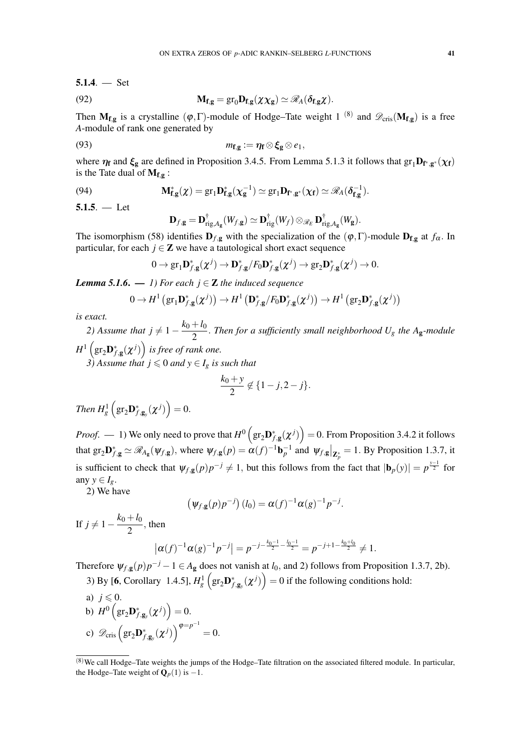**5.1.4**. — Set

$$\mathbf{M}_{\mathbf{f},\mathbf{g}} = \mathrm{gr}_0 \mathbf{D}_{\mathbf{f},\mathbf{g}}(\chi\chi_{\mathbf{g}}) \simeq \mathscr{R}_A(\delta_{\mathbf{f},\mathbf{g}}\chi). \tag{92}$$

Then $\mathbf{M}_{\mathbf{f},\mathbf{g}}$ is a crystalline $(\varphi,\Gamma)$-module of Hodge–Tate weight 1 [(8)] and $\mathscr{D}_{\mathrm{cris}}(\mathbf{M}_{\mathbf{f},\mathbf{g}})$ is a free $A$-module of rank one generated by

$$m_{\mathbf{f},\mathbf{g}} := \eta_{\mathbf{f}} \otimes \xi_{\mathbf{g}} \otimes e_1, \tag{93}$$

where $\eta_{\mathbf{f}}$ and $\xi_{\mathbf{g}}$ are defined in Proposition 3.4.5. From Lemma 5.1.3 it follows that $\mathrm{gr}_1 \mathbf{D}_{\mathbf{f}^*,\mathbf{g}^*}(\chi_{\mathbf{f}})$ is the Tate dual of $\mathbf{M}_{\mathbf{f},\mathbf{g}}$ :

$$\mathbf{M}^*_{\mathbf{f},\mathbf{g}}(\chi) = \mathrm{gr}_1 \mathbf{D}^*_{\mathbf{f},\mathbf{g}}(\chi_{\mathbf{g}}^{-1}) \simeq \mathrm{gr}_1 \mathbf{D}_{\mathbf{f}^*,\mathbf{g}^*}(\chi_{\mathbf{f}}) \simeq \mathscr{R}_A(\delta_{\mathbf{f},\mathbf{g}}^{-1}). \tag{94}$$

**5.1.5**. — Let

$$\mathbf{D}_{f,\mathbf{g}} = \mathbf{D}^{\dagger}_{\mathrm{rig},A_{\mathbf{g}}}(W_{f,\mathbf{g}}) \simeq \mathbf{D}^{\dagger}_{\mathrm{rig}}(W_f) \otimes_{\mathscr{R}_E} \mathbf{D}^{\dagger}_{\mathrm{rig},A_{\mathbf{g}}}(W_{\mathbf{g}}).$$

The isomorphism (58) identifies $\mathbf{D}_{f,\mathbf{g}}$ with the specialization of the $(\varphi,\Gamma)$-module $\mathbf{D}_{\mathbf{f},\mathbf{g}}$ at $f_\alpha$. In particular, for each $j \in \mathbf{Z}$ we have a tautological short exact sequence

$$0 \to \mathrm{gr}_1 \mathbf{D}^*_{f,\mathbf{g}}(\chi^j) \to \mathbf{D}^*_{f,\mathbf{g}}/F_0\mathbf{D}^*_{f,\mathbf{g}}(\chi^j) \to \mathrm{gr}_2 \mathbf{D}^*_{f,\mathbf{g}}(\chi^j) \to 0.$$

***Lemma 5.1.6.*** — *1) For each $j \in \mathbf{Z}$ the induced sequence*

$$0 \to H^1\left(\mathrm{gr}_1 \mathbf{D}^*_{f,\mathbf{g}}(\chi^j)\right) \to H^1\left(\mathbf{D}^*_{f,\mathbf{g}}/F_0\mathbf{D}^*_{f,\mathbf{g}}(\chi^j)\right) \to H^1\left(\mathrm{gr}_2 \mathbf{D}^*_{f,\mathbf{g}}(\chi^j)\right)$$

*is exact.*

*2) Assume that $j \neq 1 - \dfrac{k_0+l_0}{2}$. Then for a sufficiently small neighborhood $U_g$ the $A_{\mathbf{g}}$-module $H^1\left(\mathrm{gr}_2 \mathbf{D}^*_{f,\mathbf{g}}(\chi^j)\right)$ is free of rank one.*

*3) Assume that $j \leqslant 0$ and $y \in I_g$ is such that*

$$\frac{k_0+y}{2} \not\in \{1-j, 2-j\}.$$

*Then $H^1_g\left(\mathrm{gr}_2 \mathbf{D}^*_{f,\mathbf{g}_y}(\chi^j)\right) = 0$.*

*Proof*. — 1) We only need to prove that $H^0\left(\mathrm{gr}_2 \mathbf{D}^*_{f,\mathbf{g}}(\chi^j)\right) = 0$. From Proposition 3.4.2 it follows that $\mathrm{gr}_2 \mathbf{D}^*_{f,\mathbf{g}} \simeq \mathscr{R}_{A_{\mathbf{g}}}(\psi_{f,\mathbf{g}})$, where $\psi_{f,\mathbf{g}}(p) = \alpha(f)^{-1}\mathbf{b}_p^{-1}$ and $\psi_{f,\mathbf{g}}\big|_{\mathbf{Z}_p^*} = 1$. By Proposition 1.3.7, it is sufficient to check that $\psi_{f,\mathbf{g}}(p)p^{-j} \neq 1$, but this follows from the fact that $|\mathbf{b}_p(y)| = p^{\frac{y-1}{2}}$ for any $y \in I_g$.

2) We have

$$\left(\psi_{f,\mathbf{g}}(p)p^{-j}\right)(l_0) = \alpha(f)^{-1}\alpha(g)^{-1}p^{-j}.$$

If $j \neq 1 - \dfrac{k_0+l_0}{2}$, then

$$\left|\alpha(f)^{-1}\alpha(g)^{-1}p^{-j}\right| = p^{-j-\frac{k_0-1}{2}-\frac{l_0-1}{2}} = p^{-j+1-\frac{k_0+l_0}{2}} \neq 1.$$

Therefore $\psi_{f,\mathbf{g}}(p)p^{-j} - 1 \in A_{\mathbf{g}}$ does not vanish at $l_0$, and 2) follows from Proposition 1.3.7, 2b).

3) By [**6**, Corollary 1.4.5], $H^1_g\left(\mathrm{gr}_2 \mathbf{D}^*_{f,\mathbf{g}_y}(\chi^j)\right) = 0$ if the following conditions hold:

a) $j \leqslant 0$.

b) $H^0\left(\mathrm{gr}_2 \mathbf{D}^*_{f,\mathbf{g}_y}(\chi^j)\right) = 0$.

c) $\mathscr{D}_{\mathrm{cris}}\left(\mathrm{gr}_2 \mathbf{D}^*_{f,\mathbf{g}_y}(\chi^j)\right)^{\varphi=p^{-1}} = 0$.

---

(8) We call Hodge–Tate weights the jumps of the Hodge–Tate filtration on the associated filtered module. In particular, the Hodge–Tate weight of $\mathbf{Q}_p(1)$ is $-1$.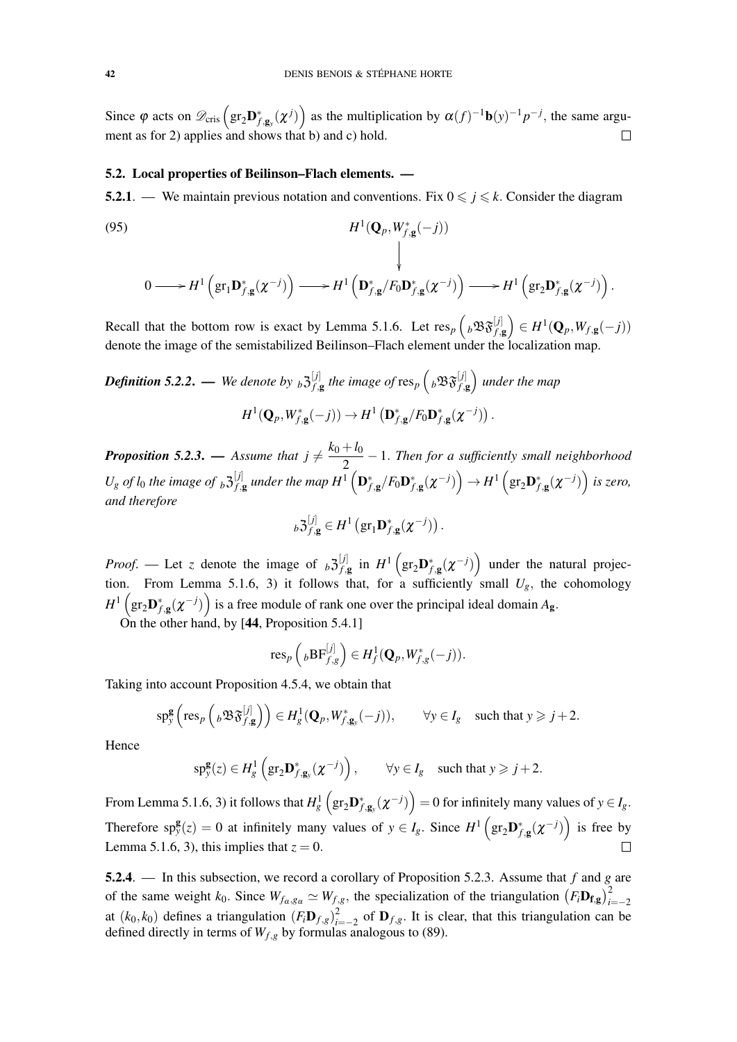Since $\varphi$ acts on $\mathscr{D}_{\mathrm{cris}}\left(\mathrm{gr}_2\mathbf{D}^*_{f,\mathbf{g}_y}(\chi^j)\right)$ as the multiplication by $\alpha(f)^{-1}\mathbf{b}(y)^{-1}p^{-j}$, the same argument as for 2) applies and shows that b) and c) hold. $\square$

### 5.2. Local properties of Beilinson–Flach elements. —

**5.2.1**. — We maintain previous notation and conventions. Fix $0 \leqslant j \leqslant k$. Consider the diagram

$$
\begin{array}{ccccccc}
 & & & H^1(\mathbf{Q}_p, W^*_{f,\mathbf{g}}(-j)) & & & \\
 & & & \downarrow & & & \\
0 \longrightarrow & H^1\left(\mathrm{gr}_1\mathbf{D}^*_{f,\mathbf{g}}(\chi^{-j})\right) & \longrightarrow & H^1\left(\mathbf{D}^*_{f,\mathbf{g}}/F_0\mathbf{D}^*_{f,\mathbf{g}}(\chi^{-j})\right) & \longrightarrow & H^1\left(\mathrm{gr}_2\mathbf{D}^*_{f,\mathbf{g}}(\chi^{-j})\right). &
\end{array}
\tag{95}
$$

Recall that the bottom row is exact by Lemma 5.1.6. Let $\mathrm{res}_p\left({}_b\mathfrak{BF}^{[j]}_{f,\mathbf{g}}\right) \in H^1(\mathbf{Q}_p, W_{f,\mathbf{g}}(-j))$ denote the image of the semistabilized Beilinson–Flach element under the localization map.

***Definition 5.2.2***. — *We denote by ${}_b\mathfrak{Z}^{[j]}_{f,\mathbf{g}}$ the image of $\mathrm{res}_p\left({}_b\mathfrak{BF}^{[j]}_{f,\mathbf{g}}\right)$ under the map*

$$
H^1(\mathbf{Q}_p, W^*_{f,\mathbf{g}}(-j)) \to H^1\left(\mathbf{D}^*_{f,\mathbf{g}}/F_0\mathbf{D}^*_{f,\mathbf{g}}(\chi^{-j})\right).
$$

***Proposition 5.2.3***. — *Assume that $j \neq \dfrac{k_0+l_0}{2} - 1$. Then for a sufficiently small neighborhood $U_g$ of $l_0$ the image of ${}_b\mathfrak{Z}^{[j]}_{f,\mathbf{g}}$ under the map $H^1\left(\mathbf{D}^*_{f,\mathbf{g}}/F_0\mathbf{D}^*_{f,\mathbf{g}}(\chi^{-j})\right) \to H^1\left(\mathrm{gr}_2\mathbf{D}^*_{f,\mathbf{g}}(\chi^{-j})\right)$ is zero, and therefore*

$$
{}_b\mathfrak{Z}^{[j]}_{f,\mathbf{g}} \in H^1\left(\mathrm{gr}_1\mathbf{D}^*_{f,\mathbf{g}}(\chi^{-j})\right).
$$

*Proof*. — Let $z$ denote the image of ${}_b\mathfrak{Z}^{[j]}_{f,\mathbf{g}}$ in $H^1\left(\mathrm{gr}_2\mathbf{D}^*_{f,\mathbf{g}}(\chi^{-j})\right)$ under the natural projection. From Lemma 5.1.6, 3) it follows that, for a sufficiently small $U_g$, the cohomology $H^1\left(\mathrm{gr}_2\mathbf{D}^*_{f,\mathbf{g}}(\chi^{-j})\right)$ is a free module of rank one over the principal ideal domain $A_{\mathbf{g}}$.

On the other hand, by [**44**, Proposition 5.4.1]

$$
\mathrm{res}_p\left({}_b\mathrm{BF}^{[j]}_{f,g}\right) \in H^1_f(\mathbf{Q}_p, W^*_{f,g}(-j)).
$$

Taking into account Proposition 4.5.4, we obtain that

$$
\mathrm{sp}^{\mathbf{g}}_y\left(\mathrm{res}_p\left({}_b\mathfrak{BF}^{[j]}_{f,\mathbf{g}}\right)\right) \in H^1_g(\mathbf{Q}_p, W^*_{f,\mathbf{g}_y}(-j)), \qquad \forall y \in I_g \quad \text{such that } y \geqslant j+2.
$$

Hence

$$
\mathrm{sp}^{\mathbf{g}}_y(z) \in H^1_g\left(\mathrm{gr}_2\mathbf{D}^*_{f,\mathbf{g}_y}(\chi^{-j})\right), \qquad \forall y \in I_g \quad \text{such that } y \geqslant j+2.
$$

From Lemma 5.1.6, 3) it follows that $H^1_g\left(\mathrm{gr}_2\mathbf{D}^*_{f,\mathbf{g}_y}(\chi^{-j})\right) = 0$ for infinitely many values of $y \in I_g$. Therefore $\mathrm{sp}^{\mathbf{g}}_y(z) = 0$ at infinitely many values of $y \in I_g$. Since $H^1\left(\mathrm{gr}_2\mathbf{D}^*_{f,\mathbf{g}}(\chi^{-j})\right)$ is free by Lemma 5.1.6, 3), this implies that $z = 0$. $\square$

**5.2.4**. — In this subsection, we record a corollary of Proposition 5.2.3. Assume that $f$ and $g$ are of the same weight $k_0$. Since $W_{f_\alpha, g_\alpha} \simeq W_{f,g}$, the specialization of the triangulation $\left(F_i\mathbf{D}_{\mathbf{f},\mathbf{g}}\right)^2_{i=-2}$ at $(k_0, k_0)$ defines a triangulation $(F_i\mathbf{D}_{f,g})^2_{i=-2}$ of $\mathbf{D}_{f,g}$. It is clear, that this triangulation can be defined directly in terms of $W_{f,g}$ by formulas analogous to (89).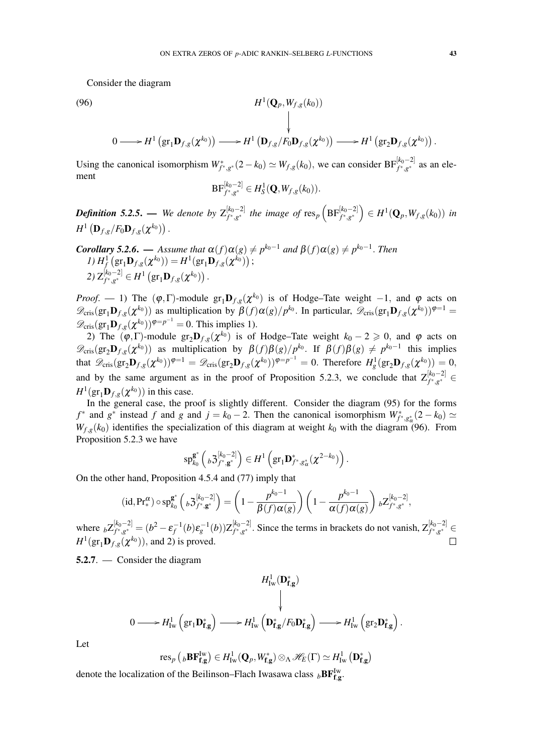Consider the diagram

$$
(96)\qquad \begin{array}{ccccccc}
 & & & & H^1(\mathbf{Q}_p, W_{f,g}(k_0)) & & \\
 & & & & \big\downarrow & & \\
0 & \longrightarrow & H^1\left(\mathrm{gr}_1\mathbf{D}_{f,g}(\chi^{k_0})\right) & \longrightarrow & H^1\left(\mathbf{D}_{f,g}/F_0\mathbf{D}_{f,g}(\chi^{k_0})\right) & \longrightarrow & H^1\left(\mathrm{gr}_2\mathbf{D}_{f,g}(\chi^{k_0})\right).
\end{array}
$$

Using the canonical isomorphism $W^*_{f^*,g^*}(2-k_0) \simeq W_{f,g}(k_0)$, we can consider $\mathrm{BF}^{[k_0-2]}_{f^*,g^*}$ as an element

$$
\mathrm{BF}^{[k_0-2]}_{f^*,g^*} \in H^1_S(\mathbf{Q}, W_{f,g}(k_0)).
$$

***Definition 5.2.5.*** — *We denote by $\mathrm{Z}^{[k_0-2]}_{f^*,g^*}$ the image of $\mathrm{res}_p\left(\mathrm{BF}^{[k_0-2]}_{f^*,g^*}\right) \in H^1(\mathbf{Q}_p, W_{f,g}(k_0))$ in $H^1\left(\mathbf{D}_{f,g}/F_0\mathbf{D}_{f,g}(\chi^{k_0})\right)$.*

***Corollary 5.2.6.*** — *Assume that $\alpha(f)\alpha(g) \neq p^{k_0-1}$ and $\beta(f)\alpha(g) \neq p^{k_0-1}$. Then*
*1) $H^1_f\left(\mathrm{gr}_1\mathbf{D}_{f,g}(\chi^{k_0})\right) = H^1\left(\mathrm{gr}_1\mathbf{D}_{f,g}(\chi^{k_0})\right)$;*
*2) $\mathrm{Z}^{[k_0-2]}_{f^*,g^*} \in H^1\left(\mathrm{gr}_1\mathbf{D}_{f,g}(\chi^{k_0})\right)$.*

*Proof.* — 1) The $(\varphi,\Gamma)$-module $\mathrm{gr}_1\mathbf{D}_{f,g}(\chi^{k_0})$ is of Hodge–Tate weight $-1$, and $\varphi$ acts on $\mathscr{D}_{\mathrm{cris}}(\mathrm{gr}_1\mathbf{D}_{f,g}(\chi^{k_0}))$ as multiplication by $\beta(f)\alpha(g)/p^{k_0}$. In particular, $\mathscr{D}_{\mathrm{cris}}(\mathrm{gr}_1\mathbf{D}_{f,g}(\chi^{k_0}))^{\varphi=1} = \mathscr{D}_{\mathrm{cris}}(\mathrm{gr}_1\mathbf{D}_{f,g}(\chi^{k_0}))^{\varphi=p^{-1}} = 0$. This implies 1).

2) The $(\varphi,\Gamma)$-module $\mathrm{gr}_2\mathbf{D}_{f,g}(\chi^{k_0})$ is of Hodge–Tate weight $k_0-2 \geqslant 0$, and $\varphi$ acts on $\mathscr{D}_{\mathrm{cris}}(\mathrm{gr}_2\mathbf{D}_{f,g}(\chi^{k_0}))$ as multiplication by $\beta(f)\beta(g)/p^{k_0}$. If $\beta(f)\beta(g) \neq p^{k_0-1}$ this implies that $\mathscr{D}_{\mathrm{cris}}(\mathrm{gr}_2\mathbf{D}_{f,g}(\chi^{k_0}))^{\varphi=1} = \mathscr{D}_{\mathrm{cris}}(\mathrm{gr}_2\mathbf{D}_{f,g}(\chi^{k_0}))^{\varphi=p^{-1}} = 0$. Therefore $H^1_g(\mathrm{gr}_2\mathbf{D}_{f,g}(\chi^{k_0})) = 0$, and by the same argument as in the proof of Proposition 5.2.3, we conclude that $\mathrm{Z}^{[k_0-2]}_{f^*,g^*} \in H^1(\mathrm{gr}_1\mathbf{D}_{f,g}(\chi^{k_0}))$ in this case.

In the general case, the proof is slightly different. Consider the diagram (95) for the forms $f^*$ and $g^*$ instead $f$ and $g$ and $j = k_0-2$. Then the canonical isomorphism $W^*_{f^*,g^*_\alpha}(2-k_0) \simeq W_{f,g}(k_0)$ identifies the specialization of this diagram at weight $k_0$ with the diagram (96). From Proposition 5.2.3 we have

$$
\mathrm{sp}^{\mathbf{g}^*}_{k_0}\left({}_b\mathfrak{Z}^{[k_0-2]}_{f^*,\mathbf{g}^*}\right) \in H^1\left(\mathrm{gr}_1\mathbf{D}^*_{f^*,g^*_\alpha}(\chi^{2-k_0})\right).
$$

On the other hand, Proposition 4.5.4 and (77) imply that

$$
(\mathrm{id}, \mathrm{Pr}^\alpha_*) \circ \mathrm{sp}^{\mathbf{g}^*}_{k_0}\left({}_b\mathfrak{Z}^{[k_0-2]}_{f^*,\mathbf{g}^*}\right) = \left(1 - \frac{p^{k_0-1}}{\beta(f)\alpha(g)}\right)\left(1 - \frac{p^{k_0-1}}{\alpha(f)\alpha(g)}\right) {}_b\mathrm{Z}^{[k_0-2]}_{f^*,g^*},
$$

where ${}_b\mathrm{Z}^{[k_0-2]}_{f^*,g^*} = (b^2 - \varepsilon_f^{-1}(b)\varepsilon_g^{-1}(b))\mathrm{Z}^{[k_0-2]}_{f^*,g^*}$. Since the terms in brackets do not vanish, $\mathrm{Z}^{[k_0-2]}_{f^*,g^*} \in H^1(\mathrm{gr}_1\mathbf{D}_{f,g}(\chi^{k_0}))$, and 2) is proved. $\square$

**5.2.7.** — Consider the diagram

$$
\begin{array}{ccccccc}
 & & & & H^1_{\mathrm{Iw}}(\mathbf{D}^*_{\mathbf{f},\mathbf{g}}) & & \\
 & & & & \big\downarrow & & \\
0 & \longrightarrow & H^1_{\mathrm{Iw}}\left(\mathrm{gr}_1\mathbf{D}^*_{\mathbf{f},\mathbf{g}}\right) & \longrightarrow & H^1_{\mathrm{Iw}}\left(\mathbf{D}^*_{\mathbf{f},\mathbf{g}}/F_0\mathbf{D}^*_{\mathbf{f},\mathbf{g}}\right) & \longrightarrow & H^1_{\mathrm{Iw}}\left(\mathrm{gr}_2\mathbf{D}^*_{\mathbf{f},\mathbf{g}}\right).
\end{array}
$$

Let

$$
\mathrm{res}_p\left({}_b\mathbf{BF}^{\mathrm{Iw}}_{\mathbf{f},\mathbf{g}}\right) \in H^1_{\mathrm{Iw}}(\mathbf{Q}_p, W^*_{\mathbf{f},\mathbf{g}}) \otimes_\Lambda \mathscr{H}_E(\Gamma) \simeq H^1_{\mathrm{Iw}}\left(\mathbf{D}^*_{\mathbf{f},\mathbf{g}}\right)
$$

denote the localization of the Beilinson–Flach Iwasawa class ${}_b\mathbf{BF}^{\mathrm{Iw}}_{\mathbf{f},\mathbf{g}}$.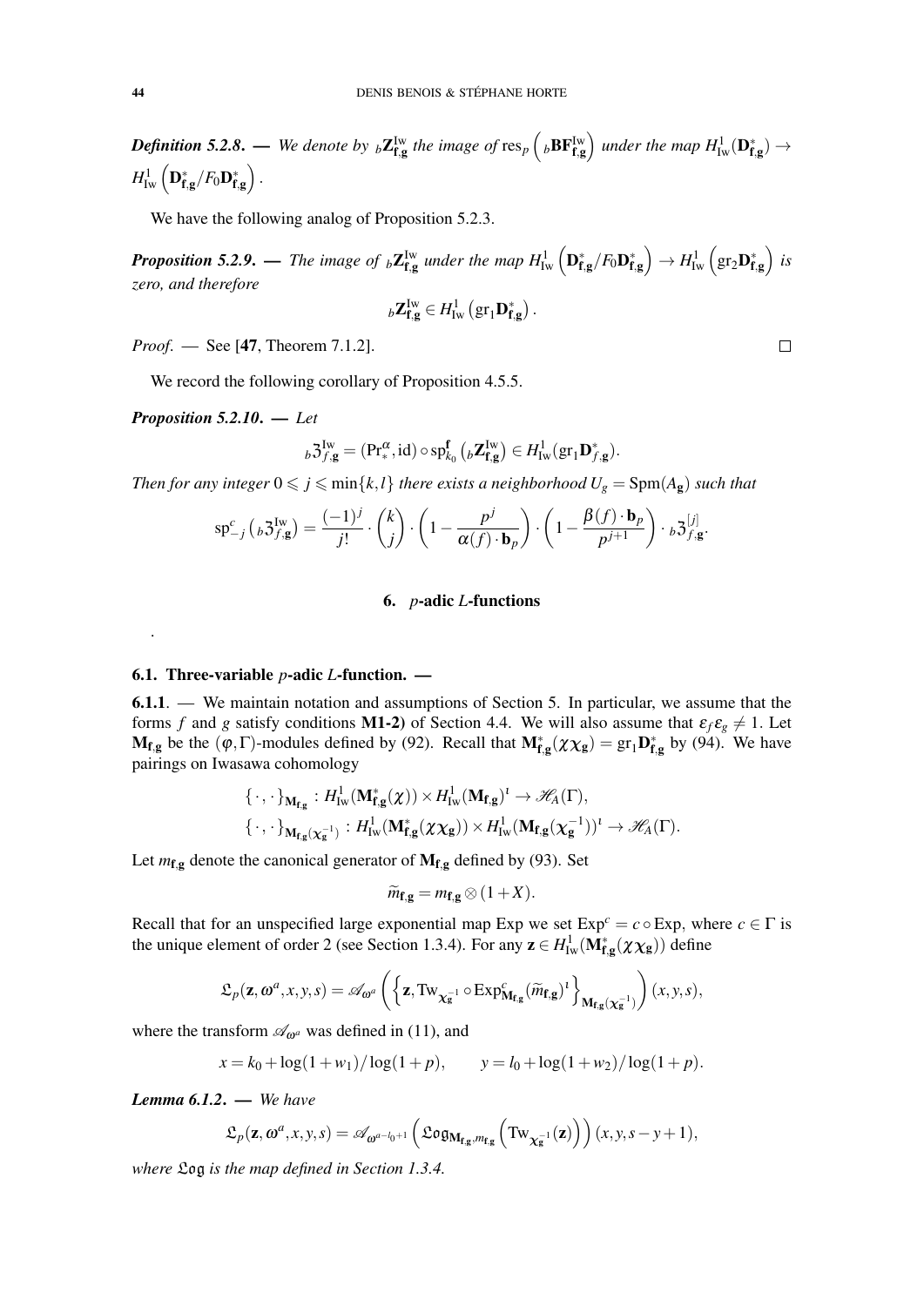***Definition 5.2.8.*** — *We denote by* ${}_b\mathbf{Z}^{\mathrm{Iw}}_{\mathbf{f},\mathbf{g}}$ *the image of* $\mathrm{res}_p\left({}_b\mathbf{BF}^{\mathrm{Iw}}_{\mathbf{f},\mathbf{g}}\right)$ *under the map* $H^1_{\mathrm{Iw}}(\mathbf{D}^*_{\mathbf{f},\mathbf{g}}) \to H^1_{\mathrm{Iw}}\left(\mathbf{D}^*_{\mathbf{f},\mathbf{g}}/F_0\mathbf{D}^*_{\mathbf{f},\mathbf{g}}\right)$.

We have the following analog of Proposition 5.2.3.

***Proposition 5.2.9.*** — *The image of* ${}_b\mathbf{Z}^{\mathrm{Iw}}_{\mathbf{f},\mathbf{g}}$ *under the map* $H^1_{\mathrm{Iw}}\left(\mathbf{D}^*_{\mathbf{f},\mathbf{g}}/F_0\mathbf{D}^*_{\mathbf{f},\mathbf{g}}\right) \to H^1_{\mathrm{Iw}}\left(\mathrm{gr}_2\mathbf{D}^*_{\mathbf{f},\mathbf{g}}\right)$ *is zero, and therefore*

$$
{}_b\mathbf{Z}^{\mathrm{Iw}}_{\mathbf{f},\mathbf{g}} \in H^1_{\mathrm{Iw}}\left(\mathrm{gr}_1\mathbf{D}^*_{\mathbf{f},\mathbf{g}}\right).
$$

*Proof.* — See [**47**, Theorem 7.1.2]. □

We record the following corollary of Proposition 4.5.5.

***Proposition 5.2.10.*** — *Let*

$$
{}_b\mathfrak{Z}^{\mathrm{Iw}}_{f,\mathbf{g}} = (\mathrm{Pr}^{\alpha}_*, \mathrm{id}) \circ \mathrm{sp}^{\mathbf{f}}_{k_0}\left({}_b\mathbf{Z}^{\mathrm{Iw}}_{\mathbf{f},\mathbf{g}}\right) \in H^1_{\mathrm{Iw}}(\mathrm{gr}_1\mathbf{D}^*_{f,\mathbf{g}}).
$$

*Then for any integer* $0 \leqslant j \leqslant \min\{k,l\}$ *there exists a neighborhood* $U_g = \mathrm{Spm}(A_{\mathbf{g}})$ *such that*

$$
\mathrm{sp}^c_{-j}\left({}_b\mathfrak{Z}^{\mathrm{Iw}}_{f,\mathbf{g}}\right) = \frac{(-1)^j}{j!} \cdot \binom{k}{j} \cdot \left(1 - \frac{p^j}{\alpha(f) \cdot \mathbf{b}_p}\right) \cdot \left(1 - \frac{\beta(f) \cdot \mathbf{b}_p}{p^{j+1}}\right) \cdot {}_b\mathfrak{Z}^{[j]}_{f,\mathbf{g}}.
$$

## 6. $p$-adic $L$-functions

.

### 6.1. Three-variable $p$-adic $L$-function. —

**6.1.1**. — We maintain notation and assumptions of Section 5. In particular, we assume that the forms $f$ and $g$ satisfy conditions **M1-2)** of Section 4.4. We will also assume that $\varepsilon_f\varepsilon_g \neq 1$. Let $\mathbf{M}_{\mathbf{f},\mathbf{g}}$ be the $(\varphi,\Gamma)$-modules defined by (92). Recall that $\mathbf{M}^*_{\mathbf{f},\mathbf{g}}(\chi\chi_{\mathbf{g}}) = \mathrm{gr}_1\mathbf{D}^*_{\mathbf{f},\mathbf{g}}$ by (94). We have pairings on Iwasawa cohomology

$$
\begin{aligned}
&\{\,\cdot\,,\cdot\,\}_{\mathbf{M}_{\mathbf{f},\mathbf{g}}} : H^1_{\mathrm{Iw}}(\mathbf{M}^*_{\mathbf{f},\mathbf{g}}(\chi)) \times H^1_{\mathrm{Iw}}(\mathbf{M}_{\mathbf{f},\mathbf{g}})^{\iota} \to \mathscr{H}_A(\Gamma), \\
&\{\,\cdot\,,\cdot\,\}_{\mathbf{M}_{\mathbf{f},\mathbf{g}}(\chi_{\mathbf{g}}^{-1})} : H^1_{\mathrm{Iw}}(\mathbf{M}^*_{\mathbf{f},\mathbf{g}}(\chi\chi_{\mathbf{g}})) \times H^1_{\mathrm{Iw}}(\mathbf{M}_{\mathbf{f},\mathbf{g}}(\chi_{\mathbf{g}}^{-1}))^{\iota} \to \mathscr{H}_A(\Gamma).
\end{aligned}
$$

Let $m_{\mathbf{f},\mathbf{g}}$ denote the canonical generator of $\mathbf{M}_{\mathbf{f},\mathbf{g}}$ defined by (93). Set

$$
\widetilde{m}_{\mathbf{f},\mathbf{g}} = m_{\mathbf{f},\mathbf{g}} \otimes (1+X).
$$

Recall that for an unspecified large exponential map Exp we set $\mathrm{Exp}^c = c \circ \mathrm{Exp}$, where $c \in \Gamma$ is the unique element of order 2 (see Section 1.3.4). For any $\mathbf{z} \in H^1_{\mathrm{Iw}}(\mathbf{M}^*_{\mathbf{f},\mathbf{g}}(\chi\chi_{\mathbf{g}}))$ define

$$
\mathfrak{L}_p(\mathbf{z}, \omega^a, x, y, s) = \mathscr{A}_{\omega^a}\left(\left\{\mathbf{z}, \mathrm{Tw}_{\chi_{\mathbf{g}}^{-1}} \circ \mathrm{Exp}^c_{\mathbf{M}_{\mathbf{f},\mathbf{g}}}(\widetilde{m}_{\mathbf{f},\mathbf{g}})^{\iota}\right\}_{\mathbf{M}_{\mathbf{f},\mathbf{g}}(\chi_{\mathbf{g}}^{-1})}\right)(x,y,s),
$$

where the transform $\mathscr{A}_{\omega^a}$ was defined in (11), and

$$
x = k_0 + \log(1+w_1)/\log(1+p), \qquad y = l_0 + \log(1+w_2)/\log(1+p).
$$

***Lemma 6.1.2.*** — *We have*

$$
\mathfrak{L}_p(\mathbf{z}, \omega^a, x, y, s) = \mathscr{A}_{\omega^{a-l_0+1}}\left(\mathfrak{Log}_{\mathbf{M}_{\mathbf{f},\mathbf{g}}, m_{\mathbf{f},\mathbf{g}}}\left(\mathrm{Tw}_{\chi_{\mathbf{g}}^{-1}}(\mathbf{z})\right)\right)(x, y, s-y+1),
$$

*where* $\mathfrak{Log}$ *is the map defined in Section 1.3.4.*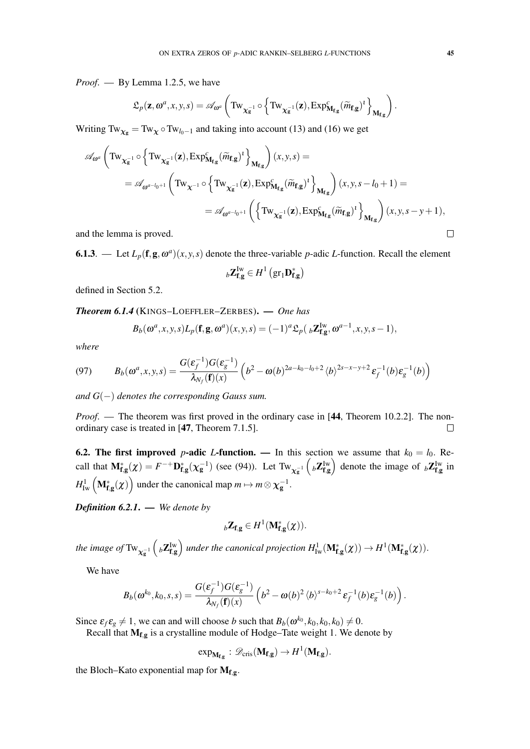*Proof*. — By Lemma 1.2.5, we have

$$\mathfrak{L}_p(\mathbf{z},\omega^a,x,y,s)=\mathscr{A}_{\omega^a}\left(\mathrm{Tw}_{\boldsymbol{\chi}_{\mathbf{g}}^{-1}}\circ\left\{\mathrm{Tw}_{\boldsymbol{\chi}_{\mathbf{g}}^{-1}}(\mathbf{z}),\mathrm{Exp}^c_{\mathbf{M}_{\mathbf{f},\mathbf{g}}}(\widetilde{m}_{\mathbf{f},\mathbf{g}})^\iota\right\}_{\mathbf{M}_{\mathbf{f},\mathbf{g}}}\right).$$

Writing $\mathrm{Tw}_{\boldsymbol{\chi}_{\mathbf{g}}}=\mathrm{Tw}_{\boldsymbol{\chi}}\circ\mathrm{Tw}_{l_0-1}$ and taking into account (13) and (16) we get

$$\begin{aligned}
&\mathscr{A}_{\omega^a}\left(\mathrm{Tw}_{\boldsymbol{\chi}_{\mathbf{g}}^{-1}}\circ\left\{\mathrm{Tw}_{\boldsymbol{\chi}_{\mathbf{g}}^{-1}}(\mathbf{z}),\mathrm{Exp}^c_{\mathbf{M}_{\mathbf{f},\mathbf{g}}}(\widetilde{m}_{\mathbf{f},\mathbf{g}})^\iota\right\}_{\mathbf{M}_{\mathbf{f},\mathbf{g}}}\right)(x,y,s)=\\
&\qquad=\mathscr{A}_{\omega^{a-l_0+1}}\left(\mathrm{Tw}_{\boldsymbol{\chi}^{-1}}\circ\left\{\mathrm{Tw}_{\boldsymbol{\chi}_{\mathbf{g}}^{-1}}(\mathbf{z}),\mathrm{Exp}^c_{\mathbf{M}_{\mathbf{f},\mathbf{g}}}(\widetilde{m}_{\mathbf{f},\mathbf{g}})^\iota\right\}_{\mathbf{M}_{\mathbf{f},\mathbf{g}}}\right)(x,y,s-l_0+1)=\\
&\qquad\qquad=\mathscr{A}_{\omega^{a-l_0+1}}\left(\left\{\mathrm{Tw}_{\boldsymbol{\chi}_{\mathbf{g}}^{-1}}(\mathbf{z}),\mathrm{Exp}^c_{\mathbf{M}_{\mathbf{f},\mathbf{g}}}(\widetilde{m}_{\mathbf{f},\mathbf{g}})^\iota\right\}_{\mathbf{M}_{\mathbf{f},\mathbf{g}}}\right)(x,y,s-y+1),
\end{aligned}$$

and the lemma is proved. □

**6.1.3**. — Let $L_p(\mathbf{f},\mathbf{g},\omega^a)(x,y,s)$ denote the three-variable $p$-adic $L$-function. Recall the element

$${}_b\mathbf{Z}^{\mathrm{Iw}}_{\mathbf{f},\mathbf{g}}\in H^1\left(\mathrm{gr}_1\mathbf{D}^*_{\mathbf{f},\mathbf{g}}\right)$$

defined in Section 5.2.

***Theorem 6.1.4*** (KINGS–LOEFFLER–ZERBES). — *One has*

$$B_b(\omega^a,x,y,s)L_p(\mathbf{f},\mathbf{g},\omega^a)(x,y,s)=(-1)^a\mathfrak{L}_p({}_b\mathbf{Z}^{\mathrm{Iw}}_{\mathbf{f},\mathbf{g}},\omega^{a-1},x,y,s-1),$$

*where*

$$B_b(\omega^a,x,y,s)=\frac{G(\varepsilon_f^{-1})G(\varepsilon_g^{-1})}{\lambda_{N_f}(\mathbf{f})(x)}\left(b^2-\omega(b)^{2a-k_0-l_0+2}\langle b\rangle^{2s-x-y+2}\varepsilon_f^{-1}(b)\varepsilon_g^{-1}(b)\right)\tag{97}$$

*and $G(-)$ denotes the corresponding Gauss sum.*

*Proof*. — The theorem was first proved in the ordinary case in [**44**, Theorem 10.2.2]. The non-ordinary case is treated in [**47**, Theorem 7.1.5]. □

**6.2. The first improved $p$-adic $L$-function.** — In this section we assume that $k_0=l_0$. Recall that $\mathbf{M}^*_{\mathbf{f},\mathbf{g}}(\chi)=F^{-+}\mathbf{D}^*_{\mathbf{f},\mathbf{g}}(\boldsymbol{\chi}_{\mathbf{g}}^{-1})$ (see (94)). Let $\mathrm{Tw}_{\boldsymbol{\chi}_{\mathbf{g}}^{-1}}\left({}_b\mathbf{Z}^{\mathrm{Iw}}_{\mathbf{f},\mathbf{g}}\right)$ denote the image of ${}_b\mathbf{Z}^{\mathrm{Iw}}_{\mathbf{f},\mathbf{g}}$ in $H^1_{\mathrm{Iw}}\left(\mathbf{M}^*_{\mathbf{f},\mathbf{g}}(\chi)\right)$ under the canonical map $m\mapsto m\otimes\boldsymbol{\chi}_{\mathbf{g}}^{-1}$.

***Definition 6.2.1***. — *We denote by*

$${}_b\mathbf{Z}_{\mathbf{f},\mathbf{g}}\in H^1(\mathbf{M}^*_{\mathbf{f},\mathbf{g}}(\chi)).$$

*the image of* $\mathrm{Tw}_{\boldsymbol{\chi}_{\mathbf{g}}^{-1}}\left({}_b\mathbf{Z}^{\mathrm{Iw}}_{\mathbf{f},\mathbf{g}}\right)$ *under the canonical projection* $H^1_{\mathrm{Iw}}(\mathbf{M}^*_{\mathbf{f},\mathbf{g}}(\chi))\to H^1(\mathbf{M}^*_{\mathbf{f},\mathbf{g}}(\chi))$.

We have

$$B_b(\omega^{k_0},k_0,s,s)=\frac{G(\varepsilon_f^{-1})G(\varepsilon_g^{-1})}{\lambda_{N_f}(\mathbf{f})(x)}\left(b^2-\omega(b)^2\langle b\rangle^{s-k_0+2}\varepsilon_f^{-1}(b)\varepsilon_g^{-1}(b)\right).$$

Since $\varepsilon_f\varepsilon_g\neq 1$, we can and will choose $b$ such that $B_b(\omega^{k_0},k_0,k_0,k_0)\neq 0$.

Recall that $\mathbf{M}_{\mathbf{f},\mathbf{g}}$ is a crystalline module of Hodge–Tate weight 1. We denote by

$$\exp_{\mathbf{M}_{\mathbf{f},\mathbf{g}}}:\mathscr{D}_{\mathrm{cris}}(\mathbf{M}_{\mathbf{f},\mathbf{g}})\to H^1(\mathbf{M}_{\mathbf{f},\mathbf{g}}).$$

the Bloch–Kato exponential map for $\mathbf{M}_{\mathbf{f},\mathbf{g}}$.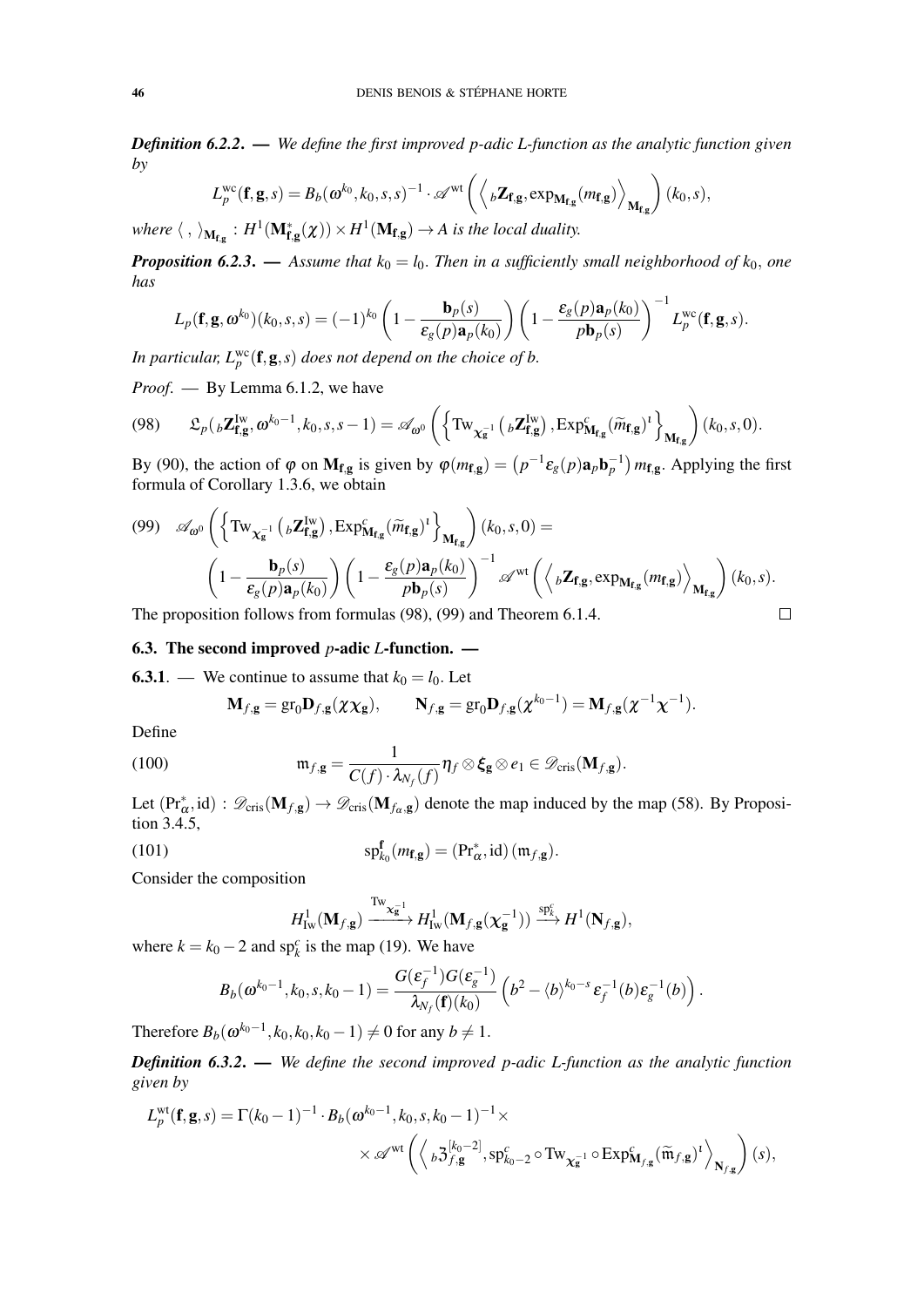***Definition 6.2.2.*** — *We define the first improved p-adic L-function as the analytic function given by*

$$L_p^{\mathrm{wc}}(\mathbf{f},\mathbf{g},s) = B_b(\omega^{k_0},k_0,s,s)^{-1}\cdot \mathscr{A}^{\mathrm{wt}}\left(\left\langle {}_b\mathbf{Z}_{\mathbf{f},\mathbf{g}}, \exp_{\mathbf{M}_{\mathbf{f},\mathbf{g}}}(m_{\mathbf{f},\mathbf{g}})\right\rangle_{\mathbf{M}_{\mathbf{f},\mathbf{g}}}\right)(k_0,s),$$

*where* $\langle\,,\,\rangle_{\mathbf{M}_{\mathbf{f},\mathbf{g}}} : H^1(\mathbf{M}^*_{\mathbf{f},\mathbf{g}}(\chi))\times H^1(\mathbf{M}_{\mathbf{f},\mathbf{g}}) \to A$ *is the local duality.*

***Proposition 6.2.3.*** — *Assume that $k_0 = l_0$. Then in a sufficiently small neighborhood of $k_0$, one has*

$$L_p(\mathbf{f},\mathbf{g},\omega^{k_0})(k_0,s,s) = (-1)^{k_0}\left(1-\frac{\mathbf{b}_p(s)}{\varepsilon_g(p)\mathbf{a}_p(k_0)}\right)\left(1-\frac{\varepsilon_g(p)\mathbf{a}_p(k_0)}{p\mathbf{b}_p(s)}\right)^{-1} L_p^{\mathrm{wc}}(\mathbf{f},\mathbf{g},s).$$

*In particular, $L_p^{\mathrm{wc}}(\mathbf{f},\mathbf{g},s)$ does not depend on the choice of b.*

*Proof.* — By Lemma 6.1.2, we have

$$\mathfrak{L}_p({}_b\mathbf{Z}^{\mathrm{Iw}}_{\mathbf{f},\mathbf{g}},\omega^{k_0-1},k_0,s,s-1) = \mathscr{A}_{\omega^0}\left(\left\{\mathrm{Tw}_{\boldsymbol{\chi}_{\mathbf{g}}^{-1}}\left({}_b\mathbf{Z}^{\mathrm{Iw}}_{\mathbf{f},\mathbf{g}}\right), \mathrm{Exp}^c_{\mathbf{M}_{\mathbf{f},\mathbf{g}}}(\widetilde{m}_{\mathbf{f},\mathbf{g}})^{\iota}\right\}_{\mathbf{M}_{\mathbf{f},\mathbf{g}}}\right)(k_0,s,0). \tag{98}$$

By (90), the action of $\varphi$ on $\mathbf{M}_{\mathbf{f},\mathbf{g}}$ is given by $\varphi(m_{\mathbf{f},\mathbf{g}}) = \left(p^{-1}\varepsilon_g(p)\mathbf{a}_p\mathbf{b}_p^{-1}\right)m_{\mathbf{f},\mathbf{g}}$. Applying the first formula of Corollary 1.3.6, we obtain

$$\mathscr{A}_{\omega^0}\left(\left\{\mathrm{Tw}_{\boldsymbol{\chi}_{\mathbf{g}}^{-1}}\left({}_b\mathbf{Z}^{\mathrm{Iw}}_{\mathbf{f},\mathbf{g}}\right), \mathrm{Exp}^c_{\mathbf{M}_{\mathbf{f},\mathbf{g}}}(\widetilde{m}_{\mathbf{f},\mathbf{g}})^{\iota}\right\}_{\mathbf{M}_{\mathbf{f},\mathbf{g}}}\right)(k_0,s,0) = \left(1-\frac{\mathbf{b}_p(s)}{\varepsilon_g(p)\mathbf{a}_p(k_0)}\right)\left(1-\frac{\varepsilon_g(p)\mathbf{a}_p(k_0)}{p\mathbf{b}_p(s)}\right)^{-1}\mathscr{A}^{\mathrm{wt}}\left(\left\langle {}_b\mathbf{Z}_{\mathbf{f},\mathbf{g}}, \exp_{\mathbf{M}_{\mathbf{f},\mathbf{g}}}(m_{\mathbf{f},\mathbf{g}})\right\rangle_{\mathbf{M}_{\mathbf{f},\mathbf{g}}}\right)(k_0,s). \tag{99}$$

The proposition follows from formulas (98), (99) and Theorem 6.1.4. □

### 6.3. The second improved $p$-adic $L$-function. —

**6.3.1**. — We continue to assume that $k_0 = l_0$. Let

$$\mathbf{M}_{f,\mathbf{g}} = \mathrm{gr}_0\mathbf{D}_{f,\mathbf{g}}(\chi\boldsymbol{\chi}_{\mathbf{g}}), \qquad \mathbf{N}_{f,\mathbf{g}} = \mathrm{gr}_0\mathbf{D}_{f,\mathbf{g}}(\chi^{k_0-1}) = \mathbf{M}_{f,\mathbf{g}}(\chi^{-1}\boldsymbol{\chi}^{-1}).$$

Define

$$\mathfrak{m}_{f,\mathbf{g}} = \frac{1}{C(f)\cdot\lambda_{N_f}(f)}\eta_f\otimes\boldsymbol{\xi}_{\mathbf{g}}\otimes e_1 \in \mathscr{D}_{\mathrm{cris}}(\mathbf{M}_{f,\mathbf{g}}). \tag{100}$$

Let $(\mathrm{Pr}^*_{\alpha},\mathrm{id}) : \mathscr{D}_{\mathrm{cris}}(\mathbf{M}_{f,\mathbf{g}}) \to \mathscr{D}_{\mathrm{cris}}(\mathbf{M}_{f_\alpha,\mathbf{g}})$ denote the map induced by the map (58). By Proposition 3.4.5,

$$\mathrm{sp}^{\mathbf{f}}_{k_0}(m_{\mathbf{f},\mathbf{g}}) = (\mathrm{Pr}^*_{\alpha},\mathrm{id})(\mathfrak{m}_{f,\mathbf{g}}). \tag{101}$$

Consider the composition

$$H^1_{\mathrm{Iw}}(\mathbf{M}_{f,\mathbf{g}}) \xrightarrow{\mathrm{Tw}_{\boldsymbol{\chi}_{\mathbf{g}}^{-1}}} H^1_{\mathrm{Iw}}(\mathbf{M}_{f,\mathbf{g}}(\boldsymbol{\chi}_{\mathbf{g}}^{-1})) \xrightarrow{\mathrm{sp}^c_k} H^1(\mathbf{N}_{f,\mathbf{g}}),$$

where $k = k_0-2$ and $\mathrm{sp}^c_k$ is the map (19). We have

$$B_b(\omega^{k_0-1},k_0,s,k_0-1) = \frac{G(\varepsilon_f^{-1})G(\varepsilon_g^{-1})}{\lambda_{N_f}(\mathbf{f})(k_0)}\left(b^2-\langle b\rangle^{k_0-s}\varepsilon_f^{-1}(b)\varepsilon_g^{-1}(b)\right).$$

Therefore $B_b(\omega^{k_0-1},k_0,k_0,k_0-1)\neq 0$ for any $b\neq 1$.

***Definition 6.3.2.*** — *We define the second improved p-adic L-function as the analytic function given by*

$$L_p^{\mathrm{wt}}(\mathbf{f},\mathbf{g},s) = \Gamma(k_0-1)^{-1}\cdot B_b(\omega^{k_0-1},k_0,s,k_0-1)^{-1}\times \times\mathscr{A}^{\mathrm{wt}}\left(\left\langle {}_b\mathfrak{Z}^{[k_0-2]}_{f,\mathbf{g}}, \mathrm{sp}^c_{k_0-2}\circ\mathrm{Tw}_{\boldsymbol{\chi}_{\mathbf{g}}^{-1}}\circ\mathrm{Exp}^c_{\mathbf{M}_{f,\mathbf{g}}}(\widetilde{\mathfrak{m}}_{f,\mathbf{g}})^{\iota}\right\rangle_{\mathbf{N}_{f,\mathbf{g}}}\right)(s),$$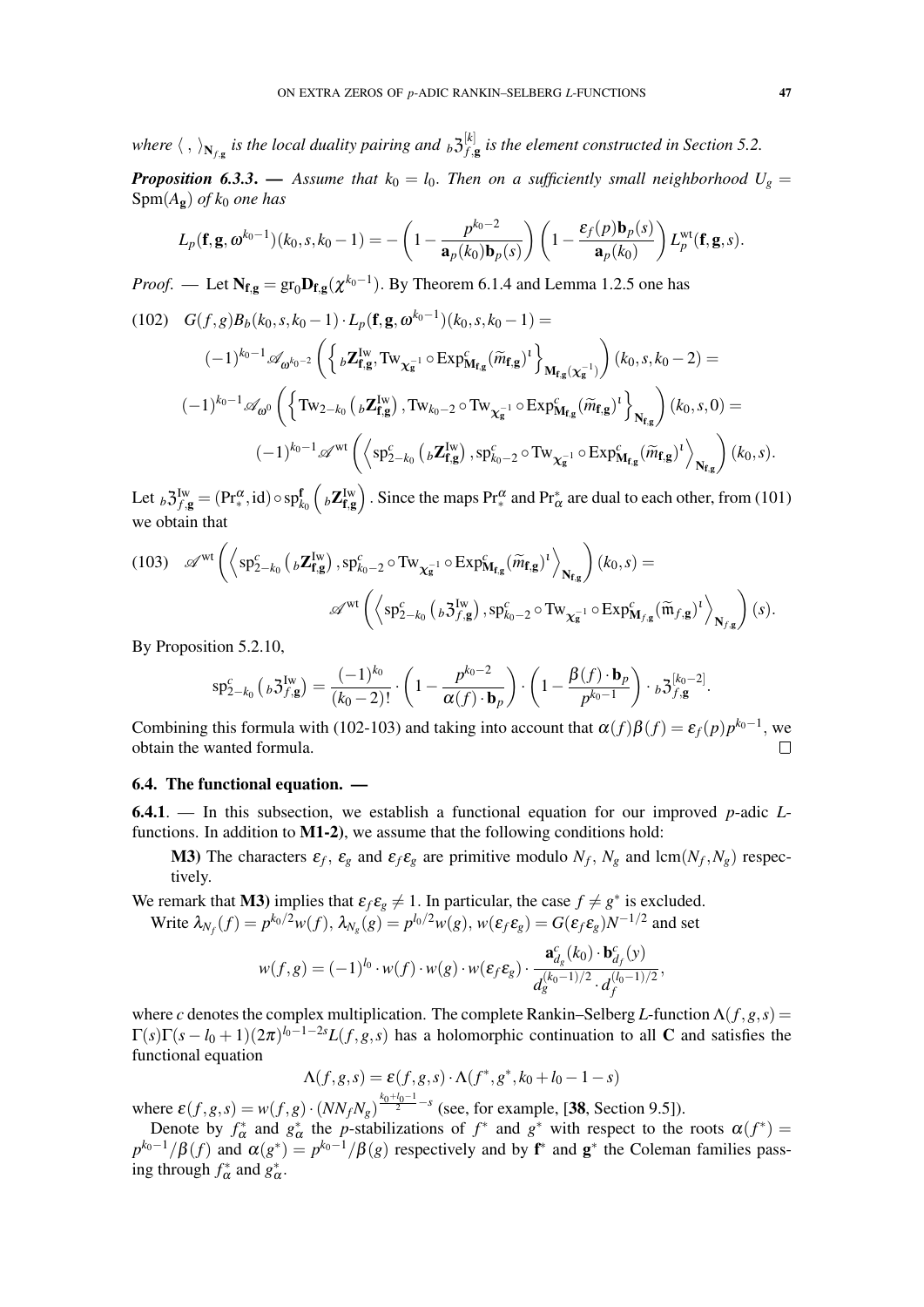*where* $\langle\, ,\, \rangle_{\mathbf{N}_{f,\mathbf{g}}}$ *is the local duality pairing and* ${}_b\mathfrak{Z}_{f,\mathbf{g}}^{[k]}$ *is the element constructed in Section 5.2.*

***Proposition 6.3.3.*** — *Assume that* $k_0 = l_0$. *Then on a sufficiently small neighborhood* $U_g = \mathrm{Spm}(A_{\mathbf{g}})$ *of* $k_0$ *one has*

$$L_p(\mathbf{f},\mathbf{g},\omega^{k_0-1})(k_0,s,k_0-1) = -\left(1-\frac{p^{k_0-2}}{\mathbf{a}_p(k_0)\mathbf{b}_p(s)}\right)\left(1-\frac{\varepsilon_f(p)\mathbf{b}_p(s)}{\mathbf{a}_p(k_0)}\right)L_p^{\mathrm{wt}}(\mathbf{f},\mathbf{g},s).$$

*Proof.* — Let $\mathbf{N}_{\mathbf{f},\mathbf{g}} = \mathrm{gr}_0\mathbf{D}_{\mathbf{f},\mathbf{g}}(\chi^{k_0-1})$. By Theorem 6.1.4 and Lemma 1.2.5 one has

$$\begin{aligned}
(102)\quad & G(f,g)B_b(k_0,s,k_0-1)\cdot L_p(\mathbf{f},\mathbf{g},\omega^{k_0-1})(k_0,s,k_0-1) = \\
& (-1)^{k_0-1}\mathscr{A}_{\omega^{k_0-2}}\left(\left\{{}_b\mathbf{Z}_{\mathbf{f},\mathbf{g}}^{\mathrm{Iw}}, \mathrm{Tw}_{\chi_{\mathbf{g}}^{-1}}\circ \mathrm{Exp}^c_{\mathbf{M}_{\mathbf{f},\mathbf{g}}}(\widetilde{m}_{\mathbf{f},\mathbf{g}})^{\iota}\right\}_{\mathbf{M}_{\mathbf{f},\mathbf{g}}(\chi_{\mathbf{g}}^{-1})}\right)(k_0,s,k_0-2) = \\
& (-1)^{k_0-1}\mathscr{A}_{\omega^0}\left(\left\{\mathrm{Tw}_{2-k_0}\left({}_b\mathbf{Z}_{\mathbf{f},\mathbf{g}}^{\mathrm{Iw}}\right), \mathrm{Tw}_{k_0-2}\circ\mathrm{Tw}_{\chi_{\mathbf{g}}}\circ \mathrm{Exp}^c_{\mathbf{M}_{\mathbf{f},\mathbf{g}}}(\widetilde{m}_{\mathbf{f},\mathbf{g}})^{\iota}\right\}_{\mathbf{N}_{\mathbf{f},\mathbf{g}}}\right)(k_0,s,0) = \\
& (-1)^{k_0-1}\mathscr{A}^{\mathrm{wt}}\left(\left\langle \mathrm{sp}^c_{2-k_0}\left({}_b\mathbf{Z}_{\mathbf{f},\mathbf{g}}^{\mathrm{Iw}}\right), \mathrm{sp}^c_{k_0-2}\circ\mathrm{Tw}_{\chi_{\mathbf{g}}^{-1}}\circ \mathrm{Exp}^c_{\mathbf{M}_{\mathbf{f},\mathbf{g}}}(\widetilde{m}_{\mathbf{f},\mathbf{g}})^{\iota}\right\rangle_{\mathbf{N}_{\mathbf{f},\mathbf{g}}}\right)(k_0,s).
\end{aligned}$$

Let ${}_b\mathfrak{Z}_{f,\mathbf{g}}^{\mathrm{Iw}} = (\mathrm{Pr}^{\alpha}_*, \mathrm{id})\circ \mathrm{sp}^{\mathbf{f}}_{k_0}\left({}_b\mathbf{Z}_{\mathbf{f},\mathbf{g}}^{\mathrm{Iw}}\right)$. Since the maps $\mathrm{Pr}^{\alpha}_*$ and $\mathrm{Pr}^*_{\alpha}$ are dual to each other, from (101) we obtain that

$$\begin{aligned}
(103)\quad & \mathscr{A}^{\mathrm{wt}}\left(\left\langle \mathrm{sp}^c_{2-k_0}\left({}_b\mathbf{Z}_{\mathbf{f},\mathbf{g}}^{\mathrm{Iw}}\right), \mathrm{sp}^c_{k_0-2}\circ\mathrm{Tw}_{\chi_{\mathbf{g}}^{-1}}\circ \mathrm{Exp}^c_{\mathbf{M}_{\mathbf{f},\mathbf{g}}}(\widetilde{m}_{\mathbf{f},\mathbf{g}})^{\iota}\right\rangle_{\mathbf{N}_{\mathbf{f},\mathbf{g}}}\right)(k_0,s) = \\
& \qquad \mathscr{A}^{\mathrm{wt}}\left(\left\langle \mathrm{sp}^c_{2-k_0}\left({}_b\mathfrak{Z}_{f,\mathbf{g}}^{\mathrm{Iw}}\right), \mathrm{sp}^c_{k_0-2}\circ\mathrm{Tw}_{\chi_{\mathbf{g}}^{-1}}\circ \mathrm{Exp}^c_{\mathbf{M}_{f,\mathbf{g}}}(\widetilde{\mathfrak{m}}_{f,\mathbf{g}})^{\iota}\right\rangle_{\mathbf{N}_{f,\mathbf{g}}}\right)(s).
\end{aligned}$$

By Proposition 5.2.10,

$$\mathrm{sp}^c_{2-k_0}\left({}_b\mathfrak{Z}_{f,\mathbf{g}}^{\mathrm{Iw}}\right) = \frac{(-1)^{k_0}}{(k_0-2)!}\cdot\left(1-\frac{p^{k_0-2}}{\alpha(f)\cdot\mathbf{b}_p}\right)\cdot\left(1-\frac{\beta(f)\cdot\mathbf{b}_p}{p^{k_0-1}}\right)\cdot {}_b\mathfrak{Z}_{f,\mathbf{g}}^{[k_0-2]}.$$

Combining this formula with (102-103) and taking into account that $\alpha(f)\beta(f) = \varepsilon_f(p)p^{k_0-1}$, we obtain the wanted formula. $\square$

### 6.4. The functional equation. —

**6.4.1**. — In this subsection, we establish a functional equation for our improved $p$-adic $L$-functions. In addition to **M1-2)**, we assume that the following conditions hold:

**M3)** The characters $\varepsilon_f$, $\varepsilon_g$ and $\varepsilon_f\varepsilon_g$ are primitive modulo $N_f$, $N_g$ and $\mathrm{lcm}(N_f,N_g)$ respectively.

We remark that **M3)** implies that $\varepsilon_f\varepsilon_g \neq 1$. In particular, the case $f \neq g^*$ is excluded.

Write $\lambda_{N_f}(f) = p^{k_0/2}w(f)$, $\lambda_{N_g}(g) = p^{l_0/2}w(g)$, $w(\varepsilon_f\varepsilon_g) = G(\varepsilon_f\varepsilon_g)N^{-1/2}$ and set

$$w(f,g) = (-1)^{l_0}\cdot w(f)\cdot w(g)\cdot w(\varepsilon_f\varepsilon_g)\cdot\frac{\mathbf{a}^c_{d_g}(k_0)\cdot\mathbf{b}^c_{d_f}(y)}{d_g^{(k_0-1)/2}\cdot d_f^{(l_0-1)/2}},$$

where $c$ denotes the complex multiplication. The complete Rankin–Selberg $L$-function $\Lambda(f,g,s) = \Gamma(s)\Gamma(s-l_0+1)(2\pi)^{l_0-1-2s}L(f,g,s)$ has a holomorphic continuation to all $\mathbf{C}$ and satisfies the functional equation

$$\Lambda(f,g,s) = \varepsilon(f,g,s)\cdot\Lambda(f^*,g^*,k_0+l_0-1-s)$$

where $\varepsilon(f,g,s) = w(f,g)\cdot(NN_fN_g)^{\frac{k_0+l_0-1}{2}-s}$ (see, for example, [**38**, Section 9.5]).

Denote by $f^*_{\alpha}$ and $g^*_{\alpha}$ the $p$-stabilizations of $f^*$ and $g^*$ with respect to the roots $\alpha(f^*) = p^{k_0-1}/\beta(f)$ and $\alpha(g^*) = p^{k_0-1}/\beta(g)$ respectively and by $\mathbf{f}^*$ and $\mathbf{g}^*$ the Coleman families passing through $f^*_{\alpha}$ and $g^*_{\alpha}$.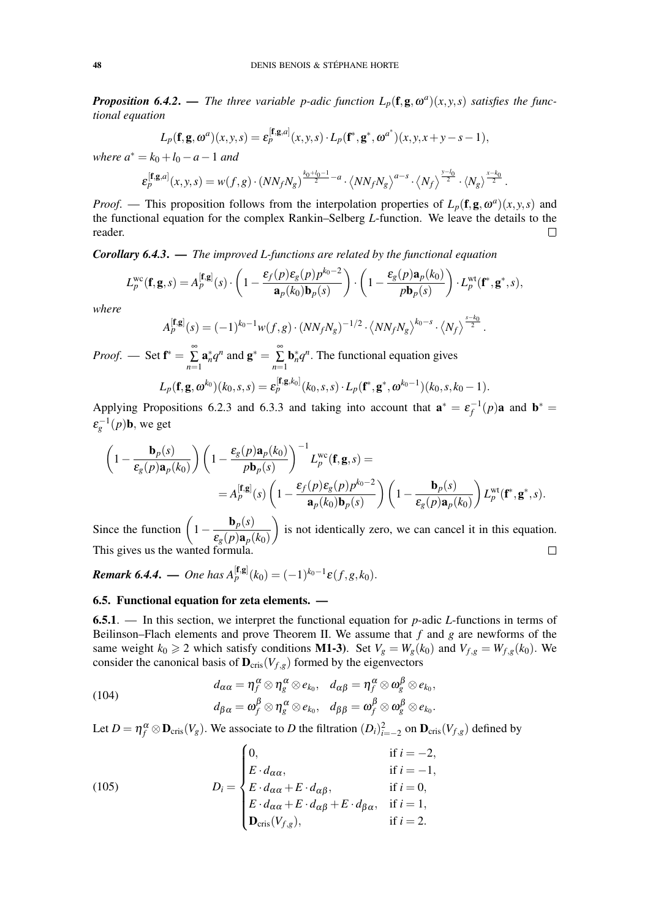***Proposition 6.4.2.*** — *The three variable p-adic function $L_p(\mathbf{f},\mathbf{g},\omega^a)(x,y,s)$ satisfies the functional equation*

$$L_p(\mathbf{f},\mathbf{g},\omega^a)(x,y,s)=\varepsilon_p^{[\mathbf{f},\mathbf{g},a]}(x,y,s)\cdot L_p(\mathbf{f}^*,\mathbf{g}^*,\omega^{a^*})(x,y,x+y-s-1),$$

*where $a^*=k_0+l_0-a-1$ and*

$$\varepsilon_p^{[\mathbf{f},\mathbf{g},a]}(x,y,s)=w(f,g)\cdot(NN_fN_g)^{\frac{k_0+l_0-1}{2}-a}\cdot\left\langle NN_fN_g\right\rangle^{a-s}\cdot\left\langle N_f\right\rangle^{\frac{y-l_0}{2}}\cdot\left\langle N_g\right\rangle^{\frac{x-k_0}{2}}.$$

*Proof.* — This proposition follows from the interpolation properties of $L_p(\mathbf{f},\mathbf{g},\omega^a)(x,y,s)$ and the functional equation for the complex Rankin–Selberg $L$-function. We leave the details to the reader. □

***Corollary 6.4.3.*** — *The improved L-functions are related by the functional equation*

$$L_p^{\mathrm{wc}}(\mathbf{f},\mathbf{g},s)=A_p^{[\mathbf{f},\mathbf{g}]}(s)\cdot\left(1-\frac{\varepsilon_f(p)\varepsilon_g(p)p^{k_0-2}}{\mathbf{a}_p(k_0)\mathbf{b}_p(s)}\right)\cdot\left(1-\frac{\varepsilon_g(p)\mathbf{a}_p(k_0)}{p\mathbf{b}_p(s)}\right)\cdot L_p^{\mathrm{wt}}(\mathbf{f}^*,\mathbf{g}^*,s),$$

*where*

$$A_p^{[\mathbf{f},\mathbf{g}]}(s)=(-1)^{k_0-1}w(f,g)\cdot(NN_fN_g)^{-1/2}\cdot\left\langle NN_fN_g\right\rangle^{k_0-s}\cdot\left\langle N_f\right\rangle^{\frac{s-k_0}{2}}.$$

*Proof.* — Set $\mathbf{f}^*=\sum\limits_{n=1}^{\infty}\mathbf{a}_n^*q^n$ and $\mathbf{g}^*=\sum\limits_{n=1}^{\infty}\mathbf{b}_n^*q^n$. The functional equation gives

$$L_p(\mathbf{f},\mathbf{g},\omega^{k_0})(k_0,s,s)=\varepsilon_p^{[\mathbf{f},\mathbf{g},k_0]}(k_0,s,s)\cdot L_p(\mathbf{f}^*,\mathbf{g}^*,\omega^{k_0-1})(k_0,s,k_0-1).$$

Applying Propositions 6.2.3 and 6.3.3 and taking into account that $\mathbf{a}^*=\varepsilon_f^{-1}(p)\mathbf{a}$ and $\mathbf{b}^*=\varepsilon_g^{-1}(p)\mathbf{b}$, we get

$$\begin{aligned}\left(1-\frac{\mathbf{b}_p(s)}{\varepsilon_g(p)\mathbf{a}_p(k_0)}\right)\left(1-\frac{\varepsilon_g(p)\mathbf{a}_p(k_0)}{p\mathbf{b}_p(s)}\right)^{-1}&L_p^{\mathrm{wc}}(\mathbf{f},\mathbf{g},s)=\\&=A_p^{[\mathbf{f},\mathbf{g}]}(s)\left(1-\frac{\varepsilon_f(p)\varepsilon_g(p)p^{k_0-2}}{\mathbf{a}_p(k_0)\mathbf{b}_p(s)}\right)\left(1-\frac{\mathbf{b}_p(s)}{\varepsilon_g(p)\mathbf{a}_p(k_0)}\right)L_p^{\mathrm{wt}}(\mathbf{f}^*,\mathbf{g}^*,s).\end{aligned}$$

Since the function $\left(1-\dfrac{\mathbf{b}_p(s)}{\varepsilon_g(p)\mathbf{a}_p(k_0)}\right)$ is not identically zero, we can cancel it in this equation. This gives us the wanted formula. □

***Remark 6.4.4.*** — *One has $A_p^{[\mathbf{f},\mathbf{g}]}(k_0)=(-1)^{k_0-1}\varepsilon(f,g,k_0)$.*

### 6.5. Functional equation for zeta elements. —

**6.5.1**. — In this section, we interpret the functional equation for $p$-adic $L$-functions in terms of Beilinson–Flach elements and prove Theorem II. We assume that $f$ and $g$ are newforms of the same weight $k_0\geqslant 2$ which satisfy conditions **M1-3)**. Set $V_g=W_g(k_0)$ and $V_{f,g}=W_{f,g}(k_0)$. We consider the canonical basis of $\mathbf{D}_{\mathrm{cris}}(V_{f,g})$ formed by the eigenvectors

$$\begin{aligned}&d_{\alpha\alpha}=\eta_f^\alpha\otimes\eta_g^\alpha\otimes e_{k_0},\quad d_{\alpha\beta}=\eta_f^\alpha\otimes\omega_g^\beta\otimes e_{k_0},\\&d_{\beta\alpha}=\omega_f^\beta\otimes\eta_g^\alpha\otimes e_{k_0},\quad d_{\beta\beta}=\omega_f^\beta\otimes\omega_g^\beta\otimes e_{k_0}.\end{aligned}\tag{104}$$

Let $D=\eta_f^\alpha\otimes\mathbf{D}_{\mathrm{cris}}(V_g)$. We associate to $D$ the filtration $(D_i)_{i=-2}^2$ on $\mathbf{D}_{\mathrm{cris}}(V_{f,g})$ defined by

$$D_i=\begin{cases}0, & \text{if } i=-2,\\ E\cdot d_{\alpha\alpha}, & \text{if } i=-1,\\ E\cdot d_{\alpha\alpha}+E\cdot d_{\alpha\beta}, & \text{if } i=0,\\ E\cdot d_{\alpha\alpha}+E\cdot d_{\alpha\beta}+E\cdot d_{\beta\alpha}, & \text{if } i=1,\\ \mathbf{D}_{\mathrm{cris}}(V_{f,g}), & \text{if } i=2.\end{cases}\tag{105}$$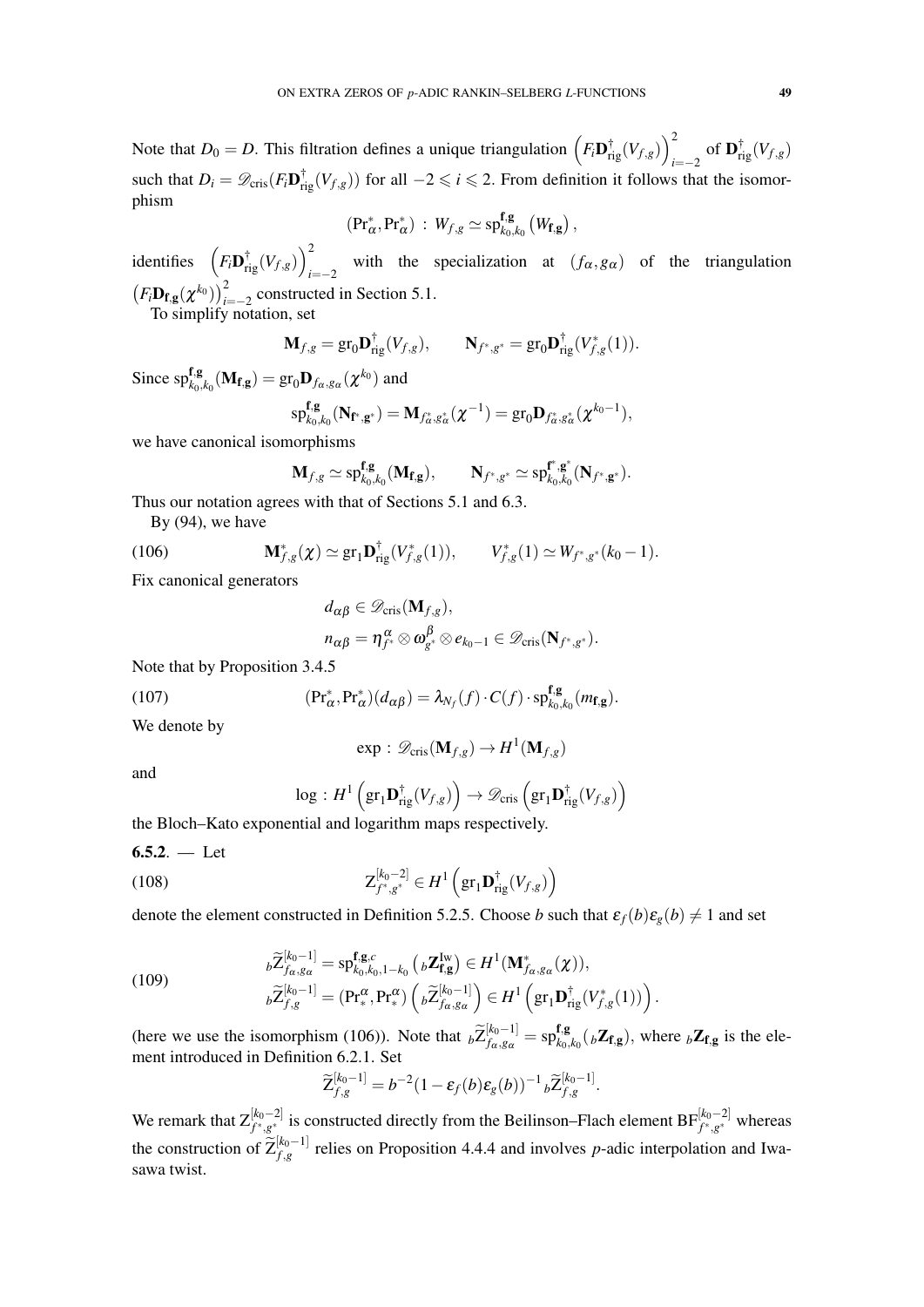Note that $D_0 = D$. This filtration defines a unique triangulation $\left(F_i\mathbf{D}^{\dagger}_{\mathrm{rig}}(V_{f,g})\right)_{i=-2}^{2}$ of $\mathbf{D}^{\dagger}_{\mathrm{rig}}(V_{f,g})$ such that $D_i = \mathscr{D}_{\mathrm{cris}}(F_i\mathbf{D}^{\dagger}_{\mathrm{rig}}(V_{f,g}))$ for all $-2 \leqslant i \leqslant 2$. From definition it follows that the isomorphism

$$(\mathrm{Pr}^*_{\alpha}, \mathrm{Pr}^*_{\alpha}) \,:\, W_{f,g} \simeq \mathrm{sp}^{\mathbf{f},\mathbf{g}}_{k_0,k_0}\left(W_{\mathbf{f},\mathbf{g}}\right),$$

identifies $\left(F_i\mathbf{D}^{\dagger}_{\mathrm{rig}}(V_{f,g})\right)_{i=-2}^{2}$ with the specialization at $(f_{\alpha}, g_{\alpha})$ of the triangulation $\left(F_i\mathbf{D}_{\mathbf{f},\mathbf{g}}(\chi^{k_0})\right)_{i=-2}^{2}$ constructed in Section 5.1.

To simplify notation, set

$$\mathbf{M}_{f,g} = \mathrm{gr}_0\mathbf{D}^{\dagger}_{\mathrm{rig}}(V_{f,g}), \qquad \mathbf{N}_{f^*,g^*} = \mathrm{gr}_0\mathbf{D}^{\dagger}_{\mathrm{rig}}(V^*_{f,g}(1)).$$

Since $\mathrm{sp}^{\mathbf{f},\mathbf{g}}_{k_0,k_0}(\mathbf{M}_{\mathbf{f},\mathbf{g}}) = \mathrm{gr}_0\mathbf{D}_{f_{\alpha},g_{\alpha}}(\chi^{k_0})$ and

$$\mathrm{sp}^{\mathbf{f},\mathbf{g}}_{k_0,k_0}(\mathbf{N}_{\mathbf{f}^*,\mathbf{g}^*}) = \mathbf{M}_{f^*_{\alpha},g^*_{\alpha}}(\chi^{-1}) = \mathrm{gr}_0\mathbf{D}_{f^*_{\alpha},g^*_{\alpha}}(\chi^{k_0-1}),$$

we have canonical isomorphisms

$$\mathbf{M}_{f,g} \simeq \mathrm{sp}^{\mathbf{f},\mathbf{g}}_{k_0,k_0}(\mathbf{M}_{\mathbf{f},\mathbf{g}}), \qquad \mathbf{N}_{f^*,g^*} \simeq \mathrm{sp}^{\mathbf{f}^*,\mathbf{g}^*}_{k_0,k_0}(\mathbf{N}_{f^*,\mathbf{g}^*}).$$

Thus our notation agrees with that of Sections 5.1 and 6.3.

By (94), we have

$$\mathbf{M}^*_{f,g}(\chi) \simeq \mathrm{gr}_1\mathbf{D}^{\dagger}_{\mathrm{rig}}(V^*_{f,g}(1)), \qquad V^*_{f,g}(1) \simeq W_{f^*,g^*}(k_0-1). \tag{106}$$

Fix canonical generators

$$\begin{aligned}
&d_{\alpha\beta} \in \mathscr{D}_{\mathrm{cris}}(\mathbf{M}_{f,g}),\\
&n_{\alpha\beta} = \eta^{\alpha}_{f^*} \otimes \omega^{\beta}_{g^*} \otimes e_{k_0-1} \in \mathscr{D}_{\mathrm{cris}}(\mathbf{N}_{f^*,g^*}).
\end{aligned}$$

Note that by Proposition 3.4.5

$$(\mathrm{Pr}^*_{\alpha}, \mathrm{Pr}^*_{\alpha})(d_{\alpha\beta}) = \lambda_{N_f}(f) \cdot C(f) \cdot \mathrm{sp}^{\mathbf{f},\mathbf{g}}_{k_0,k_0}(m_{\mathbf{f},\mathbf{g}}). \tag{107}$$

We denote by

$$\exp \,:\, \mathscr{D}_{\mathrm{cris}}(\mathbf{M}_{f,g}) \to H^1(\mathbf{M}_{f,g})$$

and

$$\log \,:\, H^1\left(\mathrm{gr}_1\mathbf{D}^{\dagger}_{\mathrm{rig}}(V_{f,g})\right) \to \mathscr{D}_{\mathrm{cris}}\left(\mathrm{gr}_1\mathbf{D}^{\dagger}_{\mathrm{rig}}(V_{f,g})\right)$$

the Bloch–Kato exponential and logarithm maps respectively.

**6.5.2**. — Let

$$\mathrm{Z}^{[k_0-2]}_{f^*,g^*} \in H^1\left(\mathrm{gr}_1\mathbf{D}^{\dagger}_{\mathrm{rig}}(V_{f,g})\right) \tag{108}$$

denote the element constructed in Definition 5.2.5. Choose $b$ such that $\varepsilon_f(b)\varepsilon_g(b) \neq 1$ and set

$$\begin{aligned}
{}_b\widetilde{\mathrm{Z}}^{[k_0-1]}_{f_{\alpha},g_{\alpha}} &= \mathrm{sp}^{\mathbf{f},\mathbf{g},c}_{k_0,k_0,1-k_0}\left({}_b\mathbf{Z}^{\mathrm{Iw}}_{\mathbf{f},\mathbf{g}}\right) \in H^1(\mathbf{M}^*_{f_{\alpha},g_{\alpha}}(\chi)),\\
{}_b\widetilde{\mathrm{Z}}^{[k_0-1]}_{f,g} &= (\mathrm{Pr}^{\alpha}_*, \mathrm{Pr}^{\alpha}_*)\left({}_b\widetilde{\mathrm{Z}}^{[k_0-1]}_{f_{\alpha},g_{\alpha}}\right) \in H^1\left(\mathrm{gr}_1\mathbf{D}^{\dagger}_{\mathrm{rig}}(V^*_{f,g}(1))\right).
\end{aligned} \tag{109}$$

(here we use the isomorphism (106)). Note that ${}_b\widetilde{\mathrm{Z}}^{[k_0-1]}_{f_{\alpha},g_{\alpha}} = \mathrm{sp}^{\mathbf{f},\mathbf{g}}_{k_0,k_0}({}_b\mathbf{Z}_{\mathbf{f},\mathbf{g}})$, where ${}_b\mathbf{Z}_{\mathbf{f},\mathbf{g}}$ is the element introduced in Definition 6.2.1. Set

$$\widetilde{\mathrm{Z}}^{[k_0-1]}_{f,g} = b^{-2}(1-\varepsilon_f(b)\varepsilon_g(b))^{-1}\,{}_b\widetilde{\mathrm{Z}}^{[k_0-1]}_{f,g}.$$

We remark that $\mathrm{Z}^{[k_0-2]}_{f^*,g^*}$ is constructed directly from the Beilinson–Flach element $\mathrm{BF}^{[k_0-2]}_{f^*,g^*}$ whereas the construction of $\widetilde{\mathrm{Z}}^{[k_0-1]}_{f,g}$ relies on Proposition 4.4.4 and involves $p$-adic interpolation and Iwasawa twist.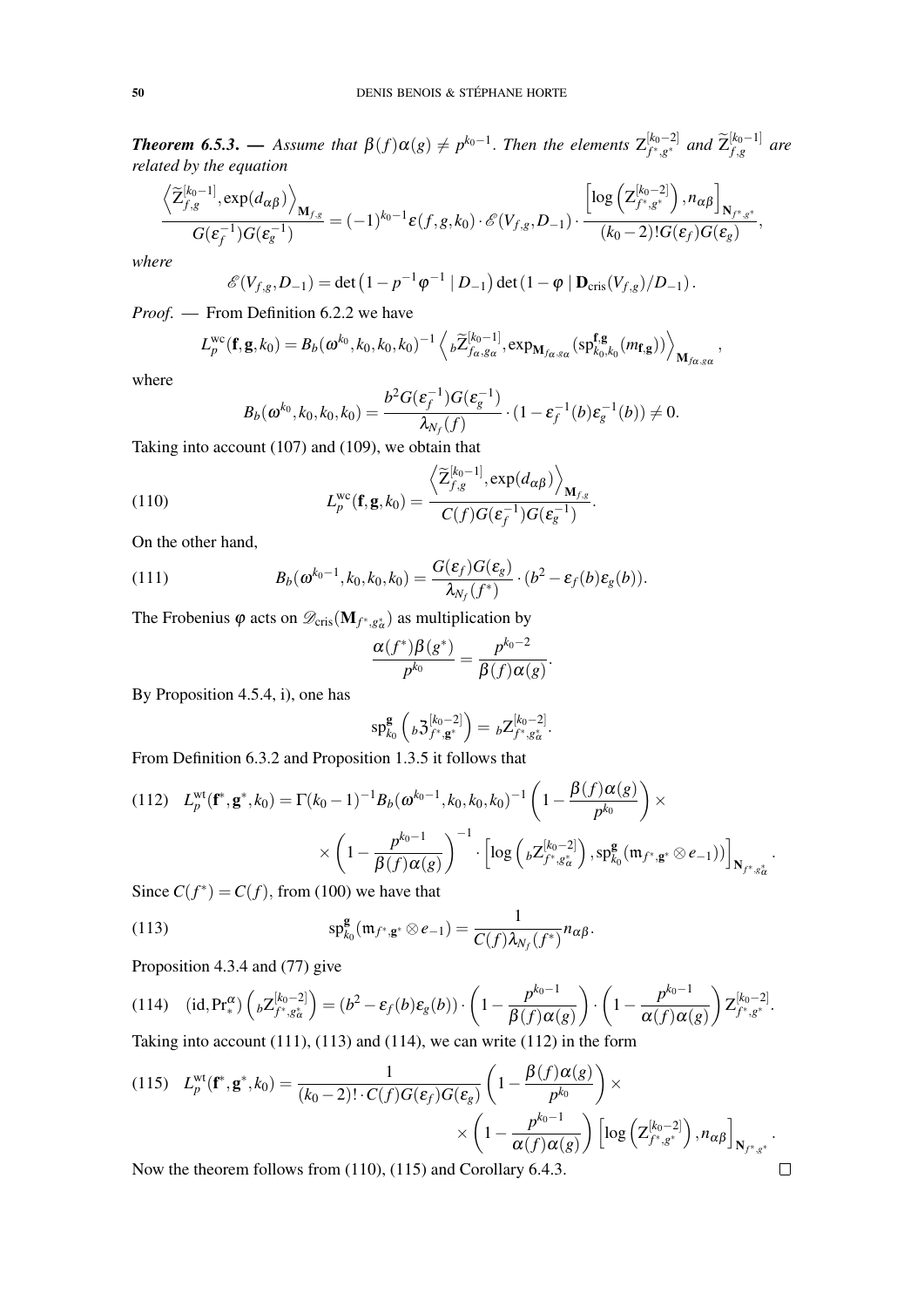***Theorem 6.5.3.*** — *Assume that $\beta(f)\alpha(g) \neq p^{k_0-1}$. Then the elements $\mathrm{Z}^{[k_0-2]}_{f^*,g^*}$ and $\widetilde{\mathrm{Z}}^{[k_0-1]}_{f,g}$ are related by the equation*

$$\frac{\left\langle \widetilde{\mathrm{Z}}^{[k_0-1]}_{f,g}, \exp(d_{\alpha\beta}) \right\rangle_{\mathbf{M}_{f,g}}}{G(\varepsilon_f^{-1})G(\varepsilon_g^{-1})} = (-1)^{k_0-1}\varepsilon(f,g,k_0)\cdot \mathscr{E}(V_{f,g},D_{-1})\cdot \frac{\left[\log\left(\mathrm{Z}^{[k_0-2]}_{f^*,g^*}\right), n_{\alpha\beta}\right]_{\mathbf{N}_{f^*,g^*}}}{(k_0-2)!G(\varepsilon_f)G(\varepsilon_g)},$$

*where*

$$\mathscr{E}(V_{f,g},D_{-1}) = \det\left(1-p^{-1}\varphi^{-1} \mid D_{-1}\right)\det\left(1-\varphi \mid \mathbf{D}_{\mathrm{cris}}(V_{f,g})/D_{-1}\right).$$

*Proof.* — From Definition 6.2.2 we have

$$L_p^{\mathrm{wc}}(\mathbf{f},\mathbf{g},k_0) = B_b(\omega^{k_0},k_0,k_0,k_0)^{-1}\left\langle {}_b\widetilde{\mathrm{Z}}^{[k_0-1]}_{f_\alpha,g_\alpha}, \exp_{\mathbf{M}_{f_\alpha,g_\alpha}}(\mathrm{sp}^{\mathbf{f},\mathbf{g}}_{k_0,k_0}(m_{\mathbf{f},\mathbf{g}}))\right\rangle_{\mathbf{M}_{f_\alpha,g_\alpha}},$$

where

$$B_b(\omega^{k_0},k_0,k_0,k_0) = \frac{b^2 G(\varepsilon_f^{-1})G(\varepsilon_g^{-1})}{\lambda_{N_f}(f)}\cdot(1-\varepsilon_f^{-1}(b)\varepsilon_g^{-1}(b)) \neq 0.$$

Taking into account (107) and (109), we obtain that

$$L_p^{\mathrm{wc}}(\mathbf{f},\mathbf{g},k_0) = \frac{\left\langle \widetilde{\mathrm{Z}}^{[k_0-1]}_{f,g}, \exp(d_{\alpha\beta})\right\rangle_{\mathbf{M}_{f,g}}}{C(f)G(\varepsilon_f^{-1})G(\varepsilon_g^{-1})}. \tag{110}$$

On the other hand,

$$B_b(\omega^{k_0-1},k_0,k_0,k_0) = \frac{G(\varepsilon_f)G(\varepsilon_g)}{\lambda_{N_f}(f^*)}\cdot(b^2-\varepsilon_f(b)\varepsilon_g(b)). \tag{111}$$

The Frobenius $\varphi$ acts on $\mathscr{D}_{\mathrm{cris}}(\mathbf{M}_{f^*,g^*_\alpha})$ as multiplication by

$$\frac{\alpha(f^*)\beta(g^*)}{p^{k_0}} = \frac{p^{k_0-2}}{\beta(f)\alpha(g)}.$$

By Proposition 4.5.4, i), one has

$$\mathrm{sp}^{\mathbf{g}}_{k_0}\left({}_b\mathfrak{Z}^{[k_0-2]}_{f^*,\mathbf{g}^*}\right) = {}_b\mathrm{Z}^{[k_0-2]}_{f^*,g^*_\alpha}.$$

From Definition 6.3.2 and Proposition 1.3.5 it follows that

$$\begin{aligned}
L_p^{\mathrm{wt}}(\mathbf{f}^*,\mathbf{g}^*,k_0) = \Gamma(k_0-1)^{-1}B_b(\omega^{k_0-1},k_0,k_0,k_0)^{-1}\left(1-\frac{\beta(f)\alpha(g)}{p^{k_0}}\right)\times \\
\times\left(1-\frac{p^{k_0-1}}{\beta(f)\alpha(g)}\right)^{-1}\cdot\left[\log\left({}_b\mathrm{Z}^{[k_0-2]}_{f^*,g^*_\alpha}\right), \mathrm{sp}^{\mathbf{g}}_{k_0}(\mathfrak{m}_{f^*,\mathbf{g}^*}\otimes e_{-1})\right]_{\mathbf{N}_{f^*,g^*_\alpha}}.
\end{aligned} \tag{112}$$

Since $C(f^*) = C(f)$, from (100) we have that

$$\mathrm{sp}^{\mathbf{g}}_{k_0}(\mathfrak{m}_{f^*,\mathbf{g}^*}\otimes e_{-1}) = \frac{1}{C(f)\lambda_{N_f}(f^*)}n_{\alpha\beta}. \tag{113}$$

Proposition 4.3.4 and (77) give

$$(\mathrm{id},\mathrm{Pr}^{\alpha}_*)\left({}_b\mathrm{Z}^{[k_0-2]}_{f^*,g^*_\alpha}\right) = (b^2-\varepsilon_f(b)\varepsilon_g(b))\cdot\left(1-\frac{p^{k_0-1}}{\beta(f)\alpha(g)}\right)\cdot\left(1-\frac{p^{k_0-1}}{\alpha(f)\alpha(g)}\right)\mathrm{Z}^{[k_0-2]}_{f^*,g^*}. \tag{114}$$

Taking into account (111), (113) and (114), we can write (112) in the form

$$\begin{aligned}
L_p^{\mathrm{wt}}(\mathbf{f}^*,\mathbf{g}^*,k_0) = \frac{1}{(k_0-2)!\cdot C(f)G(\varepsilon_f)G(\varepsilon_g)}\left(1-\frac{\beta(f)\alpha(g)}{p^{k_0}}\right)\times \\
\times\left(1-\frac{p^{k_0-1}}{\alpha(f)\alpha(g)}\right)\left[\log\left(\mathrm{Z}^{[k_0-2]}_{f^*,g^*}\right), n_{\alpha\beta}\right]_{\mathbf{N}_{f^*,g^*}}.
\end{aligned} \tag{115}$$

Now the theorem follows from (110), (115) and Corollary 6.4.3. □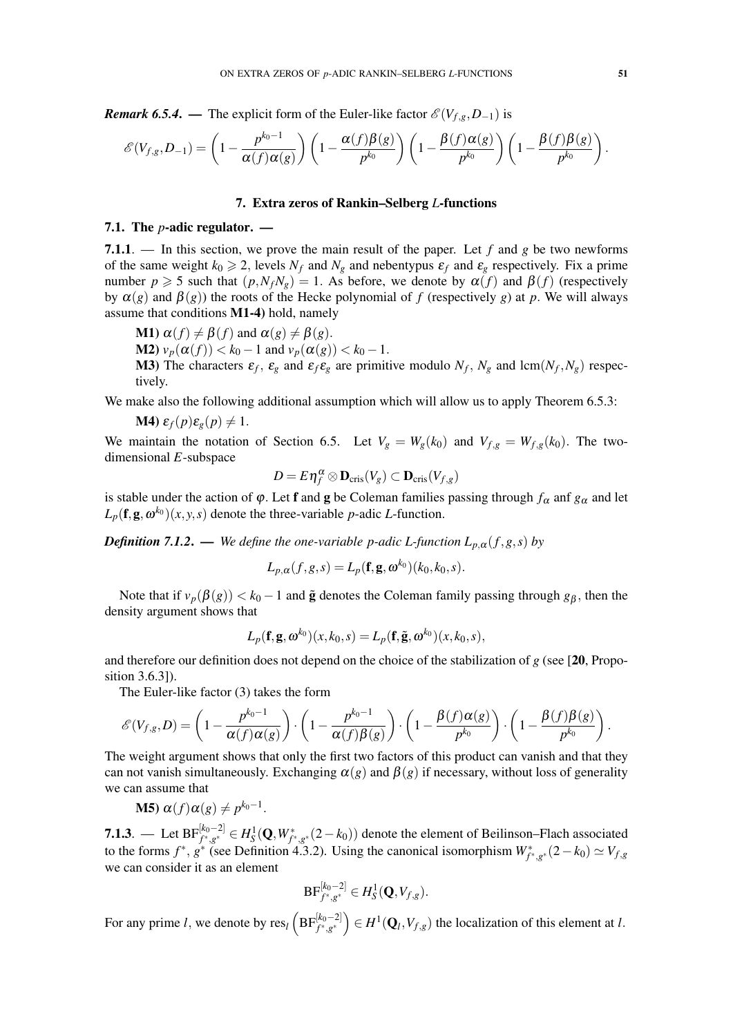***Remark 6.5.4***. — The explicit form of the Euler-like factor $\mathscr{E}(V_{f,g},D_{-1})$ is

$$\mathscr{E}(V_{f,g},D_{-1}) = \left(1-\frac{p^{k_0-1}}{\alpha(f)\alpha(g)}\right)\left(1-\frac{\alpha(f)\beta(g)}{p^{k_0}}\right)\left(1-\frac{\beta(f)\alpha(g)}{p^{k_0}}\right)\left(1-\frac{\beta(f)\beta(g)}{p^{k_0}}\right).$$

## 7. Extra zeros of Rankin–Selberg *L*-functions

### 7.1. The *p*-adic regulator. —

**7.1.1**. — In this section, we prove the main result of the paper. Let $f$ and $g$ be two newforms of the same weight $k_0 \geqslant 2$, levels $N_f$ and $N_g$ and nebentypus $\varepsilon_f$ and $\varepsilon_g$ respectively. Fix a prime number $p \geqslant 5$ such that $(p, N_f N_g) = 1$. As before, we denote by $\alpha(f)$ and $\beta(f)$ (respectively by $\alpha(g)$ and $\beta(g)$) the roots of the Hecke polynomial of $f$ (respectively $g$) at $p$. We will always assume that conditions **M1-4)** hold, namely

**M1)** $\alpha(f) \neq \beta(f)$ and $\alpha(g) \neq \beta(g)$.

**M2)** $v_p(\alpha(f)) < k_0 - 1$ and $v_p(\alpha(g)) < k_0 - 1$.

**M3)** The characters $\varepsilon_f$, $\varepsilon_g$ and $\varepsilon_f\varepsilon_g$ are primitive modulo $N_f$, $N_g$ and $\mathrm{lcm}(N_f,N_g)$ respectively.

We make also the following additional assumption which will allow us to apply Theorem 6.5.3:

**M4)** $\varepsilon_f(p)\varepsilon_g(p) \neq 1$.

We maintain the notation of Section 6.5. Let $V_g = W_g(k_0)$ and $V_{f,g} = W_{f,g}(k_0)$. The two-dimensional $E$-subspace

$$D = E\eta_f^{\alpha} \otimes \mathbf{D}_{\mathrm{cris}}(V_g) \subset \mathbf{D}_{\mathrm{cris}}(V_{f,g})$$

is stable under the action of $\varphi$. Let $\mathbf{f}$ and $\mathbf{g}$ be Coleman families passing through $f_\alpha$ anf $g_\alpha$ and let $L_p(\mathbf{f},\mathbf{g},\omega^{k_0})(x,y,s)$ denote the three-variable $p$-adic $L$-function.

***Definition 7.1.2***. — *We define the one-variable p-adic L-function $L_{p,\alpha}(f,g,s)$ by*

$$L_{p,\alpha}(f,g,s) = L_p(\mathbf{f},\mathbf{g},\omega^{k_0})(k_0,k_0,s).$$

Note that if $v_p(\beta(g)) < k_0-1$ and $\tilde{\mathbf{g}}$ denotes the Coleman family passing through $g_\beta$, then the density argument shows that

$$L_p(\mathbf{f},\mathbf{g},\omega^{k_0})(x,k_0,s) = L_p(\mathbf{f},\tilde{\mathbf{g}},\omega^{k_0})(x,k_0,s),$$

and therefore our definition does not depend on the choice of the stabilization of $g$ (see [**20**, Proposition 3.6.3]).

The Euler-like factor (3) takes the form

$$\mathscr{E}(V_{f,g},D) = \left(1-\frac{p^{k_0-1}}{\alpha(f)\alpha(g)}\right)\cdot\left(1-\frac{p^{k_0-1}}{\alpha(f)\beta(g)}\right)\cdot\left(1-\frac{\beta(f)\alpha(g)}{p^{k_0}}\right)\cdot\left(1-\frac{\beta(f)\beta(g)}{p^{k_0}}\right).$$

The weight argument shows that only the first two factors of this product can vanish and that they can not vanish simultaneously. Exchanging $\alpha(g)$ and $\beta(g)$ if necessary, without loss of generality we can assume that

**M5)** $\alpha(f)\alpha(g) \neq p^{k_0-1}$.

**7.1.3**. — Let $\mathrm{BF}^{[k_0-2]}_{f^*,g^*} \in H^1_S(\mathbf{Q}, W^*_{f^*,g^*}(2-k_0))$ denote the element of Beilinson–Flach associated to the forms $f^*$, $g^*$ (see Definition 4.3.2). Using the canonical isomorphism $W^*_{f^*,g^*}(2-k_0) \simeq V_{f,g}$ we can consider it as an element

$$\mathrm{BF}^{[k_0-2]}_{f^*,g^*} \in H^1_S(\mathbf{Q}, V_{f,g}).$$

For any prime $l$, we denote by $\mathrm{res}_l\left(\mathrm{BF}^{[k_0-2]}_{f^*,g^*}\right) \in H^1(\mathbf{Q}_l, V_{f,g})$ the localization of this element at $l$.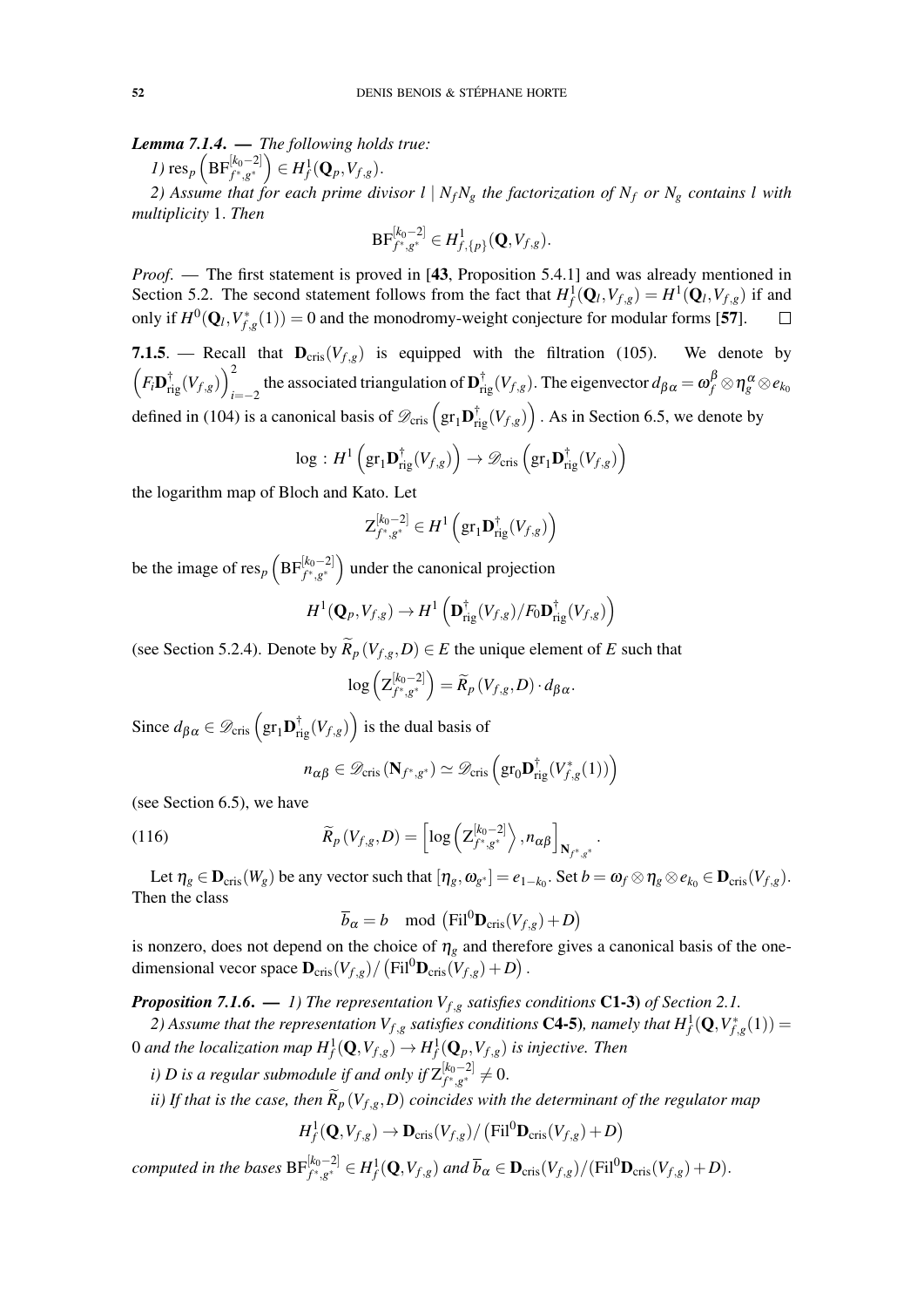***Lemma 7.1.4.*** — *The following holds true:*

*1)* $\mathrm{res}_p\left(\mathrm{BF}^{[k_0-2]}_{f^*,g^*}\right)\in H^1_f(\mathbf{Q}_p,V_{f,g})$.

*2) Assume that for each prime divisor* $l\mid N_fN_g$ *the factorization of* $N_f$ *or* $N_g$ *contains* $l$ *with multiplicity* 1. *Then*

$$\mathrm{BF}^{[k_0-2]}_{f^*,g^*}\in H^1_{f,\{p\}}(\mathbf{Q},V_{f,g}).$$

*Proof.* — The first statement is proved in [**43**, Proposition 5.4.1] and was already mentioned in Section 5.2. The second statement follows from the fact that $H^1_f(\mathbf{Q}_l,V_{f,g})=H^1(\mathbf{Q}_l,V_{f,g})$ if and only if $H^0(\mathbf{Q}_l,V^*_{f,g}(1))=0$ and the monodromy-weight conjecture for modular forms [**57**]. □

**7.1.5**. — Recall that $\mathbf{D}_{\mathrm{cris}}(V_{f,g})$ is equipped with the filtration (105). We denote by $\left(F_i\mathbf{D}^\dagger_{\mathrm{rig}}(V_{f,g})\right)_{i=-2}^2$ the associated triangulation of $\mathbf{D}^\dagger_{\mathrm{rig}}(V_{f,g})$. The eigenvector $d_{\beta\alpha}=\omega_f^\beta\otimes\eta_g^\alpha\otimes e_{k_0}$ defined in (104) is a canonical basis of $\mathscr{D}_{\mathrm{cris}}\left(\mathrm{gr}_1\mathbf{D}^\dagger_{\mathrm{rig}}(V_{f,g})\right)$. As in Section 6.5, we denote by

$$\log\,:H^1\left(\mathrm{gr}_1\mathbf{D}^\dagger_{\mathrm{rig}}(V_{f,g})\right)\to\mathscr{D}_{\mathrm{cris}}\left(\mathrm{gr}_1\mathbf{D}^\dagger_{\mathrm{rig}}(V_{f,g})\right)$$

the logarithm map of Bloch and Kato. Let

$$\mathrm{Z}^{[k_0-2]}_{f^*,g^*}\in H^1\left(\mathrm{gr}_1\mathbf{D}^\dagger_{\mathrm{rig}}(V_{f,g})\right)$$

be the image of $\mathrm{res}_p\left(\mathrm{BF}^{[k_0-2]}_{f^*,g^*}\right)$ under the canonical projection

$$H^1(\mathbf{Q}_p,V_{f,g})\to H^1\left(\mathbf{D}^\dagger_{\mathrm{rig}}(V_{f,g})/F_0\mathbf{D}^\dagger_{\mathrm{rig}}(V_{f,g})\right)$$

(see Section 5.2.4). Denote by $\widetilde{R}_p\left(V_{f,g},D\right)\in E$ the unique element of $E$ such that

$$\log\left(\mathrm{Z}^{[k_0-2]}_{f^*,g^*}\right)=\widetilde{R}_p\left(V_{f,g},D\right)\cdot d_{\beta\alpha}.$$

Since $d_{\beta\alpha}\in\mathscr{D}_{\mathrm{cris}}\left(\mathrm{gr}_1\mathbf{D}^\dagger_{\mathrm{rig}}(V_{f,g})\right)$ is the dual basis of

$$n_{\alpha\beta}\in\mathscr{D}_{\mathrm{cris}}\left(\mathbf{N}_{f^*,g^*}\right)\simeq\mathscr{D}_{\mathrm{cris}}\left(\mathrm{gr}_0\mathbf{D}^\dagger_{\mathrm{rig}}(V^*_{f,g}(1))\right)$$

(see Section 6.5), we have

$$\widetilde{R}_p\left(V_{f,g},D\right)=\left[\log\left(\mathrm{Z}^{[k_0-2]}_{f^*,g^*}\right\rangle,n_{\alpha\beta}\right]_{\mathbf{N}_{f^*,g^*}}. \tag{116}$$

Let $\eta_g\in\mathbf{D}_{\mathrm{cris}}(W_g)$ be any vector such that $[\eta_g,\omega_{g^*}]=e_{1-k_0}$. Set $b=\omega_f\otimes\eta_g\otimes e_{k_0}\in\mathbf{D}_{\mathrm{cris}}(V_{f,g})$. Then the class

$$\overline{b}_\alpha=b\mod\left(\mathrm{Fil}^0\mathbf{D}_{\mathrm{cris}}(V_{f,g})+D\right)$$

is nonzero, does not depend on the choice of $\eta_g$ and therefore gives a canonical basis of the one-dimensional vecor space $\mathbf{D}_{\mathrm{cris}}(V_{f,g})/\left(\mathrm{Fil}^0\mathbf{D}_{\mathrm{cris}}(V_{f,g})+D\right)$.

***Proposition 7.1.6.*** — *1) The representation* $V_{f,g}$ *satisfies conditions* **C1-3)** *of Section 2.1.*

*2) Assume that the representation* $V_{f,g}$ *satisfies conditions* **C4-5)***, namely that* $H^1_f(\mathbf{Q},V^*_{f,g}(1))=0$ *and the localization map* $H^1_f(\mathbf{Q},V_{f,g})\to H^1_f(\mathbf{Q}_p,V_{f,g})$ *is injective. Then*

*i)* $D$ *is a regular submodule if and only if* $\mathrm{Z}^{[k_0-2]}_{f^*,g^*}\neq0$.

*ii) If that is the case, then* $\widetilde{R}_p\left(V_{f,g},D\right)$ *coincides with the determinant of the regulator map*

$$H^1_f(\mathbf{Q},V_{f,g})\to\mathbf{D}_{\mathrm{cris}}(V_{f,g})/\left(\mathrm{Fil}^0\mathbf{D}_{\mathrm{cris}}(V_{f,g})+D\right)$$

*computed in the bases* $\mathrm{BF}^{[k_0-2]}_{f^*,g^*}\in H^1_f(\mathbf{Q},V_{f,g})$ *and* $\overline{b}_\alpha\in\mathbf{D}_{\mathrm{cris}}(V_{f,g})/(\mathrm{Fil}^0\mathbf{D}_{\mathrm{cris}}(V_{f,g})+D)$.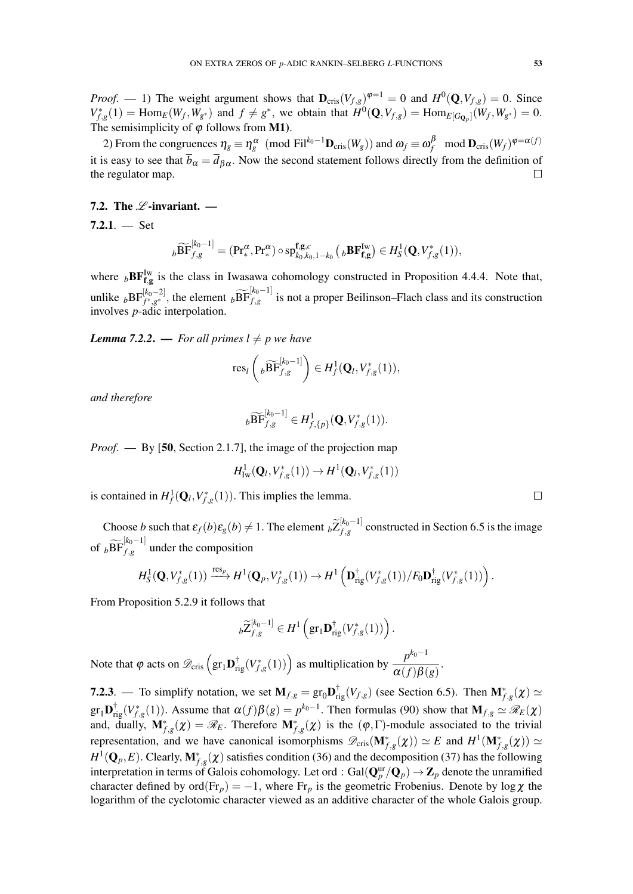*Proof.* — 1) The weight argument shows that $\mathbf{D}_{\mathrm{cris}}(V_{f,g})^{\varphi=1}=0$ and $H^0(\mathbf{Q},V_{f,g})=0$. Since $V_{f,g}^*(1)=\mathrm{Hom}_E(W_f,W_{g^*})$ and $f\neq g^*$, we obtain that $H^0(\mathbf{Q},V_{f,g})=\mathrm{Hom}_{E[G_{\mathbf{Q}_p}]}(W_f,W_{g^*})=0$. The semisimplicity of $\varphi$ follows from **M1)**.

2) From the congruences $\eta_g\equiv\eta_g^{\alpha} \pmod{\mathrm{Fil}^{k_0-1}\mathbf{D}_{\mathrm{cris}}(W_g)}$ and $\omega_f\equiv\omega_f^{\beta} \mod \mathbf{D}_{\mathrm{cris}}(W_f)^{\varphi=\alpha(f)}$ it is easy to see that $\overline{b}_{\alpha}=\overline{d}_{\beta\alpha}$. Now the second statement follows directly from the definition of the regulator map. $\square$

### 7.2. The $\mathscr{L}$-invariant. —

**7.2.1**. — Set

$$
{}_b\widetilde{\mathrm{BF}}_{f,g}^{[k_0-1]}=(\mathrm{Pr}_*^{\alpha},\mathrm{Pr}_*^{\alpha})\circ\mathrm{sp}_{k_0,k_0,1-k_0}^{\mathbf{f},\mathbf{g},c}\left({}_b\mathbf{BF}_{\mathbf{f},\mathbf{g}}^{\mathrm{Iw}}\right)\in H^1_S(\mathbf{Q},V_{f,g}^*(1)),
$$

where ${}_b\mathbf{BF}_{\mathbf{f},\mathbf{g}}^{\mathrm{Iw}}$ is the class in Iwasawa cohomology constructed in Proposition 4.4.4. Note that, unlike ${}_b\mathrm{BF}_{f^*,g^*}^{[k_0-2]}$, the element ${}_b\widetilde{\mathrm{BF}}_{f,g}^{[k_0-1]}$ is not a proper Beilinson–Flach class and its construction involves $p$-adic interpolation.

***Lemma 7.2.2***. — *For all primes $l\neq p$ we have*

$$
\mathrm{res}_l\left({}_b\widetilde{\mathrm{BF}}_{f,g}^{[k_0-1]}\right)\in H^1_f(\mathbf{Q}_l,V_{f,g}^*(1)),
$$

*and therefore*

$$
{}_b\widetilde{\mathrm{BF}}_{f,g}^{[k_0-1]}\in H^1_{f,\{p\}}(\mathbf{Q},V_{f,g}^*(1)).
$$

*Proof.* — By [**50**, Section 2.1.7], the image of the projection map

$$
H^1_{\mathrm{Iw}}(\mathbf{Q}_l,V_{f,g}^*(1))\to H^1(\mathbf{Q}_l,V_{f,g}^*(1))
$$

is contained in $H^1_f(\mathbf{Q}_l,V_{f,g}^*(1))$. This implies the lemma. $\square$

Choose $b$ such that $\varepsilon_f(b)\varepsilon_g(b)\neq 1$. The element ${}_b\widetilde{\mathrm{Z}}_{f,g}^{[k_0-1]}$ constructed in Section 6.5 is the image of ${}_b\widetilde{\mathrm{BF}}_{f,g}^{[k_0-1]}$ under the composition

$$
H^1_S(\mathbf{Q},V_{f,g}^*(1))\xrightarrow{\mathrm{res}_p}H^1(\mathbf{Q}_p,V_{f,g}^*(1))\to H^1\left(\mathbf{D}_{\mathrm{rig}}^{\dagger}(V_{f,g}^*(1))/F_0\mathbf{D}_{\mathrm{rig}}^{\dagger}(V_{f,g}^*(1))\right).
$$

From Proposition 5.2.9 it follows that

$$
{}_b\widetilde{\mathrm{Z}}_{f,g}^{[k_0-1]}\in H^1\left(\mathrm{gr}_1\mathbf{D}_{\mathrm{rig}}^{\dagger}(V_{f,g}^*(1))\right).
$$

Note that $\varphi$ acts on $\mathscr{D}_{\mathrm{cris}}\left(\mathrm{gr}_1\mathbf{D}_{\mathrm{rig}}^{\dagger}(V_{f,g}^*(1))\right)$ as multiplication by $\dfrac{p^{k_0-1}}{\alpha(f)\beta(g)}$.

**7.2.3**. — To simplify notation, we set $\mathbf{M}_{f,g}=\mathrm{gr}_0\mathbf{D}_{\mathrm{rig}}^{\dagger}(V_{f,g})$ (see Section 6.5). Then $\mathbf{M}_{f,g}^*(\chi)\simeq\mathrm{gr}_1\mathbf{D}_{\mathrm{rig}}^{\dagger}(V_{f,g}^*(1))$. Assume that $\alpha(f)\beta(g)=p^{k_0-1}$. Then formulas (90) show that $\mathbf{M}_{f,g}\simeq\mathscr{R}_E(\chi)$ and, dually, $\mathbf{M}_{f,g}^*(\chi)=\mathscr{R}_E$. Therefore $\mathbf{M}_{f,g}^*(\chi)$ is the $(\varphi,\Gamma)$-module associated to the trivial representation, and we have canonical isomorphisms $\mathscr{D}_{\mathrm{cris}}(\mathbf{M}_{f,g}^*(\chi))\simeq E$ and $H^1(\mathbf{M}_{f,g}^*(\chi))\simeq H^1(\mathbf{Q}_p,E)$. Clearly, $\mathbf{M}_{f,g}^*(\chi)$ satisfies condition (36) and the decomposition (37) has the following interpretation in terms of Galois cohomology. Let $\mathrm{ord}:\mathrm{Gal}(\mathbf{Q}_p^{\mathrm{ur}}/\mathbf{Q}_p)\to\mathbf{Z}_p$ denote the unramified character defined by $\mathrm{ord}(\mathrm{Fr}_p)=-1$, where $\mathrm{Fr}_p$ is the geometric Frobenius. Denote by $\log\chi$ the logarithm of the cyclotomic character viewed as an additive character of the whole Galois group.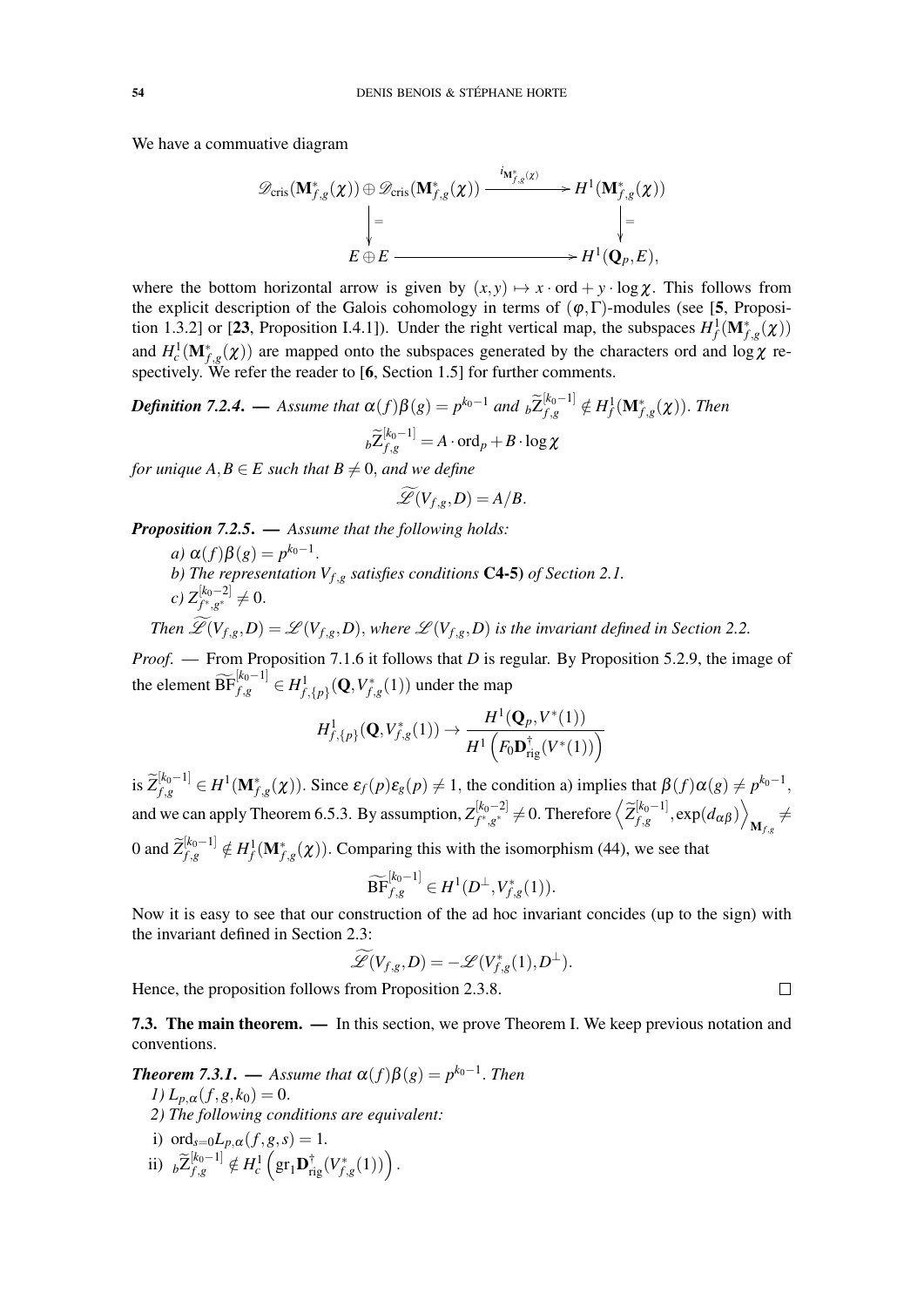We have a commuative diagram

$$\begin{array}{ccc}
\mathscr{D}_{\mathrm{cris}}(\mathbf{M}^*_{f,g}(\chi)) \oplus \mathscr{D}_{\mathrm{cris}}(\mathbf{M}^*_{f,g}(\chi)) & \xrightarrow{i_{\mathbf{M}^*_{f,g}(\chi)}} & H^1(\mathbf{M}^*_{f,g}(\chi)) \\
\Big\downarrow = & & \Big\downarrow = \\
E \oplus E & \longrightarrow & H^1(\mathbf{Q}_p, E),
\end{array}$$

where the bottom horizontal arrow is given by $(x,y) \mapsto x \cdot \mathrm{ord} + y \cdot \log \chi$. This follows from the explicit description of the Galois cohomology in terms of $(\varphi, \Gamma)$-modules (see [**5**, Proposition 1.3.2] or [**23**, Proposition I.4.1]). Under the right vertical map, the subspaces $H^1_f(\mathbf{M}^*_{f,g}(\chi))$ and $H^1_c(\mathbf{M}^*_{f,g}(\chi))$ are mapped onto the subspaces generated by the characters ord and $\log \chi$ respectively. We refer the reader to [**6**, Section 1.5] for further comments.

***Definition 7.2.4.*** — *Assume that $\alpha(f)\beta(g) = p^{k_0-1}$ and ${}_b\widetilde{Z}^{[k_0-1]}_{f,g} \notin H^1_f(\mathbf{M}^*_{f,g}(\chi))$. Then*

$$_b\widetilde{Z}^{[k_0-1]}_{f,g} = A \cdot \mathrm{ord}_p + B \cdot \log \chi$$

*for unique $A, B \in E$ such that $B \neq 0$, and we define*

$$\widetilde{\mathscr{L}}(V_{f,g}, D) = A/B.$$

***Proposition 7.2.5.*** — *Assume that the following holds:*

*a) $\alpha(f)\beta(g) = p^{k_0-1}$.*

*b) The representation $V_{f,g}$ satisfies conditions* **C4-5)** *of Section 2.1.*

*c) $Z^{[k_0-2]}_{f^*,g^*} \neq 0$.*

*Then $\widetilde{\mathscr{L}}(V_{f,g}, D) = \mathscr{L}(V_{f,g}, D)$, where $\mathscr{L}(V_{f,g}, D)$ is the invariant defined in Section 2.2.*

*Proof.* — From Proposition 7.1.6 it follows that $D$ is regular. By Proposition 5.2.9, the image of the element $\widetilde{\mathrm{BF}}^{[k_0-1]}_{f,g} \in H^1_{f,\{p\}}(\mathbf{Q}, V^*_{f,g}(1))$ under the map

$$H^1_{f,\{p\}}(\mathbf{Q}, V^*_{f,g}(1)) \to \frac{H^1(\mathbf{Q}_p, V^*(1))}{H^1\left(F_0\mathbf{D}^\dagger_{\mathrm{rig}}(V^*(1))\right)}$$

is $\widetilde{Z}^{[k_0-1]}_{f,g} \in H^1(\mathbf{M}^*_{f,g}(\chi))$. Since $\varepsilon_f(p)\varepsilon_g(p) \neq 1$, the condition a) implies that $\beta(f)\alpha(g) \neq p^{k_0-1}$, and we can apply Theorem 6.5.3. By assumption, $Z^{[k_0-2]}_{f^*,g^*} \neq 0$. Therefore $\left\langle \widetilde{Z}^{[k_0-1]}_{f,g}, \exp(d_{\alpha\beta}) \right\rangle_{\mathbf{M}_{f,g}} \neq 0$ and $\widetilde{Z}^{[k_0-1]}_{f,g} \notin H^1_f(\mathbf{M}^*_{f,g}(\chi))$. Comparing this with the isomorphism (44), we see that

$$\widetilde{\mathrm{BF}}^{[k_0-1]}_{f,g} \in H^1(D^\perp, V^*_{f,g}(1)).$$

Now it is easy to see that our construction of the ad hoc invariant concides (up to the sign) with the invariant defined in Section 2.3:

$$\widetilde{\mathscr{L}}(V_{f,g}, D) = -\mathscr{L}(V^*_{f,g}(1), D^\perp).$$

Hence, the proposition follows from Proposition 2.3.8. □

## 7.3. The main theorem.

— In this section, we prove Theorem I. We keep previous notation and conventions.

***Theorem 7.3.1.*** — *Assume that $\alpha(f)\beta(g) = p^{k_0-1}$. Then*

*1) $L_{p,\alpha}(f,g,k_0) = 0$.*

*2) The following conditions are equivalent:*

i) $\mathrm{ord}_{s=0} L_{p,\alpha}(f,g,s) = 1$.

ii) ${}_b\widetilde{Z}^{[k_0-1]}_{f,g} \notin H^1_c\left(\mathrm{gr}_1 \mathbf{D}^\dagger_{\mathrm{rig}}(V^*_{f,g}(1))\right)$.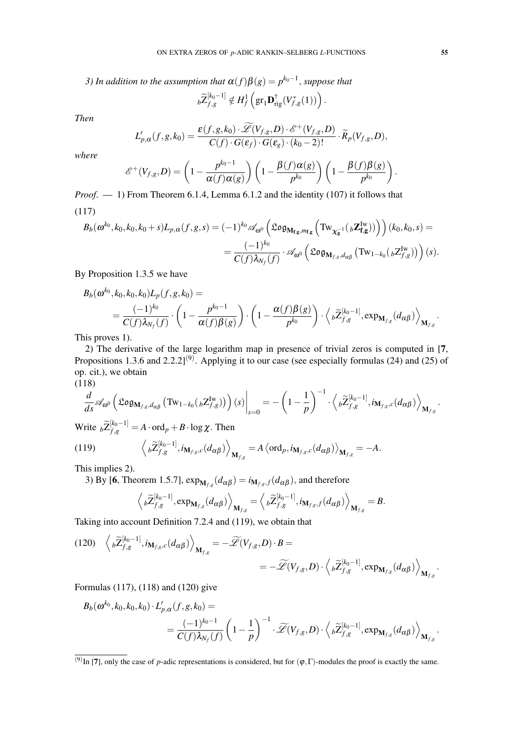*3) In addition to the assumption that $\alpha(f)\beta(g)=p^{k_0-1}$, suppose that*

$$
{}_b\widetilde{\mathrm{Z}}_{f,g}^{[k_0-1]} \notin H^1_f\left(\mathrm{gr}_1\mathbf{D}^{\dagger}_{\mathrm{rig}}(V^*_{f,g}(1))\right).
$$

*Then*

$$
L'_{p,\alpha}(f,g,k_0)=\frac{\varepsilon(f,g,k_0)\cdot\widetilde{\mathscr{L}}(V_{f,g},D)\cdot\mathscr{E}^+(V_{f,g},D)}{C(f)\cdot G(\varepsilon_f)\cdot G(\varepsilon_g)\cdot(k_0-2)!}\cdot\widetilde{R}_p(V_{f,g},D),
$$

*where*

$$
\mathscr{E}^+(V_{f,g},D)=\left(1-\frac{p^{k_0-1}}{\alpha(f)\alpha(g)}\right)\left(1-\frac{\beta(f)\alpha(g)}{p^{k_0}}\right)\left(1-\frac{\beta(f)\beta(g)}{p^{k_0}}\right).
$$

*Proof.* — 1) From Theorem 6.1.4, Lemma 6.1.2 and the identity (107) it follows that

(117)

$$
\begin{aligned}
B_b(\omega^{k_0},k_0,k_0,k_0+s)L_{p,\alpha}(f,g,s)&=(-1)^{k_0}\mathscr{A}_{\omega^0}\left(\mathfrak{Log}_{\mathbf{M}_{\mathbf{f},\mathbf{g}},m_{\mathbf{f},\mathbf{g}}}\left(\mathrm{Tw}_{\boldsymbol{\chi}_{\mathbf{g}}^{-1}}({}_b\mathbf{Z}^{\mathrm{Iw}}_{\mathbf{f},\mathbf{g}})\right)\right)(k_0,k_0,s)=\\
&=\frac{(-1)^{k_0}}{C(f)\lambda_{N_f}(f)}\cdot\mathscr{A}_{\omega^0}\left(\mathfrak{Log}_{\mathbf{M}_{f,g},d_{\alpha\beta}}\left(\mathrm{Tw}_{1-k_0}({}_b\mathrm{Z}^{\mathrm{Iw}}_{f,g})\right)\right)(s).
\end{aligned}
$$

By Proposition 1.3.5 we have

$$
\begin{aligned}
&B_b(\omega^{k_0},k_0,k_0,k_0)L_p(f,g,k_0)=\\
&=\frac{(-1)^{k_0}}{C(f)\lambda_{N_f}(f)}\cdot\left(1-\frac{p^{k_0-1}}{\alpha(f)\beta(g)}\right)\cdot\left(1-\frac{\alpha(f)\beta(g)}{p^{k_0}}\right)\cdot\left\langle {}_b\widetilde{\mathrm{Z}}_{f,g}^{[k_0-1]},\exp_{\mathbf{M}_{f,g}}(d_{\alpha\beta})\right\rangle_{\mathbf{M}_{f,g}}.
\end{aligned}
$$

This proves 1).

2) The derivative of the large logarithm map in presence of trivial zeros is computed in [**7**, Propositions 1.3.6 and 2.2.2][(9)]. Applying it to our case (see especially formulas (24) and (25) of op. cit.), we obtain

(118)

$$
\frac{d}{ds}\mathscr{A}_{\omega^0}\left(\mathfrak{Log}_{\mathbf{M}_{f,g},d_{\alpha\beta}}\left(\mathrm{Tw}_{1-k_0}({}_b\mathrm{Z}^{\mathrm{Iw}}_{f,g})\right)\right)(s)\Big|_{s=0}=-\left(1-\frac{1}{p}\right)^{-1}\cdot\left\langle {}_b\widetilde{\mathrm{Z}}_{f,g}^{[k_0-1]},i_{\mathbf{M}_{f,g},c}(d_{\alpha\beta})\right\rangle_{\mathbf{M}_{f,g}}.
$$

Write ${}_b\widetilde{\mathrm{Z}}_{f,g}^{[k_0-1]}=A\cdot\mathrm{ord}_p+B\cdot\log\chi$. Then

$$
\left\langle {}_b\widetilde{\mathrm{Z}}_{f,g}^{[k_0-1]},i_{\mathbf{M}_{f,g},c}(d_{\alpha\beta})\right\rangle_{\mathbf{M}_{f,g}}=A\left\langle\mathrm{ord}_p,i_{\mathbf{M}_{f,g},c}(d_{\alpha\beta})\right\rangle_{\mathbf{M}_{f,g}}=-A. \tag{119}
$$

This implies 2).

3) By [**6**, Theorem 1.5.7], $\exp_{\mathbf{M}_{f,g}}(d_{\alpha\beta})=i_{\mathbf{M}_{f,g},f}(d_{\alpha\beta})$, and therefore

$$
\left\langle {}_b\widetilde{\mathrm{Z}}_{f,g}^{[k_0-1]},\exp_{\mathbf{M}_{f,g}}(d_{\alpha\beta})\right\rangle_{\mathbf{M}_{f,g}}=\left\langle {}_b\widetilde{\mathrm{Z}}_{f,g}^{[k_0-1]},i_{\mathbf{M}_{f,g},f}(d_{\alpha\beta})\right\rangle_{\mathbf{M}_{f,g}}=B.
$$

Taking into account Definition 7.2.4 and (119), we obtain that

$$
\begin{aligned}
\left\langle {}_b\widetilde{\mathrm{Z}}_{f,g}^{[k_0-1]},i_{\mathbf{M}_{f,g},c}(d_{\alpha\beta})\right\rangle_{\mathbf{M}_{f,g}}&=-\widetilde{\mathscr{L}}(V_{f,g},D)\cdot B=\\
&=-\widetilde{\mathscr{L}}(V_{f,g},D)\cdot\left\langle {}_b\widetilde{\mathrm{Z}}_{f,g}^{[k_0-1]},\exp_{\mathbf{M}_{f,g}}(d_{\alpha\beta})\right\rangle_{\mathbf{M}_{f,g}}.
\end{aligned} \tag{120}
$$

Formulas (117), (118) and (120) give

$$
\begin{aligned}
&B_b(\omega^{k_0},k_0,k_0,k_0)\cdot L'_{p,\alpha}(f,g,k_0)=\\
&=\frac{(-1)^{k_0-1}}{C(f)\lambda_{N_f}(f)}\left(1-\frac{1}{p}\right)^{-1}\cdot\widetilde{\mathscr{L}}(V_{f,g},D)\cdot\left\langle {}_b\widetilde{\mathrm{Z}}_{f,g}^{[k_0-1]},\exp_{\mathbf{M}_{f,g}}(d_{\alpha\beta})\right\rangle_{\mathbf{M}_{f,g}}.
\end{aligned}
$$

---

(9) In [**7**], only the case of $p$-adic representations is considered, but for $(\varphi,\Gamma)$-modules the proof is exactly the same.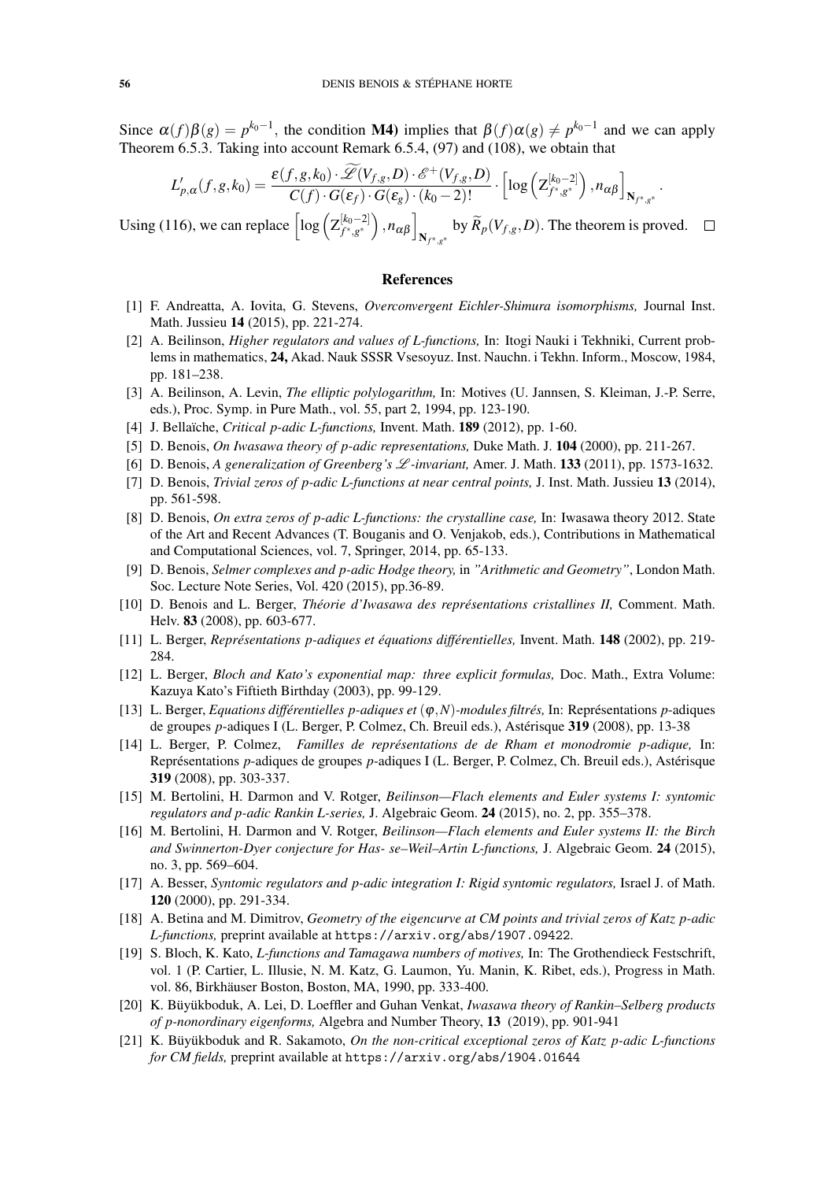Since $\alpha(f)\beta(g) = p^{k_0-1}$, the condition **M4)** implies that $\beta(f)\alpha(g) \neq p^{k_0-1}$ and we can apply Theorem 6.5.3. Taking into account Remark 6.5.4, (97) and (108), we obtain that

$$L'_{p,\alpha}(f,g,k_0) = \frac{\varepsilon(f,g,k_0)\cdot \widetilde{\mathscr{L}}(V_{f,g},D)\cdot \mathscr{E}^+(V_{f,g},D)}{C(f)\cdot G(\varepsilon_f)\cdot G(\varepsilon_g)\cdot (k_0-2)!}\cdot \left[\log\left(\mathrm{Z}^{[k_0-2]}_{f^*,g^*}\right), n_{\alpha\beta}\right]_{\mathbf{N}_{f^*,g^*}}.$$

Using (116), we can replace $\left[\log\left(\mathrm{Z}^{[k_0-2]}_{f^*,g^*}\right), n_{\alpha\beta}\right]_{\mathbf{N}_{f^*,g^*}}$ by $\widetilde{R}_p(V_{f,g},D)$. The theorem is proved. $\square$

## References

[1] F. Andreatta, A. Iovita, G. Stevens, *Overconvergent Eichler-Shimura isomorphisms,* Journal Inst. Math. Jussieu **14** (2015), pp. 221-274.

[2] A. Beilinson, *Higher regulators and values of L-functions,* In: Itogi Nauki i Tekhniki, Current problems in mathematics, **24,** Akad. Nauk SSSR Vsesoyuz. Inst. Nauchn. i Tekhn. Inform., Moscow, 1984, pp. 181–238.

[3] A. Beilinson, A. Levin, *The elliptic polylogarithm,* In: Motives (U. Jannsen, S. Kleiman, J.-P. Serre, eds.), Proc. Symp. in Pure Math., vol. 55, part 2, 1994, pp. 123-190.

[4] J. Bellaïche, *Critical p-adic L-functions,* Invent. Math. **189** (2012), pp. 1-60.

[5] D. Benois, *On Iwasawa theory of p-adic representations,* Duke Math. J. **104** (2000), pp. 211-267.

[6] D. Benois, *A generalization of Greenberg's $\mathscr{L}$-invariant,* Amer. J. Math. **133** (2011), pp. 1573-1632.

[7] D. Benois, *Trivial zeros of p-adic L-functions at near central points,* J. Inst. Math. Jussieu **13** (2014), pp. 561-598.

[8] D. Benois, *On extra zeros of p-adic L-functions: the crystalline case,* In: Iwasawa theory 2012. State of the Art and Recent Advances (T. Bouganis and O. Venjakob, eds.), Contributions in Mathematical and Computational Sciences, vol. 7, Springer, 2014, pp. 65-133.

[9] D. Benois, *Selmer complexes and p-adic Hodge theory,* in *"Arithmetic and Geometry"*, London Math. Soc. Lecture Note Series, Vol. 420 (2015), pp.36-89.

[10] D. Benois and L. Berger, *Théorie d'Iwasawa des représentations cristallines II,* Comment. Math. Helv. **83** (2008), pp. 603-677.

[11] L. Berger, *Représentations p-adiques et équations différentielles,* Invent. Math. **148** (2002), pp. 219-284.

[12] L. Berger, *Bloch and Kato's exponential map: three explicit formulas,* Doc. Math., Extra Volume: Kazuya Kato's Fiftieth Birthday (2003), pp. 99-129.

[13] L. Berger, *Equations différentielles p-adiques et $(\varphi,N)$-modules filtrés,* In: Représentations $p$-adiques de groupes $p$-adiques I (L. Berger, P. Colmez, Ch. Breuil eds.), Astérisque **319** (2008), pp. 13-38

[14] L. Berger, P. Colmez, *Familles de représentations de de Rham et monodromie p-adique,* In: Représentations $p$-adiques de groupes $p$-adiques I (L. Berger, P. Colmez, Ch. Breuil eds.), Astérisque **319** (2008), pp. 303-337.

[15] M. Bertolini, H. Darmon and V. Rotger, *Beilinson—Flach elements and Euler systems I: syntomic regulators and p-adic Rankin L-series,* J. Algebraic Geom. **24** (2015), no. 2, pp. 355–378.

[16] M. Bertolini, H. Darmon and V. Rotger, *Beilinson—Flach elements and Euler systems II: the Birch and Swinnerton-Dyer conjecture for Has- se–Weil–Artin L-functions,* J. Algebraic Geom. **24** (2015), no. 3, pp. 569–604.

[17] A. Besser, *Syntomic regulators and p-adic integration I: Rigid syntomic regulators,* Israel J. of Math. **120** (2000), pp. 291-334.

[18] A. Betina and M. Dimitrov, *Geometry of the eigencurve at CM points and trivial zeros of Katz p-adic L-functions,* preprint available at `https://arxiv.org/abs/1907.09422`.

[19] S. Bloch, K. Kato, *L-functions and Tamagawa numbers of motives,* In: The Grothendieck Festschrift, vol. 1 (P. Cartier, L. Illusie, N. M. Katz, G. Laumon, Yu. Manin, K. Ribet, eds.), Progress in Math. vol. 86, Birkhäuser Boston, Boston, MA, 1990, pp. 333-400.

[20] K. Büyükboduk, A. Lei, D. Loeffler and Guhan Venkat, *Iwasawa theory of Rankin–Selberg products of p-nonordinary eigenforms,* Algebra and Number Theory, **13** (2019), pp. 901-941

[21] K. Büyükboduk and R. Sakamoto, *On the non-critical exceptional zeros of Katz p-adic L-functions for CM fields,* preprint available at `https://arxiv.org/abs/1904.01644`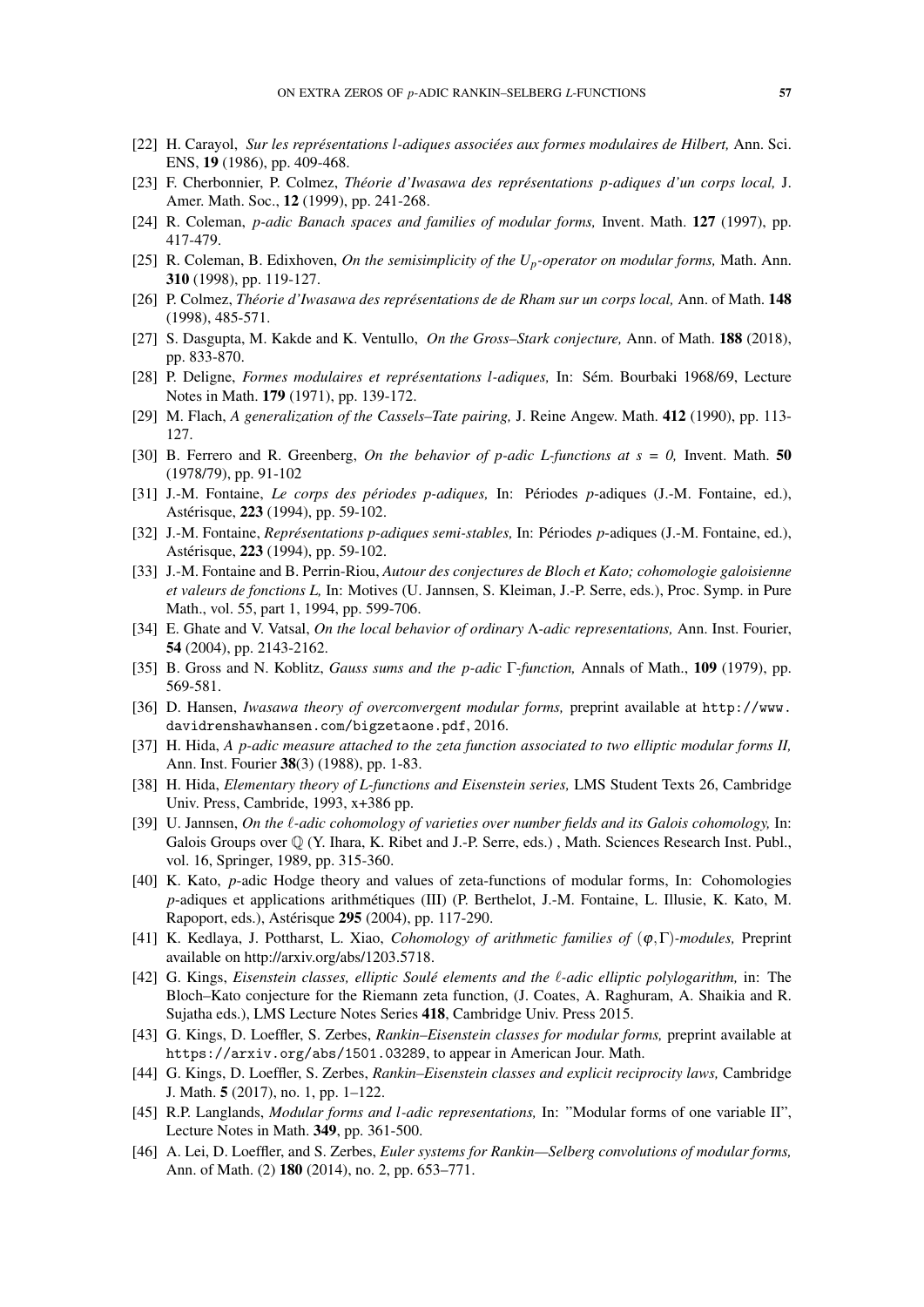[22] H. Carayol, *Sur les représentations l-adiques associées aux formes modulaires de Hilbert,* Ann. Sci. ENS, **19** (1986), pp. 409-468.

[23] F. Cherbonnier, P. Colmez, *Théorie d'Iwasawa des représentations p-adiques d'un corps local,* J. Amer. Math. Soc., **12** (1999), pp. 241-268.

[24] R. Coleman, *p-adic Banach spaces and families of modular forms,* Invent. Math. **127** (1997), pp. 417-479.

[25] R. Coleman, B. Edixhoven, *On the semisimplicity of the $U_p$-operator on modular forms,* Math. Ann. **310** (1998), pp. 119-127.

[26] P. Colmez, *Théorie d'Iwasawa des représentations de de Rham sur un corps local,* Ann. of Math. **148** (1998), 485-571.

[27] S. Dasgupta, M. Kakde and K. Ventullo, *On the Gross–Stark conjecture,* Ann. of Math. **188** (2018), pp. 833-870.

[28] P. Deligne, *Formes modulaires et représentations l-adiques,* In: Sém. Bourbaki 1968/69, Lecture Notes in Math. **179** (1971), pp. 139-172.

[29] M. Flach, *A generalization of the Cassels–Tate pairing,* J. Reine Angew. Math. **412** (1990), pp. 113-127.

[30] B. Ferrero and R. Greenberg, *On the behavior of p-adic L-functions at s = 0,* Invent. Math. **50** (1978/79), pp. 91-102

[31] J.-M. Fontaine, *Le corps des périodes p-adiques,* In: Périodes $p$-adiques (J.-M. Fontaine, ed.), Astérisque, **223** (1994), pp. 59-102.

[32] J.-M. Fontaine, *Représentations p-adiques semi-stables,* In: Périodes $p$-adiques (J.-M. Fontaine, ed.), Astérisque, **223** (1994), pp. 59-102.

[33] J.-M. Fontaine and B. Perrin-Riou, *Autour des conjectures de Bloch et Kato; cohomologie galoisienne et valeurs de fonctions L,* In: Motives (U. Jannsen, S. Kleiman, J.-P. Serre, eds.), Proc. Symp. in Pure Math., vol. 55, part 1, 1994, pp. 599-706.

[34] E. Ghate and V. Vatsal, *On the local behavior of ordinary $\Lambda$-adic representations,* Ann. Inst. Fourier, **54** (2004), pp. 2143-2162.

[35] B. Gross and N. Koblitz, *Gauss sums and the p-adic $\Gamma$-function,* Annals of Math., **109** (1979), pp. 569-581.

[36] D. Hansen, *Iwasawa theory of overconvergent modular forms,* preprint available at http://www.davidrenshawhansen.com/bigzetaone.pdf, 2016.

[37] H. Hida, *A p-adic measure attached to the zeta function associated to two elliptic modular forms II,* Ann. Inst. Fourier **38**(3) (1988), pp. 1-83.

[38] H. Hida, *Elementary theory of L-functions and Eisenstein series,* LMS Student Texts 26, Cambridge Univ. Press, Cambride, 1993, x+386 pp.

[39] U. Jannsen, *On the $\ell$-adic cohomology of varieties over number fields and its Galois cohomology,* In: Galois Groups over $\mathbb{Q}$ (Y. Ihara, K. Ribet and J.-P. Serre, eds.) , Math. Sciences Research Inst. Publ., vol. 16, Springer, 1989, pp. 315-360.

[40] K. Kato, $p$-adic Hodge theory and values of zeta-functions of modular forms, In: Cohomologies $p$-adiques et applications arithmétiques (III) (P. Berthelot, J.-M. Fontaine, L. Illusie, K. Kato, M. Rapoport, eds.), Astérisque **295** (2004), pp. 117-290.

[41] K. Kedlaya, J. Pottharst, L. Xiao, *Cohomology of arithmetic families of $(\varphi,\Gamma)$-modules,* Preprint available on http://arxiv.org/abs/1203.5718.

[42] G. Kings, *Eisenstein classes, elliptic Soulé elements and the $\ell$-adic elliptic polylogarithm,* in: The Bloch–Kato conjecture for the Riemann zeta function, (J. Coates, A. Raghuram, A. Shaikia and R. Sujatha eds.), LMS Lecture Notes Series **418**, Cambridge Univ. Press 2015.

[43] G. Kings, D. Loeffler, S. Zerbes, *Rankin–Eisenstein classes for modular forms,* preprint available at https://arxiv.org/abs/1501.03289, to appear in American Jour. Math.

[44] G. Kings, D. Loeffler, S. Zerbes, *Rankin–Eisenstein classes and explicit reciprocity laws,* Cambridge J. Math. **5** (2017), no. 1, pp. 1–122.

[45] R.P. Langlands, *Modular forms and l-adic representations,* In: "Modular forms of one variable II", Lecture Notes in Math. **349**, pp. 361-500.

[46] A. Lei, D. Loeffler, and S. Zerbes, *Euler systems for Rankin—Selberg convolutions of modular forms,* Ann. of Math. (2) **180** (2014), no. 2, pp. 653–771.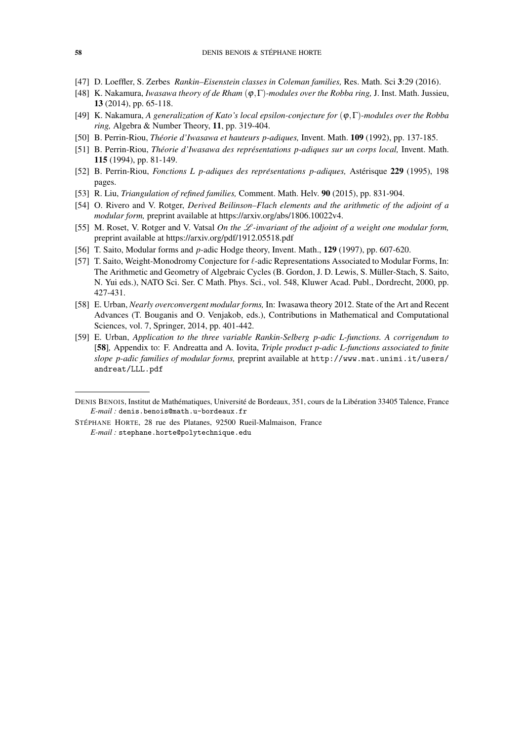[47] D. Loeffler, S. Zerbes *Rankin–Eisenstein classes in Coleman families,* Res. Math. Sci **3**:29 (2016).

[48] K. Nakamura, *Iwasawa theory of de Rham $(\varphi,\Gamma)$-modules over the Robba ring,* J. Inst. Math. Jussieu, **13** (2014), pp. 65-118.

[49] K. Nakamura, *A generalization of Kato's local epsilon-conjecture for $(\varphi,\Gamma)$-modules over the Robba ring,* Algebra & Number Theory, **11**, pp. 319-404.

[50] B. Perrin-Riou, *Théorie d'Iwasawa et hauteurs p-adiques,* Invent. Math. **109** (1992), pp. 137-185.

[51] B. Perrin-Riou, *Théorie d'Iwasawa des représentations p-adiques sur un corps local,* Invent. Math. **115** (1994), pp. 81-149.

[52] B. Perrin-Riou, *Fonctions L p-adiques des représentations p-adiques,* Astérisque **229** (1995), 198 pages.

[53] R. Liu, *Triangulation of refined families,* Comment. Math. Helv. **90** (2015), pp. 831-904.

[54] O. Rivero and V. Rotger, *Derived Beilinson–Flach elements and the arithmetic of the adjoint of a modular form,* preprint available at https://arxiv.org/abs/1806.10022v4.

[55] M. Roset, V. Rotger and V. Vatsal *On the $\mathscr{L}$-invariant of the adjoint of a weight one modular form,* preprint available at https://arxiv.org/pdf/1912.05518.pdf

[56] T. Saito, Modular forms and $p$-adic Hodge theory, Invent. Math., **129** (1997), pp. 607-620.

[57] T. Saito, Weight-Monodromy Conjecture for $\ell$-adic Representations Associated to Modular Forms, In: The Arithmetic and Geometry of Algebraic Cycles (B. Gordon, J. D. Lewis, S. Müller-Stach, S. Saito, N. Yui eds.), NATO Sci. Ser. C Math. Phys. Sci., vol. 548, Kluwer Acad. Publ., Dordrecht, 2000, pp. 427-431.

[58] E. Urban, *Nearly overconvergent modular forms,* In: Iwasawa theory 2012. State of the Art and Recent Advances (T. Bouganis and O. Venjakob, eds.), Contributions in Mathematical and Computational Sciences, vol. 7, Springer, 2014, pp. 401-442.

[59] E. Urban, *Application to the three variable Rankin-Selberg p-adic L-functions. A corrigendum to* [**58**]*,* Appendix to: F. Andreatta and A. Iovita, *Triple product p-adic L-functions associated to finite slope p-adic families of modular forms,* preprint available at `http://www.mat.unimi.it/users/andreat/LLL.pdf`

---

DENIS BENOIS, Institut de Mathématiques, Université de Bordeaux, 351, cours de la Libération 33405 Talence, France
*E-mail :* `denis.benois@math.u-bordeaux.fr`

STÉPHANE HORTE, 28 rue des Platanes, 92500 Rueil-Malmaison, France
*E-mail :* `stephane.horte@polytechnique.edu`